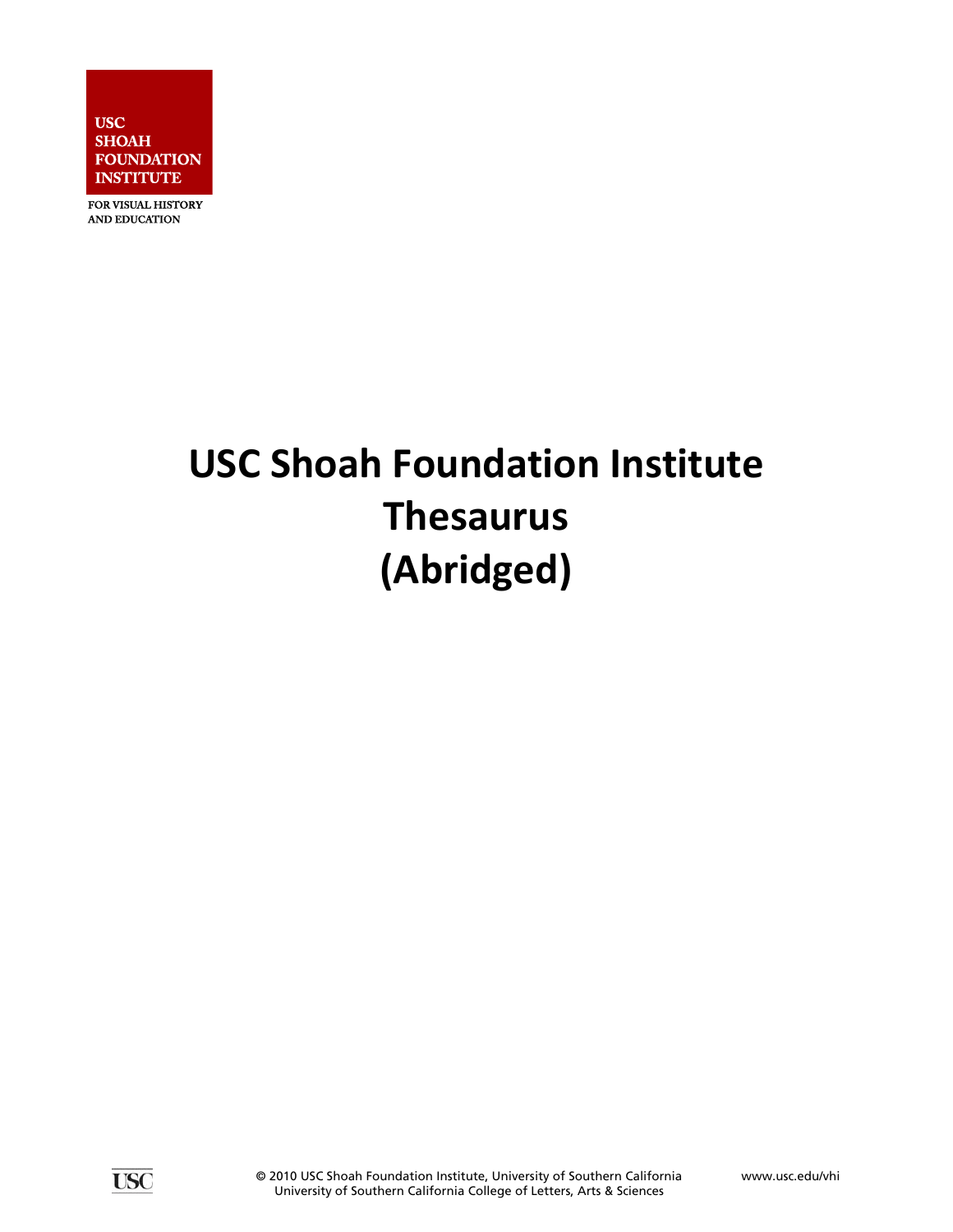USC
SHOAH
FOUNDATION
INSTITUTE

FOR VISUAL HISTORY
AND EDUCATION

# USC Shoah Foundation Institute Thesaurus (Abridged)

© 2010 USC Shoah Foundation Institute, University of Southern California
University of Southern California College of Letters, Arts & Sciences

www.usc.edu/vhi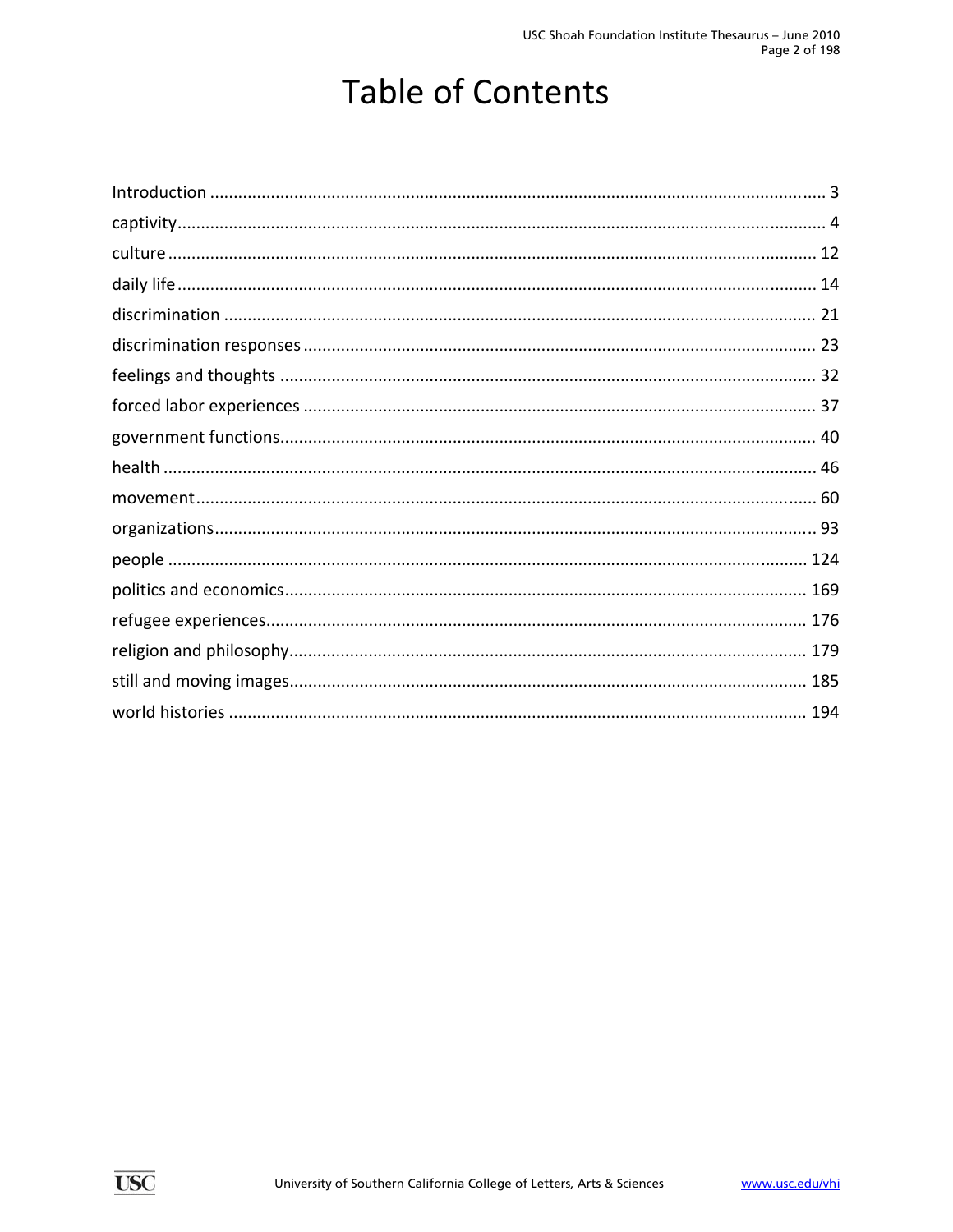# Table of Contents

Introduction .......... 3
captivity .......... 4
culture .......... 12
daily life .......... 14
discrimination .......... 21
discrimination responses .......... 23
feelings and thoughts .......... 32
forced labor experiences .......... 37
government functions .......... 40
health .......... 46
movement .......... 60
organizations .......... 93
people .......... 124
politics and economics .......... 169
refugee experiences .......... 176
religion and philosophy .......... 179
still and moving images .......... 185
world histories .......... 194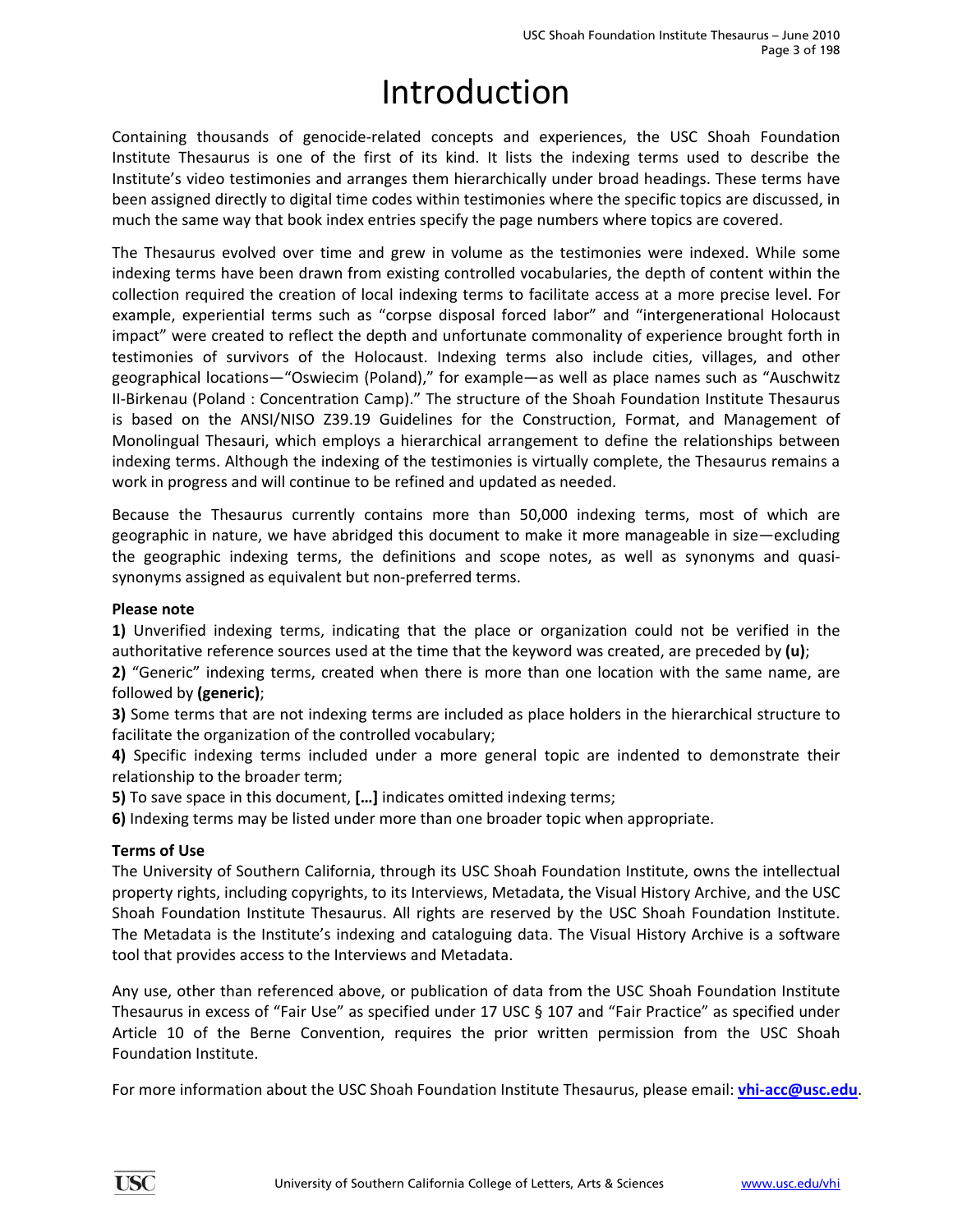# Introduction

Containing thousands of genocide-related concepts and experiences, the USC Shoah Foundation Institute Thesaurus is one of the first of its kind. It lists the indexing terms used to describe the Institute's video testimonies and arranges them hierarchically under broad headings. These terms have been assigned directly to digital time codes within testimonies where the specific topics are discussed, in much the same way that book index entries specify the page numbers where topics are covered.

The Thesaurus evolved over time and grew in volume as the testimonies were indexed. While some indexing terms have been drawn from existing controlled vocabularies, the depth of content within the collection required the creation of local indexing terms to facilitate access at a more precise level. For example, experiential terms such as "corpse disposal forced labor" and "intergenerational Holocaust impact" were created to reflect the depth and unfortunate commonality of experience brought forth in testimonies of survivors of the Holocaust. Indexing terms also include cities, villages, and other geographical locations—"Oswiecim (Poland)," for example—as well as place names such as "Auschwitz II-Birkenau (Poland : Concentration Camp)." The structure of the Shoah Foundation Institute Thesaurus is based on the ANSI/NISO Z39.19 Guidelines for the Construction, Format, and Management of Monolingual Thesauri, which employs a hierarchical arrangement to define the relationships between indexing terms. Although the indexing of the testimonies is virtually complete, the Thesaurus remains a work in progress and will continue to be refined and updated as needed.

Because the Thesaurus currently contains more than 50,000 indexing terms, most of which are geographic in nature, we have abridged this document to make it more manageable in size—excluding the geographic indexing terms, the definitions and scope notes, as well as synonyms and quasi-synonyms assigned as equivalent but non-preferred terms.

**Please note**

**1)** Unverified indexing terms, indicating that the place or organization could not be verified in the authoritative reference sources used at the time that the keyword was created, are preceded by **(u)**;

**2)** "Generic" indexing terms, created when there is more than one location with the same name, are followed by **(generic)**;

**3)** Some terms that are not indexing terms are included as place holders in the hierarchical structure to facilitate the organization of the controlled vocabulary;

**4)** Specific indexing terms included under a more general topic are indented to demonstrate their relationship to the broader term;

**5)** To save space in this document, **[…]** indicates omitted indexing terms;

**6)** Indexing terms may be listed under more than one broader topic when appropriate.

**Terms of Use**

The University of Southern California, through its USC Shoah Foundation Institute, owns the intellectual property rights, including copyrights, to its Interviews, Metadata, the Visual History Archive, and the USC Shoah Foundation Institute Thesaurus. All rights are reserved by the USC Shoah Foundation Institute. The Metadata is the Institute's indexing and cataloguing data. The Visual History Archive is a software tool that provides access to the Interviews and Metadata.

Any use, other than referenced above, or publication of data from the USC Shoah Foundation Institute Thesaurus in excess of "Fair Use" as specified under 17 USC § 107 and "Fair Practice" as specified under Article 10 of the Berne Convention, requires the prior written permission from the USC Shoah Foundation Institute.

For more information about the USC Shoah Foundation Institute Thesaurus, please email: **vhi-acc@usc.edu**.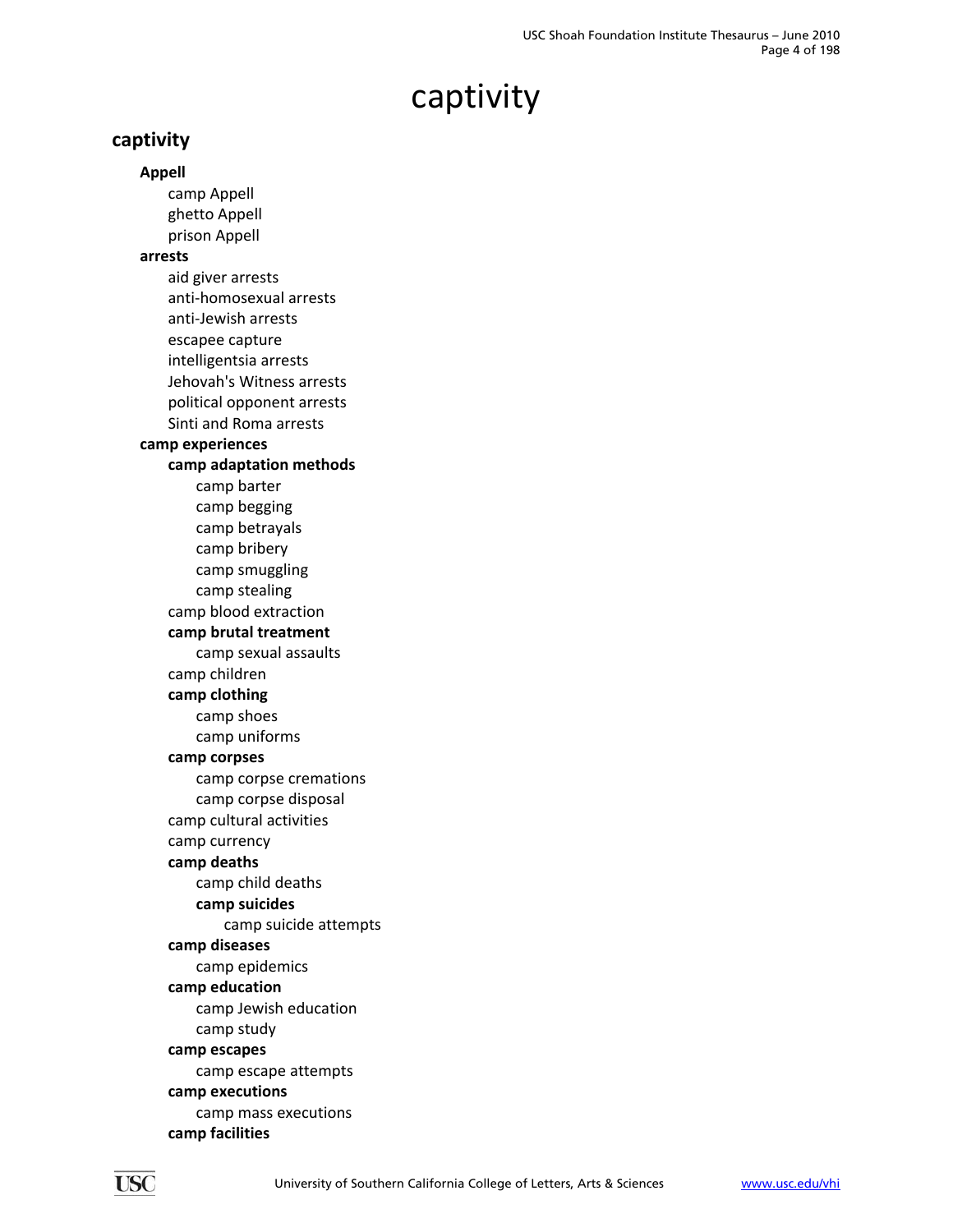# captivity

## captivity

- **Appell**
  - camp Appell
  - ghetto Appell
  - prison Appell
- **arrests**
  - aid giver arrests
  - anti-homosexual arrests
  - anti-Jewish arrests
  - escapee capture
  - intelligentsia arrests
  - Jehovah's Witness arrests
  - political opponent arrests
  - Sinti and Roma arrests
- **camp experiences**
  - **camp adaptation methods**
    - camp barter
    - camp begging
    - camp betrayals
    - camp bribery
    - camp smuggling
    - camp stealing
  - camp blood extraction
  - **camp brutal treatment**
    - camp sexual assaults
  - camp children
  - **camp clothing**
    - camp shoes
    - camp uniforms
  - **camp corpses**
    - camp corpse cremations
    - camp corpse disposal
  - camp cultural activities
  - camp currency
  - **camp deaths**
    - camp child deaths
    - **camp suicides**
      - camp suicide attempts
  - **camp diseases**
    - camp epidemics
  - **camp education**
    - camp Jewish education
    - camp study
  - **camp escapes**
    - camp escape attempts
  - **camp executions**
    - camp mass executions
  - **camp facilities**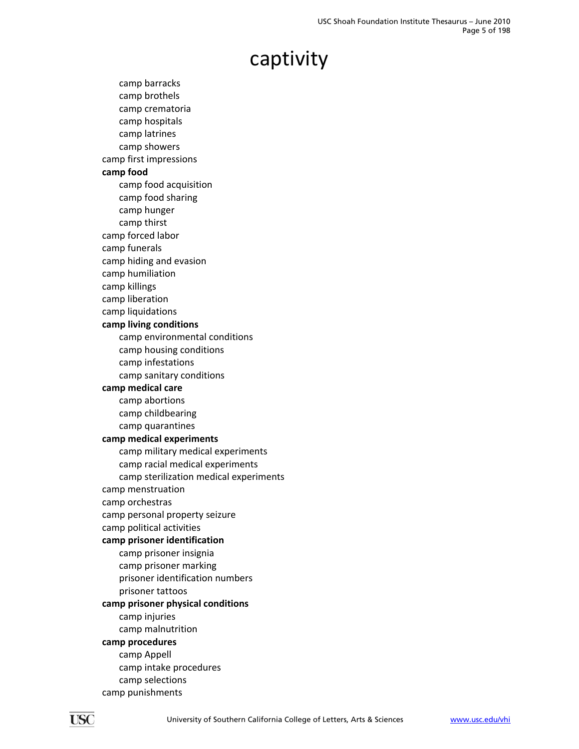# captivity

- camp barracks
- camp brothels
- camp crematoria
- camp hospitals
- camp latrines
- camp showers

camp first impressions

**camp food**

- camp food acquisition
- camp food sharing
- camp hunger
- camp thirst

camp forced labor

camp funerals

camp hiding and evasion

camp humiliation

camp killings

camp liberation

camp liquidations

**camp living conditions**

- camp environmental conditions
- camp housing conditions
- camp infestations
- camp sanitary conditions

**camp medical care**

- camp abortions
- camp childbearing
- camp quarantines

**camp medical experiments**

- camp military medical experiments
- camp racial medical experiments
- camp sterilization medical experiments

camp menstruation

camp orchestras

camp personal property seizure

camp political activities

**camp prisoner identification**

- camp prisoner insignia
- camp prisoner marking
- prisoner identification numbers
- prisoner tattoos

**camp prisoner physical conditions**

- camp injuries
- camp malnutrition

**camp procedures**

- camp Appell
- camp intake procedures
- camp selections

camp punishments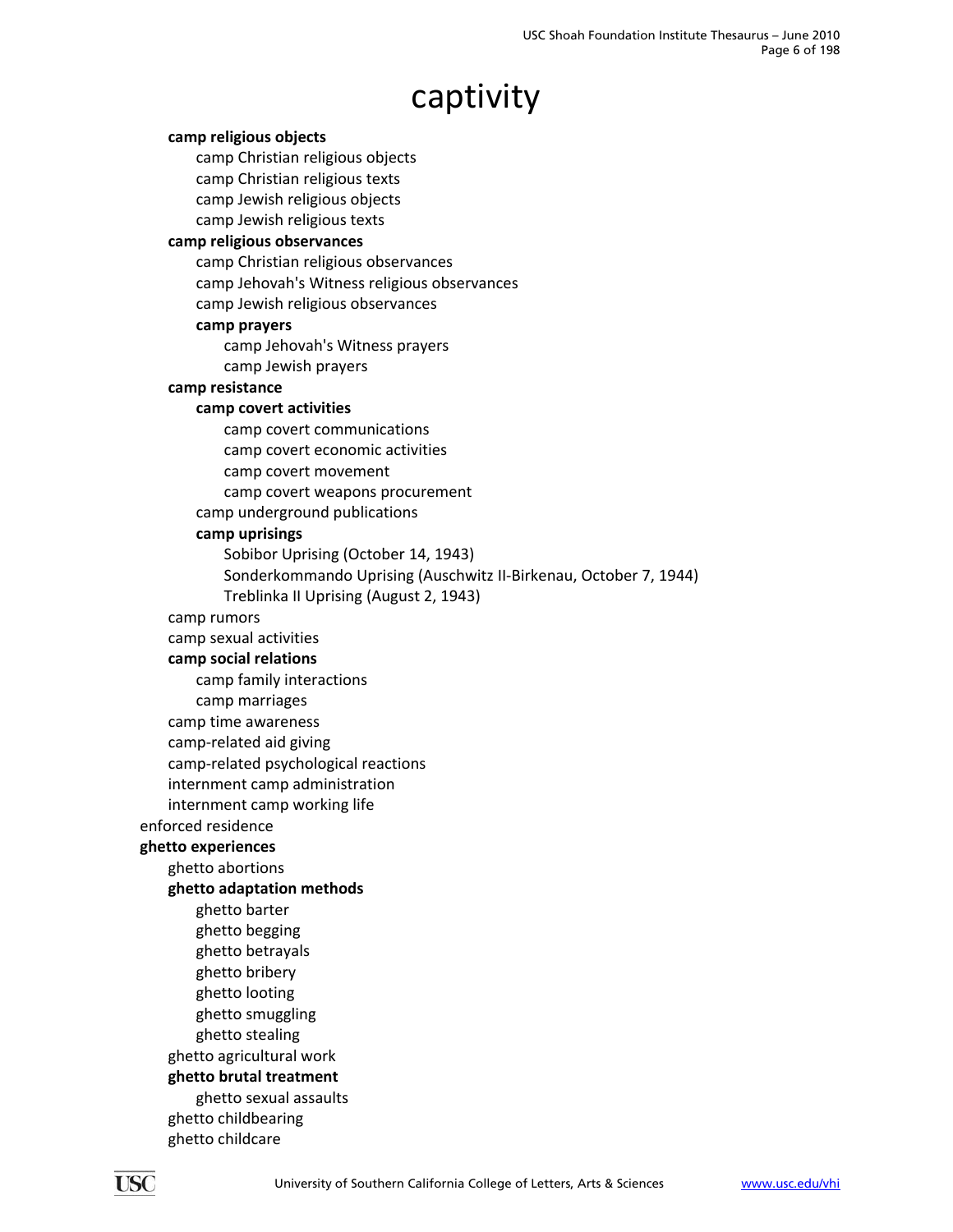# captivity

- **camp religious objects**
  - camp Christian religious objects
  - camp Christian religious texts
  - camp Jewish religious objects
  - camp Jewish religious texts
- **camp religious observances**
  - camp Christian religious observances
  - camp Jehovah's Witness religious observances
  - camp Jewish religious observances
  - **camp prayers**
    - camp Jehovah's Witness prayers
    - camp Jewish prayers
- **camp resistance**
  - **camp covert activities**
    - camp covert communications
    - camp covert economic activities
    - camp covert movement
    - camp covert weapons procurement
  - camp underground publications
  - **camp uprisings**
    - Sobibor Uprising (October 14, 1943)
    - Sonderkommando Uprising (Auschwitz II-Birkenau, October 7, 1944)
    - Treblinka II Uprising (August 2, 1943)
- camp rumors
- camp sexual activities
- **camp social relations**
  - camp family interactions
  - camp marriages
- camp time awareness
- camp-related aid giving
- camp-related psychological reactions
- internment camp administration
- internment camp working life

enforced residence

**ghetto experiences**

- ghetto abortions
- **ghetto adaptation methods**
  - ghetto barter
  - ghetto begging
  - ghetto betrayals
  - ghetto bribery
  - ghetto looting
  - ghetto smuggling
  - ghetto stealing
- ghetto agricultural work
- **ghetto brutal treatment**
  - ghetto sexual assaults
- ghetto childbearing
- ghetto childcare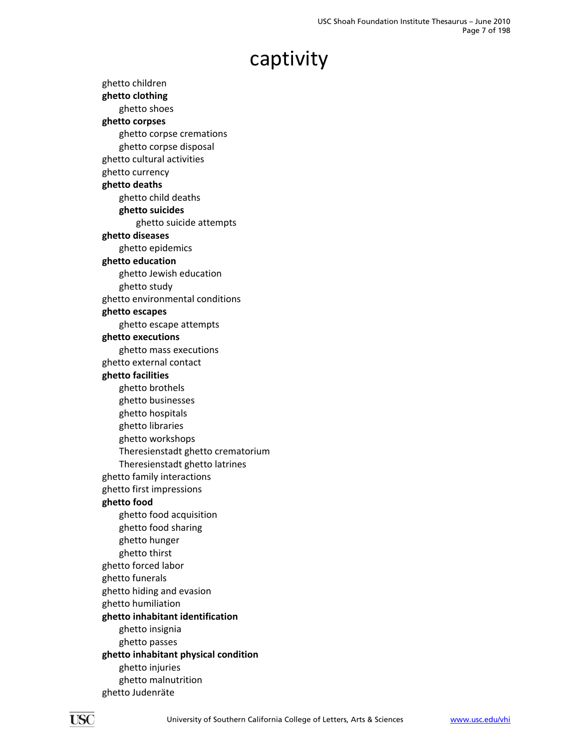# captivity

- ghetto children
- **ghetto clothing**
    - ghetto shoes
- **ghetto corpses**
    - ghetto corpse cremations
    - ghetto corpse disposal
- ghetto cultural activities
- ghetto currency
- **ghetto deaths**
    - ghetto child deaths
    - **ghetto suicides**
        - ghetto suicide attempts
- **ghetto diseases**
    - ghetto epidemics
- **ghetto education**
    - ghetto Jewish education
    - ghetto study
- ghetto environmental conditions
- **ghetto escapes**
    - ghetto escape attempts
- **ghetto executions**
    - ghetto mass executions
- ghetto external contact
- **ghetto facilities**
    - ghetto brothels
    - ghetto businesses
    - ghetto hospitals
    - ghetto libraries
    - ghetto workshops
    - Theresienstadt ghetto crematorium
    - Theresienstadt ghetto latrines
- ghetto family interactions
- ghetto first impressions
- **ghetto food**
    - ghetto food acquisition
    - ghetto food sharing
    - ghetto hunger
    - ghetto thirst
- ghetto forced labor
- ghetto funerals
- ghetto hiding and evasion
- ghetto humiliation
- **ghetto inhabitant identification**
    - ghetto insignia
    - ghetto passes
- **ghetto inhabitant physical condition**
    - ghetto injuries
    - ghetto malnutrition
- ghetto Judenräte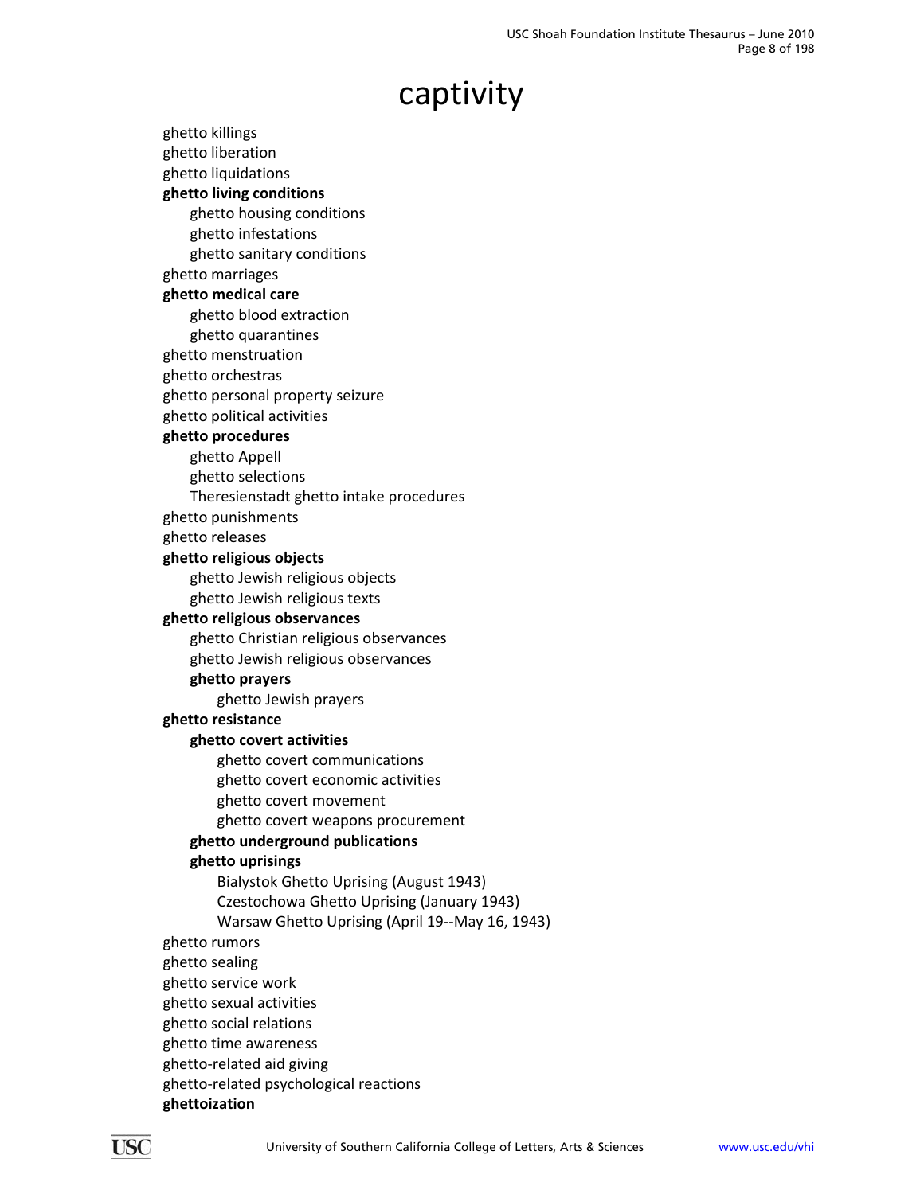# captivity

- ghetto killings
- ghetto liberation
- ghetto liquidations
- **ghetto living conditions**
  - ghetto housing conditions
  - ghetto infestations
  - ghetto sanitary conditions
- ghetto marriages
- **ghetto medical care**
  - ghetto blood extraction
  - ghetto quarantines
- ghetto menstruation
- ghetto orchestras
- ghetto personal property seizure
- ghetto political activities
- **ghetto procedures**
  - ghetto Appell
  - ghetto selections
  - Theresienstadt ghetto intake procedures
- ghetto punishments
- ghetto releases
- **ghetto religious objects**
  - ghetto Jewish religious objects
  - ghetto Jewish religious texts
- **ghetto religious observances**
  - ghetto Christian religious observances
  - ghetto Jewish religious observances
  - **ghetto prayers**
    - ghetto Jewish prayers
- **ghetto resistance**
  - **ghetto covert activities**
    - ghetto covert communications
    - ghetto covert economic activities
    - ghetto covert movement
    - ghetto covert weapons procurement
  - **ghetto underground publications**
  - **ghetto uprisings**
    - Bialystok Ghetto Uprising (August 1943)
    - Czestochowa Ghetto Uprising (January 1943)
    - Warsaw Ghetto Uprising (April 19--May 16, 1943)
- ghetto rumors
- ghetto sealing
- ghetto service work
- ghetto sexual activities
- ghetto social relations
- ghetto time awareness
- ghetto-related aid giving
- ghetto-related psychological reactions
- **ghettoization**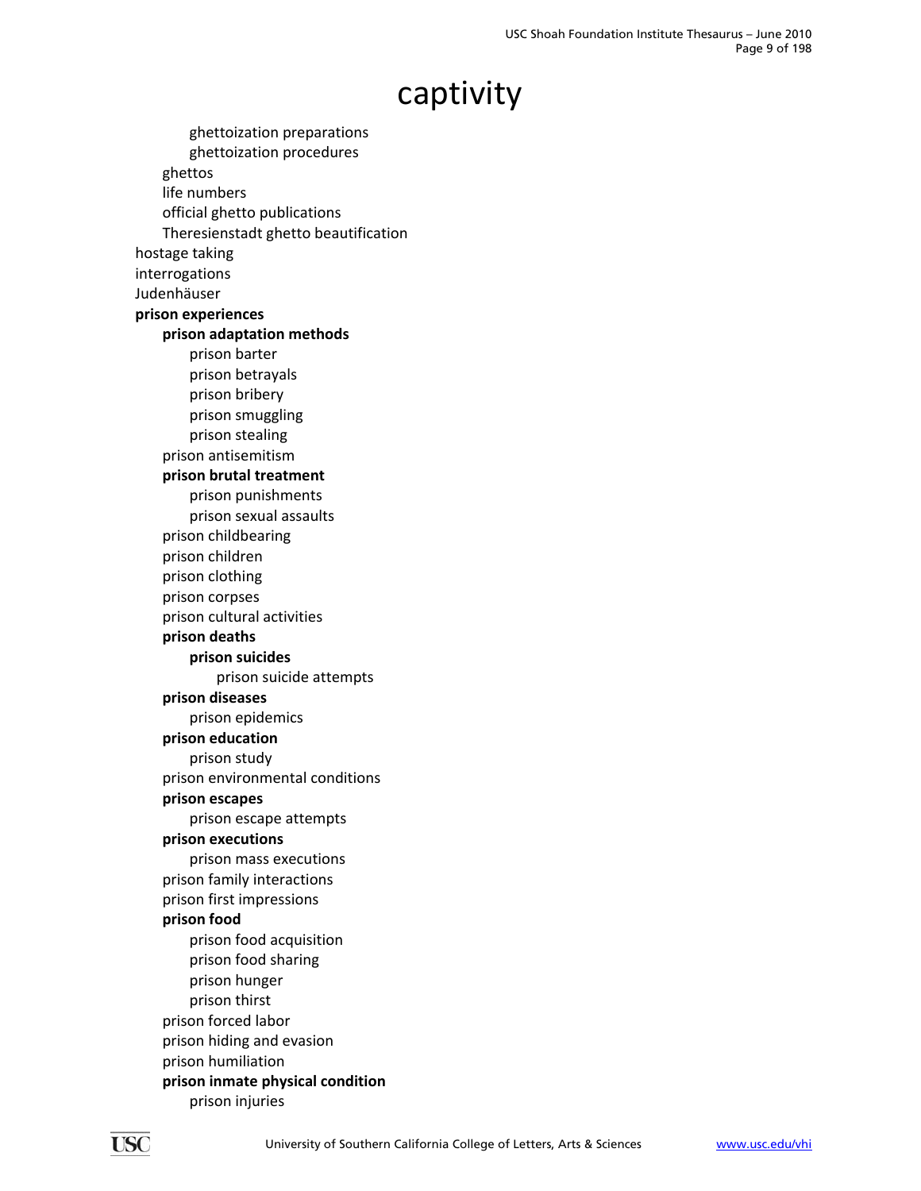# captivity

- ghettoization preparations
  - ghettoization procedures
- ghettos
- life numbers
- official ghetto publications
- Theresienstadt ghetto beautification

hostage taking

interrogations

Judenhäuser

**prison experiences**

- **prison adaptation methods**
  - prison barter
  - prison betrayals
  - prison bribery
  - prison smuggling
  - prison stealing
- prison antisemitism
- **prison brutal treatment**
  - prison punishments
  - prison sexual assaults
- prison childbearing
- prison children
- prison clothing
- prison corpses
- prison cultural activities
- **prison deaths**
  - **prison suicides**
    - prison suicide attempts
- **prison diseases**
  - prison epidemics
- **prison education**
  - prison study
- prison environmental conditions
- **prison escapes**
  - prison escape attempts
- **prison executions**
  - prison mass executions
- prison family interactions
- prison first impressions
- **prison food**
  - prison food acquisition
  - prison food sharing
  - prison hunger
  - prison thirst
- prison forced labor
- prison hiding and evasion
- prison humiliation
- **prison inmate physical condition**
  - prison injuries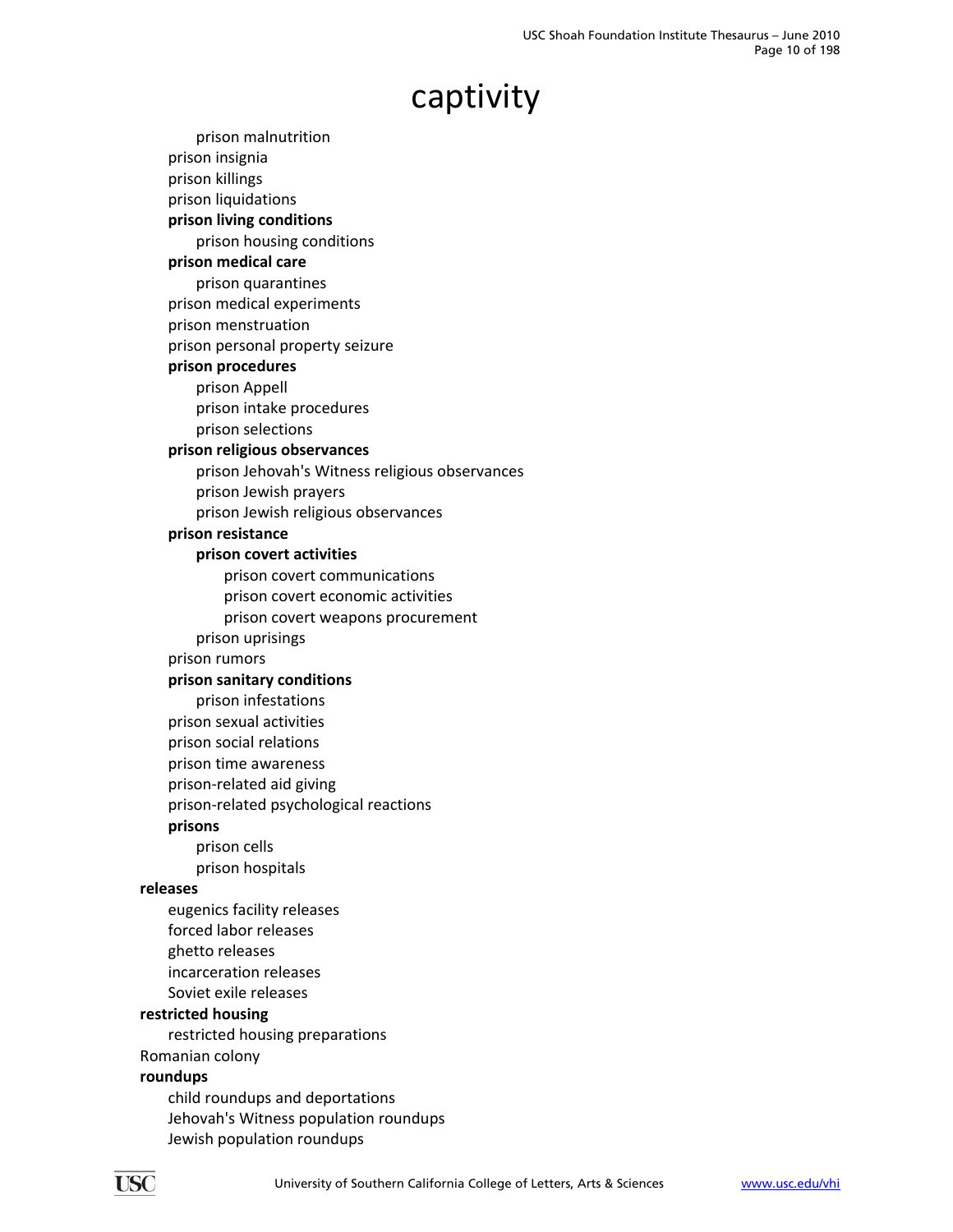# captivity

- prison malnutrition
- prison insignia
- prison killings
- prison liquidations
- **prison living conditions**
  - prison housing conditions
- **prison medical care**
  - prison quarantines
- prison medical experiments
- prison menstruation
- prison personal property seizure
- **prison procedures**
  - prison Appell
  - prison intake procedures
  - prison selections
- **prison religious observances**
  - prison Jehovah's Witness religious observances
  - prison Jewish prayers
  - prison Jewish religious observances
- **prison resistance**
  - **prison covert activities**
    - prison covert communications
    - prison covert economic activities
    - prison covert weapons procurement
  - prison uprisings
- prison rumors
- **prison sanitary conditions**
  - prison infestations
- prison sexual activities
- prison social relations
- prison time awareness
- prison-related aid giving
- prison-related psychological reactions
- **prisons**
  - prison cells
  - prison hospitals

**releases**

- eugenics facility releases
- forced labor releases
- ghetto releases
- incarceration releases
- Soviet exile releases

**restricted housing**

- restricted housing preparations

Romanian colony

**roundups**

- child roundups and deportations
- Jehovah's Witness population roundups
- Jewish population roundups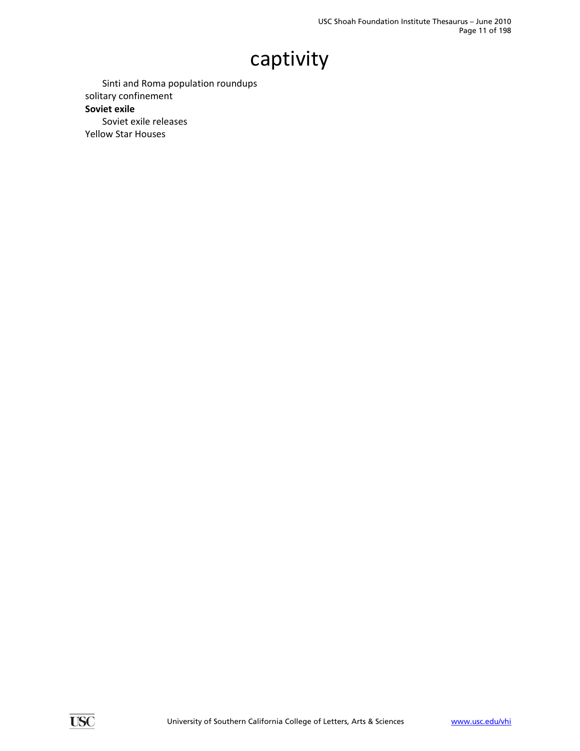# captivity

- Sinti and Roma population roundups

solitary confinement

**Soviet exile**

- Soviet exile releases

Yellow Star Houses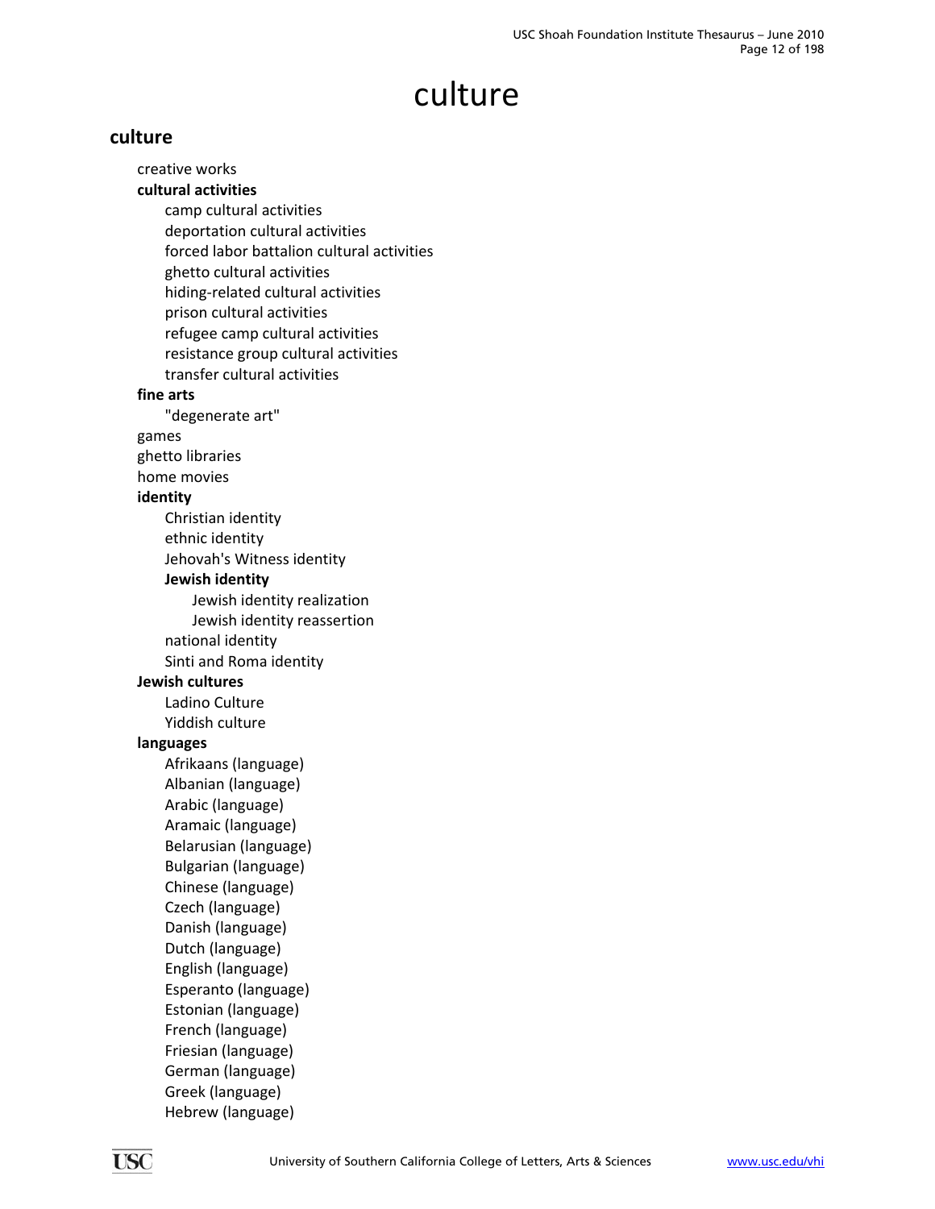# culture

## culture

- creative works
- **cultural activities**
  - camp cultural activities
  - deportation cultural activities
  - forced labor battalion cultural activities
  - ghetto cultural activities
  - hiding-related cultural activities
  - prison cultural activities
  - refugee camp cultural activities
  - resistance group cultural activities
  - transfer cultural activities
- **fine arts**
  - "degenerate art"
- games
- ghetto libraries
- home movies
- **identity**
  - Christian identity
  - ethnic identity
  - Jehovah's Witness identity
  - **Jewish identity**
    - Jewish identity realization
    - Jewish identity reassertion
  - national identity
  - Sinti and Roma identity
- **Jewish cultures**
  - Ladino Culture
  - Yiddish culture
- **languages**
  - Afrikaans (language)
  - Albanian (language)
  - Arabic (language)
  - Aramaic (language)
  - Belarusian (language)
  - Bulgarian (language)
  - Chinese (language)
  - Czech (language)
  - Danish (language)
  - Dutch (language)
  - English (language)
  - Esperanto (language)
  - Estonian (language)
  - French (language)
  - Friesian (language)
  - German (language)
  - Greek (language)
  - Hebrew (language)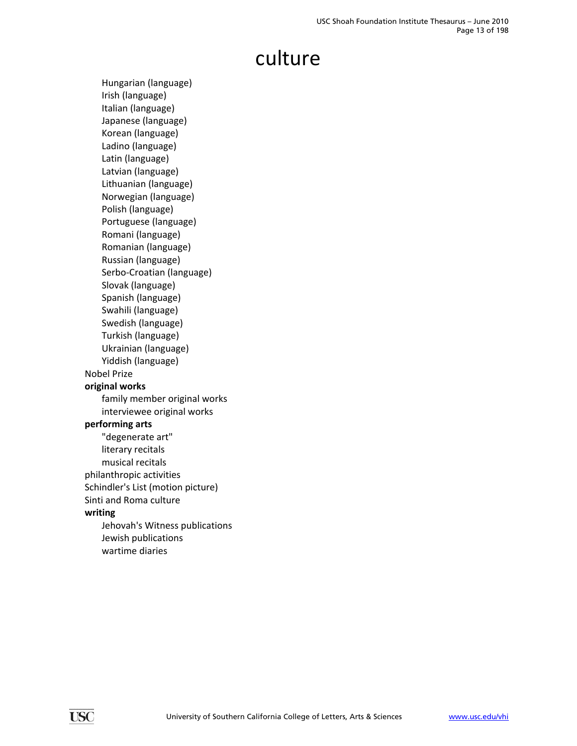# culture

- Hungarian (language)
- Irish (language)
- Italian (language)
- Japanese (language)
- Korean (language)
- Ladino (language)
- Latin (language)
- Latvian (language)
- Lithuanian (language)
- Norwegian (language)
- Polish (language)
- Portuguese (language)
- Romani (language)
- Romanian (language)
- Russian (language)
- Serbo-Croatian (language)
- Slovak (language)
- Spanish (language)
- Swahili (language)
- Swedish (language)
- Turkish (language)
- Ukrainian (language)
- Yiddish (language)

Nobel Prize

**original works**

- family member original works
- interviewee original works

**performing arts**

- "degenerate art"
- literary recitals
- musical recitals

philanthropic activities

Schindler's List (motion picture)

Sinti and Roma culture

**writing**

- Jehovah's Witness publications
- Jewish publications
- wartime diaries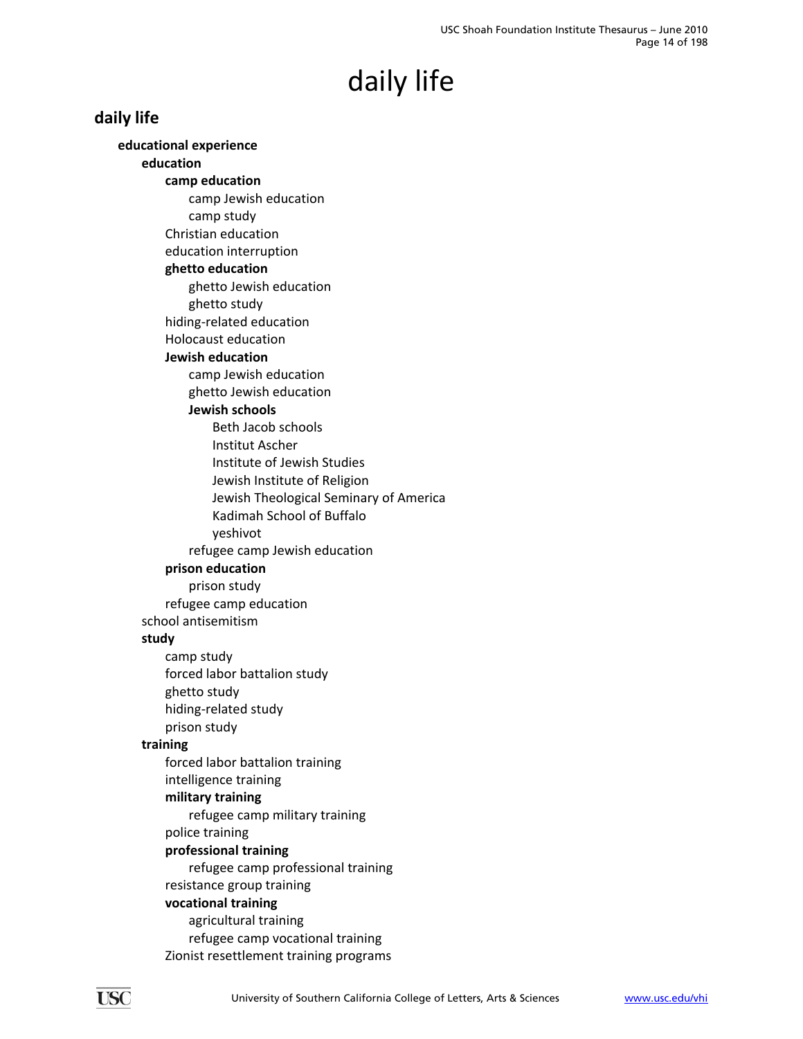# daily life

## daily life

- **educational experience**
  - **education**
    - **camp education**
      - camp Jewish education
      - camp study
    - Christian education
    - education interruption
    - **ghetto education**
      - ghetto Jewish education
      - ghetto study
    - hiding-related education
    - Holocaust education
    - **Jewish education**
      - camp Jewish education
      - ghetto Jewish education
      - **Jewish schools**
        - Beth Jacob schools
        - Institut Ascher
        - Institute of Jewish Studies
        - Jewish Institute of Religion
        - Jewish Theological Seminary of America
        - Kadimah School of Buffalo
        - yeshivot
      - refugee camp Jewish education
    - **prison education**
      - prison study
    - refugee camp education
  - school antisemitism
  - **study**
    - camp study
    - forced labor battalion study
    - ghetto study
    - hiding-related study
    - prison study
  - **training**
    - forced labor battalion training
    - intelligence training
    - **military training**
      - refugee camp military training
    - police training
    - **professional training**
      - refugee camp professional training
    - resistance group training
    - **vocational training**
      - agricultural training
      - refugee camp vocational training
    - Zionist resettlement training programs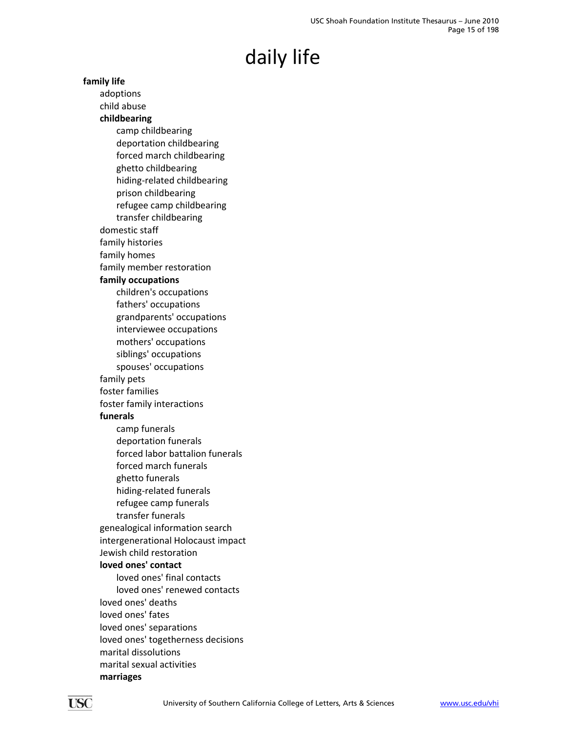# daily life

- **family life**
  - adoptions
  - child abuse
  - **childbearing**
    - camp childbearing
    - deportation childbearing
    - forced march childbearing
    - ghetto childbearing
    - hiding-related childbearing
    - prison childbearing
    - refugee camp childbearing
    - transfer childbearing
  - domestic staff
  - family histories
  - family homes
  - family member restoration
  - **family occupations**
    - children's occupations
    - fathers' occupations
    - grandparents' occupations
    - interviewee occupations
    - mothers' occupations
    - siblings' occupations
    - spouses' occupations
  - family pets
  - foster families
  - foster family interactions
  - **funerals**
    - camp funerals
    - deportation funerals
    - forced labor battalion funerals
    - forced march funerals
    - ghetto funerals
    - hiding-related funerals
    - refugee camp funerals
    - transfer funerals
  - genealogical information search
  - intergenerational Holocaust impact
  - Jewish child restoration
  - **loved ones' contact**
    - loved ones' final contacts
    - loved ones' renewed contacts
  - loved ones' deaths
  - loved ones' fates
  - loved ones' separations
  - loved ones' togetherness decisions
  - marital dissolutions
  - marital sexual activities
  - **marriages**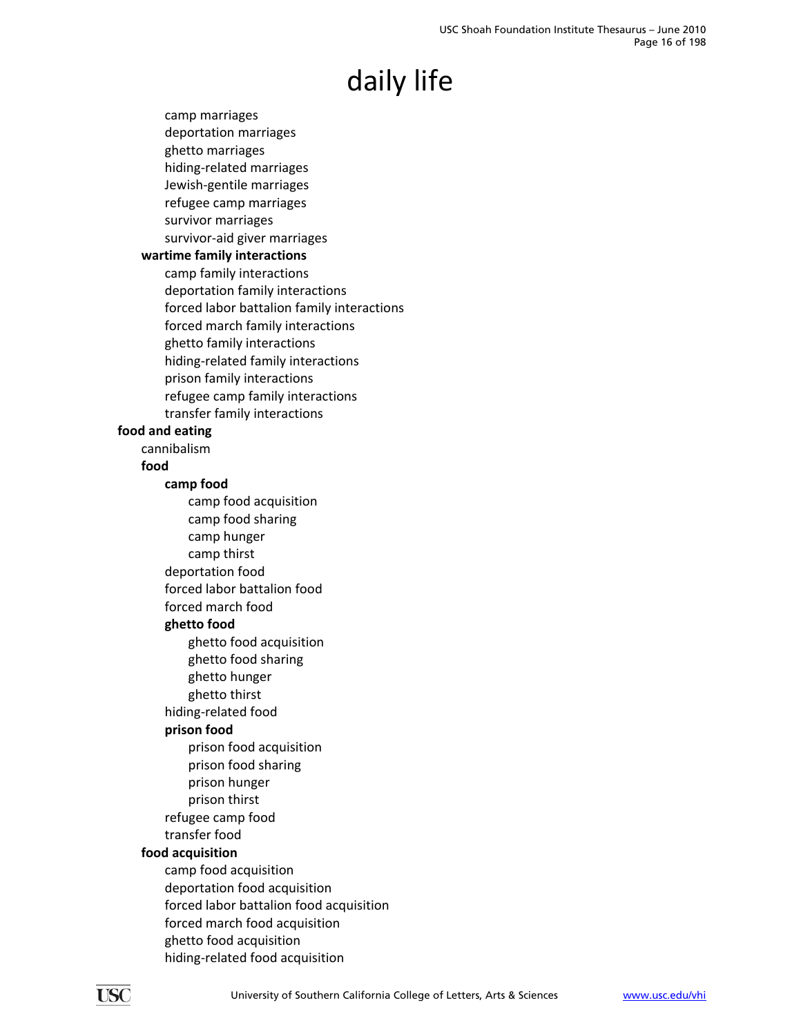# daily life

- camp marriages
- deportation marriages
- ghetto marriages
- hiding-related marriages
- Jewish-gentile marriages
- refugee camp marriages
- survivor marriages
- survivor-aid giver marriages

**wartime family interactions**

- camp family interactions
- deportation family interactions
- forced labor battalion family interactions
- forced march family interactions
- ghetto family interactions
- hiding-related family interactions
- prison family interactions
- refugee camp family interactions
- transfer family interactions

**food and eating**

- cannibalism

**food**

**camp food**

- camp food acquisition
- camp food sharing
- camp hunger
- camp thirst

- deportation food
- forced labor battalion food
- forced march food

**ghetto food**

- ghetto food acquisition
- ghetto food sharing
- ghetto hunger
- ghetto thirst

- hiding-related food

**prison food**

- prison food acquisition
- prison food sharing
- prison hunger
- prison thirst

- refugee camp food
- transfer food

**food acquisition**

- camp food acquisition
- deportation food acquisition
- forced labor battalion food acquisition
- forced march food acquisition
- ghetto food acquisition
- hiding-related food acquisition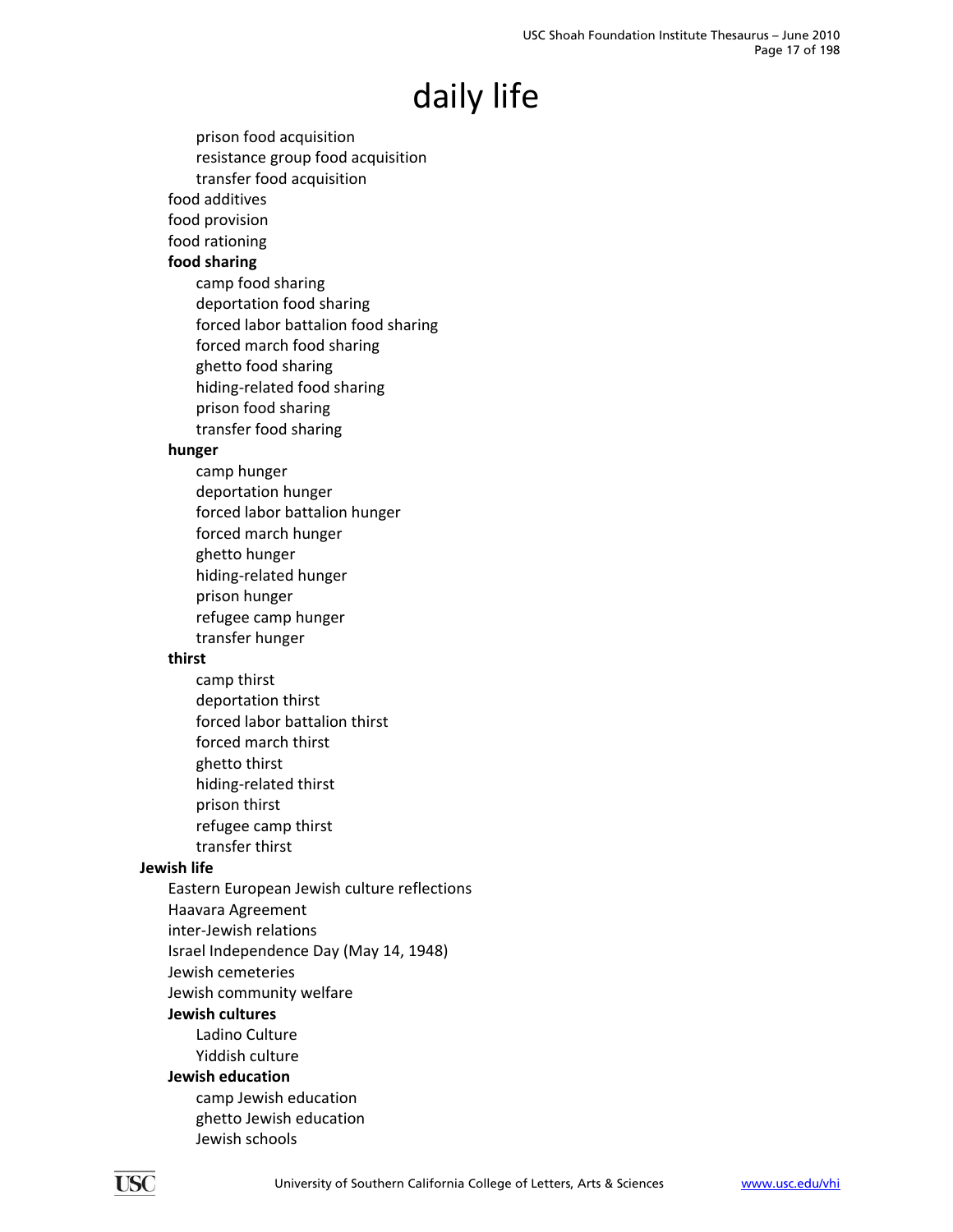# daily life

- prison food acquisition
- resistance group food acquisition
- transfer food acquisition

food additives

food provision

food rationing

**food sharing**

- camp food sharing
- deportation food sharing
- forced labor battalion food sharing
- forced march food sharing
- ghetto food sharing
- hiding-related food sharing
- prison food sharing
- transfer food sharing

**hunger**

- camp hunger
- deportation hunger
- forced labor battalion hunger
- forced march hunger
- ghetto hunger
- hiding-related hunger
- prison hunger
- refugee camp hunger
- transfer hunger

**thirst**

- camp thirst
- deportation thirst
- forced labor battalion thirst
- forced march thirst
- ghetto thirst
- hiding-related thirst
- prison thirst
- refugee camp thirst
- transfer thirst

**Jewish life**

Eastern European Jewish culture reflections

Haavara Agreement

inter-Jewish relations

Israel Independence Day (May 14, 1948)

Jewish cemeteries

Jewish community welfare

**Jewish cultures**

- Ladino Culture
- Yiddish culture

**Jewish education**

- camp Jewish education
- ghetto Jewish education
- Jewish schools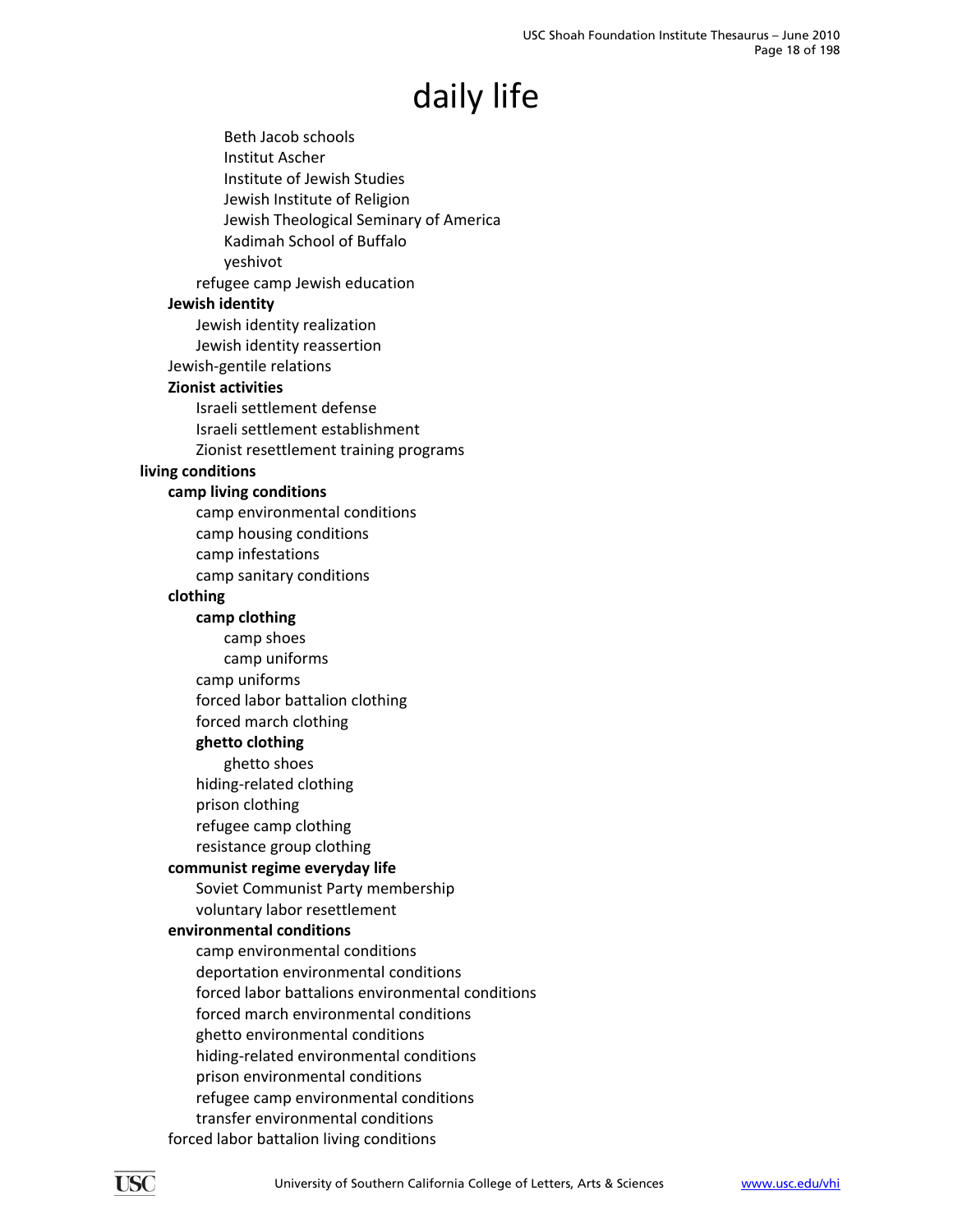# daily life

- Beth Jacob schools
      - Institut Ascher
      - Institute of Jewish Studies
      - Jewish Institute of Religion
      - Jewish Theological Seminary of America
      - Kadimah School of Buffalo
      - yeshivot
    - refugee camp Jewish education
  - **Jewish identity**
    - Jewish identity realization
    - Jewish identity reassertion
  - Jewish-gentile relations
  - **Zionist activities**
    - Israeli settlement defense
    - Israeli settlement establishment
    - Zionist resettlement training programs
- **living conditions**
  - **camp living conditions**
    - camp environmental conditions
    - camp housing conditions
    - camp infestations
    - camp sanitary conditions
  - **clothing**
    - **camp clothing**
      - camp shoes
      - camp uniforms
    - camp uniforms
    - forced labor battalion clothing
    - forced march clothing
    - **ghetto clothing**
      - ghetto shoes
    - hiding-related clothing
    - prison clothing
    - refugee camp clothing
    - resistance group clothing
  - **communist regime everyday life**
    - Soviet Communist Party membership
    - voluntary labor resettlement
  - **environmental conditions**
    - camp environmental conditions
    - deportation environmental conditions
    - forced labor battalions environmental conditions
    - forced march environmental conditions
    - ghetto environmental conditions
    - hiding-related environmental conditions
    - prison environmental conditions
    - refugee camp environmental conditions
    - transfer environmental conditions
  - forced labor battalion living conditions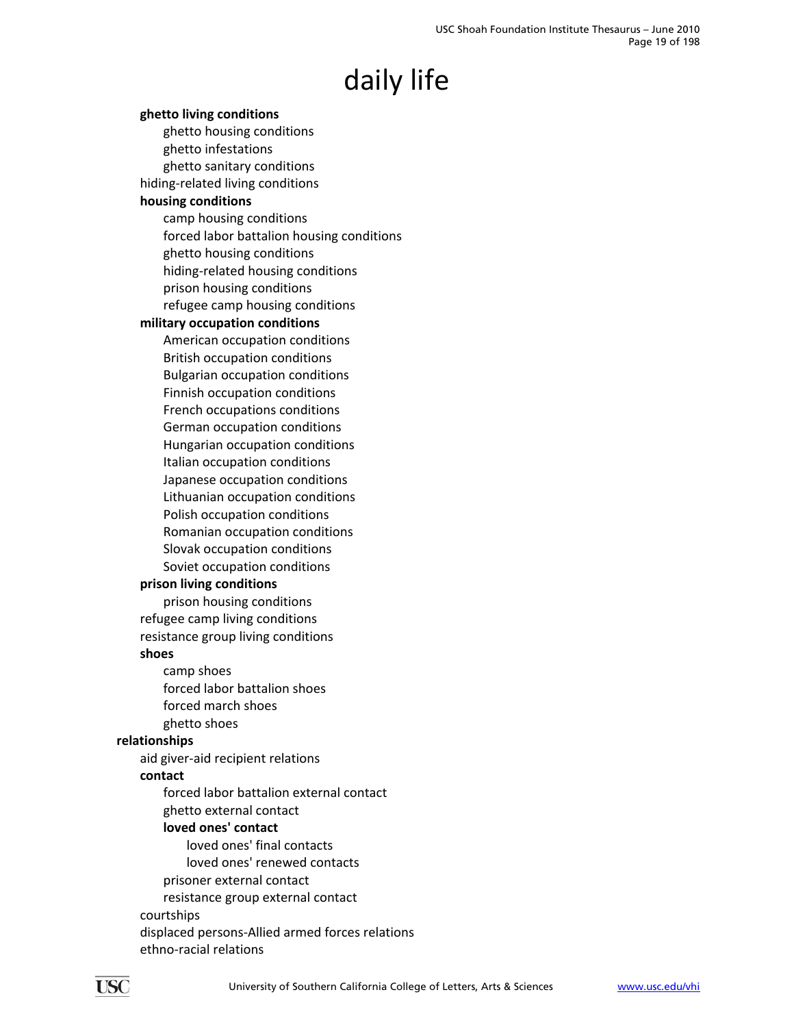# daily life

- **ghetto living conditions**
  - ghetto housing conditions
  - ghetto infestations
  - ghetto sanitary conditions
- hiding-related living conditions
- **housing conditions**
  - camp housing conditions
  - forced labor battalion housing conditions
  - ghetto housing conditions
  - hiding-related housing conditions
  - prison housing conditions
  - refugee camp housing conditions
- **military occupation conditions**
  - American occupation conditions
  - British occupation conditions
  - Bulgarian occupation conditions
  - Finnish occupation conditions
  - French occupations conditions
  - German occupation conditions
  - Hungarian occupation conditions
  - Italian occupation conditions
  - Japanese occupation conditions
  - Lithuanian occupation conditions
  - Polish occupation conditions
  - Romanian occupation conditions
  - Slovak occupation conditions
  - Soviet occupation conditions
- **prison living conditions**
  - prison housing conditions
- refugee camp living conditions
- resistance group living conditions
- **shoes**
  - camp shoes
  - forced labor battalion shoes
  - forced march shoes
  - ghetto shoes

**relationships**

- aid giver-aid recipient relations
- **contact**
  - forced labor battalion external contact
  - ghetto external contact
  - **loved ones' contact**
    - loved ones' final contacts
    - loved ones' renewed contacts
  - prisoner external contact
  - resistance group external contact
- courtships
- displaced persons-Allied armed forces relations
- ethno-racial relations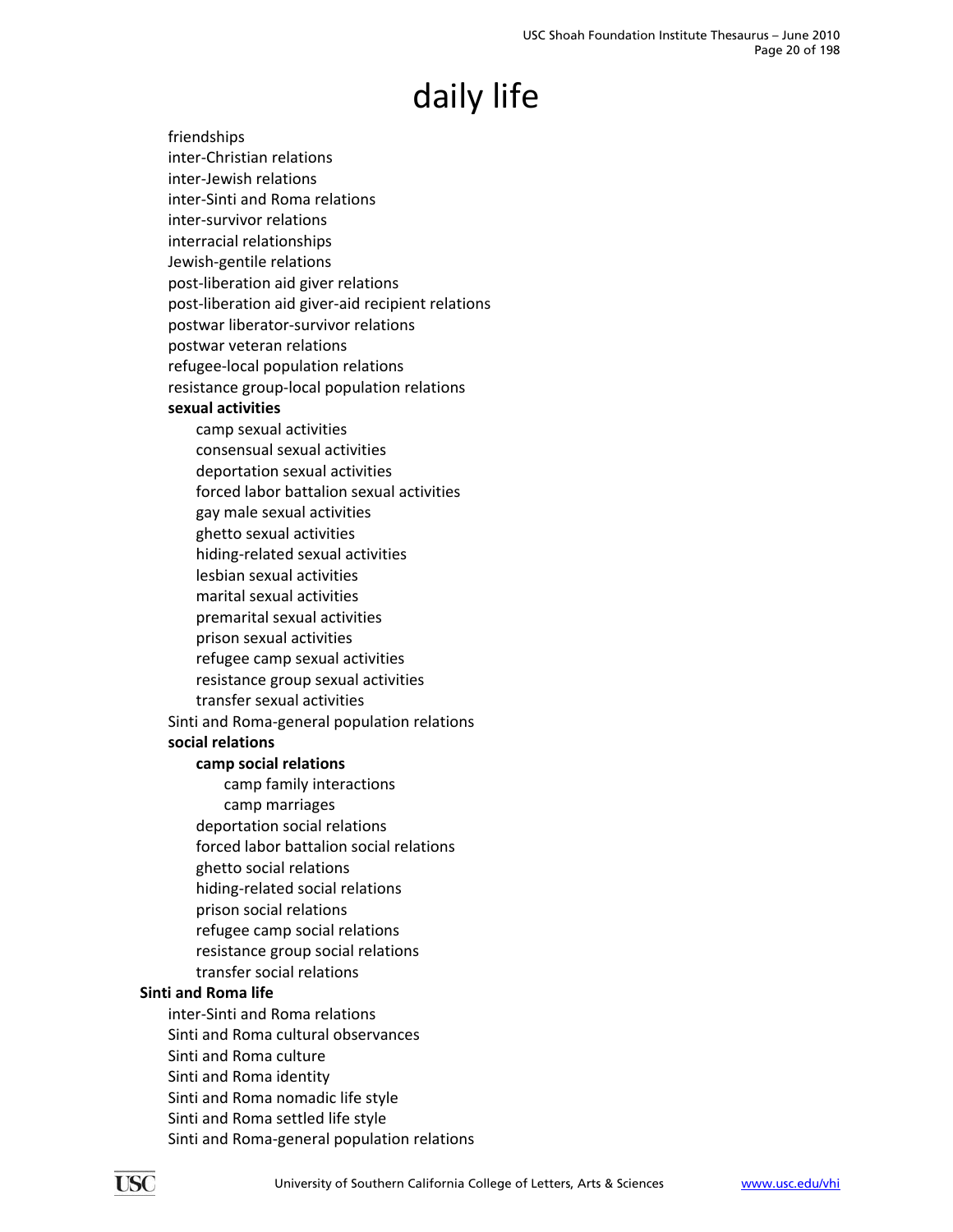# daily life

- friendships
- inter-Christian relations
- inter-Jewish relations
- inter-Sinti and Roma relations
- inter-survivor relations
- interracial relationships
- Jewish-gentile relations
- post-liberation aid giver relations
- post-liberation aid giver-aid recipient relations
- postwar liberator-survivor relations
- postwar veteran relations
- refugee-local population relations
- resistance group-local population relations
- **sexual activities**
  - camp sexual activities
  - consensual sexual activities
  - deportation sexual activities
  - forced labor battalion sexual activities
  - gay male sexual activities
  - ghetto sexual activities
  - hiding-related sexual activities
  - lesbian sexual activities
  - marital sexual activities
  - premarital sexual activities
  - prison sexual activities
  - refugee camp sexual activities
  - resistance group sexual activities
  - transfer sexual activities
- Sinti and Roma-general population relations
- **social relations**
  - **camp social relations**
    - camp family interactions
    - camp marriages
  - deportation social relations
  - forced labor battalion social relations
  - ghetto social relations
  - hiding-related social relations
  - prison social relations
  - refugee camp social relations
  - resistance group social relations
  - transfer social relations

**Sinti and Roma life**

- inter-Sinti and Roma relations
- Sinti and Roma cultural observances
- Sinti and Roma culture
- Sinti and Roma identity
- Sinti and Roma nomadic life style
- Sinti and Roma settled life style
- Sinti and Roma-general population relations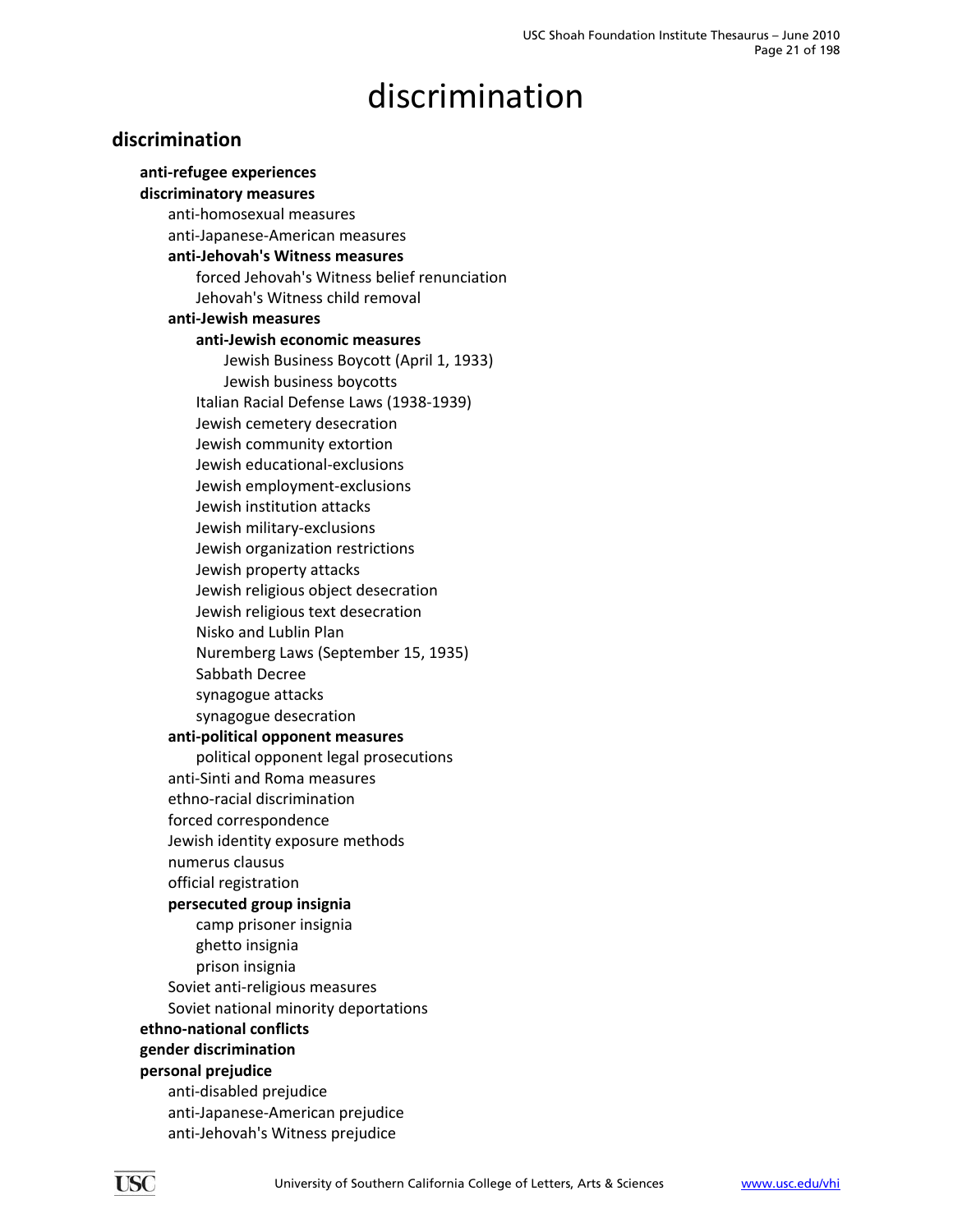# discrimination

## discrimination

- **anti-refugee experiences**
- **discriminatory measures**
  - anti-homosexual measures
  - anti-Japanese-American measures
  - **anti-Jehovah's Witness measures**
    - forced Jehovah's Witness belief renunciation
    - Jehovah's Witness child removal
  - **anti-Jewish measures**
    - **anti-Jewish economic measures**
      - Jewish Business Boycott (April 1, 1933)
      - Jewish business boycotts
    - Italian Racial Defense Laws (1938-1939)
    - Jewish cemetery desecration
    - Jewish community extortion
    - Jewish educational-exclusions
    - Jewish employment-exclusions
    - Jewish institution attacks
    - Jewish military-exclusions
    - Jewish organization restrictions
    - Jewish property attacks
    - Jewish religious object desecration
    - Jewish religious text desecration
    - Nisko and Lublin Plan
    - Nuremberg Laws (September 15, 1935)
    - Sabbath Decree
    - synagogue attacks
    - synagogue desecration
  - **anti-political opponent measures**
    - political opponent legal prosecutions
  - anti-Sinti and Roma measures
  - ethno-racial discrimination
  - forced correspondence
  - Jewish identity exposure methods
  - numerus clausus
  - official registration
  - **persecuted group insignia**
    - camp prisoner insignia
    - ghetto insignia
    - prison insignia
  - Soviet anti-religious measures
  - Soviet national minority deportations
- **ethno-national conflicts**
- **gender discrimination**
- **personal prejudice**
  - anti-disabled prejudice
  - anti-Japanese-American prejudice
  - anti-Jehovah's Witness prejudice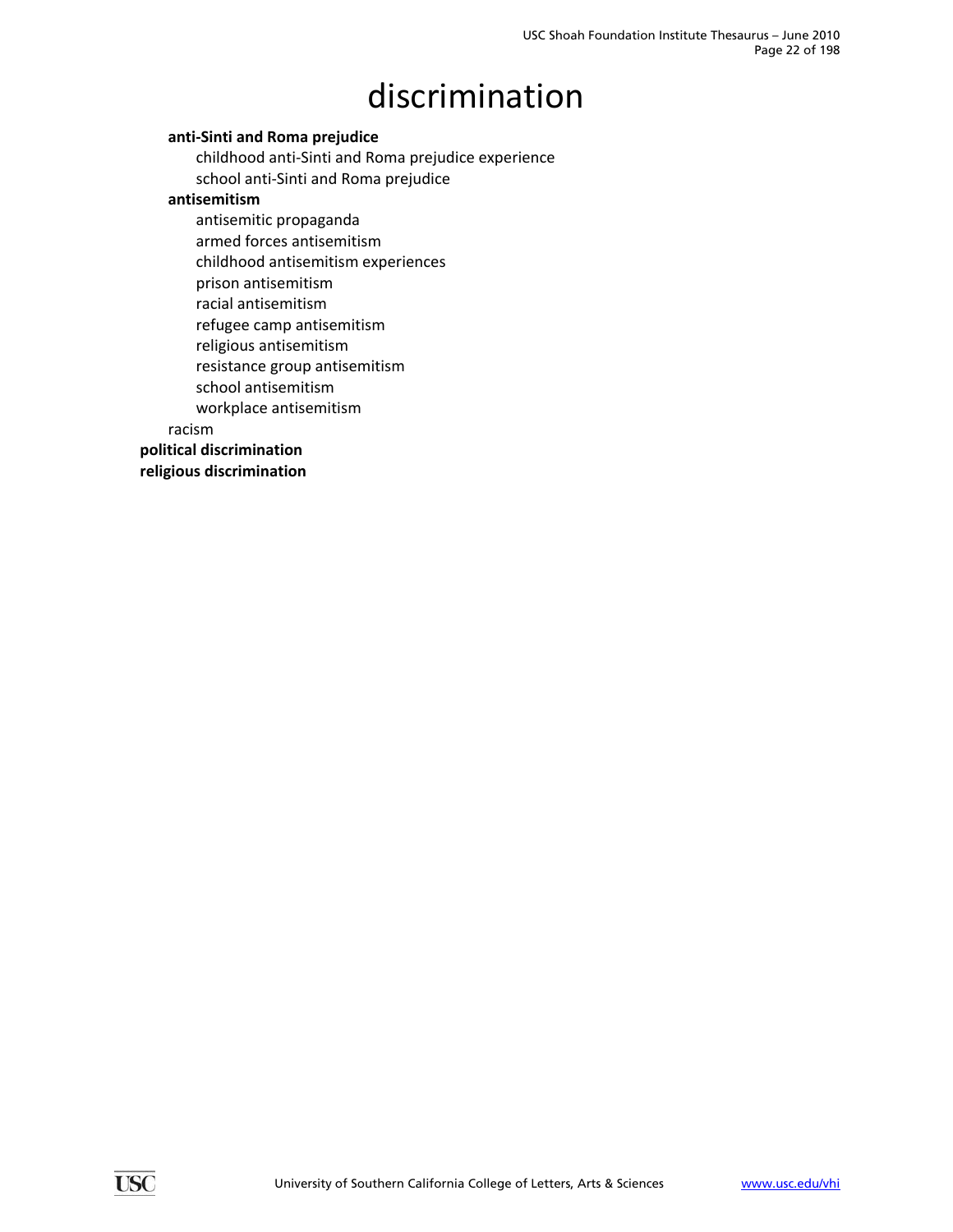# discrimination

- **anti-Sinti and Roma prejudice**
  - childhood anti-Sinti and Roma prejudice experience
  - school anti-Sinti and Roma prejudice
- **antisemitism**
  - antisemitic propaganda
  - armed forces antisemitism
  - childhood antisemitism experiences
  - prison antisemitism
  - racial antisemitism
  - refugee camp antisemitism
  - religious antisemitism
  - resistance group antisemitism
  - school antisemitism
  - workplace antisemitism
- racism

**political discrimination**

**religious discrimination**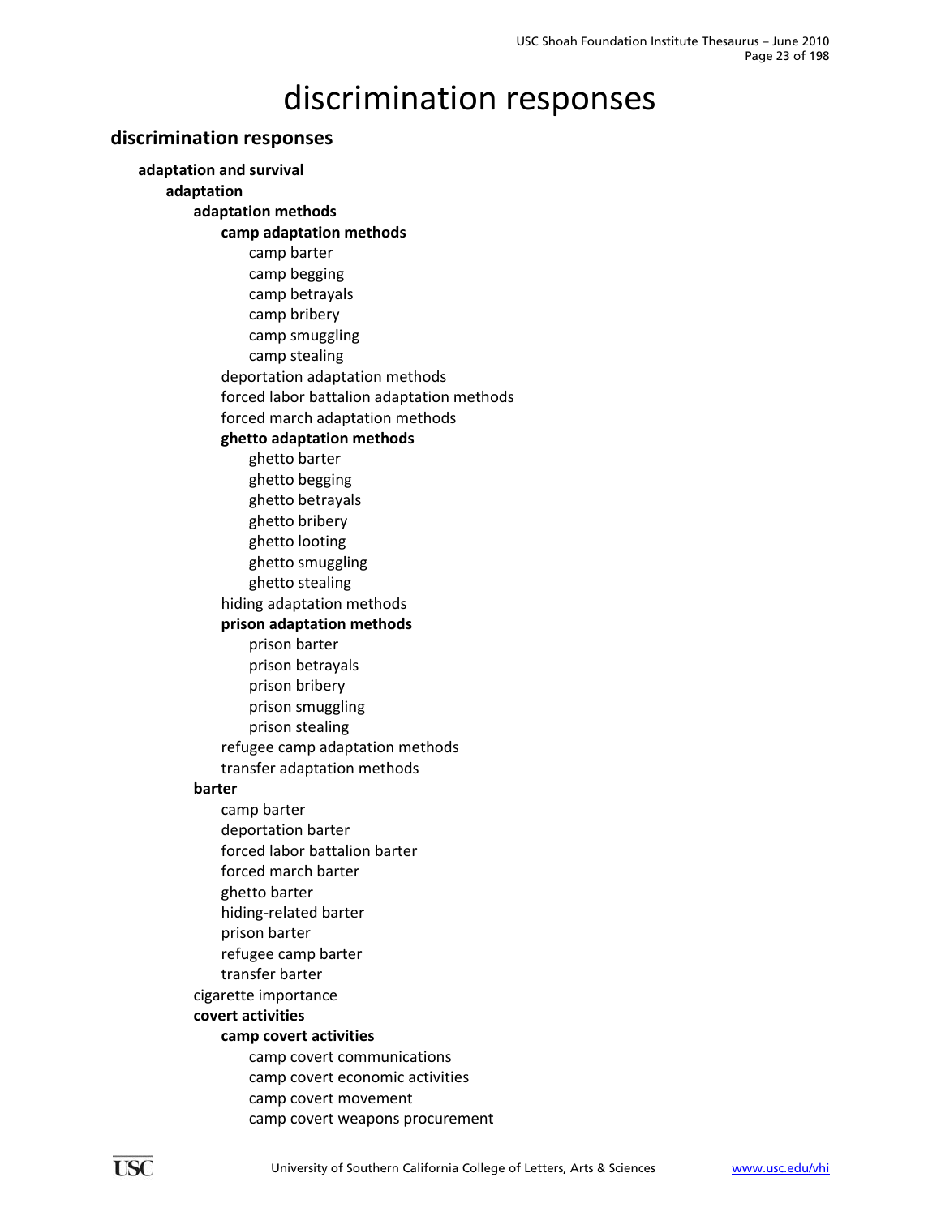# discrimination responses

## discrimination responses

- **adaptation and survival**
  - **adaptation**
    - **adaptation methods**
      - **camp adaptation methods**
        - camp barter
        - camp begging
        - camp betrayals
        - camp bribery
        - camp smuggling
        - camp stealing
      - deportation adaptation methods
      - forced labor battalion adaptation methods
      - forced march adaptation methods
      - **ghetto adaptation methods**
        - ghetto barter
        - ghetto begging
        - ghetto betrayals
        - ghetto bribery
        - ghetto looting
        - ghetto smuggling
        - ghetto stealing
      - hiding adaptation methods
      - **prison adaptation methods**
        - prison barter
        - prison betrayals
        - prison bribery
        - prison smuggling
        - prison stealing
      - refugee camp adaptation methods
      - transfer adaptation methods
    - **barter**
      - camp barter
      - deportation barter
      - forced labor battalion barter
      - forced march barter
      - ghetto barter
      - hiding-related barter
      - prison barter
      - refugee camp barter
      - transfer barter
    - cigarette importance
    - **covert activities**
      - **camp covert activities**
        - camp covert communications
        - camp covert economic activities
        - camp covert movement
        - camp covert weapons procurement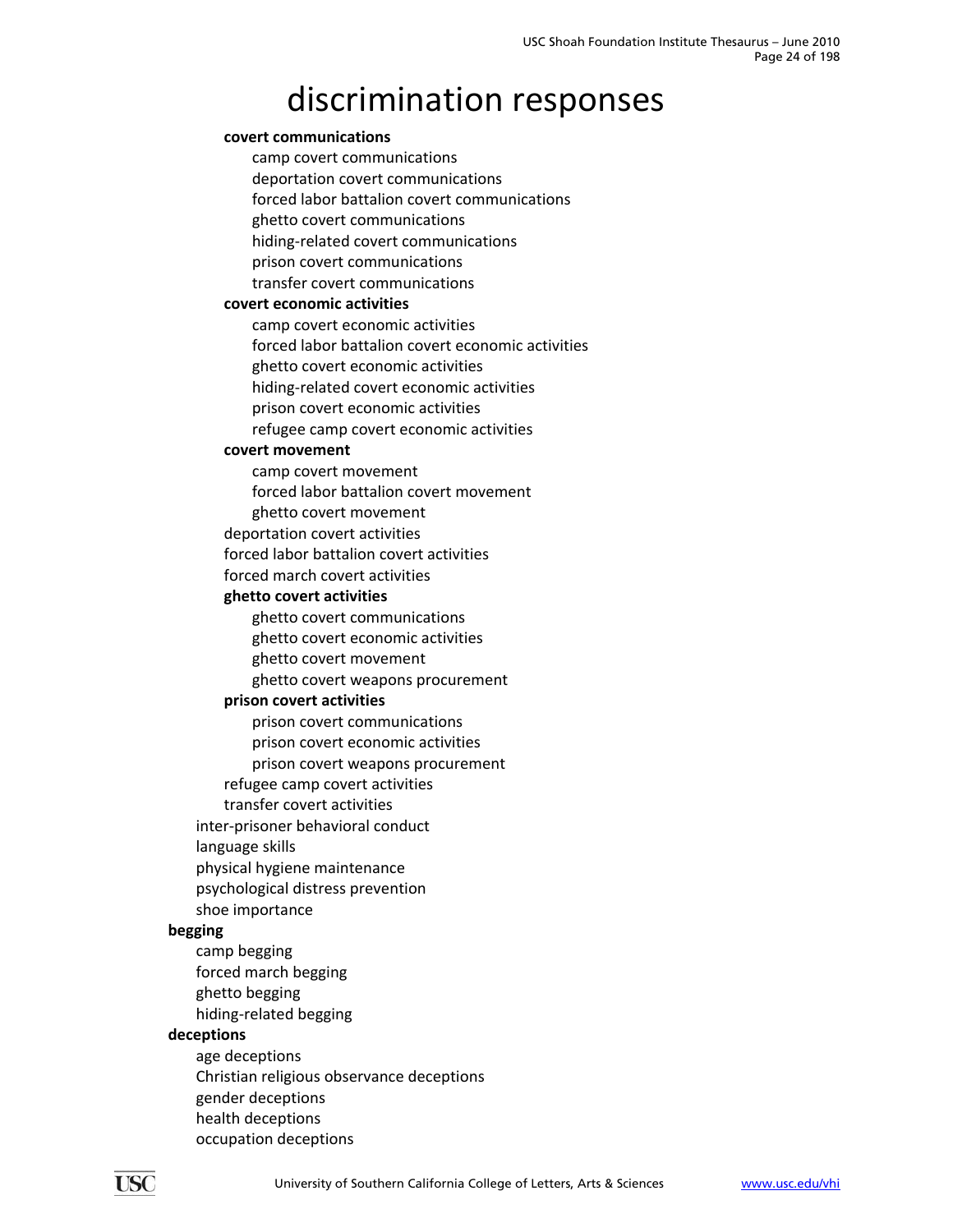# discrimination responses

- **covert communications**
  - camp covert communications
  - deportation covert communications
  - forced labor battalion covert communications
  - ghetto covert communications
  - hiding-related covert communications
  - prison covert communications
  - transfer covert communications
- **covert economic activities**
  - camp covert economic activities
  - forced labor battalion covert economic activities
  - ghetto covert economic activities
  - hiding-related covert economic activities
  - prison covert economic activities
  - refugee camp covert economic activities
- **covert movement**
  - camp covert movement
  - forced labor battalion covert movement
  - ghetto covert movement
- deportation covert activities
- forced labor battalion covert activities
- forced march covert activities
- **ghetto covert activities**
  - ghetto covert communications
  - ghetto covert economic activities
  - ghetto covert movement
  - ghetto covert weapons procurement
- **prison covert activities**
  - prison covert communications
  - prison covert economic activities
  - prison covert weapons procurement
- refugee camp covert activities
- transfer covert activities

inter-prisoner behavioral conduct
language skills
physical hygiene maintenance
psychological distress prevention
shoe importance

**begging**
- camp begging
- forced march begging
- ghetto begging
- hiding-related begging

**deceptions**
- age deceptions
- Christian religious observance deceptions
- gender deceptions
- health deceptions
- occupation deceptions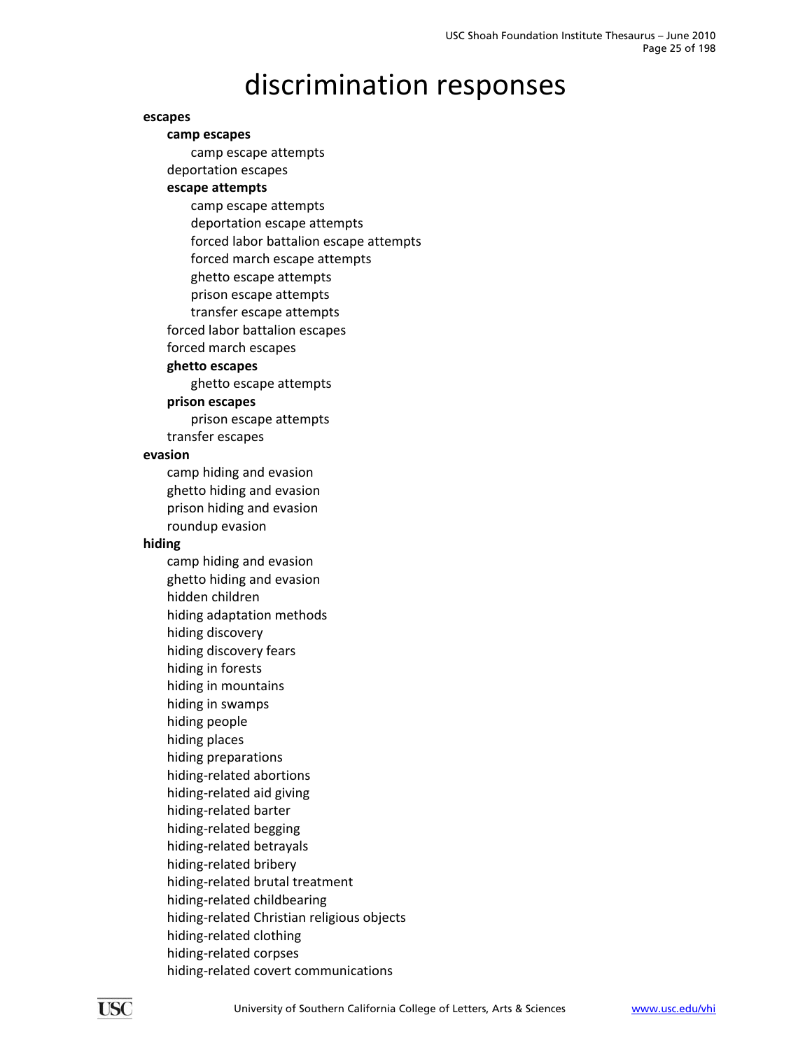# discrimination responses

**escapes**

- **camp escapes**
  - camp escape attempts
- deportation escapes
- **escape attempts**
  - camp escape attempts
  - deportation escape attempts
  - forced labor battalion escape attempts
  - forced march escape attempts
  - ghetto escape attempts
  - prison escape attempts
  - transfer escape attempts
- forced labor battalion escapes
- forced march escapes
- **ghetto escapes**
  - ghetto escape attempts
- **prison escapes**
  - prison escape attempts
- transfer escapes

**evasion**

- camp hiding and evasion
- ghetto hiding and evasion
- prison hiding and evasion
- roundup evasion

**hiding**

- camp hiding and evasion
- ghetto hiding and evasion
- hidden children
- hiding adaptation methods
- hiding discovery
- hiding discovery fears
- hiding in forests
- hiding in mountains
- hiding in swamps
- hiding people
- hiding places
- hiding preparations
- hiding-related abortions
- hiding-related aid giving
- hiding-related barter
- hiding-related begging
- hiding-related betrayals
- hiding-related bribery
- hiding-related brutal treatment
- hiding-related childbearing
- hiding-related Christian religious objects
- hiding-related clothing
- hiding-related corpses
- hiding-related covert communications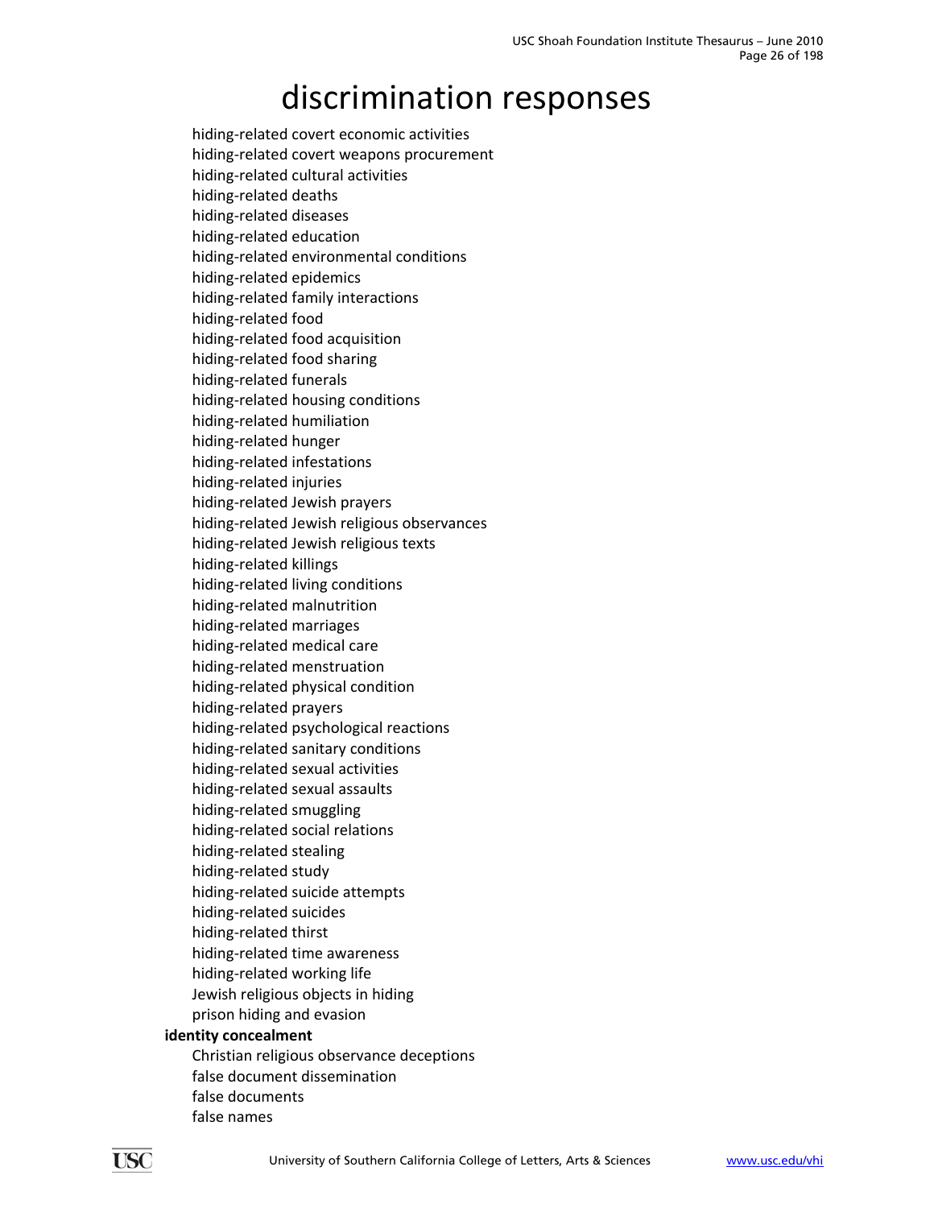# discrimination responses

- hiding-related covert economic activities
- hiding-related covert weapons procurement
- hiding-related cultural activities
- hiding-related deaths
- hiding-related diseases
- hiding-related education
- hiding-related environmental conditions
- hiding-related epidemics
- hiding-related family interactions
- hiding-related food
- hiding-related food acquisition
- hiding-related food sharing
- hiding-related funerals
- hiding-related housing conditions
- hiding-related humiliation
- hiding-related hunger
- hiding-related infestations
- hiding-related injuries
- hiding-related Jewish prayers
- hiding-related Jewish religious observances
- hiding-related Jewish religious texts
- hiding-related killings
- hiding-related living conditions
- hiding-related malnutrition
- hiding-related marriages
- hiding-related medical care
- hiding-related menstruation
- hiding-related physical condition
- hiding-related prayers
- hiding-related psychological reactions
- hiding-related sanitary conditions
- hiding-related sexual activities
- hiding-related sexual assaults
- hiding-related smuggling
- hiding-related social relations
- hiding-related stealing
- hiding-related study
- hiding-related suicide attempts
- hiding-related suicides
- hiding-related thirst
- hiding-related time awareness
- hiding-related working life
- Jewish religious objects in hiding
- prison hiding and evasion

**identity concealment**

- Christian religious observance deceptions
- false document dissemination
- false documents
- false names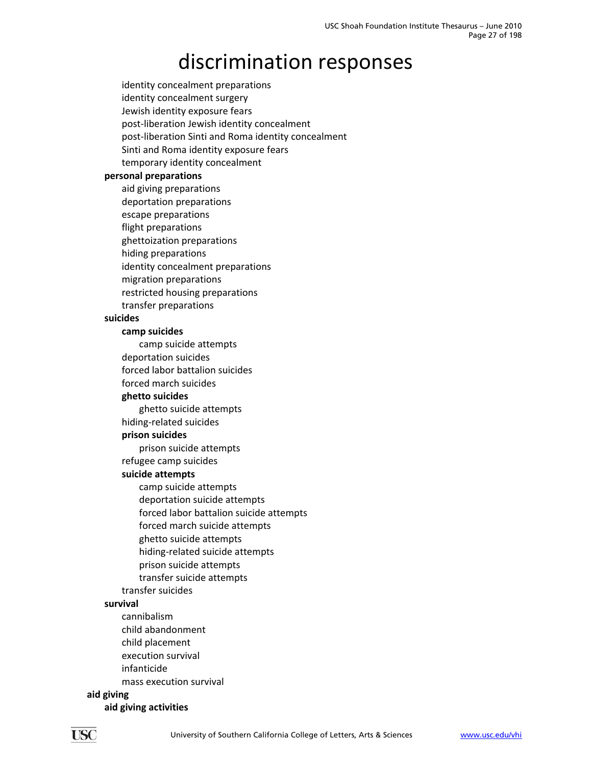# discrimination responses

- identity concealment preparations
- identity concealment surgery
- Jewish identity exposure fears
- post-liberation Jewish identity concealment
- post-liberation Sinti and Roma identity concealment
- Sinti and Roma identity exposure fears
- temporary identity concealment

**personal preparations**

- aid giving preparations
- deportation preparations
- escape preparations
- flight preparations
- ghettoization preparations
- hiding preparations
- identity concealment preparations
- migration preparations
- restricted housing preparations
- transfer preparations

**suicides**

- **camp suicides**
  - camp suicide attempts
- deportation suicides
- forced labor battalion suicides
- forced march suicides
- **ghetto suicides**
  - ghetto suicide attempts
- hiding-related suicides
- **prison suicides**
  - prison suicide attempts
- refugee camp suicides
- **suicide attempts**
  - camp suicide attempts
  - deportation suicide attempts
  - forced labor battalion suicide attempts
  - forced march suicide attempts
  - ghetto suicide attempts
  - hiding-related suicide attempts
  - prison suicide attempts
  - transfer suicide attempts
- transfer suicides

**survival**

- cannibalism
- child abandonment
- child placement
- execution survival
- infanticide
- mass execution survival

**aid giving**

**aid giving activities**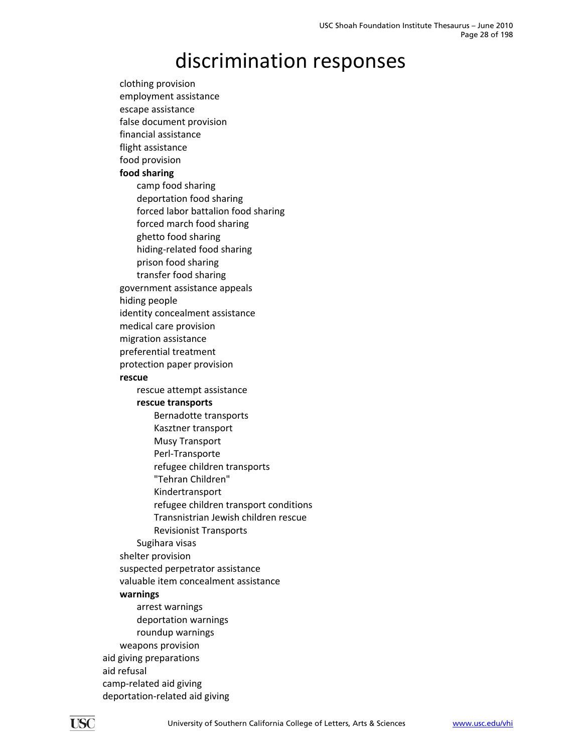# discrimination responses

- clothing provision
- employment assistance
- escape assistance
- false document provision
- financial assistance
- flight assistance
- food provision
- **food sharing**
  - camp food sharing
  - deportation food sharing
  - forced labor battalion food sharing
  - forced march food sharing
  - ghetto food sharing
  - hiding-related food sharing
  - prison food sharing
  - transfer food sharing
- government assistance appeals
- hiding people
- identity concealment assistance
- medical care provision
- migration assistance
- preferential treatment
- protection paper provision
- **rescue**
  - rescue attempt assistance
  - **rescue transports**
    - Bernadotte transports
    - Kasztner transport
    - Musy Transport
    - Perl-Transporte
    - refugee children transports
    - "Tehran Children"
    - Kindertransport
    - refugee children transport conditions
    - Transnistrian Jewish children rescue
    - Revisionist Transports
  - Sugihara visas
- shelter provision
- suspected perpetrator assistance
- valuable item concealment assistance
- **warnings**
  - arrest warnings
  - deportation warnings
  - roundup warnings
- weapons provision

aid giving preparations

aid refusal

camp-related aid giving

deportation-related aid giving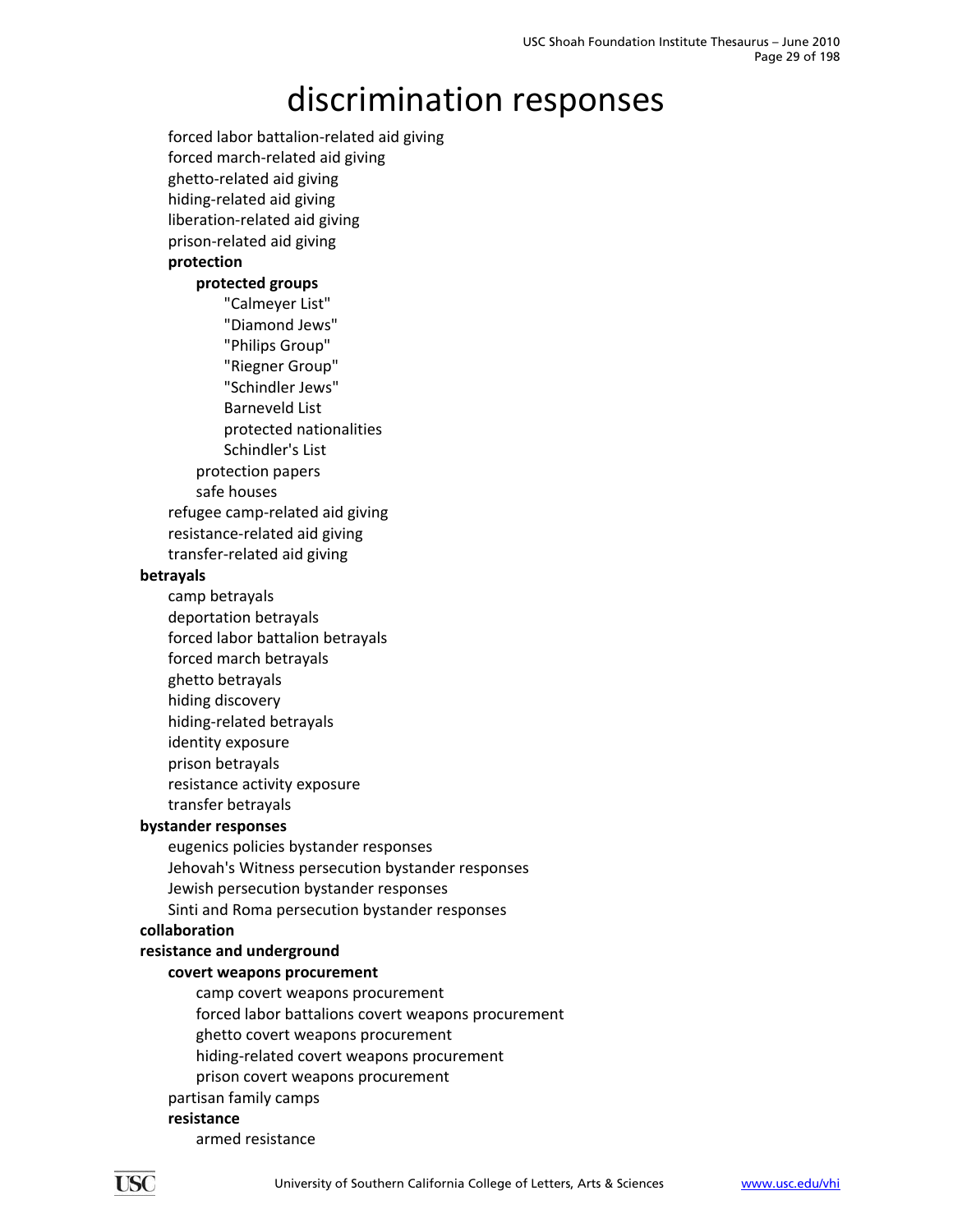# discrimination responses

- forced labor battalion-related aid giving
- forced march-related aid giving
- ghetto-related aid giving
- hiding-related aid giving
- liberation-related aid giving
- prison-related aid giving
- **protection**
    - **protected groups**
        - "Calmeyer List"
        - "Diamond Jews"
        - "Philips Group"
        - "Riegner Group"
        - "Schindler Jews"
        - Barneveld List
        - protected nationalities
        - Schindler's List
    - protection papers
    - safe houses
- refugee camp-related aid giving
- resistance-related aid giving
- transfer-related aid giving

**betrayals**

- camp betrayals
- deportation betrayals
- forced labor battalion betrayals
- forced march betrayals
- ghetto betrayals
- hiding discovery
- hiding-related betrayals
- identity exposure
- prison betrayals
- resistance activity exposure
- transfer betrayals

**bystander responses**

- eugenics policies bystander responses
- Jehovah's Witness persecution bystander responses
- Jewish persecution bystander responses
- Sinti and Roma persecution bystander responses

**collaboration**

**resistance and underground**

- **covert weapons procurement**
    - camp covert weapons procurement
    - forced labor battalions covert weapons procurement
    - ghetto covert weapons procurement
    - hiding-related covert weapons procurement
    - prison covert weapons procurement
- partisan family camps
- **resistance**
    - armed resistance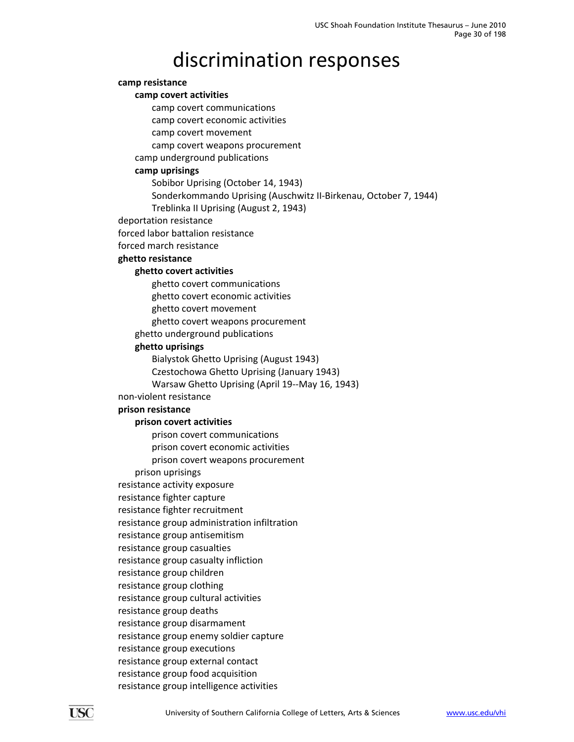# discrimination responses

- **camp resistance**
  - **camp covert activities**
    - camp covert communications
    - camp covert economic activities
    - camp covert movement
    - camp covert weapons procurement
  - camp underground publications
  - **camp uprisings**
    - Sobibor Uprising (October 14, 1943)
    - Sonderkommando Uprising (Auschwitz II-Birkenau, October 7, 1944)
    - Treblinka II Uprising (August 2, 1943)
- deportation resistance
- forced labor battalion resistance
- forced march resistance
- **ghetto resistance**
  - **ghetto covert activities**
    - ghetto covert communications
    - ghetto covert economic activities
    - ghetto covert movement
    - ghetto covert weapons procurement
  - ghetto underground publications
  - **ghetto uprisings**
    - Bialystok Ghetto Uprising (August 1943)
    - Czestochowa Ghetto Uprising (January 1943)
    - Warsaw Ghetto Uprising (April 19--May 16, 1943)
- non-violent resistance
- **prison resistance**
  - **prison covert activities**
    - prison covert communications
    - prison covert economic activities
    - prison covert weapons procurement
  - prison uprisings
- resistance activity exposure
- resistance fighter capture
- resistance fighter recruitment
- resistance group administration infiltration
- resistance group antisemitism
- resistance group casualties
- resistance group casualty infliction
- resistance group children
- resistance group clothing
- resistance group cultural activities
- resistance group deaths
- resistance group disarmament
- resistance group enemy soldier capture
- resistance group executions
- resistance group external contact
- resistance group food acquisition
- resistance group intelligence activities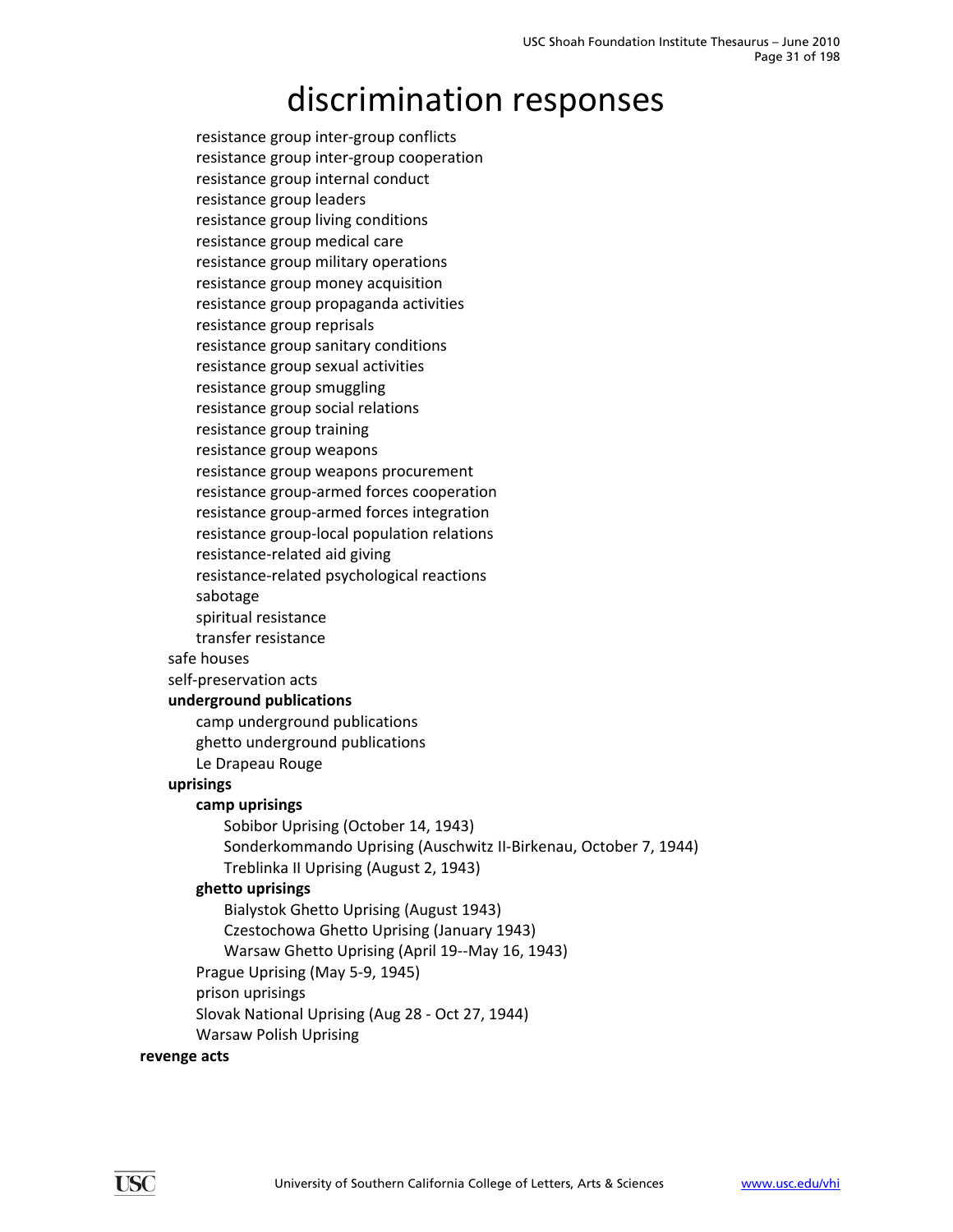# discrimination responses

- resistance group inter-group conflicts
- resistance group inter-group cooperation
- resistance group internal conduct
- resistance group leaders
- resistance group living conditions
- resistance group medical care
- resistance group military operations
- resistance group money acquisition
- resistance group propaganda activities
- resistance group reprisals
- resistance group sanitary conditions
- resistance group sexual activities
- resistance group smuggling
- resistance group social relations
- resistance group training
- resistance group weapons
- resistance group weapons procurement
- resistance group-armed forces cooperation
- resistance group-armed forces integration
- resistance group-local population relations
- resistance-related aid giving
- resistance-related psychological reactions
- sabotage
- spiritual resistance
- transfer resistance

safe houses

self-preservation acts

**underground publications**

- camp underground publications
- ghetto underground publications
- Le Drapeau Rouge

**uprisings**

- **camp uprisings**
  - Sobibor Uprising (October 14, 1943)
  - Sonderkommando Uprising (Auschwitz II-Birkenau, October 7, 1944)
  - Treblinka II Uprising (August 2, 1943)
- **ghetto uprisings**
  - Bialystok Ghetto Uprising (August 1943)
  - Czestochowa Ghetto Uprising (January 1943)
  - Warsaw Ghetto Uprising (April 19--May 16, 1943)
- Prague Uprising (May 5-9, 1945)
- prison uprisings
- Slovak National Uprising (Aug 28 - Oct 27, 1944)
- Warsaw Polish Uprising

**revenge acts**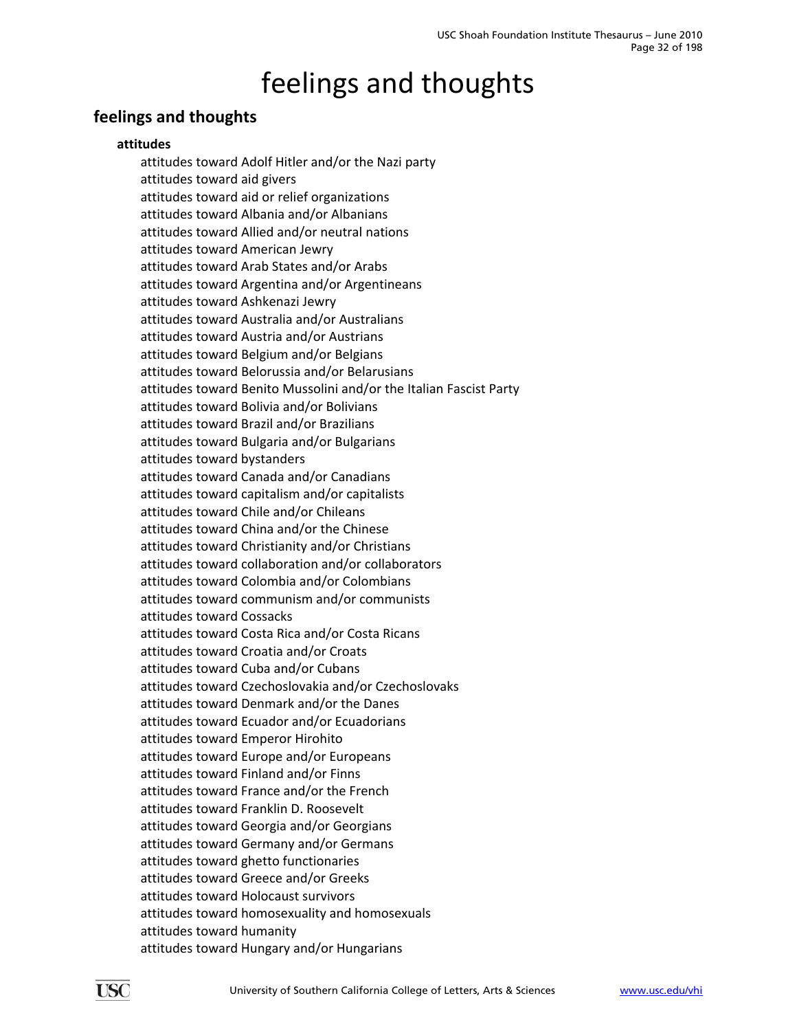# feelings and thoughts

## feelings and thoughts

### attitudes

- attitudes toward Adolf Hitler and/or the Nazi party
- attitudes toward aid givers
- attitudes toward aid or relief organizations
- attitudes toward Albania and/or Albanians
- attitudes toward Allied and/or neutral nations
- attitudes toward American Jewry
- attitudes toward Arab States and/or Arabs
- attitudes toward Argentina and/or Argentineans
- attitudes toward Ashkenazi Jewry
- attitudes toward Australia and/or Australians
- attitudes toward Austria and/or Austrians
- attitudes toward Belgium and/or Belgians
- attitudes toward Belorussia and/or Belarusians
- attitudes toward Benito Mussolini and/or the Italian Fascist Party
- attitudes toward Bolivia and/or Bolivians
- attitudes toward Brazil and/or Brazilians
- attitudes toward Bulgaria and/or Bulgarians
- attitudes toward bystanders
- attitudes toward Canada and/or Canadians
- attitudes toward capitalism and/or capitalists
- attitudes toward Chile and/or Chileans
- attitudes toward China and/or the Chinese
- attitudes toward Christianity and/or Christians
- attitudes toward collaboration and/or collaborators
- attitudes toward Colombia and/or Colombians
- attitudes toward communism and/or communists
- attitudes toward Cossacks
- attitudes toward Costa Rica and/or Costa Ricans
- attitudes toward Croatia and/or Croats
- attitudes toward Cuba and/or Cubans
- attitudes toward Czechoslovakia and/or Czechoslovaks
- attitudes toward Denmark and/or the Danes
- attitudes toward Ecuador and/or Ecuadorians
- attitudes toward Emperor Hirohito
- attitudes toward Europe and/or Europeans
- attitudes toward Finland and/or Finns
- attitudes toward France and/or the French
- attitudes toward Franklin D. Roosevelt
- attitudes toward Georgia and/or Georgians
- attitudes toward Germany and/or Germans
- attitudes toward ghetto functionaries
- attitudes toward Greece and/or Greeks
- attitudes toward Holocaust survivors
- attitudes toward homosexuality and homosexuals
- attitudes toward humanity
- attitudes toward Hungary and/or Hungarians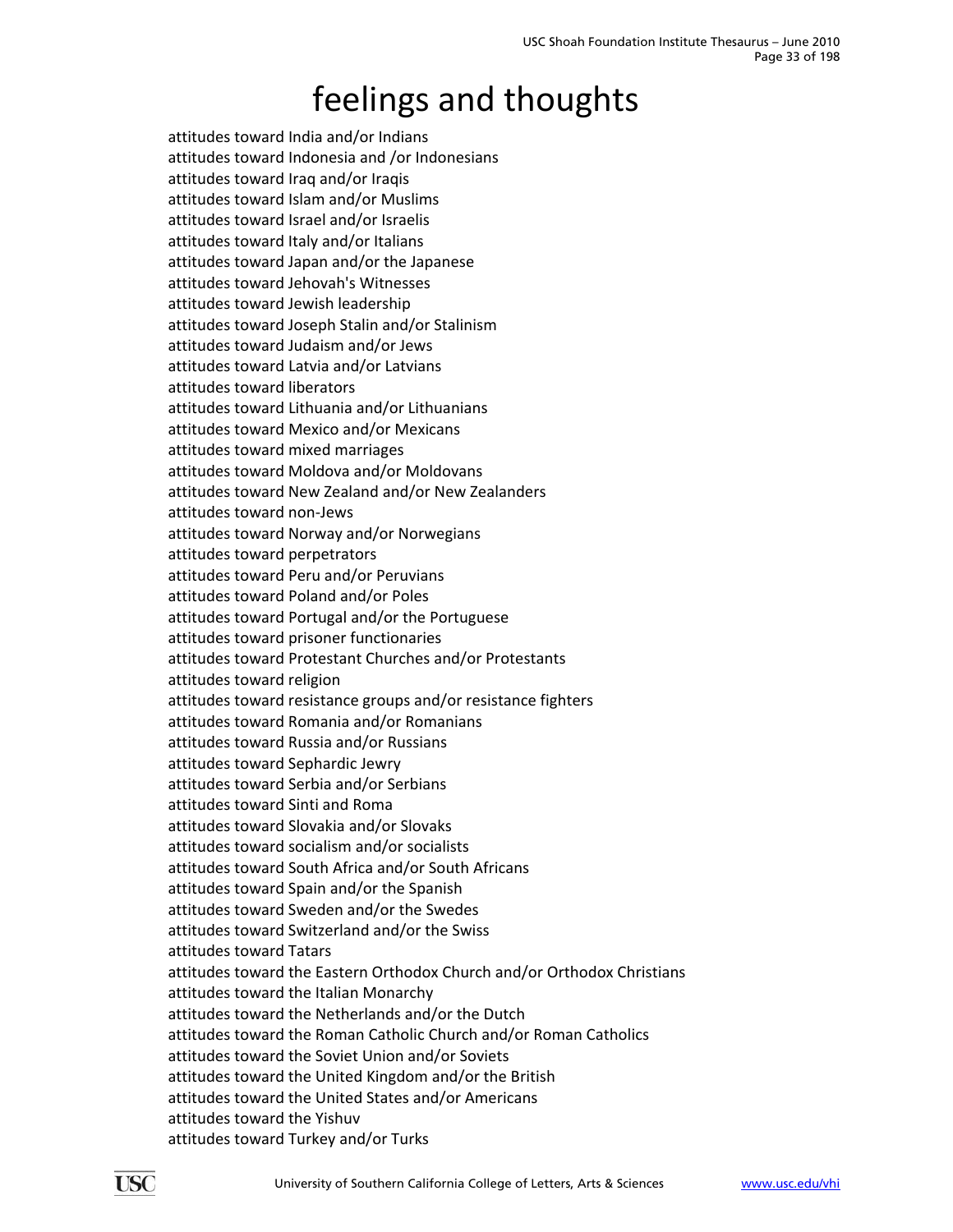# feelings and thoughts

attitudes toward India and/or Indians
attitudes toward Indonesia and /or Indonesians
attitudes toward Iraq and/or Iraqis
attitudes toward Islam and/or Muslims
attitudes toward Israel and/or Israelis
attitudes toward Italy and/or Italians
attitudes toward Japan and/or the Japanese
attitudes toward Jehovah's Witnesses
attitudes toward Jewish leadership
attitudes toward Joseph Stalin and/or Stalinism
attitudes toward Judaism and/or Jews
attitudes toward Latvia and/or Latvians
attitudes toward liberators
attitudes toward Lithuania and/or Lithuanians
attitudes toward Mexico and/or Mexicans
attitudes toward mixed marriages
attitudes toward Moldova and/or Moldovans
attitudes toward New Zealand and/or New Zealanders
attitudes toward non-Jews
attitudes toward Norway and/or Norwegians
attitudes toward perpetrators
attitudes toward Peru and/or Peruvians
attitudes toward Poland and/or Poles
attitudes toward Portugal and/or the Portuguese
attitudes toward prisoner functionaries
attitudes toward Protestant Churches and/or Protestants
attitudes toward religion
attitudes toward resistance groups and/or resistance fighters
attitudes toward Romania and/or Romanians
attitudes toward Russia and/or Russians
attitudes toward Sephardic Jewry
attitudes toward Serbia and/or Serbians
attitudes toward Sinti and Roma
attitudes toward Slovakia and/or Slovaks
attitudes toward socialism and/or socialists
attitudes toward South Africa and/or South Africans
attitudes toward Spain and/or the Spanish
attitudes toward Sweden and/or the Swedes
attitudes toward Switzerland and/or the Swiss
attitudes toward Tatars
attitudes toward the Eastern Orthodox Church and/or Orthodox Christians
attitudes toward the Italian Monarchy
attitudes toward the Netherlands and/or the Dutch
attitudes toward the Roman Catholic Church and/or Roman Catholics
attitudes toward the Soviet Union and/or Soviets
attitudes toward the United Kingdom and/or the British
attitudes toward the United States and/or Americans
attitudes toward the Yishuv
attitudes toward Turkey and/or Turks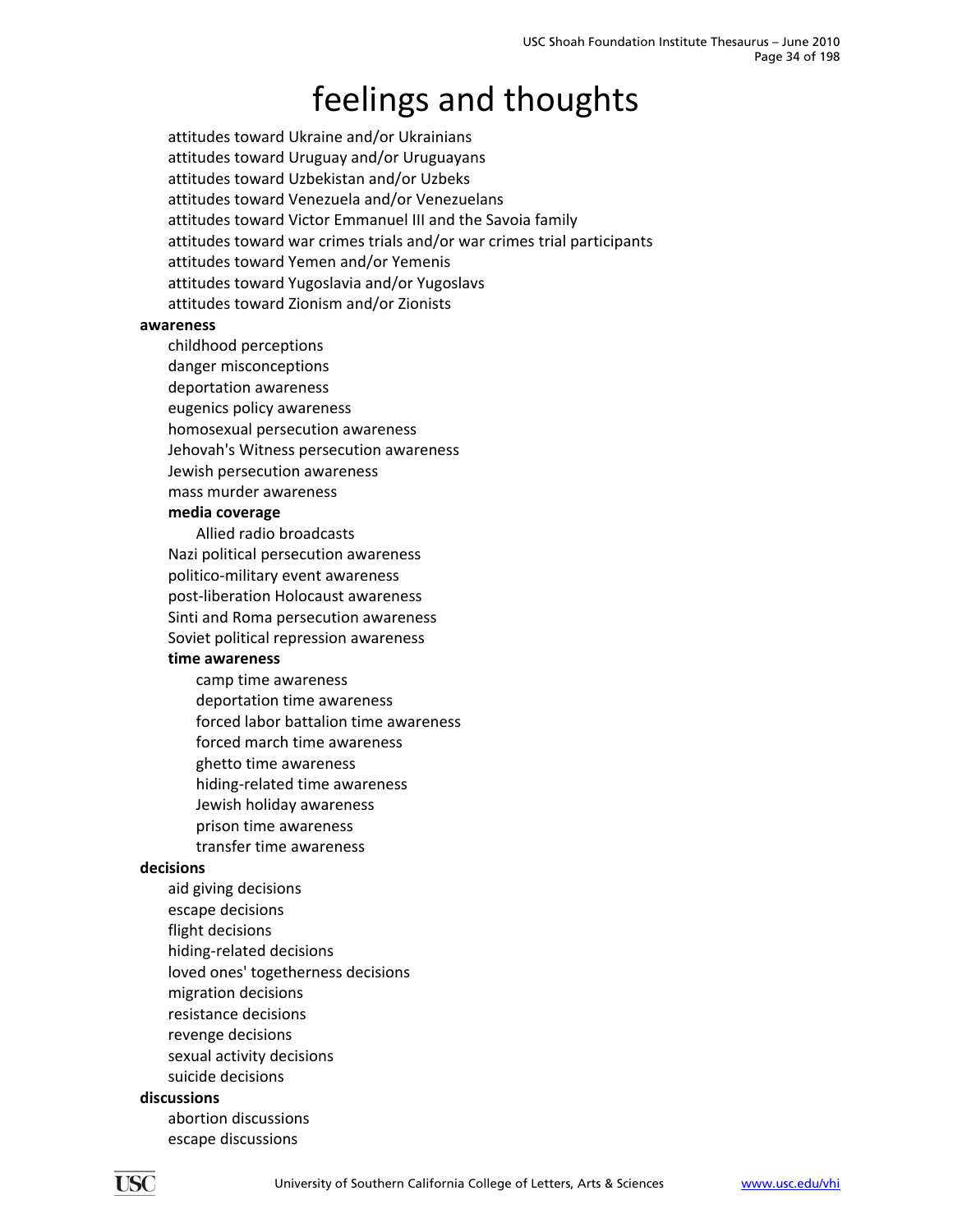# feelings and thoughts

- attitudes toward Ukraine and/or Ukrainians
- attitudes toward Uruguay and/or Uruguayans
- attitudes toward Uzbekistan and/or Uzbeks
- attitudes toward Venezuela and/or Venezuelans
- attitudes toward Victor Emmanuel III and the Savoia family
- attitudes toward war crimes trials and/or war crimes trial participants
- attitudes toward Yemen and/or Yemenis
- attitudes toward Yugoslavia and/or Yugoslavs
- attitudes toward Zionism and/or Zionists

**awareness**

- childhood perceptions
- danger misconceptions
- deportation awareness
- eugenics policy awareness
- homosexual persecution awareness
- Jehovah's Witness persecution awareness
- Jewish persecution awareness
- mass murder awareness
- **media coverage**
  - Allied radio broadcasts
- Nazi political persecution awareness
- politico-military event awareness
- post-liberation Holocaust awareness
- Sinti and Roma persecution awareness
- Soviet political repression awareness
- **time awareness**
  - camp time awareness
  - deportation time awareness
  - forced labor battalion time awareness
  - forced march time awareness
  - ghetto time awareness
  - hiding-related time awareness
  - Jewish holiday awareness
  - prison time awareness
  - transfer time awareness

**decisions**

- aid giving decisions
- escape decisions
- flight decisions
- hiding-related decisions
- loved ones' togetherness decisions
- migration decisions
- resistance decisions
- revenge decisions
- sexual activity decisions
- suicide decisions

**discussions**

- abortion discussions
- escape discussions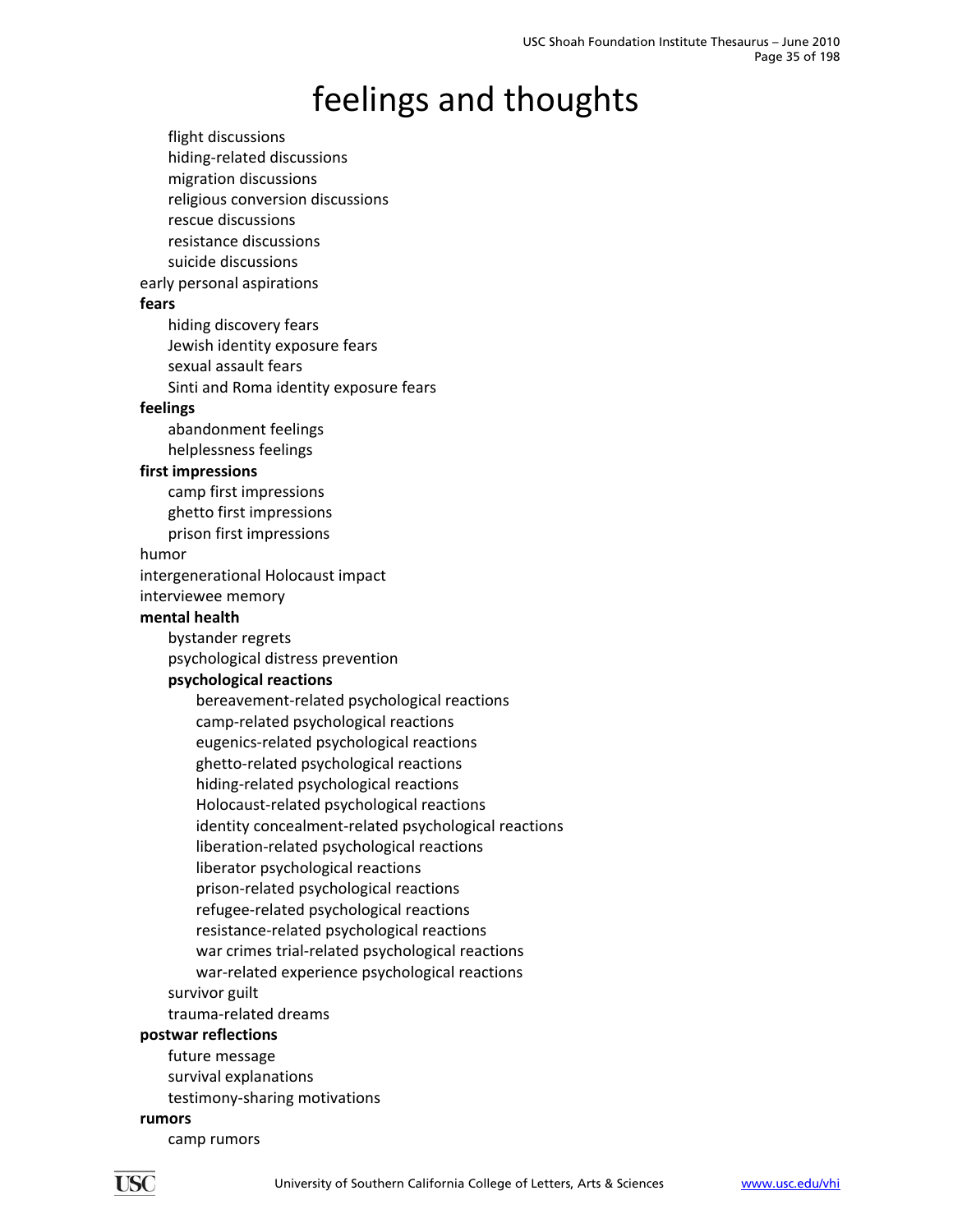# feelings and thoughts

- flight discussions
- hiding-related discussions
- migration discussions
- religious conversion discussions
- rescue discussions
- resistance discussions
- suicide discussions

early personal aspirations

**fears**

- hiding discovery fears
- Jewish identity exposure fears
- sexual assault fears
- Sinti and Roma identity exposure fears

**feelings**

- abandonment feelings
- helplessness feelings

**first impressions**

- camp first impressions
- ghetto first impressions
- prison first impressions

humor

intergenerational Holocaust impact

interviewee memory

**mental health**

- bystander regrets
- psychological distress prevention
- **psychological reactions**
  - bereavement-related psychological reactions
  - camp-related psychological reactions
  - eugenics-related psychological reactions
  - ghetto-related psychological reactions
  - hiding-related psychological reactions
  - Holocaust-related psychological reactions
  - identity concealment-related psychological reactions
  - liberation-related psychological reactions
  - liberator psychological reactions
  - prison-related psychological reactions
  - refugee-related psychological reactions
  - resistance-related psychological reactions
  - war crimes trial-related psychological reactions
  - war-related experience psychological reactions
- survivor guilt
- trauma-related dreams

**postwar reflections**

- future message
- survival explanations
- testimony-sharing motivations

**rumors**

- camp rumors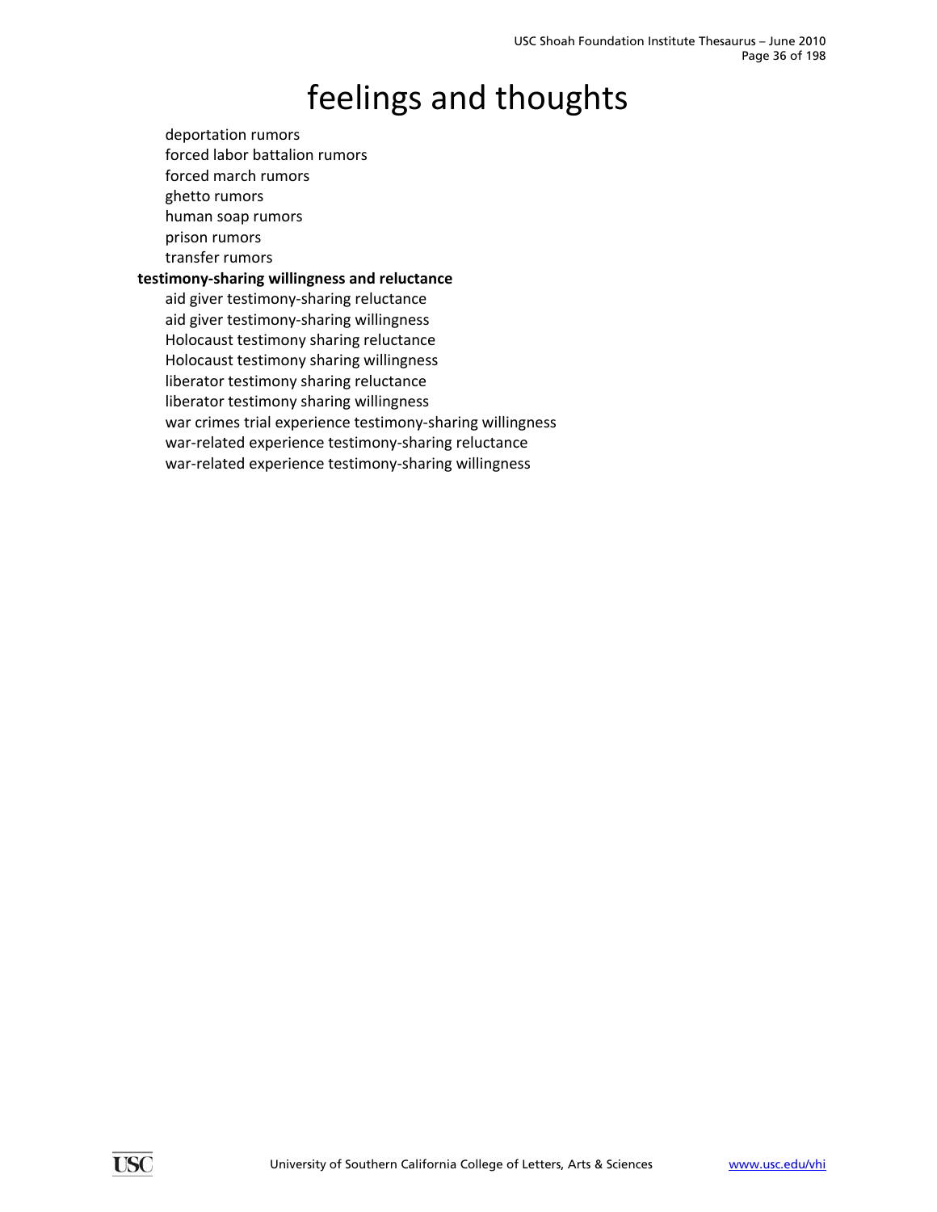# feelings and thoughts

- deportation rumors
- forced labor battalion rumors
- forced march rumors
- ghetto rumors
- human soap rumors
- prison rumors
- transfer rumors

**testimony-sharing willingness and reluctance**

- aid giver testimony-sharing reluctance
- aid giver testimony-sharing willingness
- Holocaust testimony sharing reluctance
- Holocaust testimony sharing willingness
- liberator testimony sharing reluctance
- liberator testimony sharing willingness
- war crimes trial experience testimony-sharing willingness
- war-related experience testimony-sharing reluctance
- war-related experience testimony-sharing willingness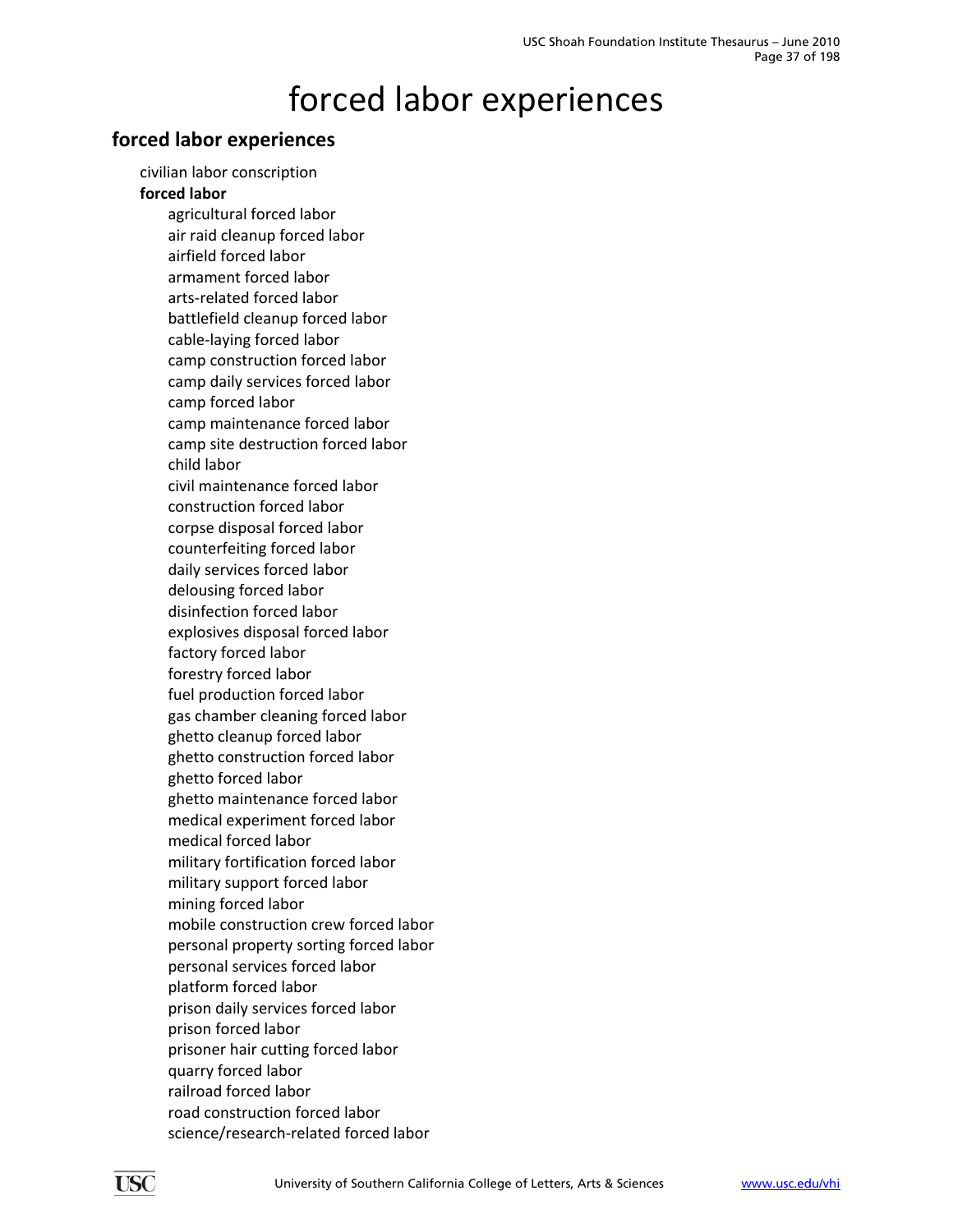# forced labor experiences

## forced labor experiences

- civilian labor conscription
- **forced labor**
  - agricultural forced labor
  - air raid cleanup forced labor
  - airfield forced labor
  - armament forced labor
  - arts-related forced labor
  - battlefield cleanup forced labor
  - cable-laying forced labor
  - camp construction forced labor
  - camp daily services forced labor
  - camp forced labor
  - camp maintenance forced labor
  - camp site destruction forced labor
  - child labor
  - civil maintenance forced labor
  - construction forced labor
  - corpse disposal forced labor
  - counterfeiting forced labor
  - daily services forced labor
  - delousing forced labor
  - disinfection forced labor
  - explosives disposal forced labor
  - factory forced labor
  - forestry forced labor
  - fuel production forced labor
  - gas chamber cleaning forced labor
  - ghetto cleanup forced labor
  - ghetto construction forced labor
  - ghetto forced labor
  - ghetto maintenance forced labor
  - medical experiment forced labor
  - medical forced labor
  - military fortification forced labor
  - military support forced labor
  - mining forced labor
  - mobile construction crew forced labor
  - personal property sorting forced labor
  - personal services forced labor
  - platform forced labor
  - prison daily services forced labor
  - prison forced labor
  - prisoner hair cutting forced labor
  - quarry forced labor
  - railroad forced labor
  - road construction forced labor
  - science/research-related forced labor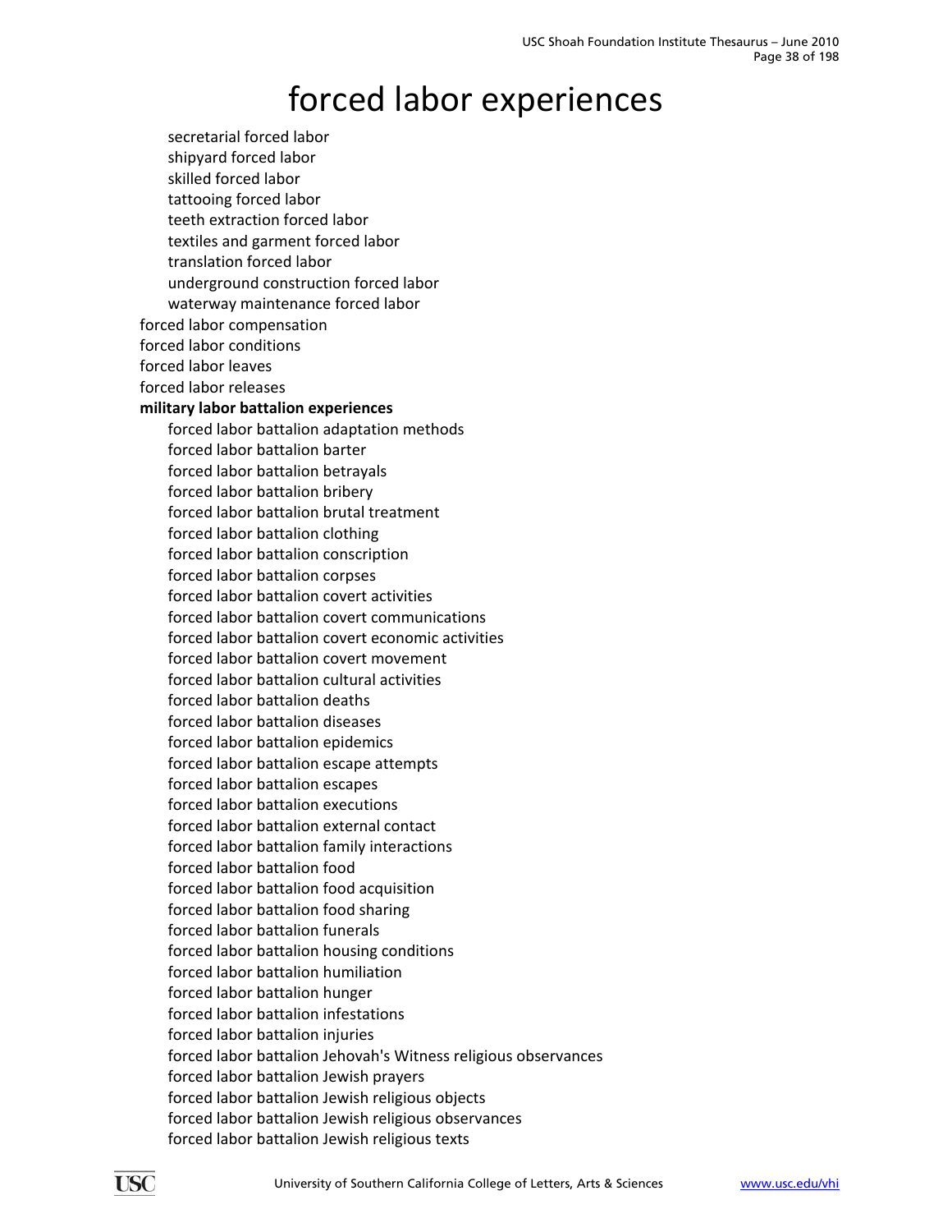# forced labor experiences

- secretarial forced labor
- shipyard forced labor
- skilled forced labor
- tattooing forced labor
- teeth extraction forced labor
- textiles and garment forced labor
- translation forced labor
- underground construction forced labor
- waterway maintenance forced labor

forced labor compensation
forced labor conditions
forced labor leaves
forced labor releases

**military labor battalion experiences**

- forced labor battalion adaptation methods
- forced labor battalion barter
- forced labor battalion betrayals
- forced labor battalion bribery
- forced labor battalion brutal treatment
- forced labor battalion clothing
- forced labor battalion conscription
- forced labor battalion corpses
- forced labor battalion covert activities
- forced labor battalion covert communications
- forced labor battalion covert economic activities
- forced labor battalion covert movement
- forced labor battalion cultural activities
- forced labor battalion deaths
- forced labor battalion diseases
- forced labor battalion epidemics
- forced labor battalion escape attempts
- forced labor battalion escapes
- forced labor battalion executions
- forced labor battalion external contact
- forced labor battalion family interactions
- forced labor battalion food
- forced labor battalion food acquisition
- forced labor battalion food sharing
- forced labor battalion funerals
- forced labor battalion housing conditions
- forced labor battalion humiliation
- forced labor battalion hunger
- forced labor battalion infestations
- forced labor battalion injuries
- forced labor battalion Jehovah's Witness religious observances
- forced labor battalion Jewish prayers
- forced labor battalion Jewish religious objects
- forced labor battalion Jewish religious observances
- forced labor battalion Jewish religious texts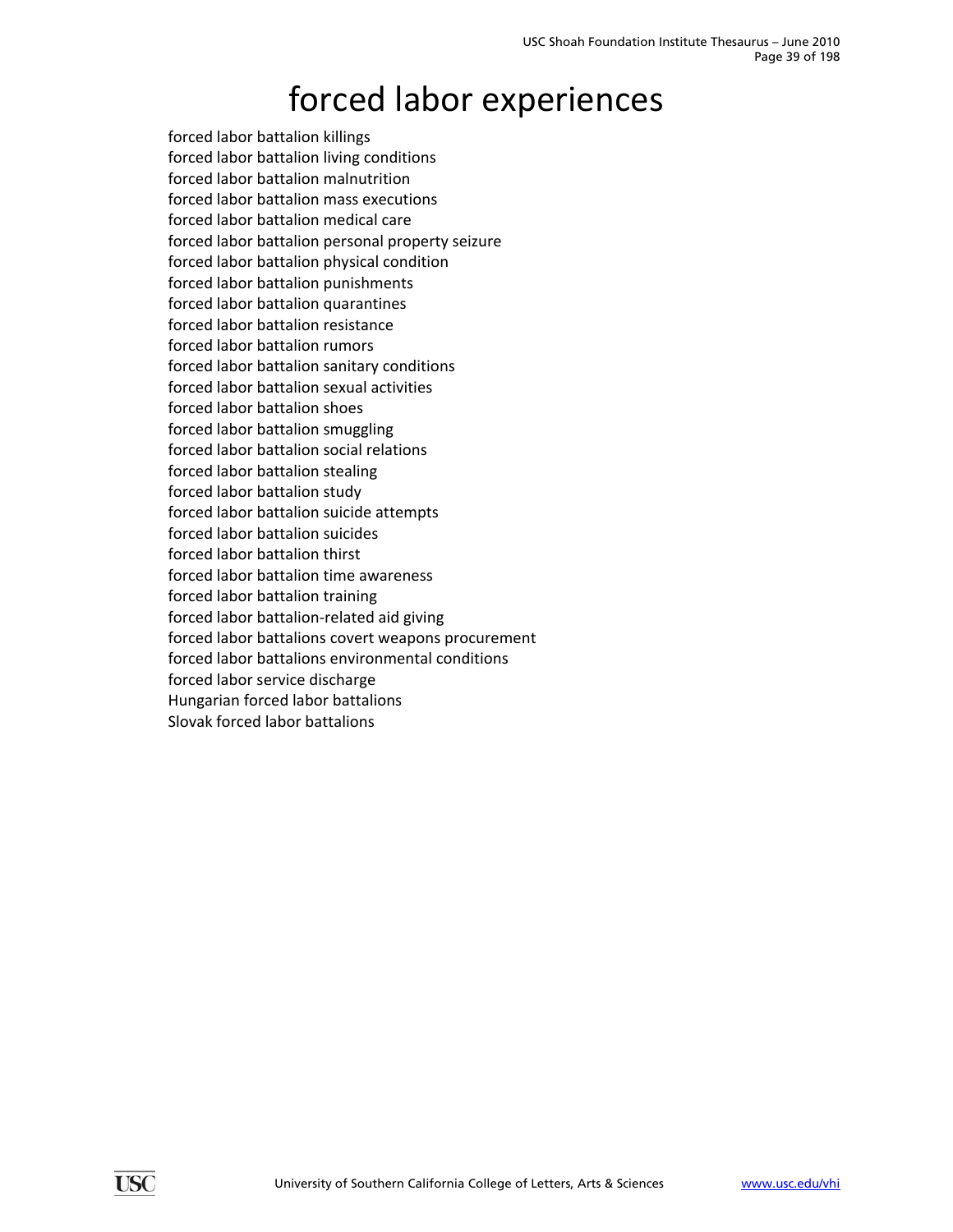# forced labor experiences

forced labor battalion killings
forced labor battalion living conditions
forced labor battalion malnutrition
forced labor battalion mass executions
forced labor battalion medical care
forced labor battalion personal property seizure
forced labor battalion physical condition
forced labor battalion punishments
forced labor battalion quarantines
forced labor battalion resistance
forced labor battalion rumors
forced labor battalion sanitary conditions
forced labor battalion sexual activities
forced labor battalion shoes
forced labor battalion smuggling
forced labor battalion social relations
forced labor battalion stealing
forced labor battalion study
forced labor battalion suicide attempts
forced labor battalion suicides
forced labor battalion thirst
forced labor battalion time awareness
forced labor battalion training
forced labor battalion-related aid giving
forced labor battalions covert weapons procurement
forced labor battalions environmental conditions
forced labor service discharge
Hungarian forced labor battalions
Slovak forced labor battalions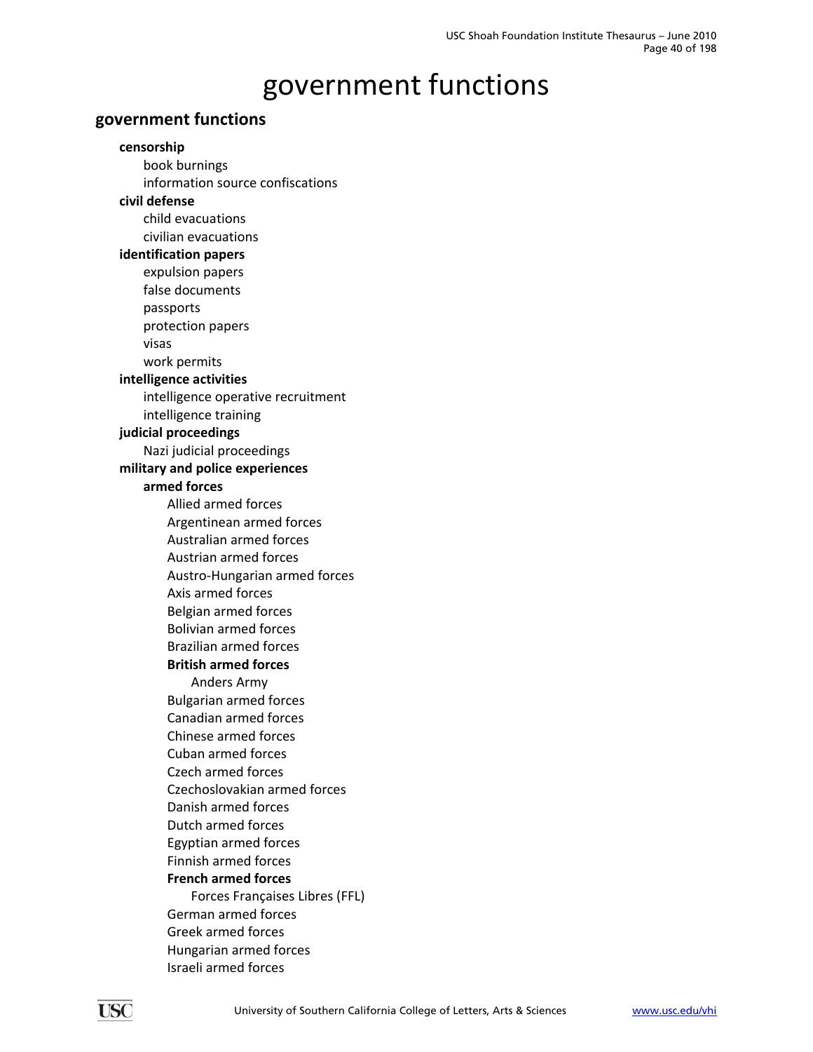# government functions

## government functions

- **censorship**
  - book burnings
  - information source confiscations
- **civil defense**
  - child evacuations
  - civilian evacuations
- **identification papers**
  - expulsion papers
  - false documents
  - passports
  - protection papers
  - visas
  - work permits
- **intelligence activities**
  - intelligence operative recruitment
  - intelligence training
- **judicial proceedings**
  - Nazi judicial proceedings
- **military and police experiences**
  - **armed forces**
    - Allied armed forces
    - Argentinean armed forces
    - Australian armed forces
    - Austrian armed forces
    - Austro-Hungarian armed forces
    - Axis armed forces
    - Belgian armed forces
    - Bolivian armed forces
    - Brazilian armed forces
    - **British armed forces**
      - Anders Army
    - Bulgarian armed forces
    - Canadian armed forces
    - Chinese armed forces
    - Cuban armed forces
    - Czech armed forces
    - Czechoslovakian armed forces
    - Danish armed forces
    - Dutch armed forces
    - Egyptian armed forces
    - Finnish armed forces
    - **French armed forces**
      - Forces Françaises Libres (FFL)
    - German armed forces
    - Greek armed forces
    - Hungarian armed forces
    - Israeli armed forces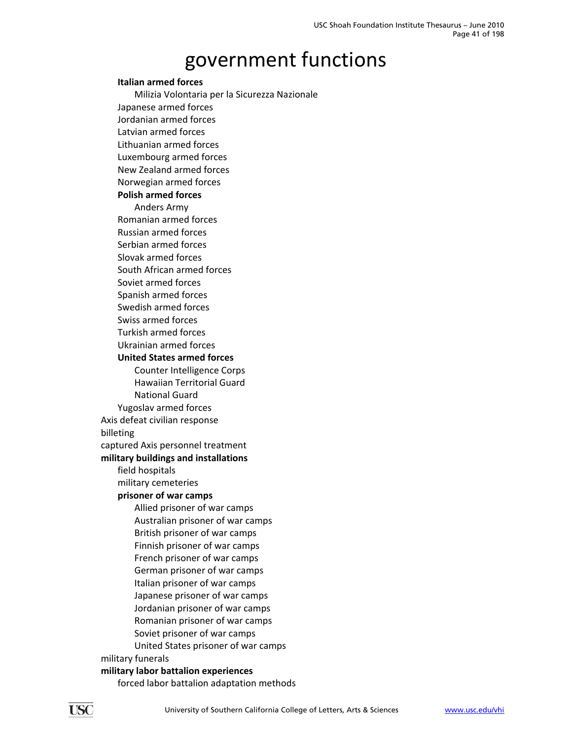# government functions

- **Italian armed forces**
  - Milizia Volontaria per la Sicurezza Nazionale
- Japanese armed forces
- Jordanian armed forces
- Latvian armed forces
- Lithuanian armed forces
- Luxembourg armed forces
- New Zealand armed forces
- Norwegian armed forces
- **Polish armed forces**
  - Anders Army
- Romanian armed forces
- Russian armed forces
- Serbian armed forces
- Slovak armed forces
- South African armed forces
- Soviet armed forces
- Spanish armed forces
- Swedish armed forces
- Swiss armed forces
- Turkish armed forces
- Ukrainian armed forces
- **United States armed forces**
  - Counter Intelligence Corps
  - Hawaiian Territorial Guard
  - National Guard
- Yugoslav armed forces

Axis defeat civilian response

billeting

captured Axis personnel treatment

**military buildings and installations**

- field hospitals
- military cemeteries
- **prisoner of war camps**
  - Allied prisoner of war camps
  - Australian prisoner of war camps
  - British prisoner of war camps
  - Finnish prisoner of war camps
  - French prisoner of war camps
  - German prisoner of war camps
  - Italian prisoner of war camps
  - Japanese prisoner of war camps
  - Jordanian prisoner of war camps
  - Romanian prisoner of war camps
  - Soviet prisoner of war camps
  - United States prisoner of war camps

military funerals

**military labor battalion experiences**

- forced labor battalion adaptation methods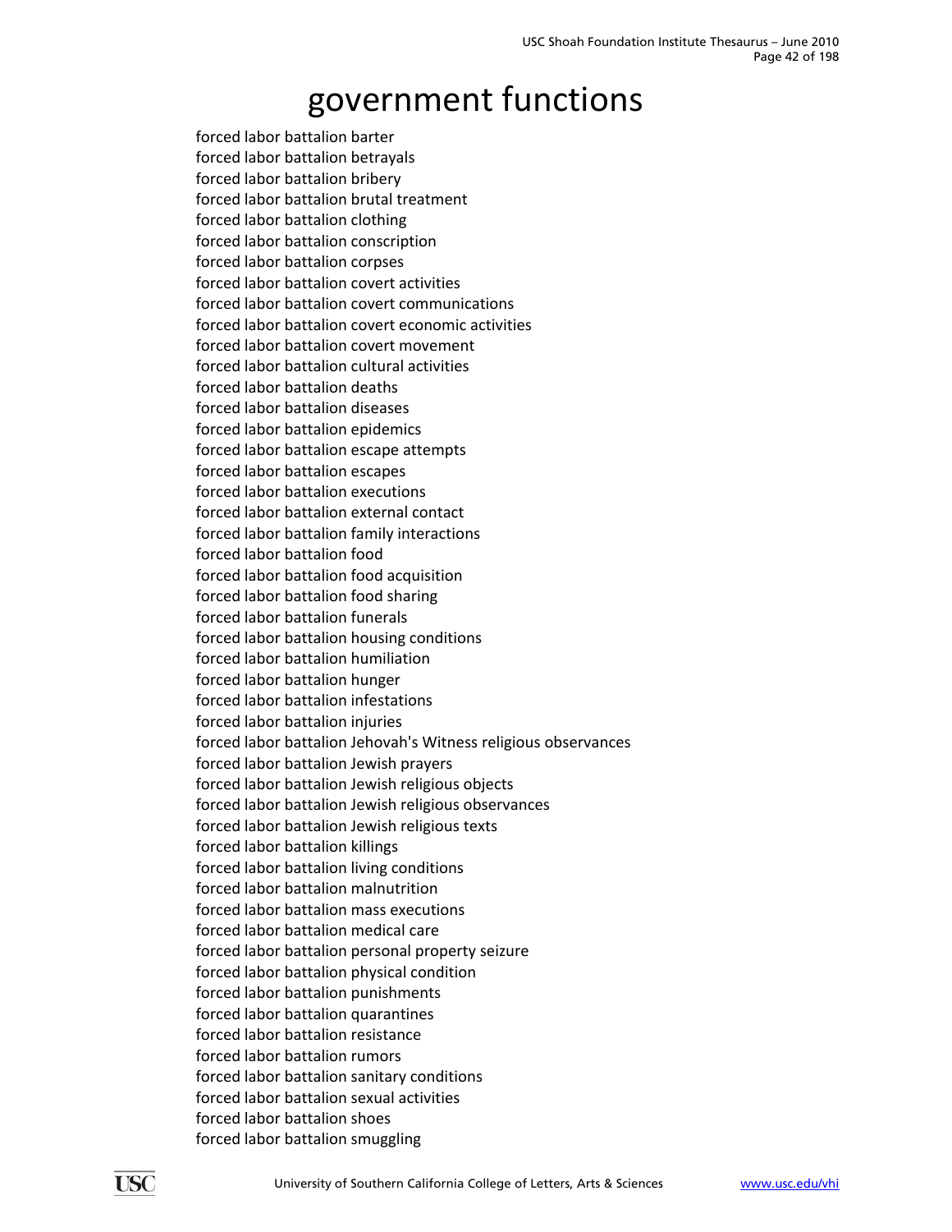# government functions

forced labor battalion barter
forced labor battalion betrayals
forced labor battalion bribery
forced labor battalion brutal treatment
forced labor battalion clothing
forced labor battalion conscription
forced labor battalion corpses
forced labor battalion covert activities
forced labor battalion covert communications
forced labor battalion covert economic activities
forced labor battalion covert movement
forced labor battalion cultural activities
forced labor battalion deaths
forced labor battalion diseases
forced labor battalion epidemics
forced labor battalion escape attempts
forced labor battalion escapes
forced labor battalion executions
forced labor battalion external contact
forced labor battalion family interactions
forced labor battalion food
forced labor battalion food acquisition
forced labor battalion food sharing
forced labor battalion funerals
forced labor battalion housing conditions
forced labor battalion humiliation
forced labor battalion hunger
forced labor battalion infestations
forced labor battalion injuries
forced labor battalion Jehovah's Witness religious observances
forced labor battalion Jewish prayers
forced labor battalion Jewish religious objects
forced labor battalion Jewish religious observances
forced labor battalion Jewish religious texts
forced labor battalion killings
forced labor battalion living conditions
forced labor battalion malnutrition
forced labor battalion mass executions
forced labor battalion medical care
forced labor battalion personal property seizure
forced labor battalion physical condition
forced labor battalion punishments
forced labor battalion quarantines
forced labor battalion resistance
forced labor battalion rumors
forced labor battalion sanitary conditions
forced labor battalion sexual activities
forced labor battalion shoes
forced labor battalion smuggling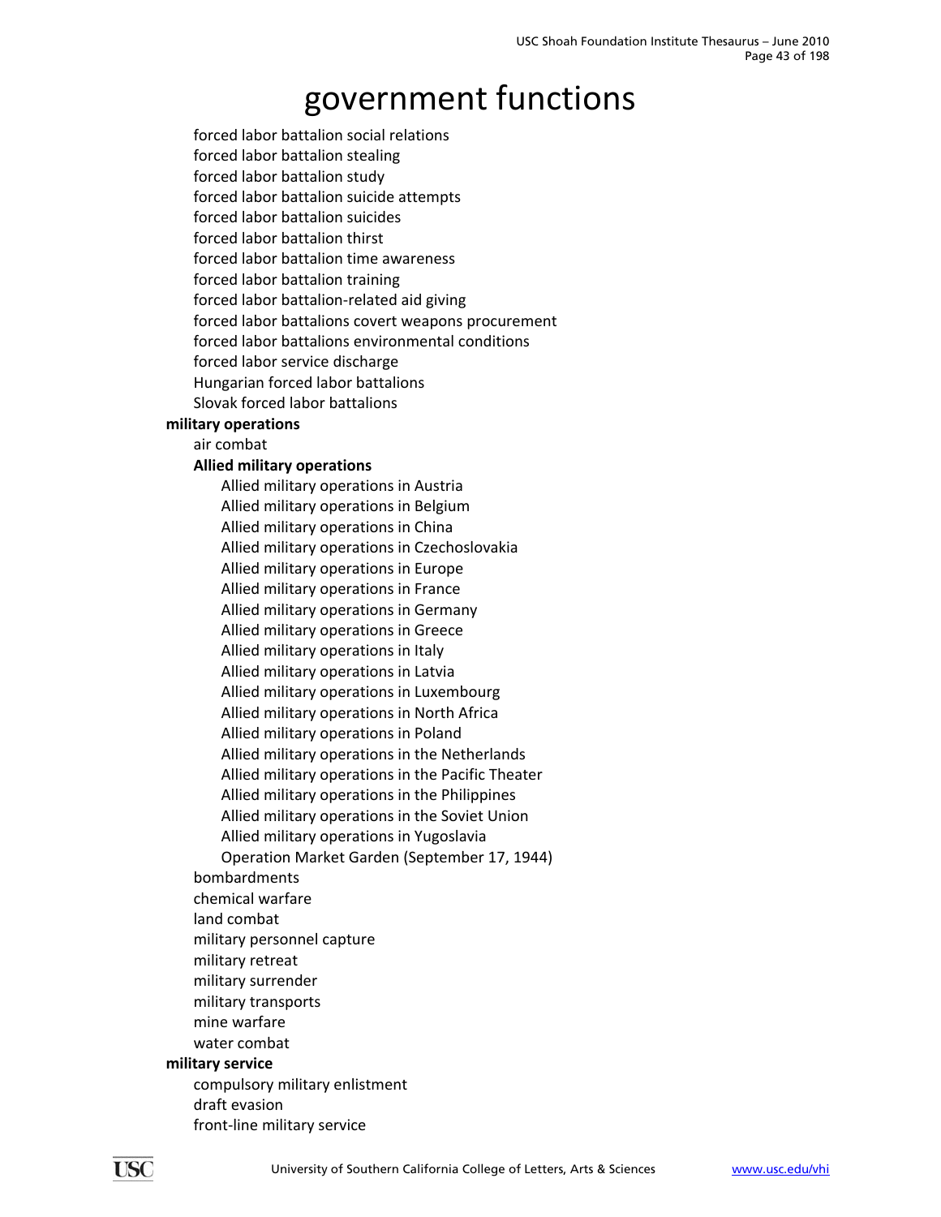# government functions

- forced labor battalion social relations
- forced labor battalion stealing
- forced labor battalion study
- forced labor battalion suicide attempts
- forced labor battalion suicides
- forced labor battalion thirst
- forced labor battalion time awareness
- forced labor battalion training
- forced labor battalion-related aid giving
- forced labor battalions covert weapons procurement
- forced labor battalions environmental conditions
- forced labor service discharge
- Hungarian forced labor battalions
- Slovak forced labor battalions

**military operations**

- air combat
- **Allied military operations**
  - Allied military operations in Austria
  - Allied military operations in Belgium
  - Allied military operations in China
  - Allied military operations in Czechoslovakia
  - Allied military operations in Europe
  - Allied military operations in France
  - Allied military operations in Germany
  - Allied military operations in Greece
  - Allied military operations in Italy
  - Allied military operations in Latvia
  - Allied military operations in Luxembourg
  - Allied military operations in North Africa
  - Allied military operations in Poland
  - Allied military operations in the Netherlands
  - Allied military operations in the Pacific Theater
  - Allied military operations in the Philippines
  - Allied military operations in the Soviet Union
  - Allied military operations in Yugoslavia
  - Operation Market Garden (September 17, 1944)
- bombardments
- chemical warfare
- land combat
- military personnel capture
- military retreat
- military surrender
- military transports
- mine warfare
- water combat

**military service**

- compulsory military enlistment
- draft evasion
- front-line military service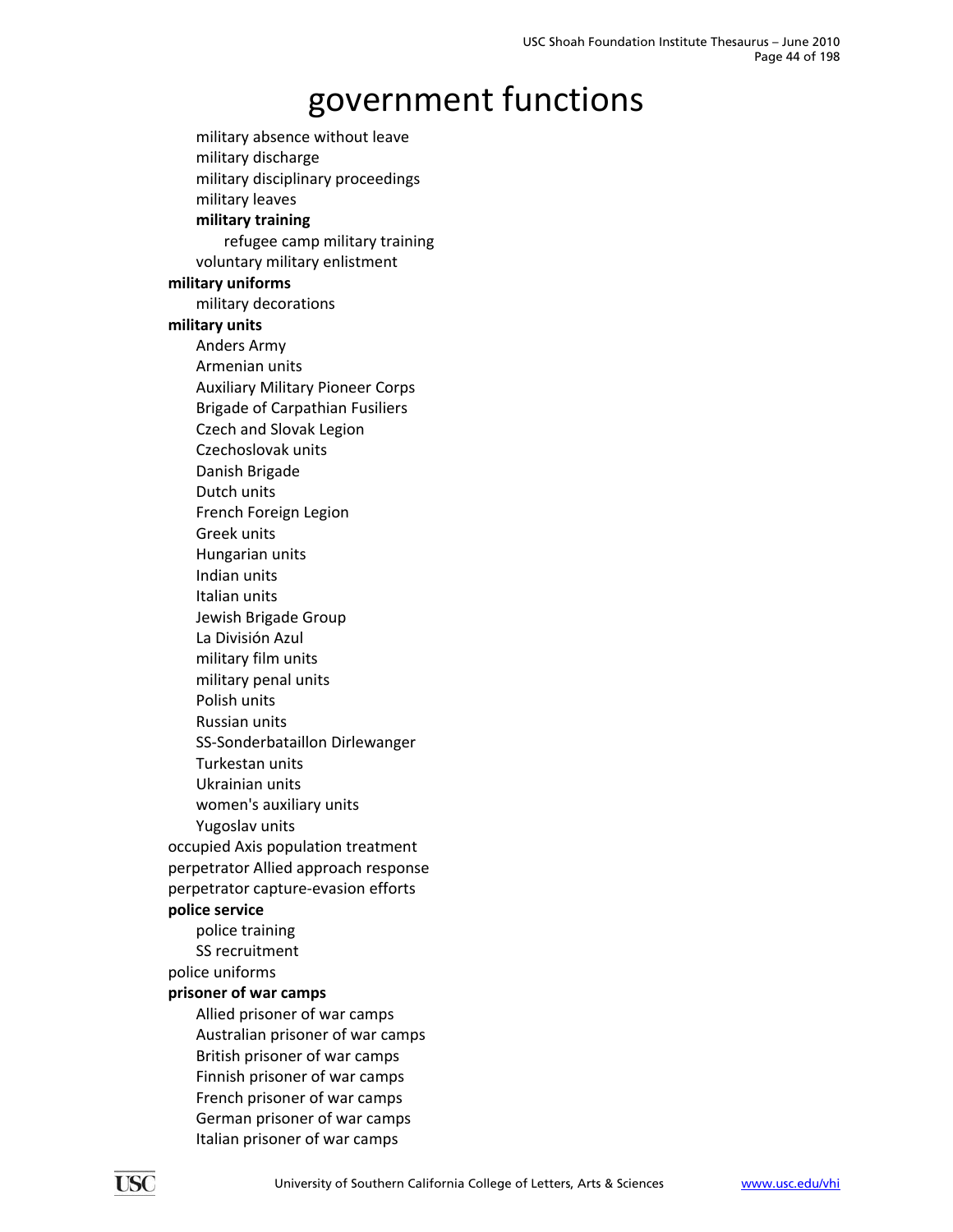# government functions

- military absence without leave
- military discharge
- military disciplinary proceedings
- military leaves
- **military training**
    - refugee camp military training
- voluntary military enlistment

**military uniforms**

- military decorations

**military units**

- Anders Army
- Armenian units
- Auxiliary Military Pioneer Corps
- Brigade of Carpathian Fusiliers
- Czech and Slovak Legion
- Czechoslovak units
- Danish Brigade
- Dutch units
- French Foreign Legion
- Greek units
- Hungarian units
- Indian units
- Italian units
- Jewish Brigade Group
- La División Azul
- military film units
- military penal units
- Polish units
- Russian units
- SS-Sonderbataillon Dirlewanger
- Turkestan units
- Ukrainian units
- women's auxiliary units
- Yugoslav units

occupied Axis population treatment

perpetrator Allied approach response

perpetrator capture-evasion efforts

**police service**

- police training
- SS recruitment

police uniforms

**prisoner of war camps**

- Allied prisoner of war camps
- Australian prisoner of war camps
- British prisoner of war camps
- Finnish prisoner of war camps
- French prisoner of war camps
- German prisoner of war camps
- Italian prisoner of war camps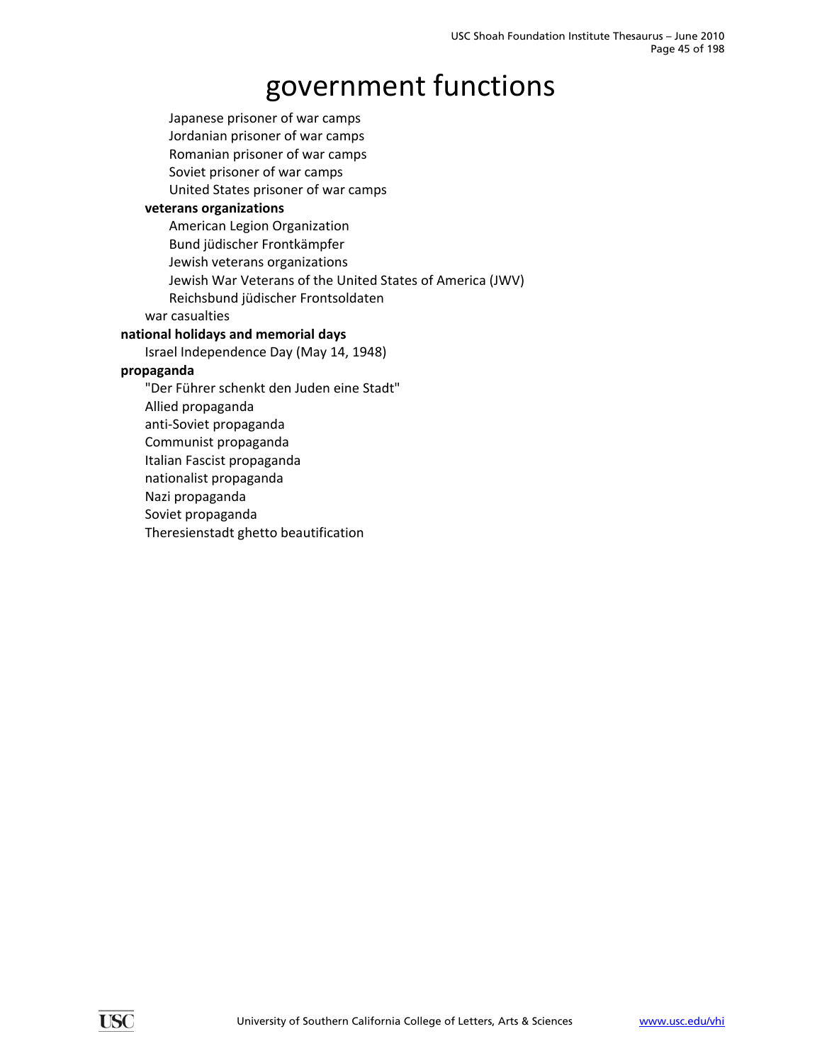# government functions

        - Japanese prisoner of war camps
        - Jordanian prisoner of war camps
        - Romanian prisoner of war camps
        - Soviet prisoner of war camps
        - United States prisoner of war camps
    - **veterans organizations**
        - American Legion Organization
        - Bund jüdischer Frontkämpfer
        - Jewish veterans organizations
        - Jewish War Veterans of the United States of America (JWV)
        - Reichsbund jüdischer Frontsoldaten
    - war casualties
- **national holidays and memorial days**
    - Israel Independence Day (May 14, 1948)
- **propaganda**
    - "Der Führer schenkt den Juden eine Stadt"
    - Allied propaganda
    - anti-Soviet propaganda
    - Communist propaganda
    - Italian Fascist propaganda
    - nationalist propaganda
    - Nazi propaganda
    - Soviet propaganda
    - Theresienstadt ghetto beautification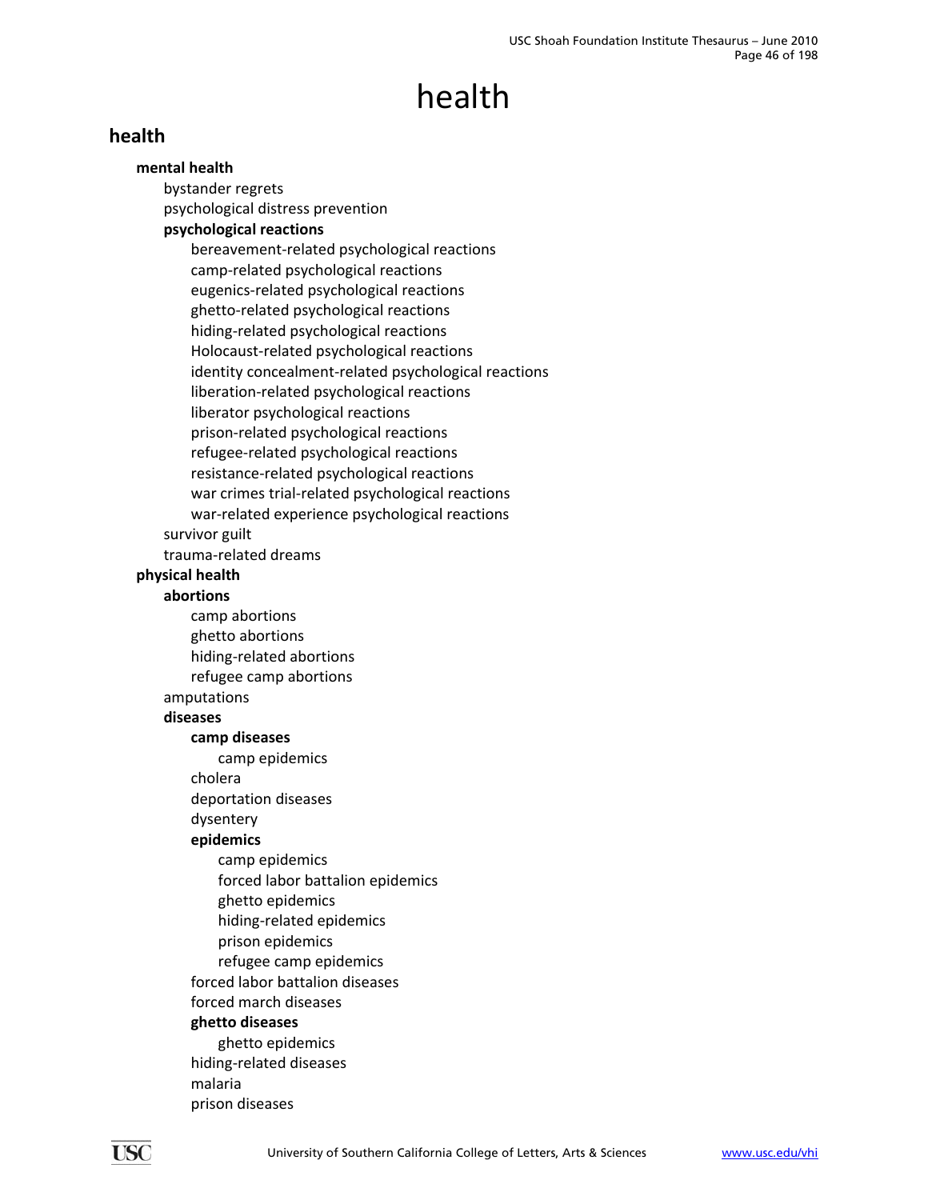# health

## health

- **mental health**
  - bystander regrets
  - psychological distress prevention
  - **psychological reactions**
    - bereavement-related psychological reactions
    - camp-related psychological reactions
    - eugenics-related psychological reactions
    - ghetto-related psychological reactions
    - hiding-related psychological reactions
    - Holocaust-related psychological reactions
    - identity concealment-related psychological reactions
    - liberation-related psychological reactions
    - liberator psychological reactions
    - prison-related psychological reactions
    - refugee-related psychological reactions
    - resistance-related psychological reactions
    - war crimes trial-related psychological reactions
    - war-related experience psychological reactions
  - survivor guilt
  - trauma-related dreams
- **physical health**
  - **abortions**
    - camp abortions
    - ghetto abortions
    - hiding-related abortions
    - refugee camp abortions
  - amputations
  - **diseases**
    - **camp diseases**
      - camp epidemics
    - cholera
    - deportation diseases
    - dysentery
    - **epidemics**
      - camp epidemics
      - forced labor battalion epidemics
      - ghetto epidemics
      - hiding-related epidemics
      - prison epidemics
      - refugee camp epidemics
    - forced labor battalion diseases
    - forced march diseases
    - **ghetto diseases**
      - ghetto epidemics
    - hiding-related diseases
    - malaria
    - prison diseases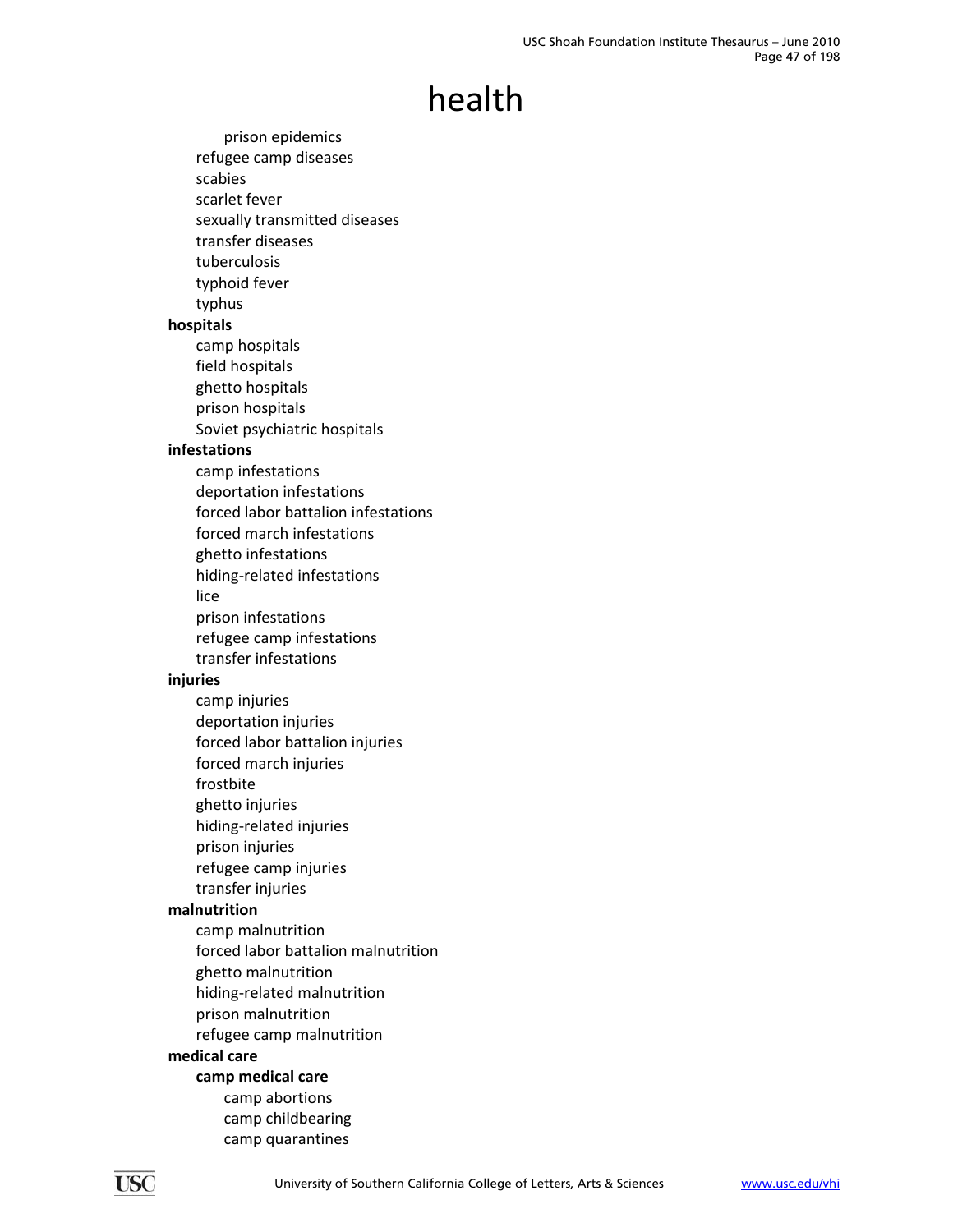# health

        - prison epidemics
    - refugee camp diseases
    - scabies
    - scarlet fever
    - sexually transmitted diseases
    - transfer diseases
    - tuberculosis
    - typhoid fever
    - typhus
- **hospitals**
    - camp hospitals
    - field hospitals
    - ghetto hospitals
    - prison hospitals
    - Soviet psychiatric hospitals
- **infestations**
    - camp infestations
    - deportation infestations
    - forced labor battalion infestations
    - forced march infestations
    - ghetto infestations
    - hiding-related infestations
    - lice
    - prison infestations
    - refugee camp infestations
    - transfer infestations
- **injuries**
    - camp injuries
    - deportation injuries
    - forced labor battalion injuries
    - forced march injuries
    - frostbite
    - ghetto injuries
    - hiding-related injuries
    - prison injuries
    - refugee camp injuries
    - transfer injuries
- **malnutrition**
    - camp malnutrition
    - forced labor battalion malnutrition
    - ghetto malnutrition
    - hiding-related malnutrition
    - prison malnutrition
    - refugee camp malnutrition
- **medical care**
    - **camp medical care**
        - camp abortions
        - camp childbearing
        - camp quarantines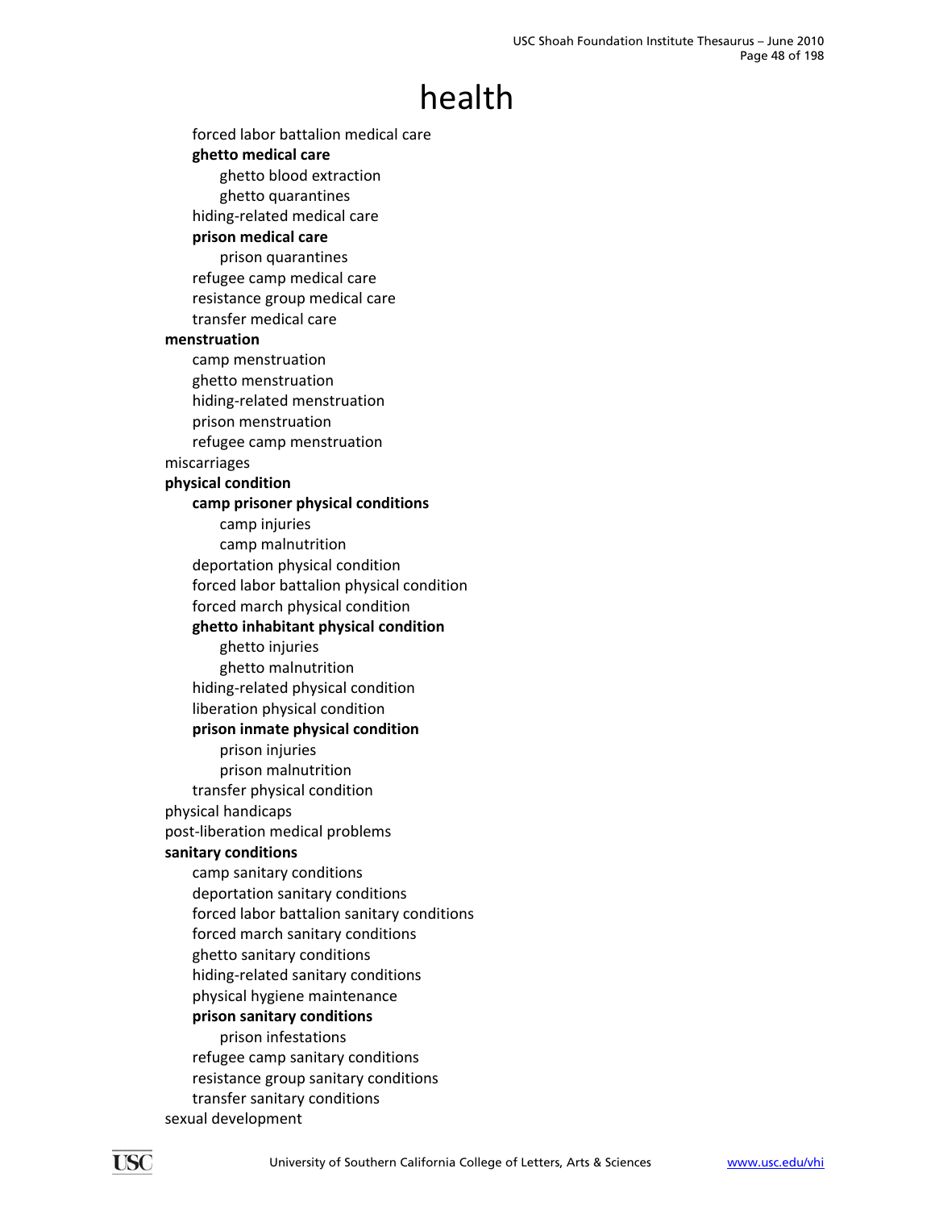# health

- forced labor battalion medical care
- **ghetto medical care**
  - ghetto blood extraction
  - ghetto quarantines
- hiding-related medical care
- **prison medical care**
  - prison quarantines
- refugee camp medical care
- resistance group medical care
- transfer medical care

**menstruation**

- camp menstruation
- ghetto menstruation
- hiding-related menstruation
- prison menstruation
- refugee camp menstruation

miscarriages

**physical condition**

- **camp prisoner physical conditions**
  - camp injuries
  - camp malnutrition
- deportation physical condition
- forced labor battalion physical condition
- forced march physical condition
- **ghetto inhabitant physical condition**
  - ghetto injuries
  - ghetto malnutrition
- hiding-related physical condition
- liberation physical condition
- **prison inmate physical condition**
  - prison injuries
  - prison malnutrition
- transfer physical condition

physical handicaps

post-liberation medical problems

**sanitary conditions**

- camp sanitary conditions
- deportation sanitary conditions
- forced labor battalion sanitary conditions
- forced march sanitary conditions
- ghetto sanitary conditions
- hiding-related sanitary conditions
- physical hygiene maintenance
- **prison sanitary conditions**
  - prison infestations
- refugee camp sanitary conditions
- resistance group sanitary conditions
- transfer sanitary conditions

sexual development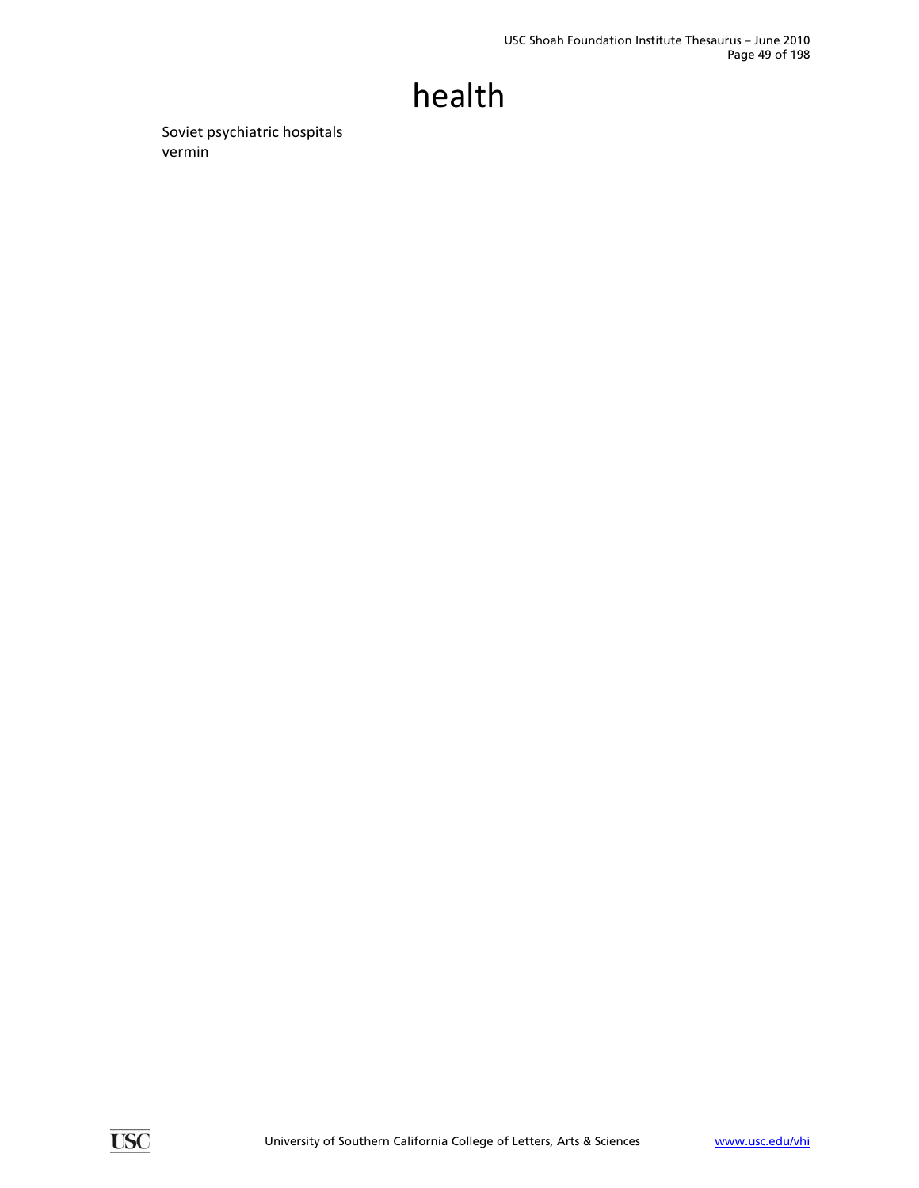# health

Soviet psychiatric hospitals
vermin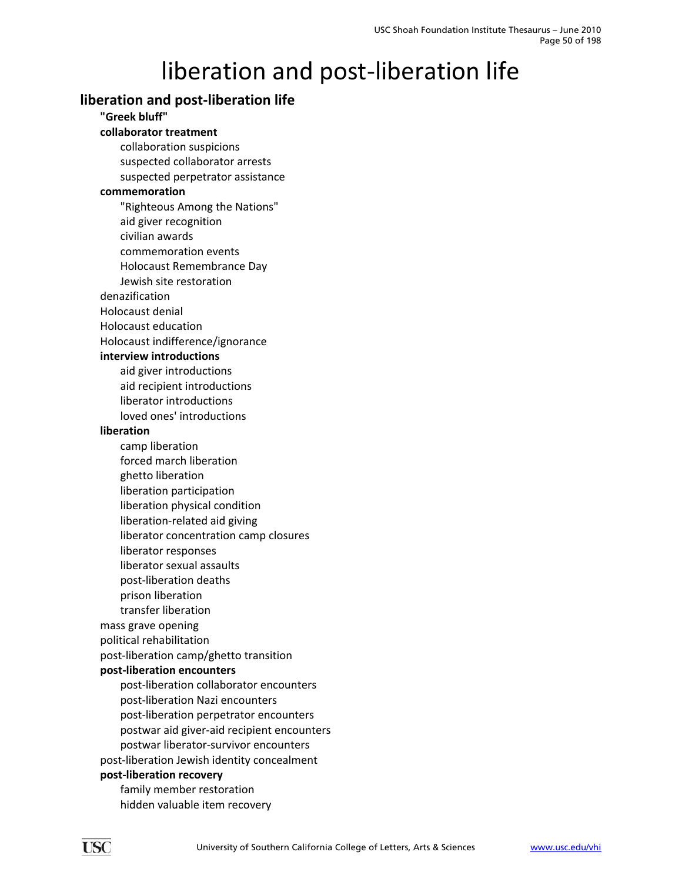# liberation and post-liberation life

## liberation and post-liberation life

- **"Greek bluff"**
- **collaborator treatment**
    - collaboration suspicions
    - suspected collaborator arrests
    - suspected perpetrator assistance
- **commemoration**
    - "Righteous Among the Nations"
    - aid giver recognition
    - civilian awards
    - commemoration events
    - Holocaust Remembrance Day
    - Jewish site restoration
- denazification
- Holocaust denial
- Holocaust education
- Holocaust indifference/ignorance
- **interview introductions**
    - aid giver introductions
    - aid recipient introductions
    - liberator introductions
    - loved ones' introductions
- **liberation**
    - camp liberation
    - forced march liberation
    - ghetto liberation
    - liberation participation
    - liberation physical condition
    - liberation-related aid giving
    - liberator concentration camp closures
    - liberator responses
    - liberator sexual assaults
    - post-liberation deaths
    - prison liberation
    - transfer liberation
- mass grave opening
- political rehabilitation
- post-liberation camp/ghetto transition
- **post-liberation encounters**
    - post-liberation collaborator encounters
    - post-liberation Nazi encounters
    - post-liberation perpetrator encounters
    - postwar aid giver-aid recipient encounters
    - postwar liberator-survivor encounters
- post-liberation Jewish identity concealment
- **post-liberation recovery**
    - family member restoration
    - hidden valuable item recovery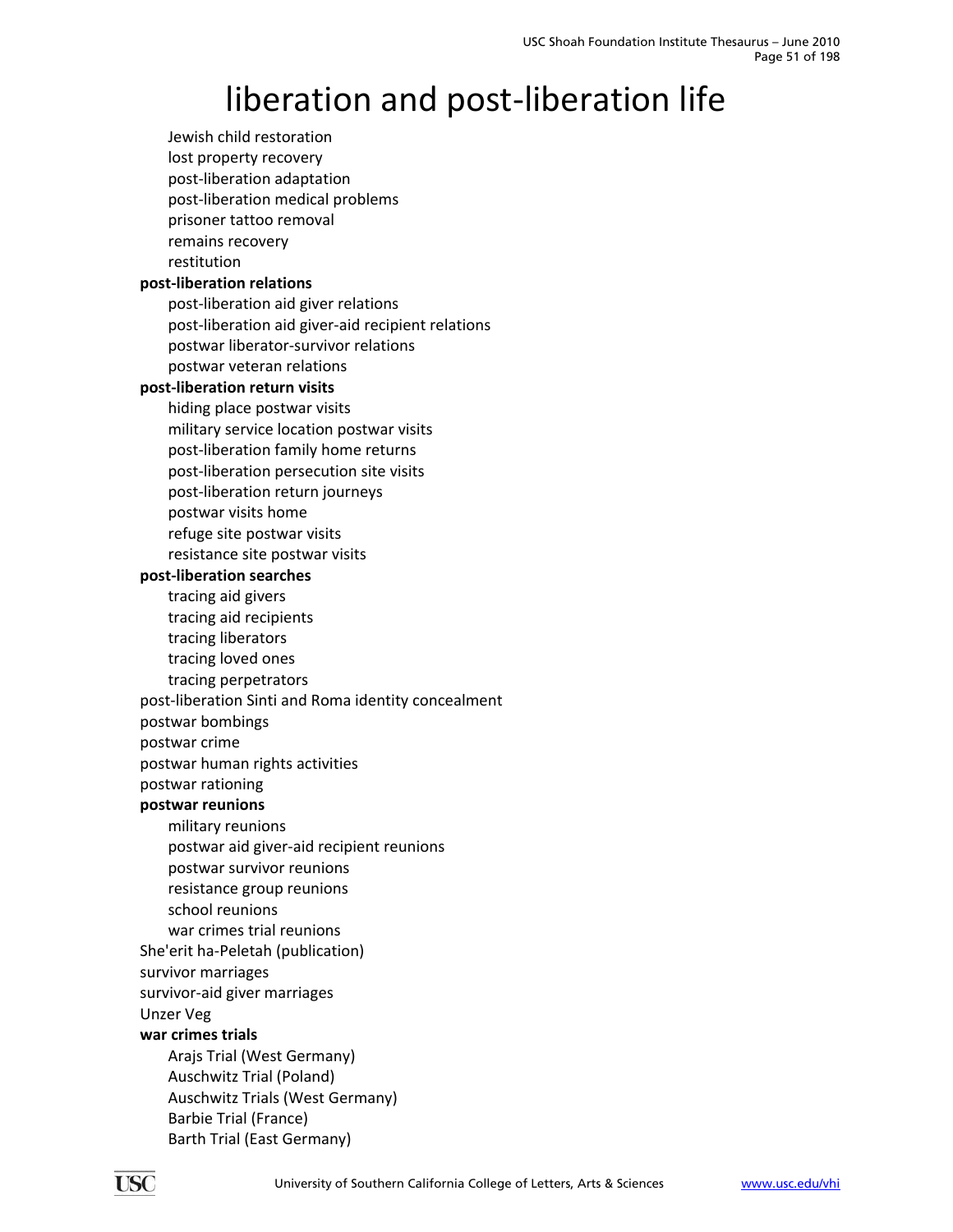# liberation and post-liberation life

- Jewish child restoration
- lost property recovery
- post-liberation adaptation
- post-liberation medical problems
- prisoner tattoo removal
- remains recovery
- restitution

**post-liberation relations**

- post-liberation aid giver relations
- post-liberation aid giver-aid recipient relations
- postwar liberator-survivor relations
- postwar veteran relations

**post-liberation return visits**

- hiding place postwar visits
- military service location postwar visits
- post-liberation family home returns
- post-liberation persecution site visits
- post-liberation return journeys
- postwar visits home
- refuge site postwar visits
- resistance site postwar visits

**post-liberation searches**

- tracing aid givers
- tracing aid recipients
- tracing liberators
- tracing loved ones
- tracing perpetrators

post-liberation Sinti and Roma identity concealment

postwar bombings

postwar crime

postwar human rights activities

postwar rationing

**postwar reunions**

- military reunions
- postwar aid giver-aid recipient reunions
- postwar survivor reunions
- resistance group reunions
- school reunions
- war crimes trial reunions

She'erit ha-Peletah (publication)

survivor marriages

survivor-aid giver marriages

Unzer Veg

**war crimes trials**

- Arajs Trial (West Germany)
- Auschwitz Trial (Poland)
- Auschwitz Trials (West Germany)
- Barbie Trial (France)
- Barth Trial (East Germany)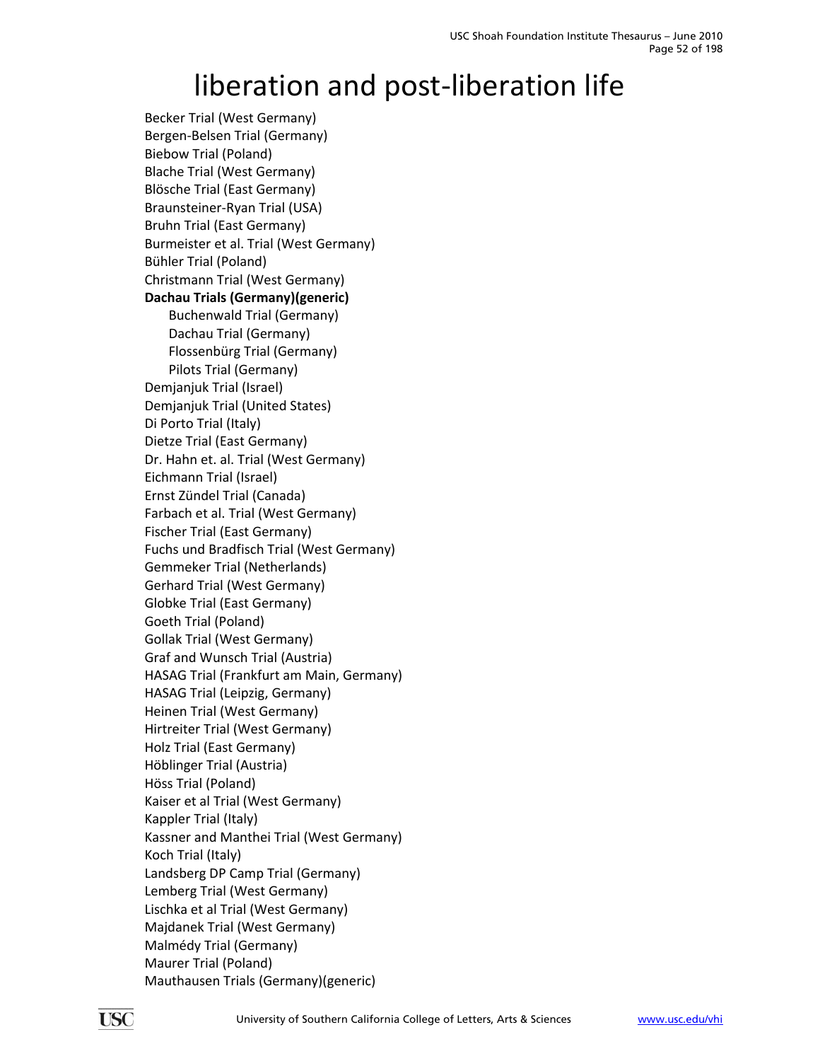# liberation and post-liberation life

Becker Trial (West Germany)
Bergen-Belsen Trial (Germany)
Biebow Trial (Poland)
Blache Trial (West Germany)
Blösche Trial (East Germany)
Braunsteiner-Ryan Trial (USA)
Bruhn Trial (East Germany)
Burmeister et al. Trial (West Germany)
Bühler Trial (Poland)
Christmann Trial (West Germany)
**Dachau Trials (Germany)(generic)**
  Buchenwald Trial (Germany)
  Dachau Trial (Germany)
  Flossenbürg Trial (Germany)
  Pilots Trial (Germany)
Demjanjuk Trial (Israel)
Demjanjuk Trial (United States)
Di Porto Trial (Italy)
Dietze Trial (East Germany)
Dr. Hahn et. al. Trial (West Germany)
Eichmann Trial (Israel)
Ernst Zündel Trial (Canada)
Farbach et al. Trial (West Germany)
Fischer Trial (East Germany)
Fuchs und Bradfisch Trial (West Germany)
Gemmeker Trial (Netherlands)
Gerhard Trial (West Germany)
Globke Trial (East Germany)
Goeth Trial (Poland)
Gollak Trial (West Germany)
Graf and Wunsch Trial (Austria)
HASAG Trial (Frankfurt am Main, Germany)
HASAG Trial (Leipzig, Germany)
Heinen Trial (West Germany)
Hirtreiter Trial (West Germany)
Holz Trial (East Germany)
Höblinger Trial (Austria)
Höss Trial (Poland)
Kaiser et al Trial (West Germany)
Kappler Trial (Italy)
Kassner and Manthei Trial (West Germany)
Koch Trial (Italy)
Landsberg DP Camp Trial (Germany)
Lemberg Trial (West Germany)
Lischka et al Trial (West Germany)
Majdanek Trial (West Germany)
Malmédy Trial (Germany)
Maurer Trial (Poland)
Mauthausen Trials (Germany)(generic)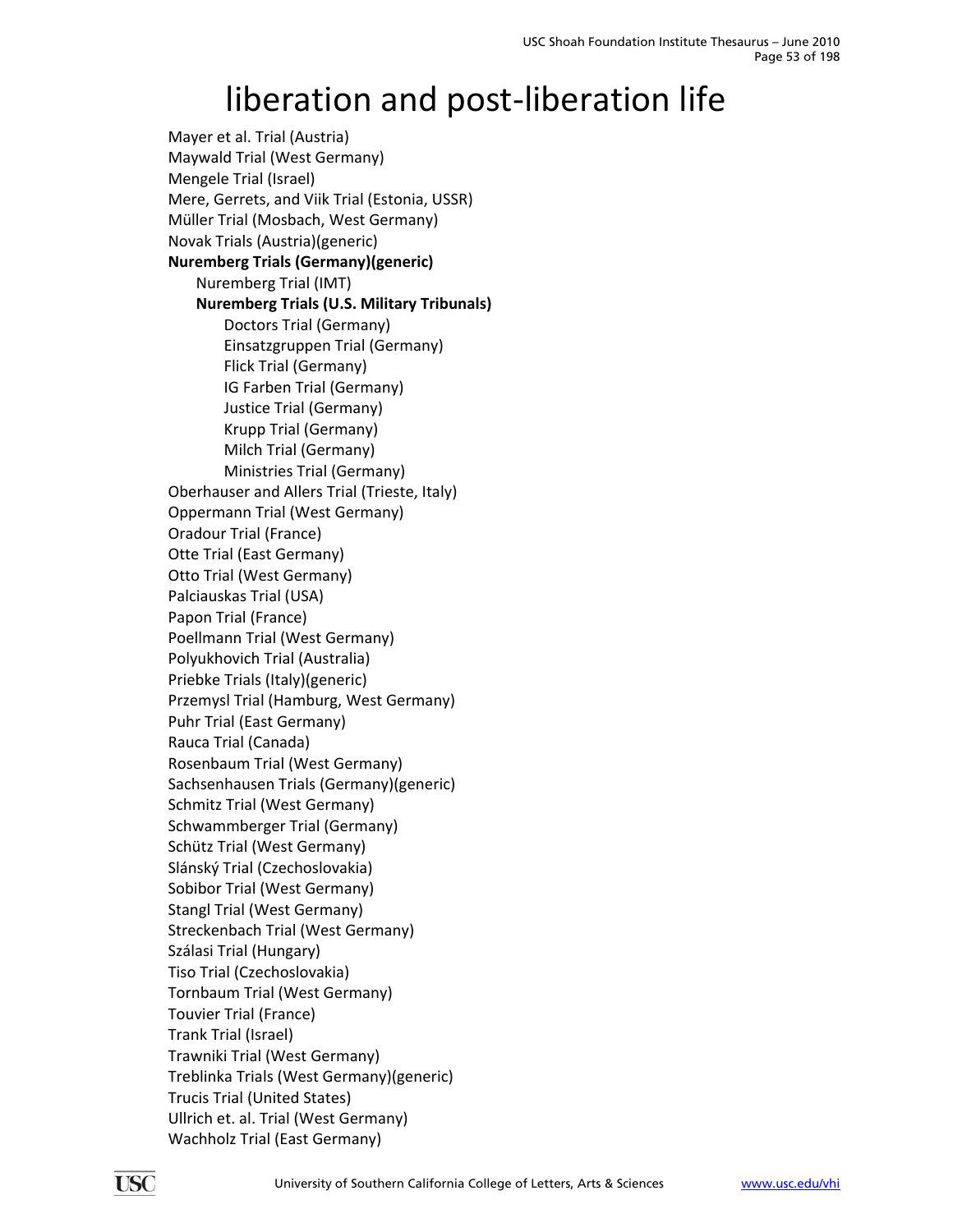# liberation and post-liberation life

Mayer et al. Trial (Austria)
Maywald Trial (West Germany)
Mengele Trial (Israel)
Mere, Gerrets, and Viik Trial (Estonia, USSR)
Müller Trial (Mosbach, West Germany)
Novak Trials (Austria)(generic)
**Nuremberg Trials (Germany)(generic)**
- Nuremberg Trial (IMT)
- **Nuremberg Trials (U.S. Military Tribunals)**
  - Doctors Trial (Germany)
  - Einsatzgruppen Trial (Germany)
  - Flick Trial (Germany)
  - IG Farben Trial (Germany)
  - Justice Trial (Germany)
  - Krupp Trial (Germany)
  - Milch Trial (Germany)
  - Ministries Trial (Germany)

Oberhauser and Allers Trial (Trieste, Italy)
Oppermann Trial (West Germany)
Oradour Trial (France)
Otte Trial (East Germany)
Otto Trial (West Germany)
Palciauskas Trial (USA)
Papon Trial (France)
Poellmann Trial (West Germany)
Polyukhovich Trial (Australia)
Priebke Trials (Italy)(generic)
Przemysl Trial (Hamburg, West Germany)
Puhr Trial (East Germany)
Rauca Trial (Canada)
Rosenbaum Trial (West Germany)
Sachsenhausen Trials (Germany)(generic)
Schmitz Trial (West Germany)
Schwammberger Trial (Germany)
Schütz Trial (West Germany)
Slánský Trial (Czechoslovakia)
Sobibor Trial (West Germany)
Stangl Trial (West Germany)
Streckenbach Trial (West Germany)
Szálasi Trial (Hungary)
Tiso Trial (Czechoslovakia)
Tornbaum Trial (West Germany)
Touvier Trial (France)
Trank Trial (Israel)
Trawniki Trial (West Germany)
Treblinka Trials (West Germany)(generic)
Trucis Trial (United States)
Ullrich et. al. Trial (West Germany)
Wachholz Trial (East Germany)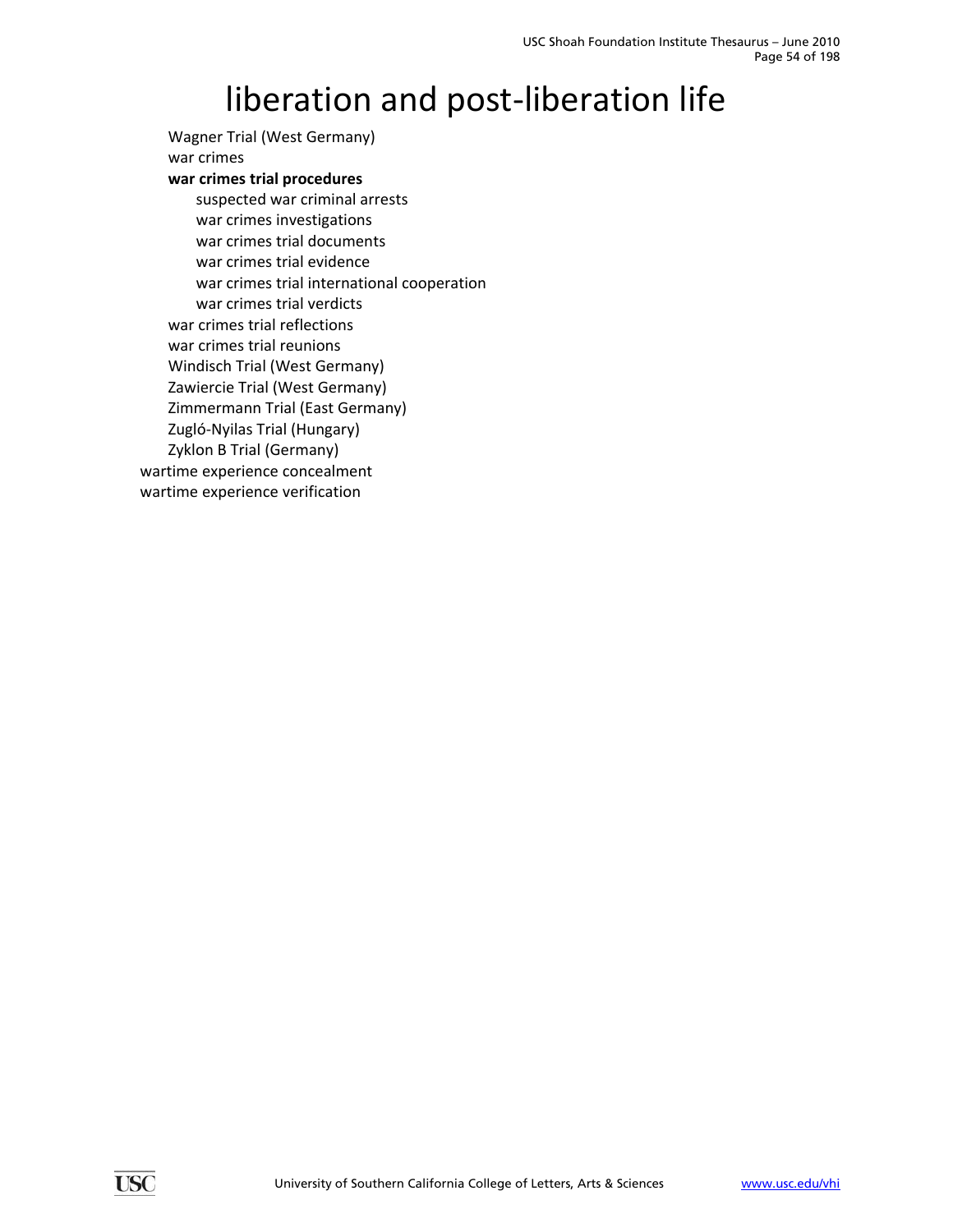# liberation and post-liberation life

- Wagner Trial (West Germany)
- war crimes
- **war crimes trial procedures**
    - suspected war criminal arrests
    - war crimes investigations
    - war crimes trial documents
    - war crimes trial evidence
    - war crimes trial international cooperation
    - war crimes trial verdicts
- war crimes trial reflections
- war crimes trial reunions
- Windisch Trial (West Germany)
- Zawiercie Trial (West Germany)
- Zimmermann Trial (East Germany)
- Zugló-Nyilas Trial (Hungary)
- Zyklon B Trial (Germany)

wartime experience concealment

wartime experience verification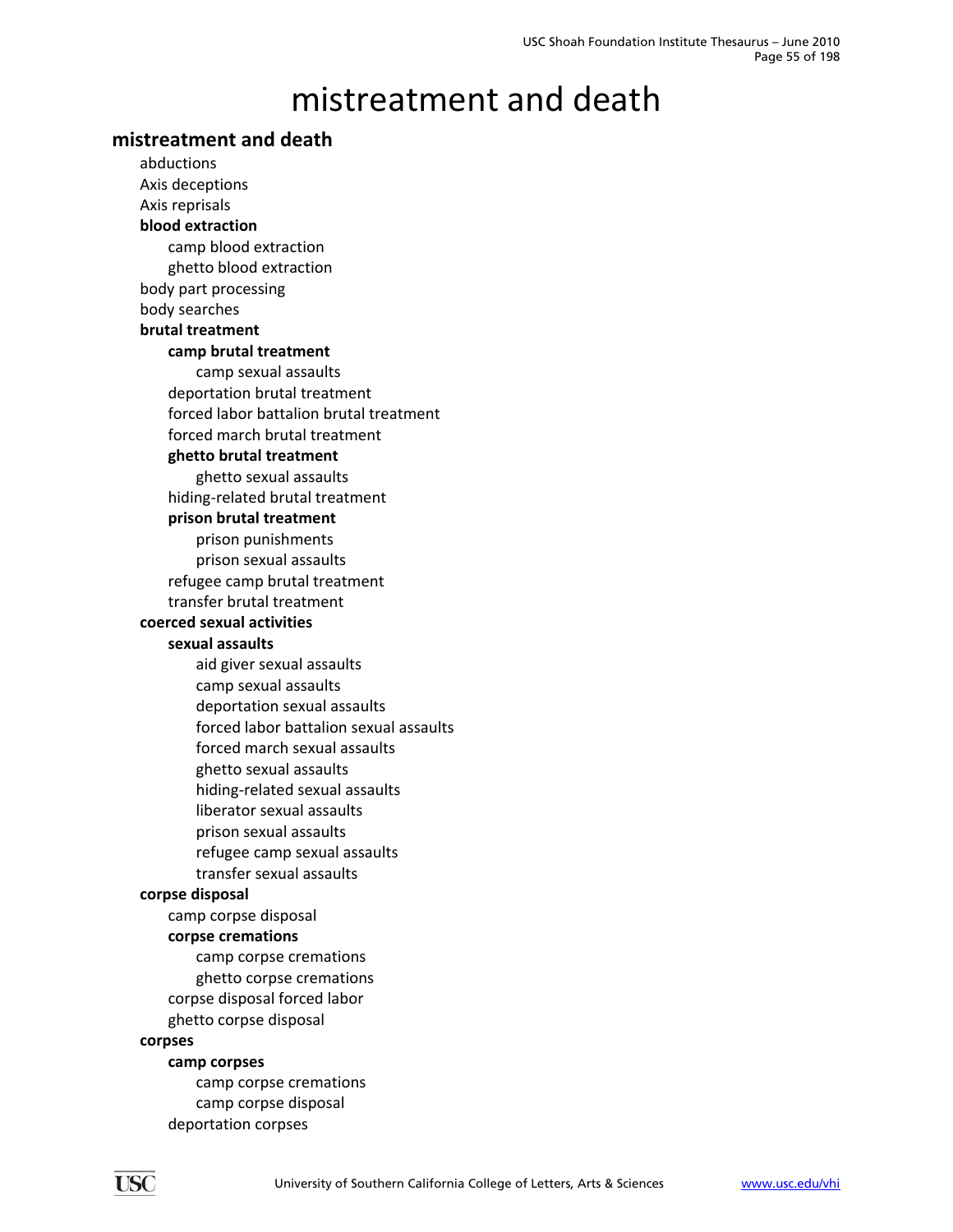# mistreatment and death

**mistreatment and death**

- abductions
- Axis deceptions
- Axis reprisals
- **blood extraction**
  - camp blood extraction
  - ghetto blood extraction
- body part processing
- body searches
- **brutal treatment**
  - **camp brutal treatment**
    - camp sexual assaults
  - deportation brutal treatment
  - forced labor battalion brutal treatment
  - forced march brutal treatment
  - **ghetto brutal treatment**
    - ghetto sexual assaults
  - hiding-related brutal treatment
  - **prison brutal treatment**
    - prison punishments
    - prison sexual assaults
  - refugee camp brutal treatment
  - transfer brutal treatment
- **coerced sexual activities**
  - **sexual assaults**
    - aid giver sexual assaults
    - camp sexual assaults
    - deportation sexual assaults
    - forced labor battalion sexual assaults
    - forced march sexual assaults
    - ghetto sexual assaults
    - hiding-related sexual assaults
    - liberator sexual assaults
    - prison sexual assaults
    - refugee camp sexual assaults
    - transfer sexual assaults
- **corpse disposal**
  - camp corpse disposal
  - **corpse cremations**
    - camp corpse cremations
    - ghetto corpse cremations
  - corpse disposal forced labor
  - ghetto corpse disposal
- **corpses**
  - **camp corpses**
    - camp corpse cremations
    - camp corpse disposal
  - deportation corpses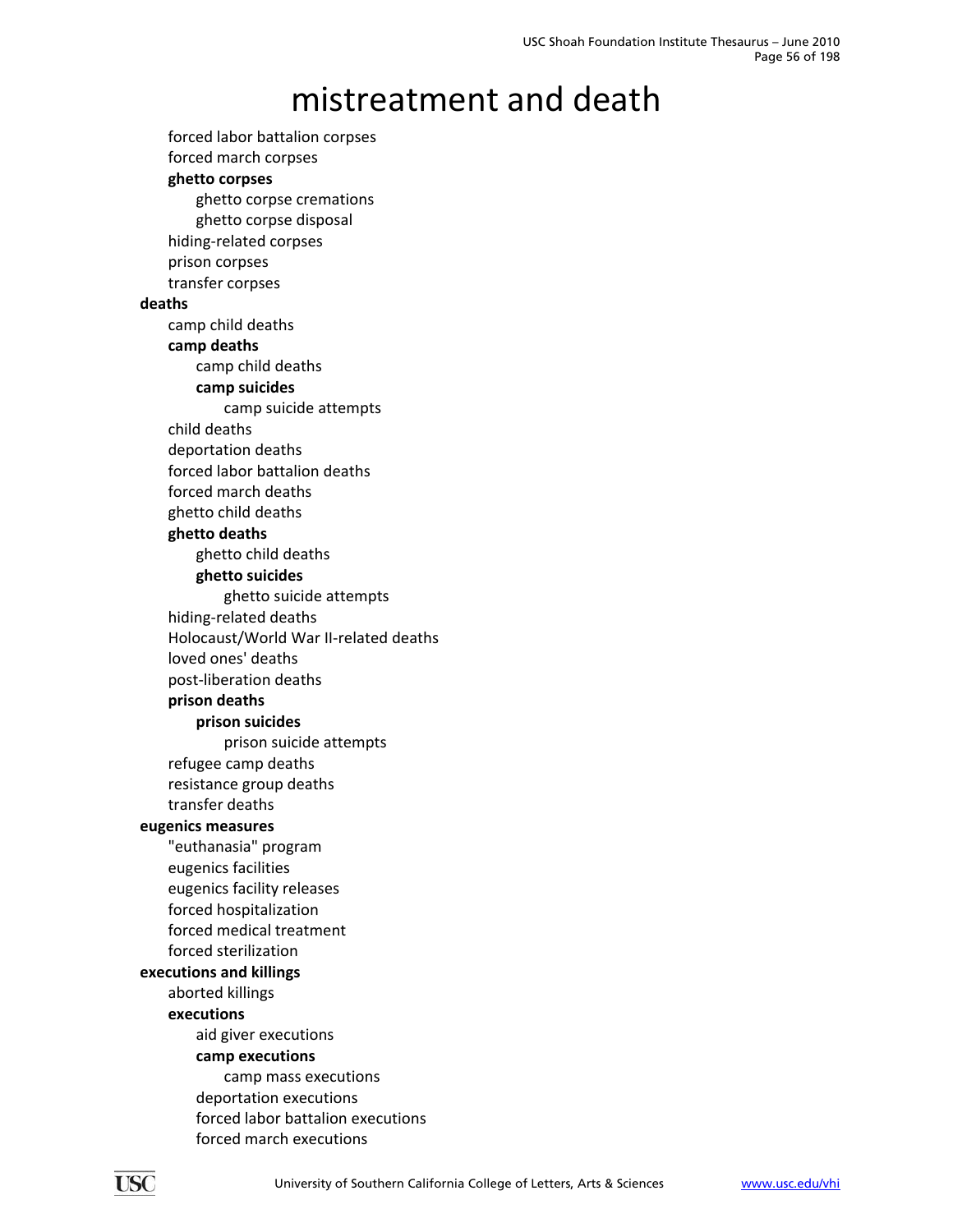# mistreatment and death

- forced labor battalion corpses
- forced march corpses
- **ghetto corpses**
  - ghetto corpse cremations
  - ghetto corpse disposal
- hiding-related corpses
- prison corpses
- transfer corpses

**deaths**

- camp child deaths
- **camp deaths**
  - camp child deaths
  - **camp suicides**
    - camp suicide attempts
- child deaths
- deportation deaths
- forced labor battalion deaths
- forced march deaths
- ghetto child deaths
- **ghetto deaths**
  - ghetto child deaths
  - **ghetto suicides**
    - ghetto suicide attempts
- hiding-related deaths
- Holocaust/World War II-related deaths
- loved ones' deaths
- post-liberation deaths
- **prison deaths**
  - **prison suicides**
    - prison suicide attempts
- refugee camp deaths
- resistance group deaths
- transfer deaths

**eugenics measures**

- "euthanasia" program
- eugenics facilities
- eugenics facility releases
- forced hospitalization
- forced medical treatment
- forced sterilization

**executions and killings**

- aborted killings
- **executions**
  - aid giver executions
  - **camp executions**
    - camp mass executions
  - deportation executions
  - forced labor battalion executions
  - forced march executions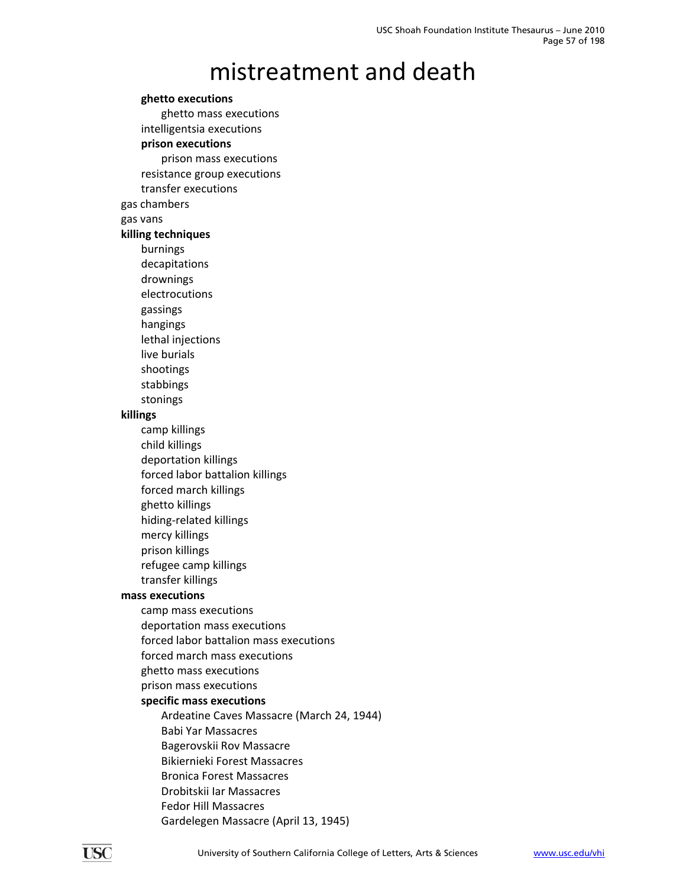# mistreatment and death

- **ghetto executions**
  - ghetto mass executions
- intelligentsia executions
- **prison executions**
  - prison mass executions
- resistance group executions
- transfer executions

gas chambers

gas vans

**killing techniques**

- burnings
- decapitations
- drownings
- electrocutions
- gassings
- hangings
- lethal injections
- live burials
- shootings
- stabbings
- stonings

**killings**

- camp killings
- child killings
- deportation killings
- forced labor battalion killings
- forced march killings
- ghetto killings
- hiding-related killings
- mercy killings
- prison killings
- refugee camp killings
- transfer killings

**mass executions**

- camp mass executions
- deportation mass executions
- forced labor battalion mass executions
- forced march mass executions
- ghetto mass executions
- prison mass executions
- **specific mass executions**
  - Ardeatine Caves Massacre (March 24, 1944)
  - Babi Yar Massacres
  - Bagerovskii Rov Massacre
  - Bikiernieki Forest Massacres
  - Bronica Forest Massacres
  - Drobitskii Iar Massacres
  - Fedor Hill Massacres
  - Gardelegen Massacre (April 13, 1945)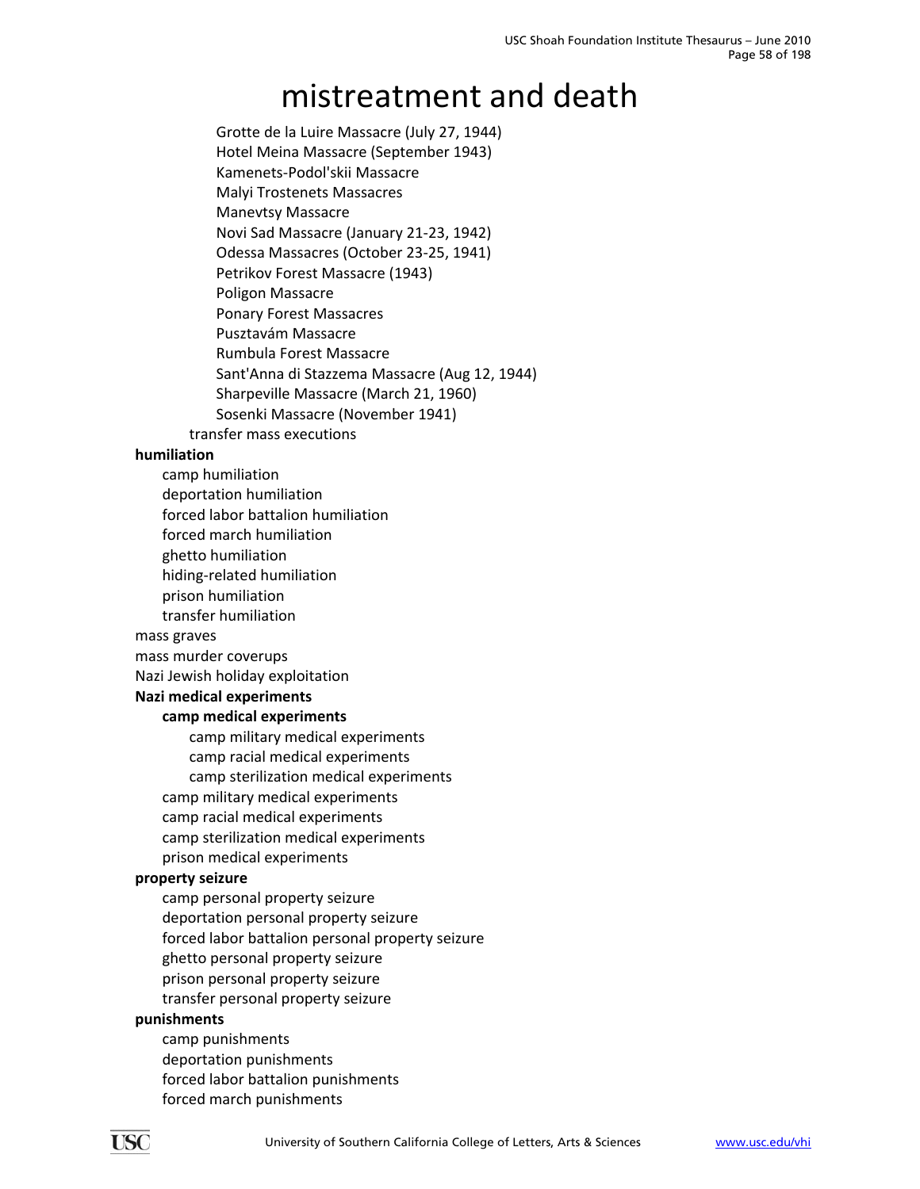# mistreatment and death

- Grotte de la Luire Massacre (July 27, 1944)
- Hotel Meina Massacre (September 1943)
- Kamenets-Podol'skii Massacre
- Malyi Trostenets Massacres
- Manevtsy Massacre
- Novi Sad Massacre (January 21-23, 1942)
- Odessa Massacres (October 23-25, 1941)
- Petrikov Forest Massacre (1943)
- Poligon Massacre
- Ponary Forest Massacres
- Pusztavám Massacre
- Rumbula Forest Massacre
- Sant'Anna di Stazzema Massacre (Aug 12, 1944)
- Sharpeville Massacre (March 21, 1960)
- Sosenki Massacre (November 1941)

transfer mass executions

**humiliation**

- camp humiliation
- deportation humiliation
- forced labor battalion humiliation
- forced march humiliation
- ghetto humiliation
- hiding-related humiliation
- prison humiliation
- transfer humiliation

mass graves

mass murder coverups

Nazi Jewish holiday exploitation

**Nazi medical experiments**

- **camp medical experiments**
  - camp military medical experiments
  - camp racial medical experiments
  - camp sterilization medical experiments
- camp military medical experiments
- camp racial medical experiments
- camp sterilization medical experiments
- prison medical experiments

**property seizure**

- camp personal property seizure
- deportation personal property seizure
- forced labor battalion personal property seizure
- ghetto personal property seizure
- prison personal property seizure
- transfer personal property seizure

**punishments**

- camp punishments
- deportation punishments
- forced labor battalion punishments
- forced march punishments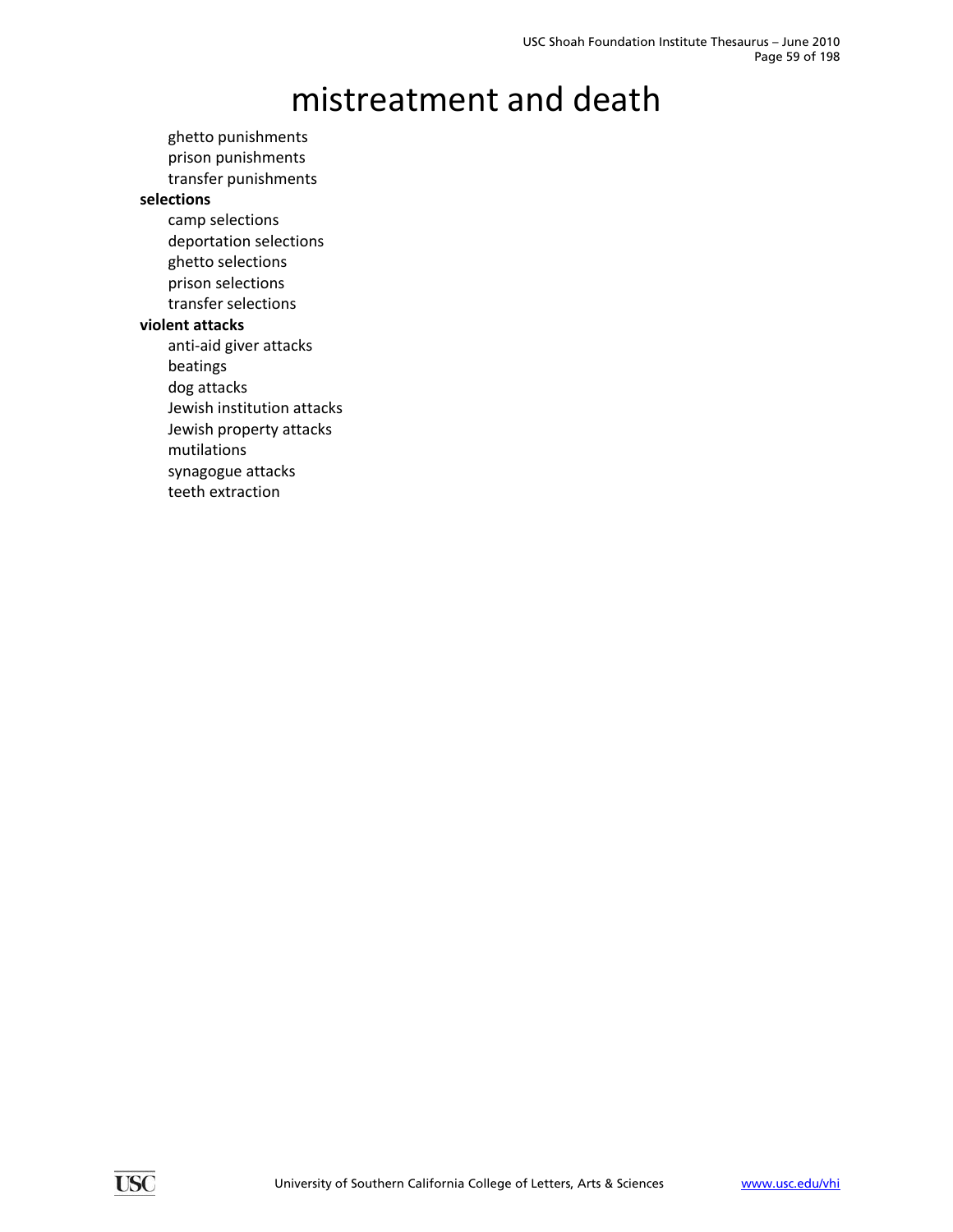# mistreatment and death

- ghetto punishments
- prison punishments
- transfer punishments

**selections**

- camp selections
- deportation selections
- ghetto selections
- prison selections
- transfer selections

**violent attacks**

- anti-aid giver attacks
- beatings
- dog attacks
- Jewish institution attacks
- Jewish property attacks
- mutilations
- synagogue attacks
- teeth extraction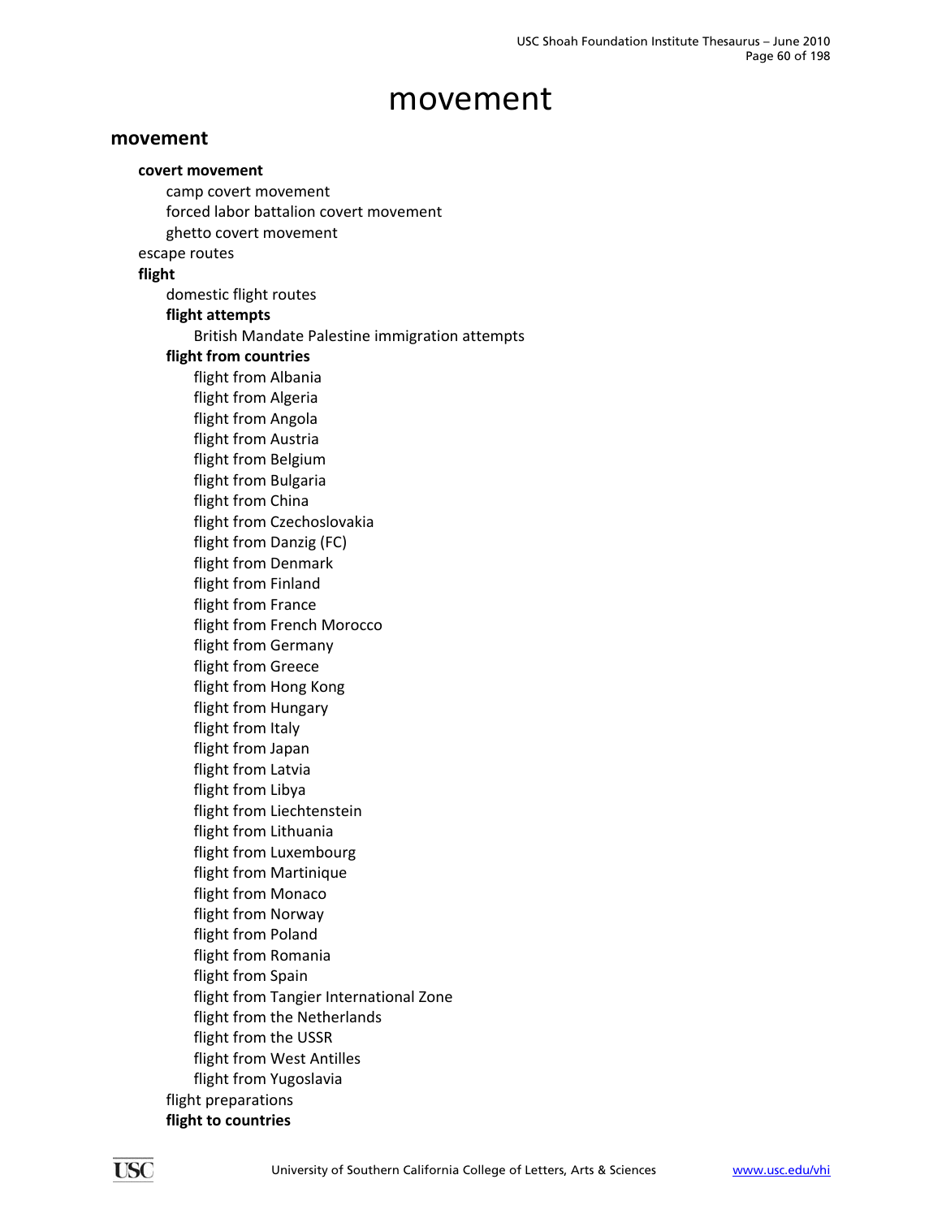# movement

## movement

- **covert movement**
  - camp covert movement
  - forced labor battalion covert movement
  - ghetto covert movement
- escape routes
- **flight**
  - domestic flight routes
  - **flight attempts**
    - British Mandate Palestine immigration attempts
  - **flight from countries**
    - flight from Albania
    - flight from Algeria
    - flight from Angola
    - flight from Austria
    - flight from Belgium
    - flight from Bulgaria
    - flight from China
    - flight from Czechoslovakia
    - flight from Danzig (FC)
    - flight from Denmark
    - flight from Finland
    - flight from France
    - flight from French Morocco
    - flight from Germany
    - flight from Greece
    - flight from Hong Kong
    - flight from Hungary
    - flight from Italy
    - flight from Japan
    - flight from Latvia
    - flight from Libya
    - flight from Liechtenstein
    - flight from Lithuania
    - flight from Luxembourg
    - flight from Martinique
    - flight from Monaco
    - flight from Norway
    - flight from Poland
    - flight from Romania
    - flight from Spain
    - flight from Tangier International Zone
    - flight from the Netherlands
    - flight from the USSR
    - flight from West Antilles
    - flight from Yugoslavia
  - flight preparations
  - **flight to countries**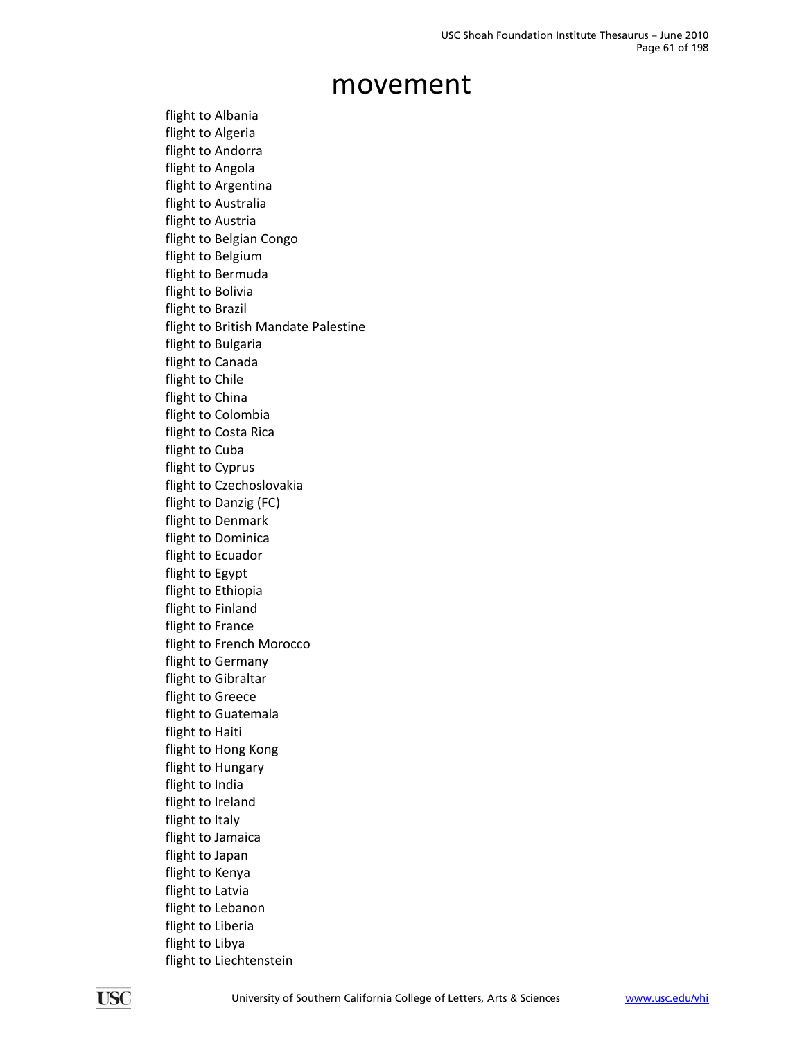# movement

flight to Albania
flight to Algeria
flight to Andorra
flight to Angola
flight to Argentina
flight to Australia
flight to Austria
flight to Belgian Congo
flight to Belgium
flight to Bermuda
flight to Bolivia
flight to Brazil
flight to British Mandate Palestine
flight to Bulgaria
flight to Canada
flight to Chile
flight to China
flight to Colombia
flight to Costa Rica
flight to Cuba
flight to Cyprus
flight to Czechoslovakia
flight to Danzig (FC)
flight to Denmark
flight to Dominica
flight to Ecuador
flight to Egypt
flight to Ethiopia
flight to Finland
flight to France
flight to French Morocco
flight to Germany
flight to Gibraltar
flight to Greece
flight to Guatemala
flight to Haiti
flight to Hong Kong
flight to Hungary
flight to India
flight to Ireland
flight to Italy
flight to Jamaica
flight to Japan
flight to Kenya
flight to Latvia
flight to Lebanon
flight to Liberia
flight to Libya
flight to Liechtenstein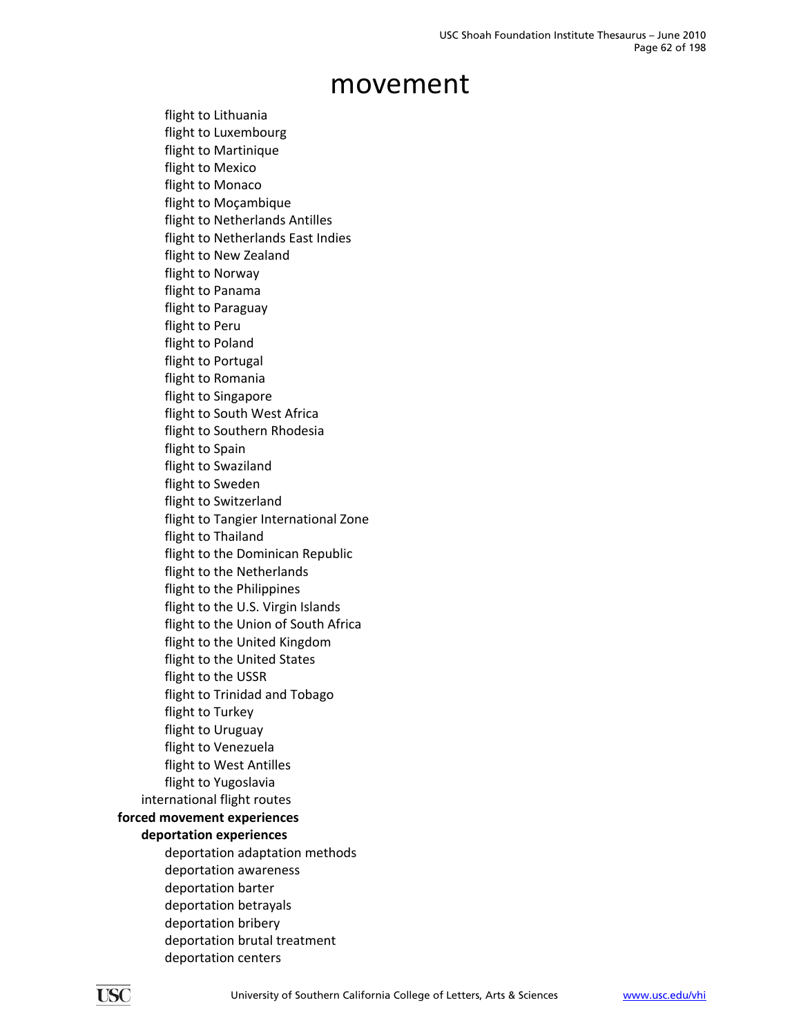# movement

- flight to Lithuania
- flight to Luxembourg
- flight to Martinique
- flight to Mexico
- flight to Monaco
- flight to Moçambique
- flight to Netherlands Antilles
- flight to Netherlands East Indies
- flight to New Zealand
- flight to Norway
- flight to Panama
- flight to Paraguay
- flight to Peru
- flight to Poland
- flight to Portugal
- flight to Romania
- flight to Singapore
- flight to South West Africa
- flight to Southern Rhodesia
- flight to Spain
- flight to Swaziland
- flight to Sweden
- flight to Switzerland
- flight to Tangier International Zone
- flight to Thailand
- flight to the Dominican Republic
- flight to the Netherlands
- flight to the Philippines
- flight to the U.S. Virgin Islands
- flight to the Union of South Africa
- flight to the United Kingdom
- flight to the United States
- flight to the USSR
- flight to Trinidad and Tobago
- flight to Turkey
- flight to Uruguay
- flight to Venezuela
- flight to West Antilles
- flight to Yugoslavia

international flight routes

**forced movement experiences**

**deportation experiences**

- deportation adaptation methods
- deportation awareness
- deportation barter
- deportation betrayals
- deportation bribery
- deportation brutal treatment
- deportation centers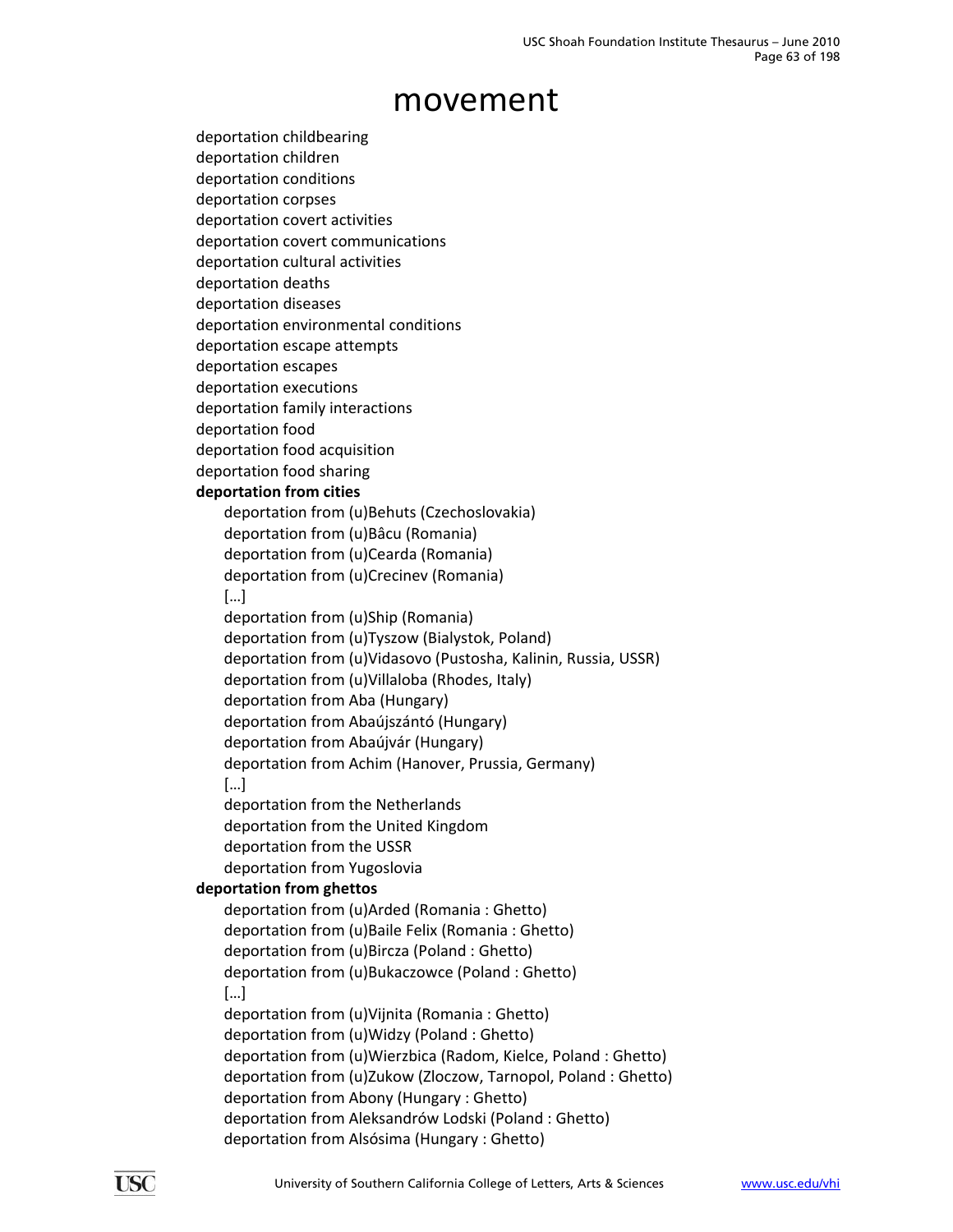# movement

deportation childbearing
deportation children
deportation conditions
deportation corpses
deportation covert activities
deportation covert communications
deportation cultural activities
deportation deaths
deportation diseases
deportation environmental conditions
deportation escape attempts
deportation escapes
deportation executions
deportation family interactions
deportation food
deportation food acquisition
deportation food sharing

**deportation from cities**

- deportation from (u)Behuts (Czechoslovakia)
- deportation from (u)Bâcu (Romania)
- deportation from (u)Cearda (Romania)
- deportation from (u)Crecinev (Romania)
- […]
- deportation from (u)Ship (Romania)
- deportation from (u)Tyszow (Bialystok, Poland)
- deportation from (u)Vidasovo (Pustosha, Kalinin, Russia, USSR)
- deportation from (u)Villaloba (Rhodes, Italy)
- deportation from Aba (Hungary)
- deportation from Abaújszántó (Hungary)
- deportation from Abaújvár (Hungary)
- deportation from Achim (Hanover, Prussia, Germany)
- […]
- deportation from the Netherlands
- deportation from the United Kingdom
- deportation from the USSR
- deportation from Yugoslovia

**deportation from ghettos**

- deportation from (u)Arded (Romania : Ghetto)
- deportation from (u)Baile Felix (Romania : Ghetto)
- deportation from (u)Bircza (Poland : Ghetto)
- deportation from (u)Bukaczowce (Poland : Ghetto)
- […]
- deportation from (u)Vijnita (Romania : Ghetto)
- deportation from (u)Widzy (Poland : Ghetto)
- deportation from (u)Wierzbica (Radom, Kielce, Poland : Ghetto)
- deportation from (u)Zukow (Zloczow, Tarnopol, Poland : Ghetto)
- deportation from Abony (Hungary : Ghetto)
- deportation from Aleksandrów Lodski (Poland : Ghetto)
- deportation from Alsósima (Hungary : Ghetto)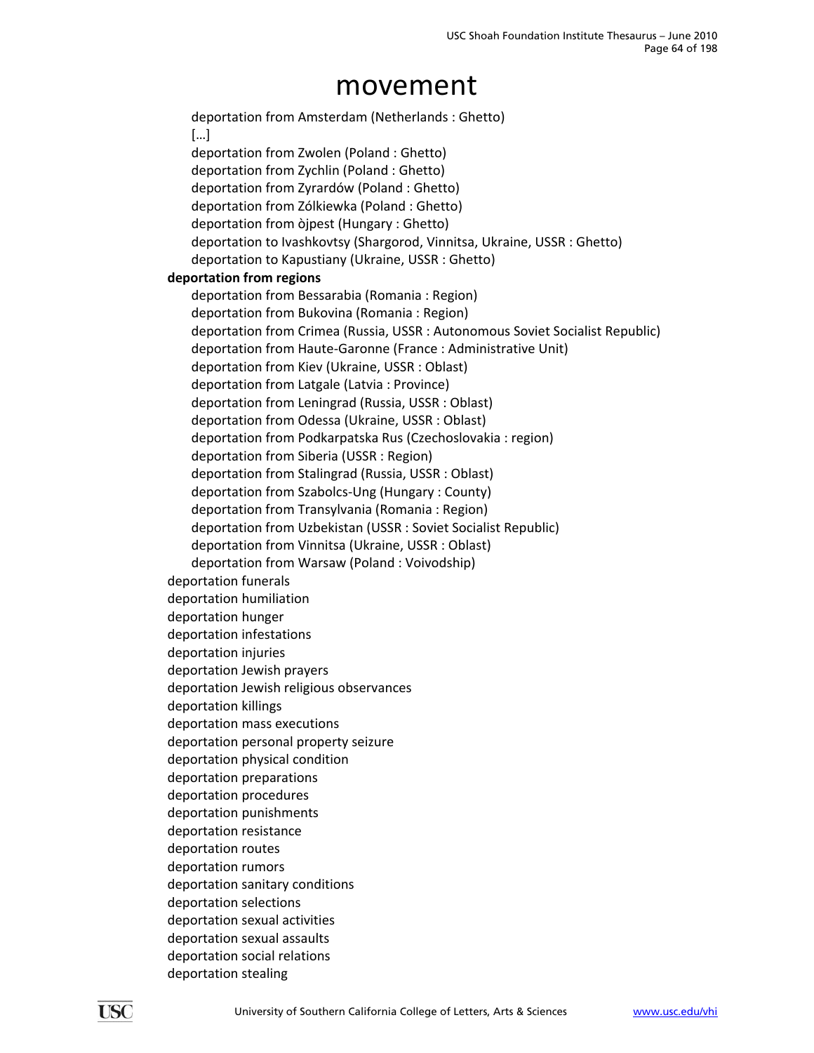# movement

- deportation from Amsterdam (Netherlands : Ghetto)
- […]
- deportation from Zwolen (Poland : Ghetto)
- deportation from Zychlin (Poland : Ghetto)
- deportation from Zyrardów (Poland : Ghetto)
- deportation from Zólkiewka (Poland : Ghetto)
- deportation from òjpest (Hungary : Ghetto)
- deportation to Ivashkovtsy (Shargorod, Vinnitsa, Ukraine, USSR : Ghetto)
- deportation to Kapustiany (Ukraine, USSR : Ghetto)

**deportation from regions**

- deportation from Bessarabia (Romania : Region)
- deportation from Bukovina (Romania : Region)
- deportation from Crimea (Russia, USSR : Autonomous Soviet Socialist Republic)
- deportation from Haute-Garonne (France : Administrative Unit)
- deportation from Kiev (Ukraine, USSR : Oblast)
- deportation from Latgale (Latvia : Province)
- deportation from Leningrad (Russia, USSR : Oblast)
- deportation from Odessa (Ukraine, USSR : Oblast)
- deportation from Podkarpatska Rus (Czechoslovakia : region)
- deportation from Siberia (USSR : Region)
- deportation from Stalingrad (Russia, USSR : Oblast)
- deportation from Szabolcs-Ung (Hungary : County)
- deportation from Transylvania (Romania : Region)
- deportation from Uzbekistan (USSR : Soviet Socialist Republic)
- deportation from Vinnitsa (Ukraine, USSR : Oblast)
- deportation from Warsaw (Poland : Voivodship)

deportation funerals
deportation humiliation
deportation hunger
deportation infestations
deportation injuries
deportation Jewish prayers
deportation Jewish religious observances
deportation killings
deportation mass executions
deportation personal property seizure
deportation physical condition
deportation preparations
deportation procedures
deportation punishments
deportation resistance
deportation routes
deportation rumors
deportation sanitary conditions
deportation selections
deportation sexual activities
deportation sexual assaults
deportation social relations
deportation stealing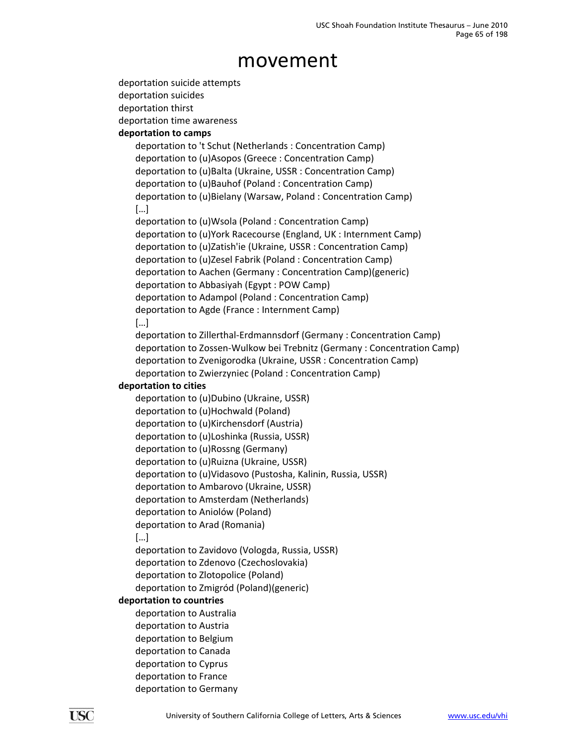# movement

deportation suicide attempts
deportation suicides
deportation thirst
deportation time awareness

**deportation to camps**

- deportation to 't Schut (Netherlands : Concentration Camp)
- deportation to (u)Asopos (Greece : Concentration Camp)
- deportation to (u)Balta (Ukraine, USSR : Concentration Camp)
- deportation to (u)Bauhof (Poland : Concentration Camp)
- deportation to (u)Bielany (Warsaw, Poland : Concentration Camp)
- […]
- deportation to (u)Wsola (Poland : Concentration Camp)
- deportation to (u)York Racecourse (England, UK : Internment Camp)
- deportation to (u)Zatish'ie (Ukraine, USSR : Concentration Camp)
- deportation to (u)Zesel Fabrik (Poland : Concentration Camp)
- deportation to Aachen (Germany : Concentration Camp)(generic)
- deportation to Abbasiyah (Egypt : POW Camp)
- deportation to Adampol (Poland : Concentration Camp)
- deportation to Agde (France : Internment Camp)
- […]
- deportation to Zillerthal-Erdmannsdorf (Germany : Concentration Camp)
- deportation to Zossen-Wulkow bei Trebnitz (Germany : Concentration Camp)
- deportation to Zvenigorodka (Ukraine, USSR : Concentration Camp)
- deportation to Zwierzyniec (Poland : Concentration Camp)

**deportation to cities**

- deportation to (u)Dubino (Ukraine, USSR)
- deportation to (u)Hochwald (Poland)
- deportation to (u)Kirchensdorf (Austria)
- deportation to (u)Loshinka (Russia, USSR)
- deportation to (u)Rossng (Germany)
- deportation to (u)Ruizna (Ukraine, USSR)
- deportation to (u)Vidasovo (Pustosha, Kalinin, Russia, USSR)
- deportation to Ambarovo (Ukraine, USSR)
- deportation to Amsterdam (Netherlands)
- deportation to Aniolów (Poland)
- deportation to Arad (Romania)
- […]
- deportation to Zavidovo (Vologda, Russia, USSR)
- deportation to Zdenovo (Czechoslovakia)
- deportation to Zlotopolice (Poland)
- deportation to Zmigród (Poland)(generic)

**deportation to countries**

- deportation to Australia
- deportation to Austria
- deportation to Belgium
- deportation to Canada
- deportation to Cyprus
- deportation to France
- deportation to Germany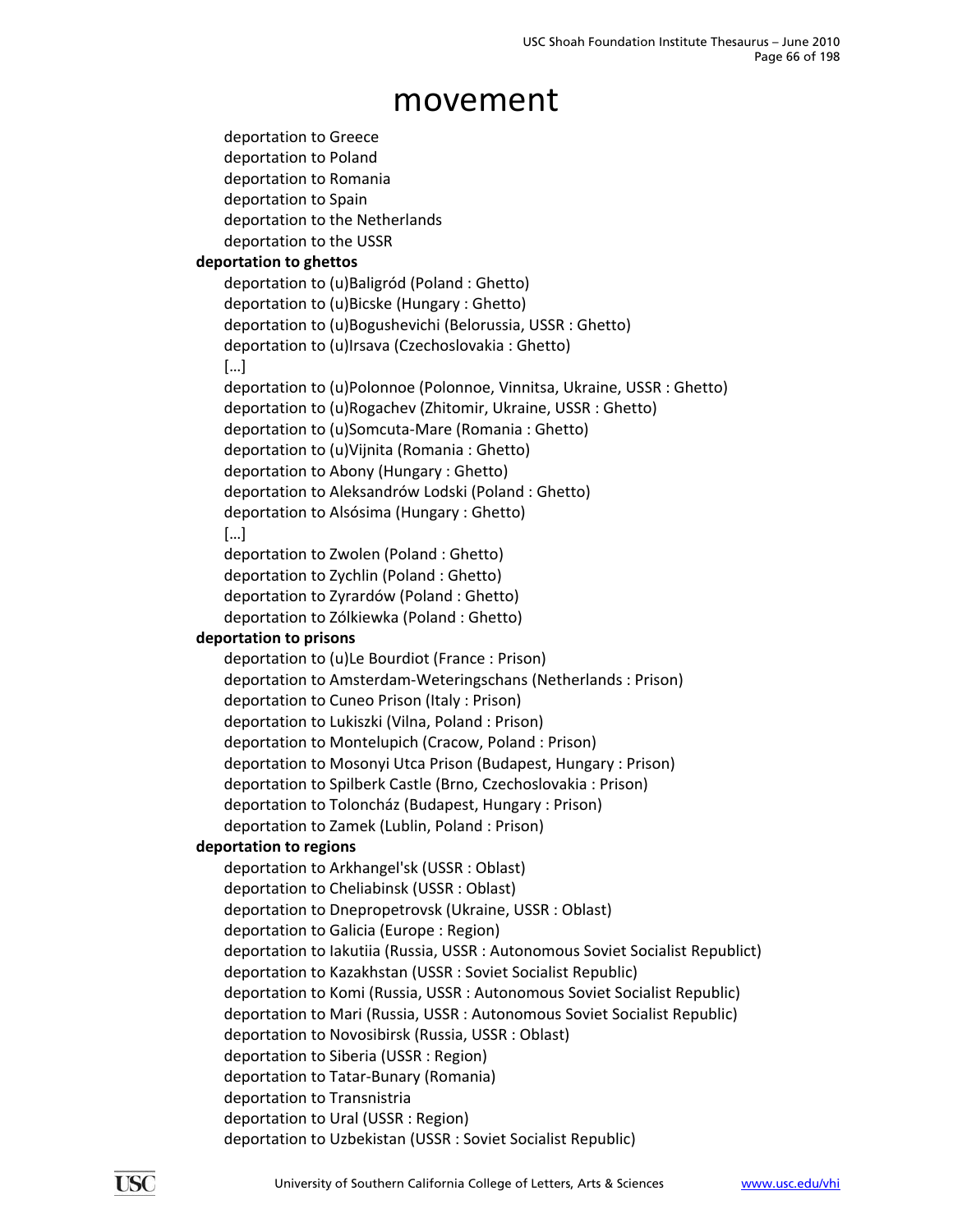# movement

deportation to Greece
deportation to Poland
deportation to Romania
deportation to Spain
deportation to the Netherlands
deportation to the USSR

**deportation to ghettos**

deportation to (u)Baligród (Poland : Ghetto)
deportation to (u)Bicske (Hungary : Ghetto)
deportation to (u)Bogushevichi (Belorussia, USSR : Ghetto)
deportation to (u)Irsava (Czechoslovakia : Ghetto)
[…]
deportation to (u)Polonnoe (Polonnoe, Vinnitsa, Ukraine, USSR : Ghetto)
deportation to (u)Rogachev (Zhitomir, Ukraine, USSR : Ghetto)
deportation to (u)Somcuta-Mare (Romania : Ghetto)
deportation to (u)Vijnita (Romania : Ghetto)
deportation to Abony (Hungary : Ghetto)
deportation to Aleksandrów Lodski (Poland : Ghetto)
deportation to Alsósima (Hungary : Ghetto)
[…]
deportation to Zwolen (Poland : Ghetto)
deportation to Zychlin (Poland : Ghetto)
deportation to Zyrardów (Poland : Ghetto)
deportation to Zólkiewka (Poland : Ghetto)

**deportation to prisons**

deportation to (u)Le Bourdiot (France : Prison)
deportation to Amsterdam-Weteringschans (Netherlands : Prison)
deportation to Cuneo Prison (Italy : Prison)
deportation to Lukiszki (Vilna, Poland : Prison)
deportation to Montelupich (Cracow, Poland : Prison)
deportation to Mosonyi Utca Prison (Budapest, Hungary : Prison)
deportation to Spilberk Castle (Brno, Czechoslovakia : Prison)
deportation to Toloncház (Budapest, Hungary : Prison)
deportation to Zamek (Lublin, Poland : Prison)

**deportation to regions**

deportation to Arkhangel'sk (USSR : Oblast)
deportation to Cheliabinsk (USSR : Oblast)
deportation to Dnepropetrovsk (Ukraine, USSR : Oblast)
deportation to Galicia (Europe : Region)
deportation to Iakutiia (Russia, USSR : Autonomous Soviet Socialist Republict)
deportation to Kazakhstan (USSR : Soviet Socialist Republic)
deportation to Komi (Russia, USSR : Autonomous Soviet Socialist Republic)
deportation to Mari (Russia, USSR : Autonomous Soviet Socialist Republic)
deportation to Novosibirsk (Russia, USSR : Oblast)
deportation to Siberia (USSR : Region)
deportation to Tatar-Bunary (Romania)
deportation to Transnistria
deportation to Ural (USSR : Region)
deportation to Uzbekistan (USSR : Soviet Socialist Republic)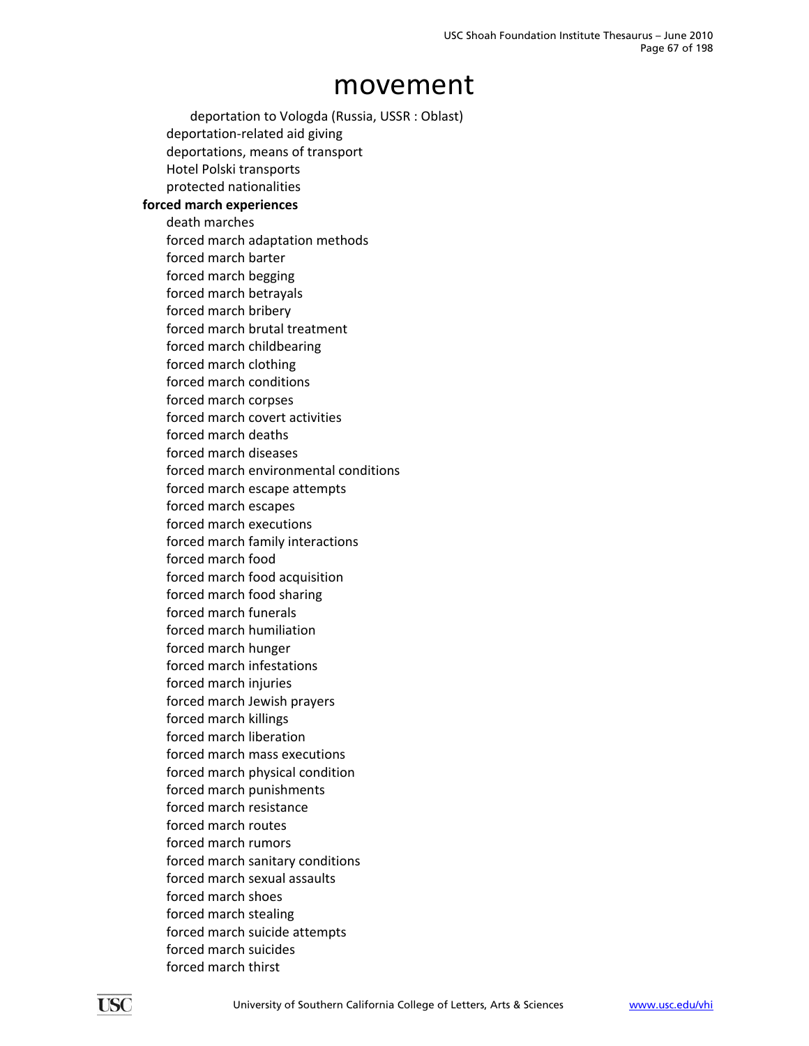# movement

- deportation to Vologda (Russia, USSR : Oblast)
- deportation-related aid giving
- deportations, means of transport
- Hotel Polski transports
- protected nationalities

**forced march experiences**

- death marches
- forced march adaptation methods
- forced march barter
- forced march begging
- forced march betrayals
- forced march bribery
- forced march brutal treatment
- forced march childbearing
- forced march clothing
- forced march conditions
- forced march corpses
- forced march covert activities
- forced march deaths
- forced march diseases
- forced march environmental conditions
- forced march escape attempts
- forced march escapes
- forced march executions
- forced march family interactions
- forced march food
- forced march food acquisition
- forced march food sharing
- forced march funerals
- forced march humiliation
- forced march hunger
- forced march infestations
- forced march injuries
- forced march Jewish prayers
- forced march killings
- forced march liberation
- forced march mass executions
- forced march physical condition
- forced march punishments
- forced march resistance
- forced march routes
- forced march rumors
- forced march sanitary conditions
- forced march sexual assaults
- forced march shoes
- forced march stealing
- forced march suicide attempts
- forced march suicides
- forced march thirst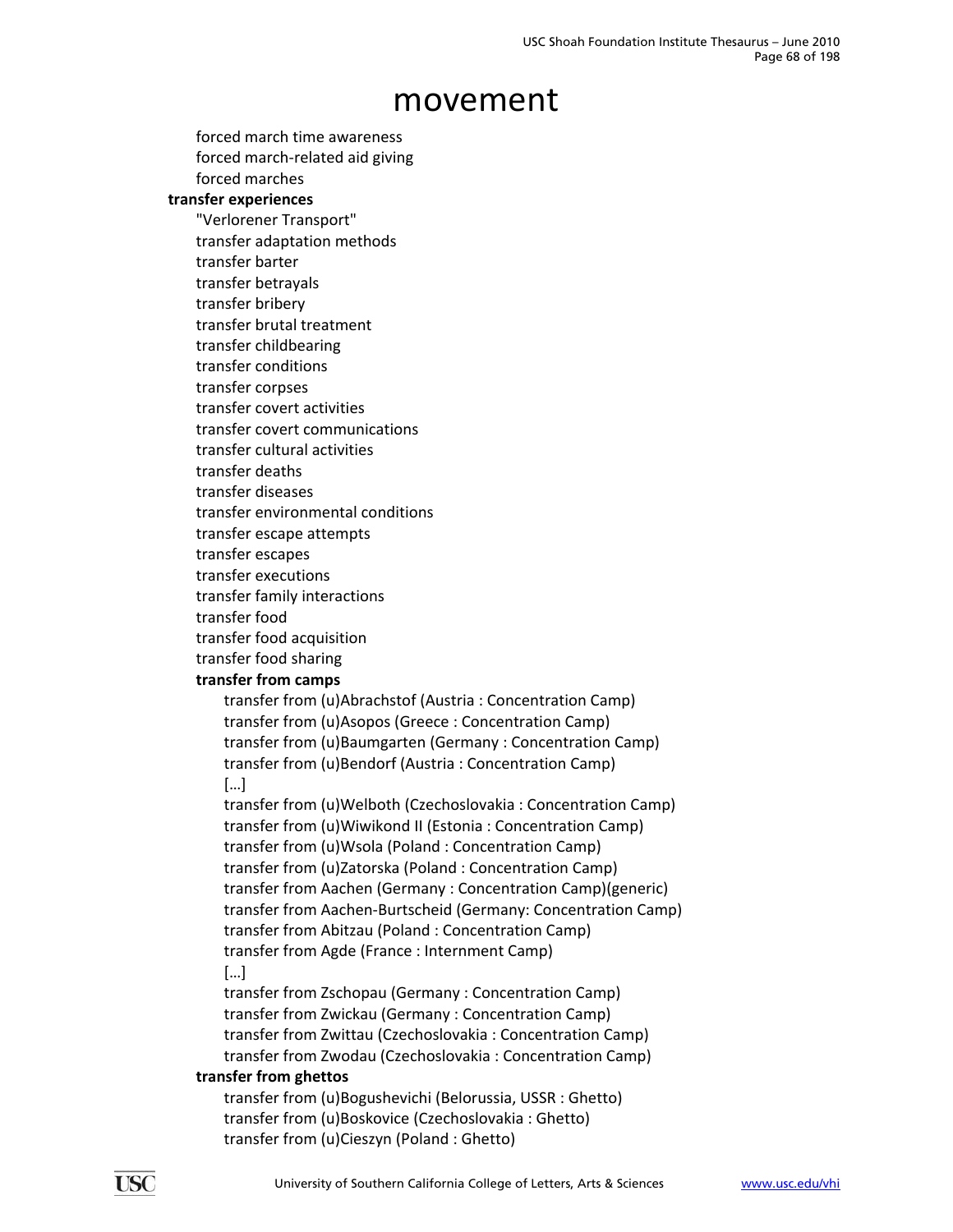# movement

- forced march time awareness
- forced march-related aid giving
- forced marches

**transfer experiences**

- "Verlorener Transport"
- transfer adaptation methods
- transfer barter
- transfer betrayals
- transfer bribery
- transfer brutal treatment
- transfer childbearing
- transfer conditions
- transfer corpses
- transfer covert activities
- transfer covert communications
- transfer cultural activities
- transfer deaths
- transfer diseases
- transfer environmental conditions
- transfer escape attempts
- transfer escapes
- transfer executions
- transfer family interactions
- transfer food
- transfer food acquisition
- transfer food sharing

**transfer from camps**

- transfer from (u)Abrachstof (Austria : Concentration Camp)
- transfer from (u)Asopos (Greece : Concentration Camp)
- transfer from (u)Baumgarten (Germany : Concentration Camp)
- transfer from (u)Bendorf (Austria : Concentration Camp)
- […]
- transfer from (u)Welboth (Czechoslovakia : Concentration Camp)
- transfer from (u)Wiwikond II (Estonia : Concentration Camp)
- transfer from (u)Wsola (Poland : Concentration Camp)
- transfer from (u)Zatorska (Poland : Concentration Camp)
- transfer from Aachen (Germany : Concentration Camp)(generic)
- transfer from Aachen-Burtscheid (Germany: Concentration Camp)
- transfer from Abitzau (Poland : Concentration Camp)
- transfer from Agde (France : Internment Camp)
- […]
- transfer from Zschopau (Germany : Concentration Camp)
- transfer from Zwickau (Germany : Concentration Camp)
- transfer from Zwittau (Czechoslovakia : Concentration Camp)
- transfer from Zwodau (Czechoslovakia : Concentration Camp)

**transfer from ghettos**

- transfer from (u)Bogushevichi (Belorussia, USSR : Ghetto)
- transfer from (u)Boskovice (Czechoslovakia : Ghetto)
- transfer from (u)Cieszyn (Poland : Ghetto)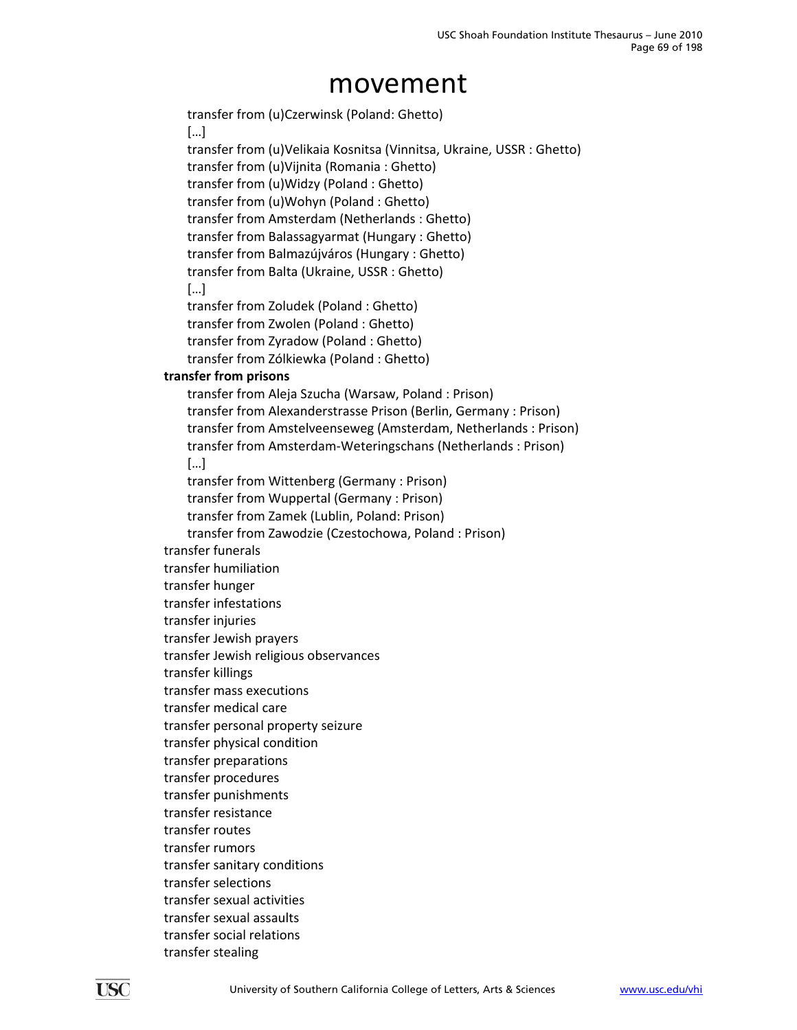# movement

- transfer from (u)Czerwinsk (Poland: Ghetto)
- […]
- transfer from (u)Velikaia Kosnitsa (Vinnitsa, Ukraine, USSR : Ghetto)
- transfer from (u)Vijnita (Romania : Ghetto)
- transfer from (u)Widzy (Poland : Ghetto)
- transfer from (u)Wohyn (Poland : Ghetto)
- transfer from Amsterdam (Netherlands : Ghetto)
- transfer from Balassagyarmat (Hungary : Ghetto)
- transfer from Balmazújváros (Hungary : Ghetto)
- transfer from Balta (Ukraine, USSR : Ghetto)
- […]
- transfer from Zoludek (Poland : Ghetto)
- transfer from Zwolen (Poland : Ghetto)
- transfer from Zyradow (Poland : Ghetto)
- transfer from Zólkiewka (Poland : Ghetto)

**transfer from prisons**

- transfer from Aleja Szucha (Warsaw, Poland : Prison)
- transfer from Alexanderstrasse Prison (Berlin, Germany : Prison)
- transfer from Amstelveenseweg (Amsterdam, Netherlands : Prison)
- transfer from Amsterdam-Weteringschans (Netherlands : Prison)
- […]
- transfer from Wittenberg (Germany : Prison)
- transfer from Wuppertal (Germany : Prison)
- transfer from Zamek (Lublin, Poland: Prison)
- transfer from Zawodzie (Czestochowa, Poland : Prison)

transfer funerals
transfer humiliation
transfer hunger
transfer infestations
transfer injuries
transfer Jewish prayers
transfer Jewish religious observances
transfer killings
transfer mass executions
transfer medical care
transfer personal property seizure
transfer physical condition
transfer preparations
transfer procedures
transfer punishments
transfer resistance
transfer routes
transfer rumors
transfer sanitary conditions
transfer selections
transfer sexual activities
transfer sexual assaults
transfer social relations
transfer stealing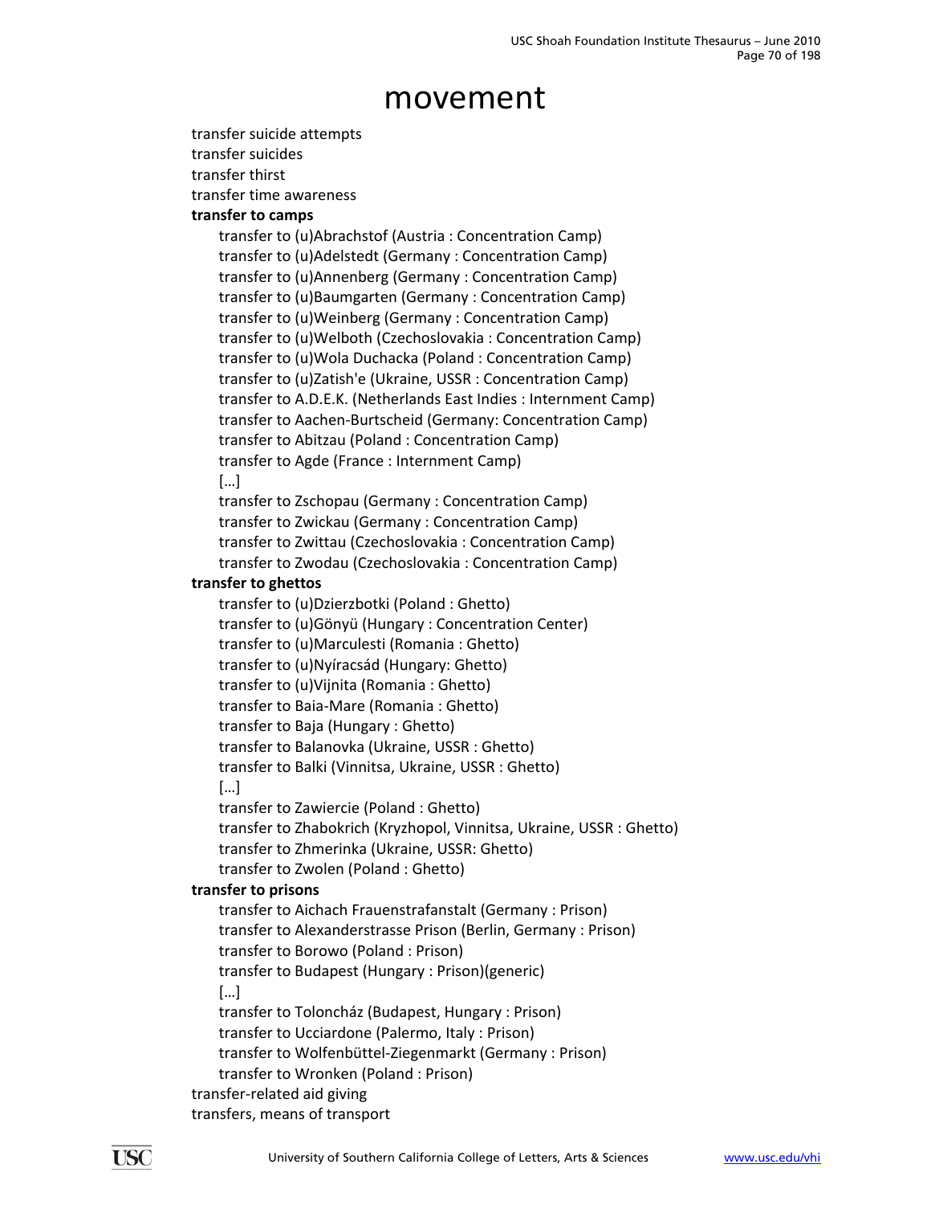# movement

transfer suicide attempts
transfer suicides
transfer thirst
transfer time awareness

**transfer to camps**

- transfer to (u)Abrachstof (Austria : Concentration Camp)
- transfer to (u)Adelstedt (Germany : Concentration Camp)
- transfer to (u)Annenberg (Germany : Concentration Camp)
- transfer to (u)Baumgarten (Germany : Concentration Camp)
- transfer to (u)Weinberg (Germany : Concentration Camp)
- transfer to (u)Welboth (Czechoslovakia : Concentration Camp)
- transfer to (u)Wola Duchacka (Poland : Concentration Camp)
- transfer to (u)Zatish'e (Ukraine, USSR : Concentration Camp)
- transfer to A.D.E.K. (Netherlands East Indies : Internment Camp)
- transfer to Aachen-Burtscheid (Germany: Concentration Camp)
- transfer to Abitzau (Poland : Concentration Camp)
- transfer to Agde (France : Internment Camp)
- […]
- transfer to Zschopau (Germany : Concentration Camp)
- transfer to Zwickau (Germany : Concentration Camp)
- transfer to Zwittau (Czechoslovakia : Concentration Camp)
- transfer to Zwodau (Czechoslovakia : Concentration Camp)

**transfer to ghettos**

- transfer to (u)Dzierzbotki (Poland : Ghetto)
- transfer to (u)Gönyü (Hungary : Concentration Center)
- transfer to (u)Marculesti (Romania : Ghetto)
- transfer to (u)Nyíracsád (Hungary: Ghetto)
- transfer to (u)Vijnita (Romania : Ghetto)
- transfer to Baia-Mare (Romania : Ghetto)
- transfer to Baja (Hungary : Ghetto)
- transfer to Balanovka (Ukraine, USSR : Ghetto)
- transfer to Balki (Vinnitsa, Ukraine, USSR : Ghetto)
- […]
- transfer to Zawiercie (Poland : Ghetto)
- transfer to Zhabokrich (Kryzhopol, Vinnitsa, Ukraine, USSR : Ghetto)
- transfer to Zhmerinka (Ukraine, USSR: Ghetto)
- transfer to Zwolen (Poland : Ghetto)

**transfer to prisons**

- transfer to Aichach Frauenstrafanstalt (Germany : Prison)
- transfer to Alexanderstrasse Prison (Berlin, Germany : Prison)
- transfer to Borowo (Poland : Prison)
- transfer to Budapest (Hungary : Prison)(generic)
- […]
- transfer to Toloncház (Budapest, Hungary : Prison)
- transfer to Ucciardone (Palermo, Italy : Prison)
- transfer to Wolfenbüttel-Ziegenmarkt (Germany : Prison)
- transfer to Wronken (Poland : Prison)

transfer-related aid giving
transfers, means of transport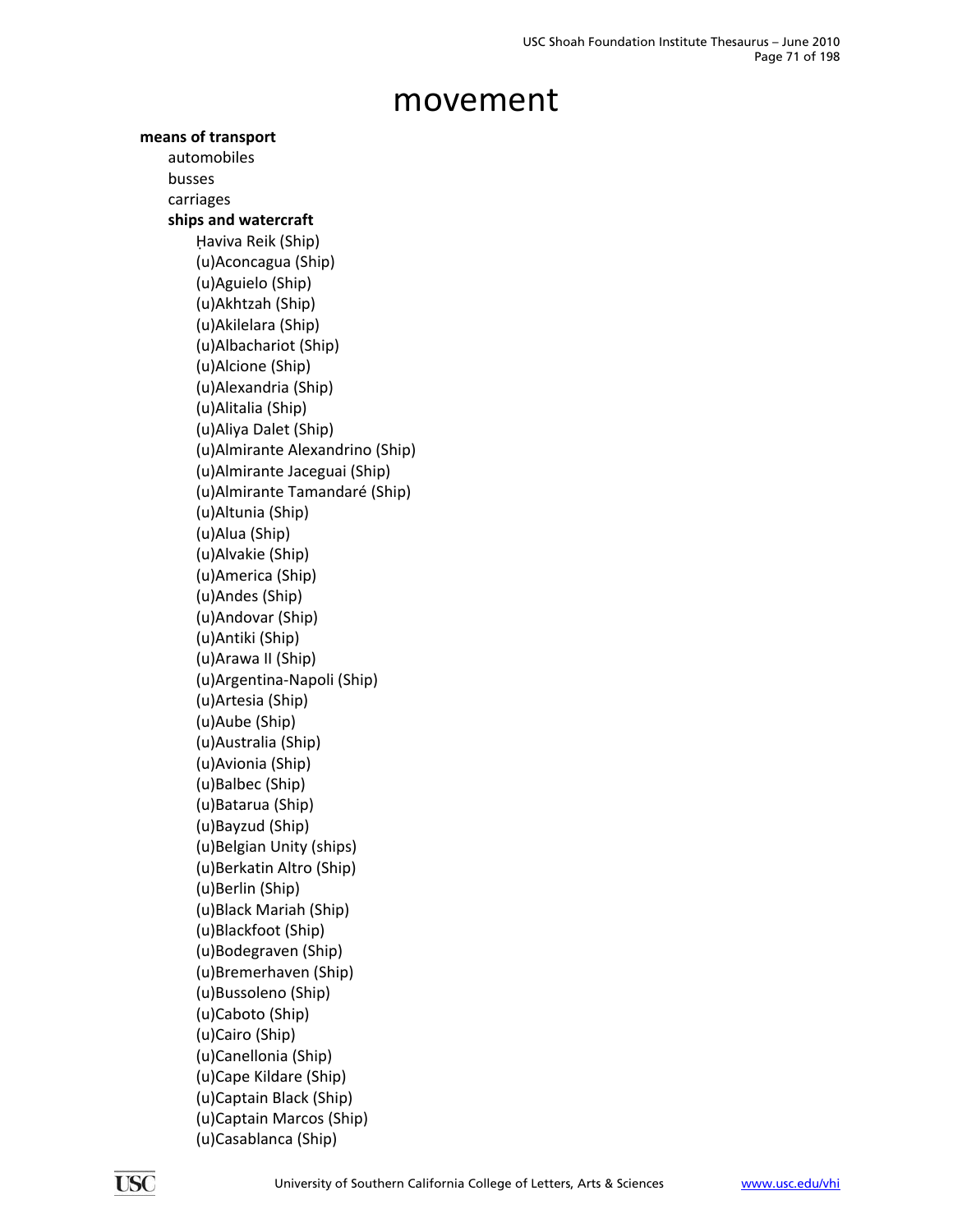# movement

**means of transport**

- automobiles
- busses
- carriages
- **ships and watercraft**
  - Ḥaviva Reik (Ship)
  - (u)Aconcagua (Ship)
  - (u)Aguielo (Ship)
  - (u)Akhtzah (Ship)
  - (u)Akilelara (Ship)
  - (u)Albachariot (Ship)
  - (u)Alcione (Ship)
  - (u)Alexandria (Ship)
  - (u)Alitalia (Ship)
  - (u)Aliya Dalet (Ship)
  - (u)Almirante Alexandrino (Ship)
  - (u)Almirante Jaceguai (Ship)
  - (u)Almirante Tamandaré (Ship)
  - (u)Altunia (Ship)
  - (u)Alua (Ship)
  - (u)Alvakie (Ship)
  - (u)America (Ship)
  - (u)Andes (Ship)
  - (u)Andovar (Ship)
  - (u)Antiki (Ship)
  - (u)Arawa II (Ship)
  - (u)Argentina-Napoli (Ship)
  - (u)Artesia (Ship)
  - (u)Aube (Ship)
  - (u)Australia (Ship)
  - (u)Avionia (Ship)
  - (u)Balbec (Ship)
  - (u)Batarua (Ship)
  - (u)Bayzud (Ship)
  - (u)Belgian Unity (ships)
  - (u)Berkatin Altro (Ship)
  - (u)Berlin (Ship)
  - (u)Black Mariah (Ship)
  - (u)Blackfoot (Ship)
  - (u)Bodegraven (Ship)
  - (u)Bremerhaven (Ship)
  - (u)Bussoleno (Ship)
  - (u)Caboto (Ship)
  - (u)Cairo (Ship)
  - (u)Canellonia (Ship)
  - (u)Cape Kildare (Ship)
  - (u)Captain Black (Ship)
  - (u)Captain Marcos (Ship)
  - (u)Casablanca (Ship)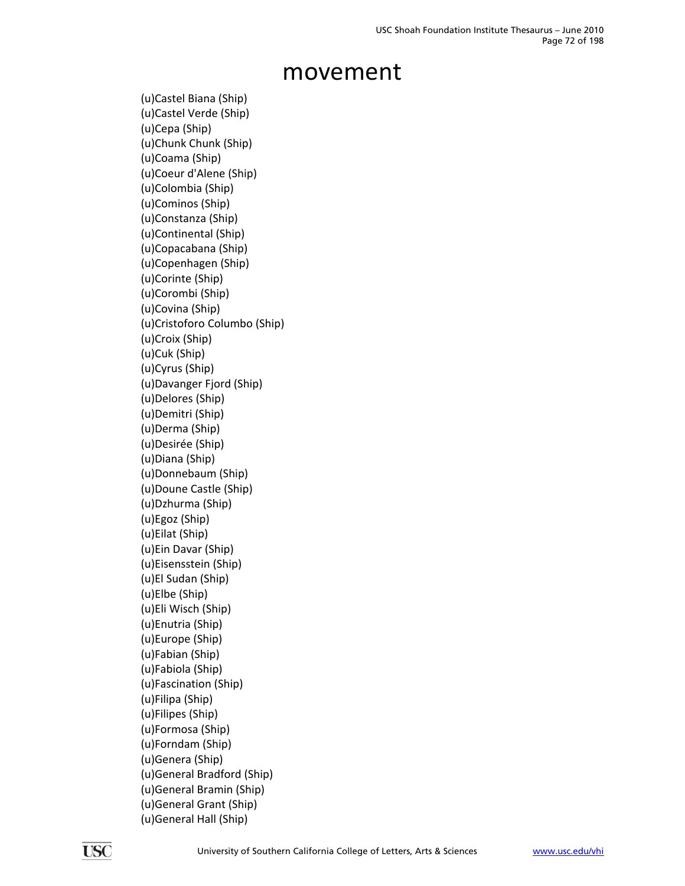# movement

(u)Castel Biana (Ship)
(u)Castel Verde (Ship)
(u)Cepa (Ship)
(u)Chunk Chunk (Ship)
(u)Coama (Ship)
(u)Coeur d'Alene (Ship)
(u)Colombia (Ship)
(u)Cominos (Ship)
(u)Constanza (Ship)
(u)Continental (Ship)
(u)Copacabana (Ship)
(u)Copenhagen (Ship)
(u)Corinte (Ship)
(u)Corombi (Ship)
(u)Covina (Ship)
(u)Cristoforo Columbo (Ship)
(u)Croix (Ship)
(u)Cuk (Ship)
(u)Cyrus (Ship)
(u)Davanger Fjord (Ship)
(u)Delores (Ship)
(u)Demitri (Ship)
(u)Derma (Ship)
(u)Desirée (Ship)
(u)Diana (Ship)
(u)Donnebaum (Ship)
(u)Doune Castle (Ship)
(u)Dzhurma (Ship)
(u)Egoz (Ship)
(u)Eilat (Ship)
(u)Ein Davar (Ship)
(u)Eisensstein (Ship)
(u)El Sudan (Ship)
(u)Elbe (Ship)
(u)Eli Wisch (Ship)
(u)Enutria (Ship)
(u)Europe (Ship)
(u)Fabian (Ship)
(u)Fabiola (Ship)
(u)Fascination (Ship)
(u)Filipa (Ship)
(u)Filipes (Ship)
(u)Formosa (Ship)
(u)Forndam (Ship)
(u)Genera (Ship)
(u)General Bradford (Ship)
(u)General Bramin (Ship)
(u)General Grant (Ship)
(u)General Hall (Ship)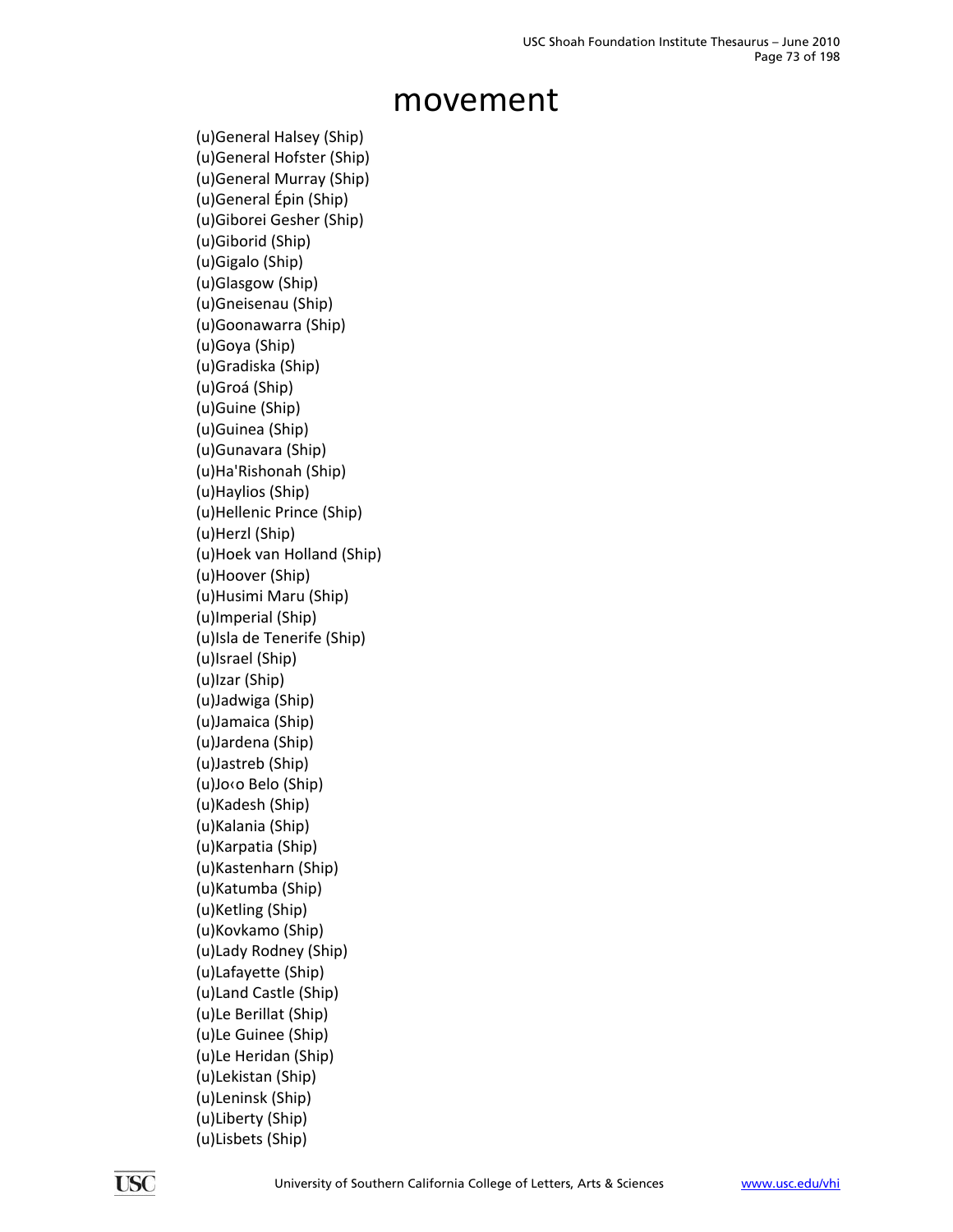# movement

(u)General Halsey (Ship)
(u)General Hofster (Ship)
(u)General Murray (Ship)
(u)General Épin (Ship)
(u)Giborei Gesher (Ship)
(u)Giborid (Ship)
(u)Gigalo (Ship)
(u)Glasgow (Ship)
(u)Gneisenau (Ship)
(u)Goonawarra (Ship)
(u)Goya (Ship)
(u)Gradiska (Ship)
(u)Groá (Ship)
(u)Guine (Ship)
(u)Guinea (Ship)
(u)Gunavara (Ship)
(u)Ha'Rishonah (Ship)
(u)Haylios (Ship)
(u)Hellenic Prince (Ship)
(u)Herzl (Ship)
(u)Hoek van Holland (Ship)
(u)Hoover (Ship)
(u)Husimi Maru (Ship)
(u)Imperial (Ship)
(u)Isla de Tenerife (Ship)
(u)Israel (Ship)
(u)Izar (Ship)
(u)Jadwiga (Ship)
(u)Jamaica (Ship)
(u)Jardena (Ship)
(u)Jastreb (Ship)
(u)Jo‹o Belo (Ship)
(u)Kadesh (Ship)
(u)Kalania (Ship)
(u)Karpatia (Ship)
(u)Kastenharn (Ship)
(u)Katumba (Ship)
(u)Ketling (Ship)
(u)Kovkamo (Ship)
(u)Lady Rodney (Ship)
(u)Lafayette (Ship)
(u)Land Castle (Ship)
(u)Le Berillat (Ship)
(u)Le Guinee (Ship)
(u)Le Heridan (Ship)
(u)Lekistan (Ship)
(u)Leninsk (Ship)
(u)Liberty (Ship)
(u)Lisbets (Ship)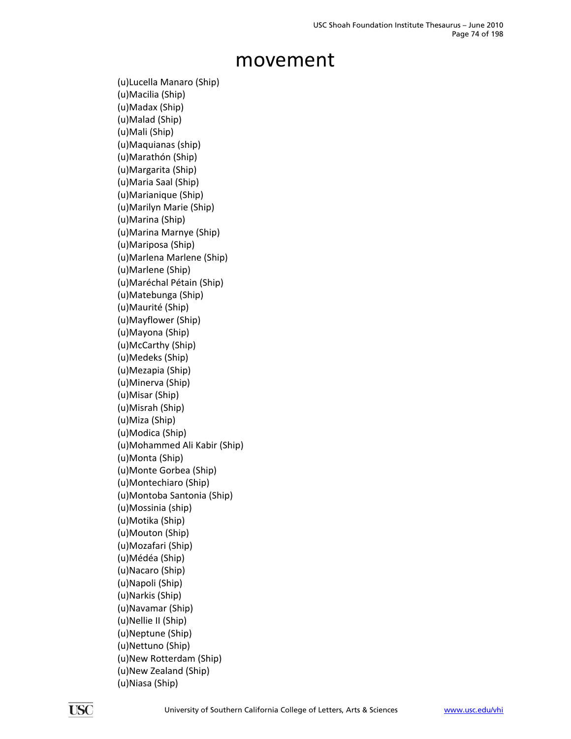# movement

(u)Lucella Manaro (Ship)
(u)Macilia (Ship)
(u)Madax (Ship)
(u)Malad (Ship)
(u)Mali (Ship)
(u)Maquianas (ship)
(u)Marathón (Ship)
(u)Margarita (Ship)
(u)Maria Saal (Ship)
(u)Marianique (Ship)
(u)Marilyn Marie (Ship)
(u)Marina (Ship)
(u)Marina Marnye (Ship)
(u)Mariposa (Ship)
(u)Marlena Marlene (Ship)
(u)Marlene (Ship)
(u)Maréchal Pétain (Ship)
(u)Matebunga (Ship)
(u)Maurité (Ship)
(u)Mayflower (Ship)
(u)Mayona (Ship)
(u)McCarthy (Ship)
(u)Medeks (Ship)
(u)Mezapia (Ship)
(u)Minerva (Ship)
(u)Misar (Ship)
(u)Misrah (Ship)
(u)Miza (Ship)
(u)Modica (Ship)
(u)Mohammed Ali Kabir (Ship)
(u)Monta (Ship)
(u)Monte Gorbea (Ship)
(u)Montechiaro (Ship)
(u)Montoba Santonia (Ship)
(u)Mossinia (ship)
(u)Motika (Ship)
(u)Mouton (Ship)
(u)Mozafari (Ship)
(u)Médéa (Ship)
(u)Nacaro (Ship)
(u)Napoli (Ship)
(u)Narkis (Ship)
(u)Navamar (Ship)
(u)Nellie II (Ship)
(u)Neptune (Ship)
(u)Nettuno (Ship)
(u)New Rotterdam (Ship)
(u)New Zealand (Ship)
(u)Niasa (Ship)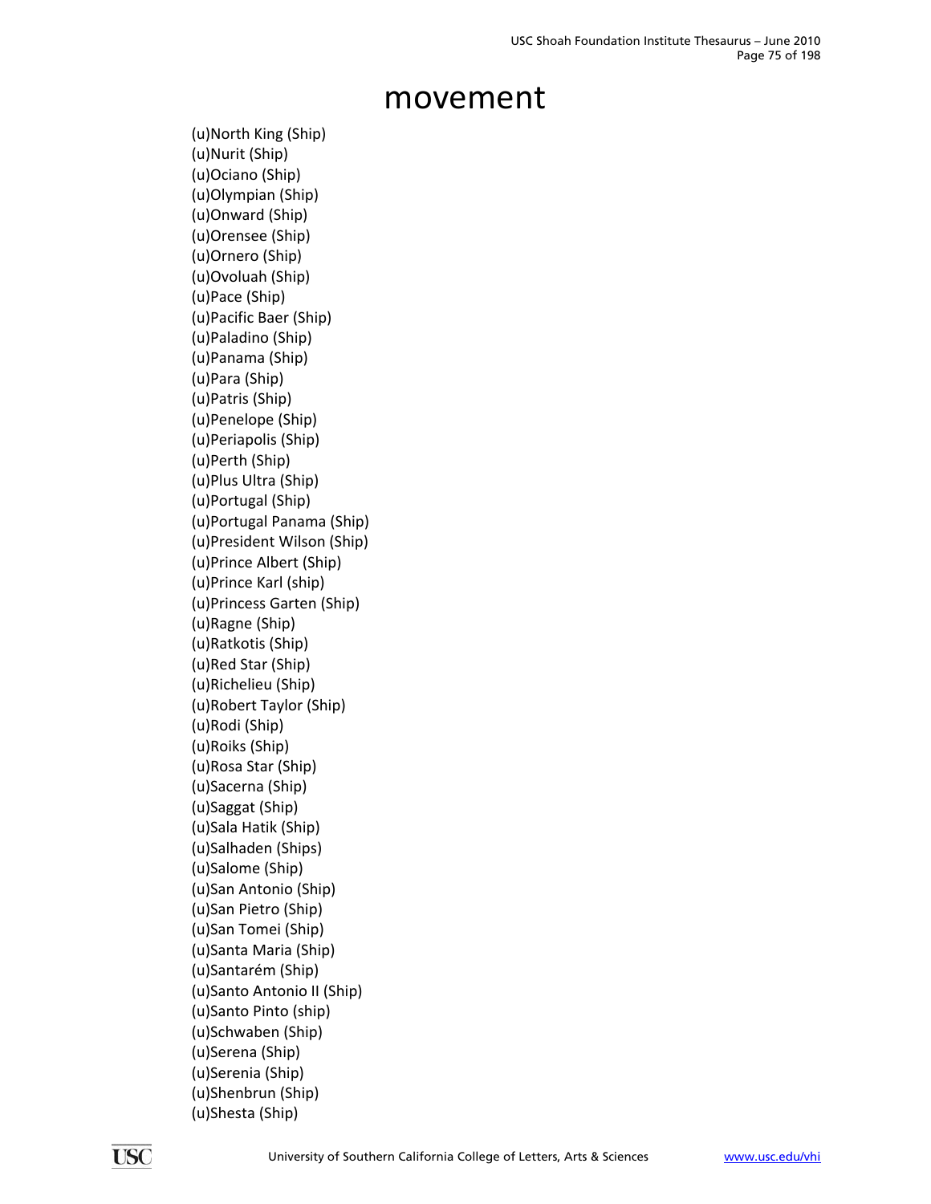# movement

(u)North King (Ship)
(u)Nurit (Ship)
(u)Ociano (Ship)
(u)Olympian (Ship)
(u)Onward (Ship)
(u)Orensee (Ship)
(u)Ornero (Ship)
(u)Ovoluah (Ship)
(u)Pace (Ship)
(u)Pacific Baer (Ship)
(u)Paladino (Ship)
(u)Panama (Ship)
(u)Para (Ship)
(u)Patris (Ship)
(u)Penelope (Ship)
(u)Periapolis (Ship)
(u)Perth (Ship)
(u)Plus Ultra (Ship)
(u)Portugal (Ship)
(u)Portugal Panama (Ship)
(u)President Wilson (Ship)
(u)Prince Albert (Ship)
(u)Prince Karl (ship)
(u)Princess Garten (Ship)
(u)Ragne (Ship)
(u)Ratkotis (Ship)
(u)Red Star (Ship)
(u)Richelieu (Ship)
(u)Robert Taylor (Ship)
(u)Rodi (Ship)
(u)Roiks (Ship)
(u)Rosa Star (Ship)
(u)Sacerna (Ship)
(u)Saggat (Ship)
(u)Sala Hatik (Ship)
(u)Salhaden (Ships)
(u)Salome (Ship)
(u)San Antonio (Ship)
(u)San Pietro (Ship)
(u)San Tomei (Ship)
(u)Santa Maria (Ship)
(u)Santarém (Ship)
(u)Santo Antonio II (Ship)
(u)Santo Pinto (ship)
(u)Schwaben (Ship)
(u)Serena (Ship)
(u)Serenia (Ship)
(u)Shenbrun (Ship)
(u)Shesta (Ship)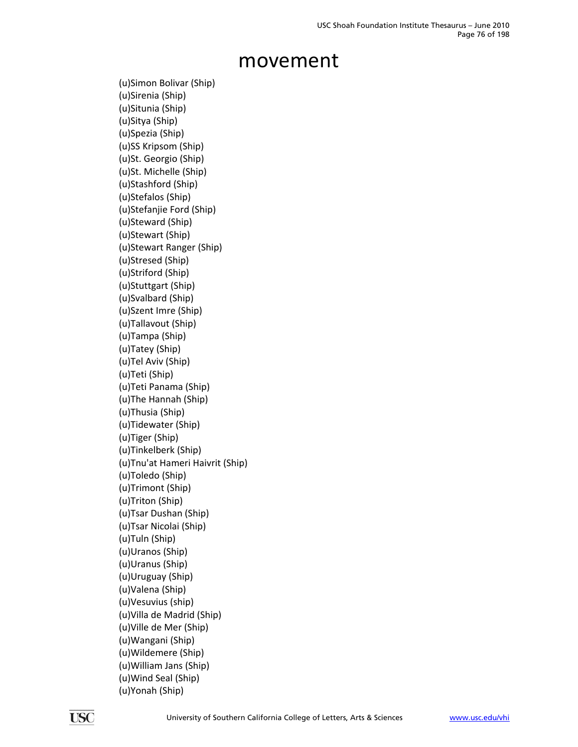# movement

(u)Simon Bolivar (Ship)
(u)Sirenia (Ship)
(u)Situnia (Ship)
(u)Sitya (Ship)
(u)Spezia (Ship)
(u)SS Kripsom (Ship)
(u)St. Georgio (Ship)
(u)St. Michelle (Ship)
(u)Stashford (Ship)
(u)Stefalos (Ship)
(u)Stefanjie Ford (Ship)
(u)Steward (Ship)
(u)Stewart (Ship)
(u)Stewart Ranger (Ship)
(u)Stresed (Ship)
(u)Striford (Ship)
(u)Stuttgart (Ship)
(u)Svalbard (Ship)
(u)Szent Imre (Ship)
(u)Tallavout (Ship)
(u)Tampa (Ship)
(u)Tatey (Ship)
(u)Tel Aviv (Ship)
(u)Teti (Ship)
(u)Teti Panama (Ship)
(u)The Hannah (Ship)
(u)Thusia (Ship)
(u)Tidewater (Ship)
(u)Tiger (Ship)
(u)Tinkelberk (Ship)
(u)Tnu'at Hameri Haivrit (Ship)
(u)Toledo (Ship)
(u)Trimont (Ship)
(u)Triton (Ship)
(u)Tsar Dushan (Ship)
(u)Tsar Nicolai (Ship)
(u)Tuln (Ship)
(u)Uranos (Ship)
(u)Uranus (Ship)
(u)Uruguay (Ship)
(u)Valena (Ship)
(u)Vesuvius (ship)
(u)Villa de Madrid (Ship)
(u)Ville de Mer (Ship)
(u)Wangani (Ship)
(u)Wildemere (Ship)
(u)William Jans (Ship)
(u)Wind Seal (Ship)
(u)Yonah (Ship)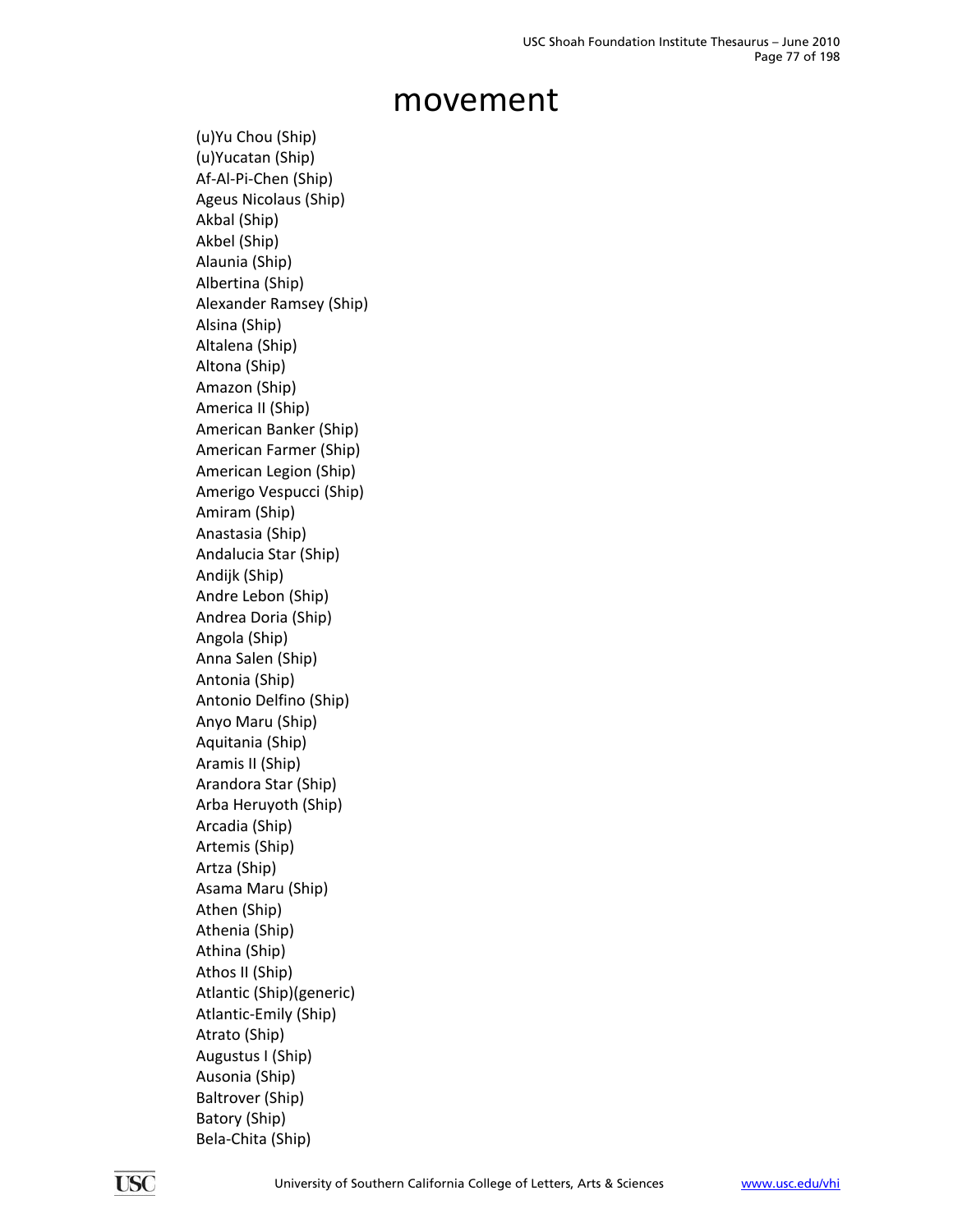# movement

(u)Yu Chou (Ship)
(u)Yucatan (Ship)
Af-Al-Pi-Chen (Ship)
Ageus Nicolaus (Ship)
Akbal (Ship)
Akbel (Ship)
Alaunia (Ship)
Albertina (Ship)
Alexander Ramsey (Ship)
Alsina (Ship)
Altalena (Ship)
Altona (Ship)
Amazon (Ship)
America II (Ship)
American Banker (Ship)
American Farmer (Ship)
American Legion (Ship)
Amerigo Vespucci (Ship)
Amiram (Ship)
Anastasia (Ship)
Andalucia Star (Ship)
Andijk (Ship)
Andre Lebon (Ship)
Andrea Doria (Ship)
Angola (Ship)
Anna Salen (Ship)
Antonia (Ship)
Antonio Delfino (Ship)
Anyo Maru (Ship)
Aquitania (Ship)
Aramis II (Ship)
Arandora Star (Ship)
Arba Heruyoth (Ship)
Arcadia (Ship)
Artemis (Ship)
Artza (Ship)
Asama Maru (Ship)
Athen (Ship)
Athenia (Ship)
Athina (Ship)
Athos II (Ship)
Atlantic (Ship)(generic)
Atlantic-Emily (Ship)
Atrato (Ship)
Augustus I (Ship)
Ausonia (Ship)
Baltrover (Ship)
Batory (Ship)
Bela-Chita (Ship)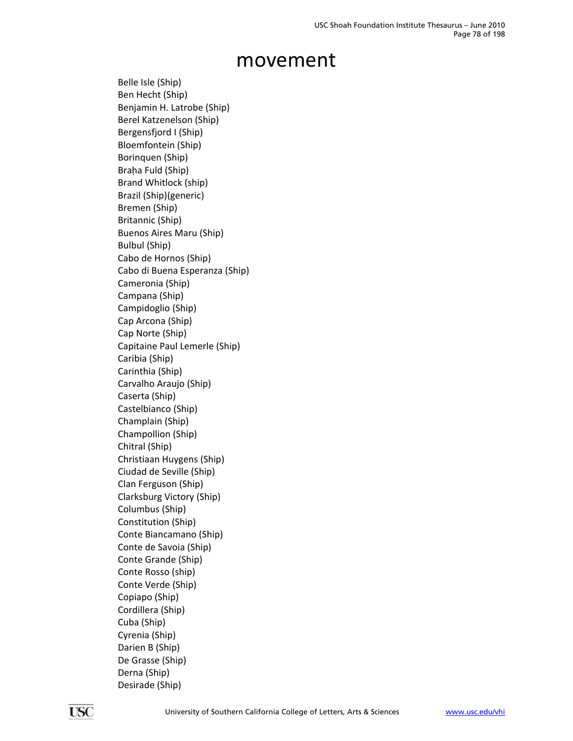# movement

Belle Isle (Ship)
Ben Hecht (Ship)
Benjamin H. Latrobe (Ship)
Berel Katzenelson (Ship)
Bergensfjord I (Ship)
Bloemfontein (Ship)
Borinquen (Ship)
Braḥa Fuld (Ship)
Brand Whitlock (ship)
Brazil (Ship)(generic)
Bremen (Ship)
Britannic (Ship)
Buenos Aires Maru (Ship)
Bulbul (Ship)
Cabo de Hornos (Ship)
Cabo di Buena Esperanza (Ship)
Cameronia (Ship)
Campana (Ship)
Campidoglio (Ship)
Cap Arcona (Ship)
Cap Norte (Ship)
Capitaine Paul Lemerle (Ship)
Caribia (Ship)
Carinthia (Ship)
Carvalho Araujo (Ship)
Caserta (Ship)
Castelbianco (Ship)
Champlain (Ship)
Champollion (Ship)
Chitral (Ship)
Christiaan Huygens (Ship)
Ciudad de Seville (Ship)
Clan Ferguson (Ship)
Clarksburg Victory (Ship)
Columbus (Ship)
Constitution (Ship)
Conte Biancamano (Ship)
Conte de Savoia (Ship)
Conte Grande (Ship)
Conte Rosso (ship)
Conte Verde (Ship)
Copiapo (Ship)
Cordillera (Ship)
Cuba (Ship)
Cyrenia (Ship)
Darien B (Ship)
De Grasse (Ship)
Derna (Ship)
Desirade (Ship)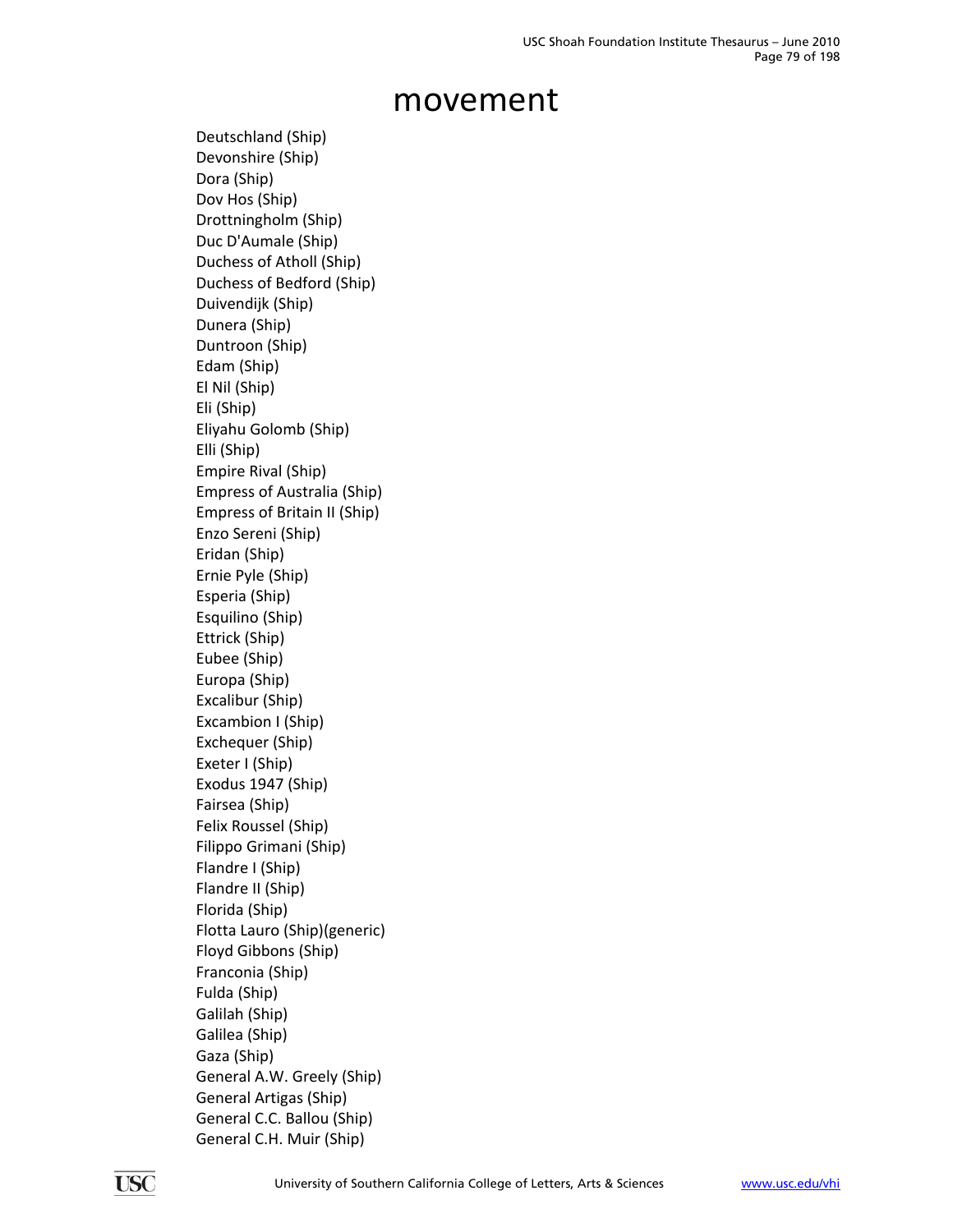# movement

Deutschland (Ship)
Devonshire (Ship)
Dora (Ship)
Dov Hos (Ship)
Drottningholm (Ship)
Duc D'Aumale (Ship)
Duchess of Atholl (Ship)
Duchess of Bedford (Ship)
Duivendijk (Ship)
Dunera (Ship)
Duntroon (Ship)
Edam (Ship)
El Nil (Ship)
Eli (Ship)
Eliyahu Golomb (Ship)
Elli (Ship)
Empire Rival (Ship)
Empress of Australia (Ship)
Empress of Britain II (Ship)
Enzo Sereni (Ship)
Eridan (Ship)
Ernie Pyle (Ship)
Esperia (Ship)
Esquilino (Ship)
Ettrick (Ship)
Eubee (Ship)
Europa (Ship)
Excalibur (Ship)
Excambion I (Ship)
Exchequer (Ship)
Exeter I (Ship)
Exodus 1947 (Ship)
Fairsea (Ship)
Felix Roussel (Ship)
Filippo Grimani (Ship)
Flandre I (Ship)
Flandre II (Ship)
Florida (Ship)
Flotta Lauro (Ship)(generic)
Floyd Gibbons (Ship)
Franconia (Ship)
Fulda (Ship)
Galilah (Ship)
Galilea (Ship)
Gaza (Ship)
General A.W. Greely (Ship)
General Artigas (Ship)
General C.C. Ballou (Ship)
General C.H. Muir (Ship)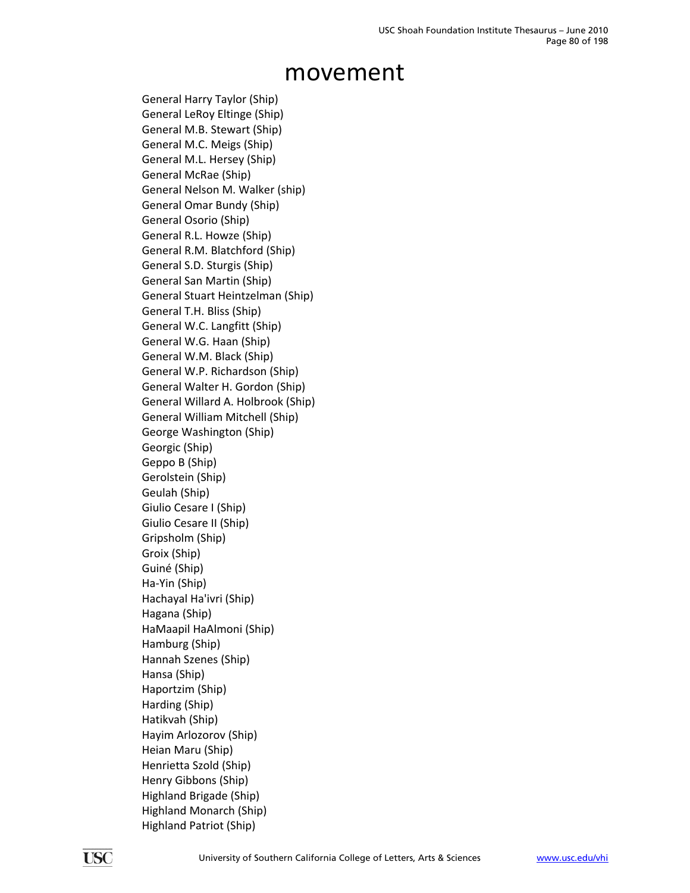# movement

General Harry Taylor (Ship)
General LeRoy Eltinge (Ship)
General M.B. Stewart (Ship)
General M.C. Meigs (Ship)
General M.L. Hersey (Ship)
General McRae (Ship)
General Nelson M. Walker (ship)
General Omar Bundy (Ship)
General Osorio (Ship)
General R.L. Howze (Ship)
General R.M. Blatchford (Ship)
General S.D. Sturgis (Ship)
General San Martin (Ship)
General Stuart Heintzelman (Ship)
General T.H. Bliss (Ship)
General W.C. Langfitt (Ship)
General W.G. Haan (Ship)
General W.M. Black (Ship)
General W.P. Richardson (Ship)
General Walter H. Gordon (Ship)
General Willard A. Holbrook (Ship)
General William Mitchell (Ship)
George Washington (Ship)
Georgic (Ship)
Geppo B (Ship)
Gerolstein (Ship)
Geulah (Ship)
Giulio Cesare I (Ship)
Giulio Cesare II (Ship)
Gripsholm (Ship)
Groix (Ship)
Guiné (Ship)
Ha-Yin (Ship)
Hachayal Ha'ivri (Ship)
Hagana (Ship)
HaMaapil HaAlmoni (Ship)
Hamburg (Ship)
Hannah Szenes (Ship)
Hansa (Ship)
Haportzim (Ship)
Harding (Ship)
Hatikvah (Ship)
Hayim Arlozorov (Ship)
Heian Maru (Ship)
Henrietta Szold (Ship)
Henry Gibbons (Ship)
Highland Brigade (Ship)
Highland Monarch (Ship)
Highland Patriot (Ship)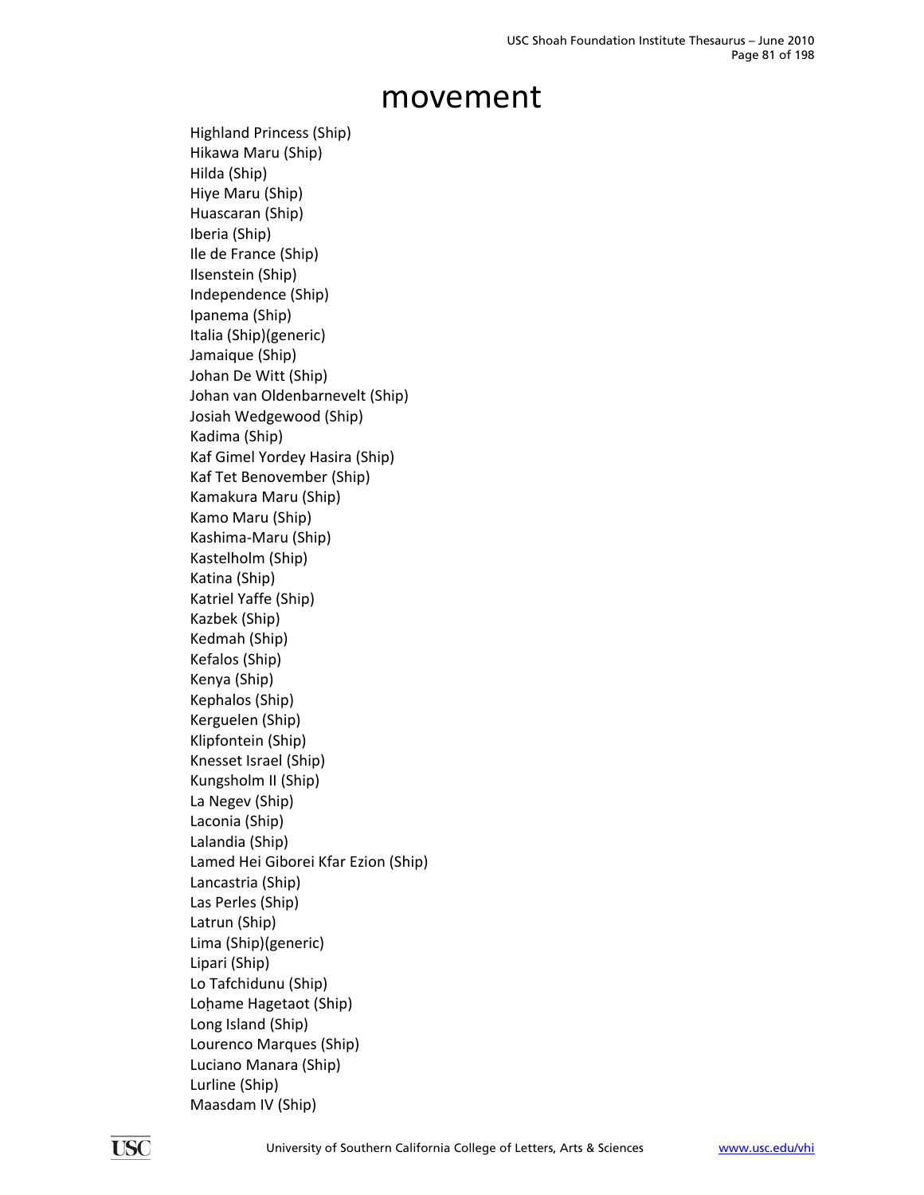# movement

Highland Princess (Ship)
Hikawa Maru (Ship)
Hilda (Ship)
Hiye Maru (Ship)
Huascaran (Ship)
Iberia (Ship)
Ile de France (Ship)
Ilsenstein (Ship)
Independence (Ship)
Ipanema (Ship)
Italia (Ship)(generic)
Jamaique (Ship)
Johan De Witt (Ship)
Johan van Oldenbarnevelt (Ship)
Josiah Wedgewood (Ship)
Kadima (Ship)
Kaf Gimel Yordey Hasira (Ship)
Kaf Tet Benovember (Ship)
Kamakura Maru (Ship)
Kamo Maru (Ship)
Kashima-Maru (Ship)
Kastelholm (Ship)
Katina (Ship)
Katriel Yaffe (Ship)
Kazbek (Ship)
Kedmah (Ship)
Kefalos (Ship)
Kenya (Ship)
Kephalos (Ship)
Kerguelen (Ship)
Klipfontein (Ship)
Knesset Israel (Ship)
Kungsholm II (Ship)
La Negev (Ship)
Laconia (Ship)
Lalandia (Ship)
Lamed Hei Giborei Kfar Ezion (Ship)
Lancastria (Ship)
Las Perles (Ship)
Latrun (Ship)
Lima (Ship)(generic)
Lipari (Ship)
Lo Tafchidunu (Ship)
Loḥame Hagetaot (Ship)
Long Island (Ship)
Lourenco Marques (Ship)
Luciano Manara (Ship)
Lurline (Ship)
Maasdam IV (Ship)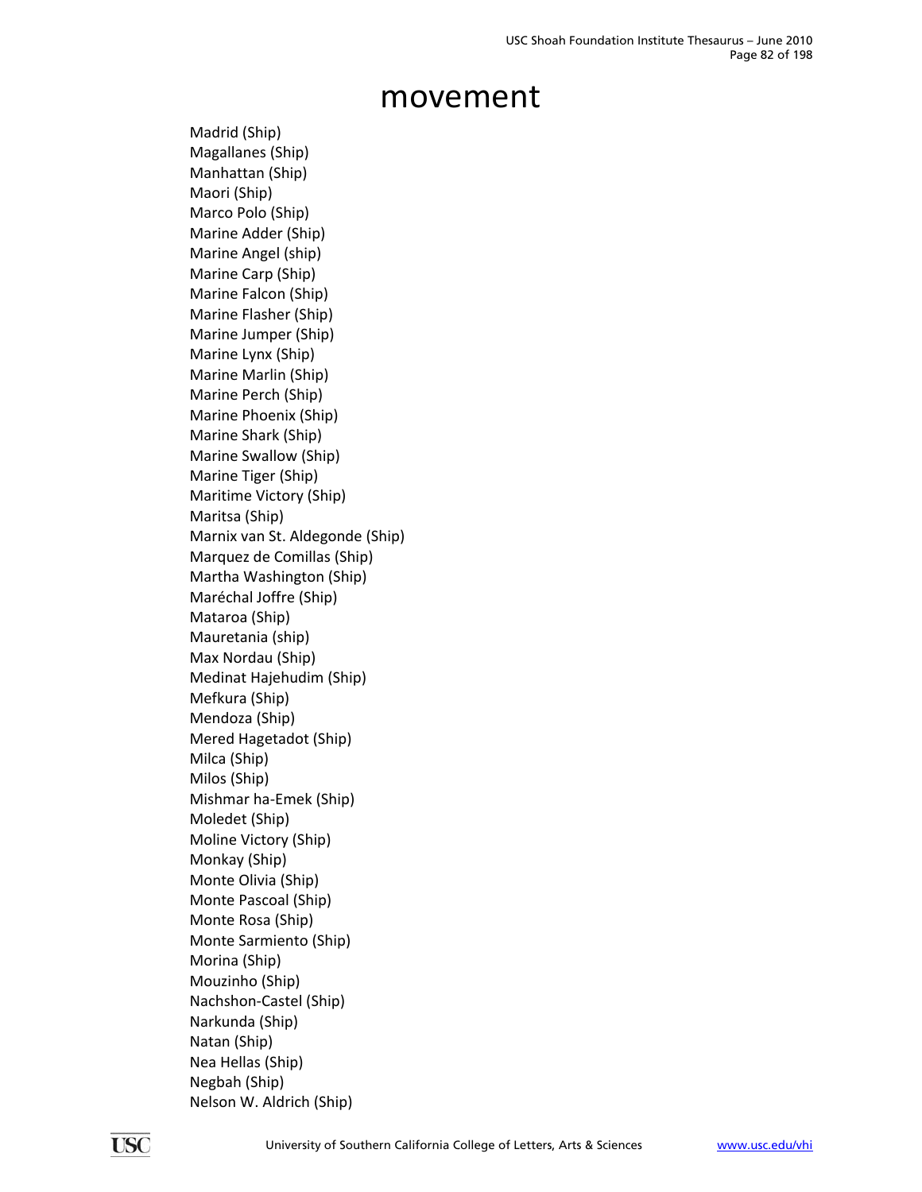# movement

Madrid (Ship)
Magallanes (Ship)
Manhattan (Ship)
Maori (Ship)
Marco Polo (Ship)
Marine Adder (Ship)
Marine Angel (ship)
Marine Carp (Ship)
Marine Falcon (Ship)
Marine Flasher (Ship)
Marine Jumper (Ship)
Marine Lynx (Ship)
Marine Marlin (Ship)
Marine Perch (Ship)
Marine Phoenix (Ship)
Marine Shark (Ship)
Marine Swallow (Ship)
Marine Tiger (Ship)
Maritime Victory (Ship)
Maritsa (Ship)
Marnix van St. Aldegonde (Ship)
Marquez de Comillas (Ship)
Martha Washington (Ship)
Maréchal Joffre (Ship)
Mataroa (Ship)
Mauretania (ship)
Max Nordau (Ship)
Medinat Hajehudim (Ship)
Mefkura (Ship)
Mendoza (Ship)
Mered Hagetadot (Ship)
Milca (Ship)
Milos (Ship)
Mishmar ha-Emek (Ship)
Moledet (Ship)
Moline Victory (Ship)
Monkay (Ship)
Monte Olivia (Ship)
Monte Pascoal (Ship)
Monte Rosa (Ship)
Monte Sarmiento (Ship)
Morina (Ship)
Mouzinho (Ship)
Nachshon-Castel (Ship)
Narkunda (Ship)
Natan (Ship)
Nea Hellas (Ship)
Negbah (Ship)
Nelson W. Aldrich (Ship)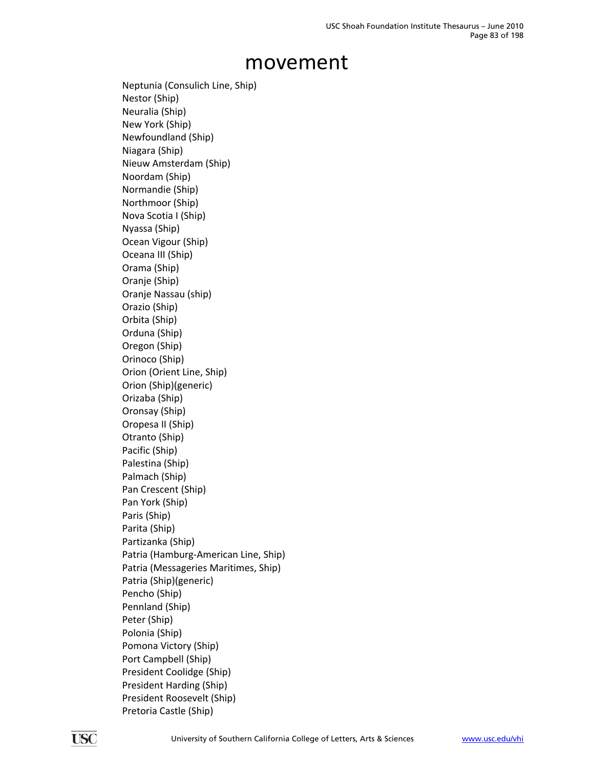# movement

Neptunia (Consulich Line, Ship)
Nestor (Ship)
Neuralia (Ship)
New York (Ship)
Newfoundland (Ship)
Niagara (Ship)
Nieuw Amsterdam (Ship)
Noordam (Ship)
Normandie (Ship)
Northmoor (Ship)
Nova Scotia I (Ship)
Nyassa (Ship)
Ocean Vigour (Ship)
Oceana III (Ship)
Orama (Ship)
Oranje (Ship)
Oranje Nassau (ship)
Orazio (Ship)
Orbita (Ship)
Orduna (Ship)
Oregon (Ship)
Orinoco (Ship)
Orion (Orient Line, Ship)
Orion (Ship)(generic)
Orizaba (Ship)
Oronsay (Ship)
Oropesa II (Ship)
Otranto (Ship)
Pacific (Ship)
Palestina (Ship)
Palmach (Ship)
Pan Crescent (Ship)
Pan York (Ship)
Paris (Ship)
Parita (Ship)
Partizanka (Ship)
Patria (Hamburg-American Line, Ship)
Patria (Messageries Maritimes, Ship)
Patria (Ship)(generic)
Pencho (Ship)
Pennland (Ship)
Peter (Ship)
Polonia (Ship)
Pomona Victory (Ship)
Port Campbell (Ship)
President Coolidge (Ship)
President Harding (Ship)
President Roosevelt (Ship)
Pretoria Castle (Ship)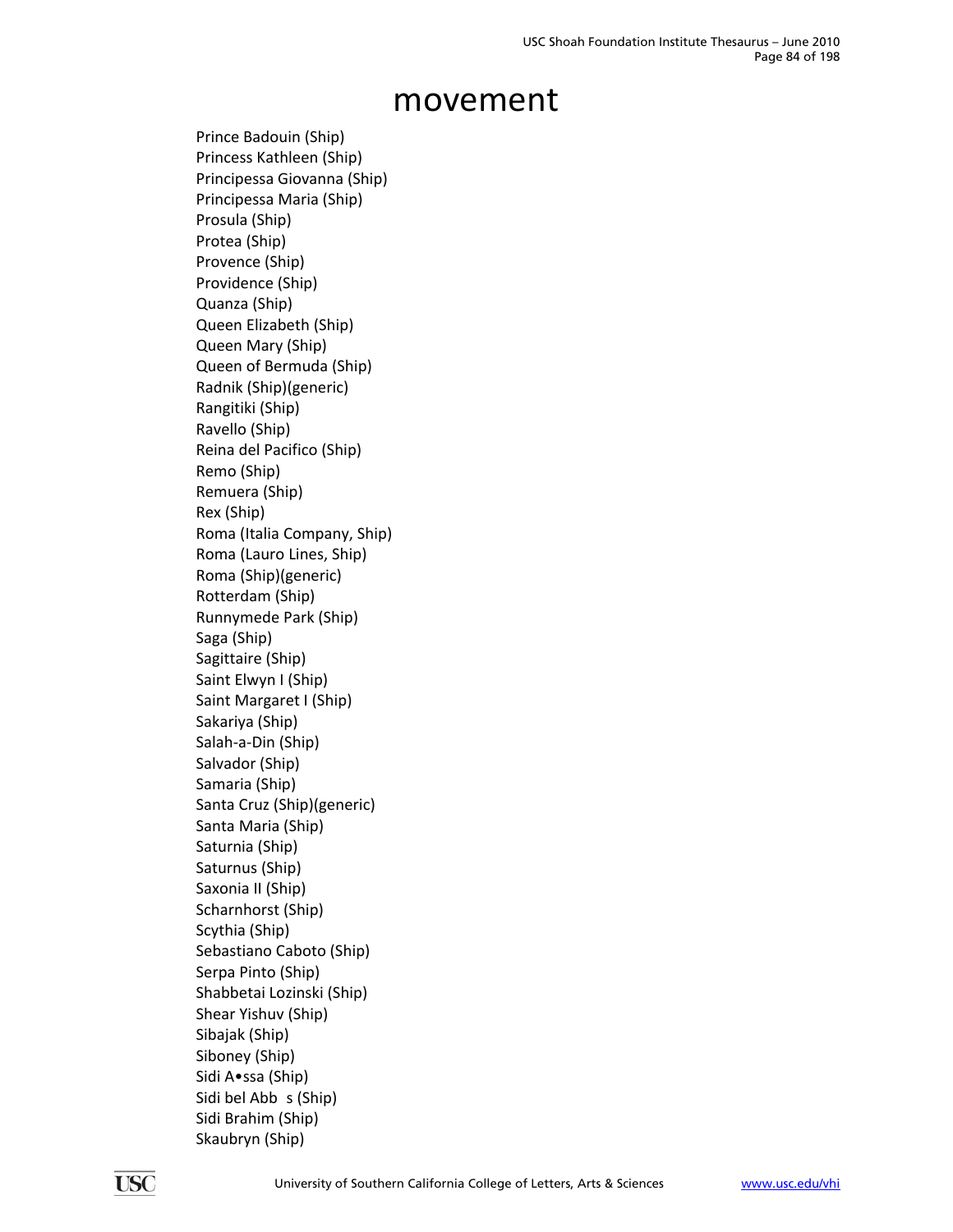# movement

Prince Badouin (Ship)
Princess Kathleen (Ship)
Principessa Giovanna (Ship)
Principessa Maria (Ship)
Prosula (Ship)
Protea (Ship)
Provence (Ship)
Providence (Ship)
Quanza (Ship)
Queen Elizabeth (Ship)
Queen Mary (Ship)
Queen of Bermuda (Ship)
Radnik (Ship)(generic)
Rangitiki (Ship)
Ravello (Ship)
Reina del Pacifico (Ship)
Remo (Ship)
Remuera (Ship)
Rex (Ship)
Roma (Italia Company, Ship)
Roma (Lauro Lines, Ship)
Roma (Ship)(generic)
Rotterdam (Ship)
Runnymede Park (Ship)
Saga (Ship)
Sagittaire (Ship)
Saint Elwyn I (Ship)
Saint Margaret I (Ship)
Sakariya (Ship)
Salah-a-Din (Ship)
Salvador (Ship)
Samaria (Ship)
Santa Cruz (Ship)(generic)
Santa Maria (Ship)
Saturnia (Ship)
Saturnus (Ship)
Saxonia II (Ship)
Scharnhorst (Ship)
Scythia (Ship)
Sebastiano Caboto (Ship)
Serpa Pinto (Ship)
Shabbetai Lozinski (Ship)
Shear Yishuv (Ship)
Sibajak (Ship)
Siboney (Ship)
Sidi A•ssa (Ship)
Sidi bel Abb s (Ship)
Sidi Brahim (Ship)
Skaubryn (Ship)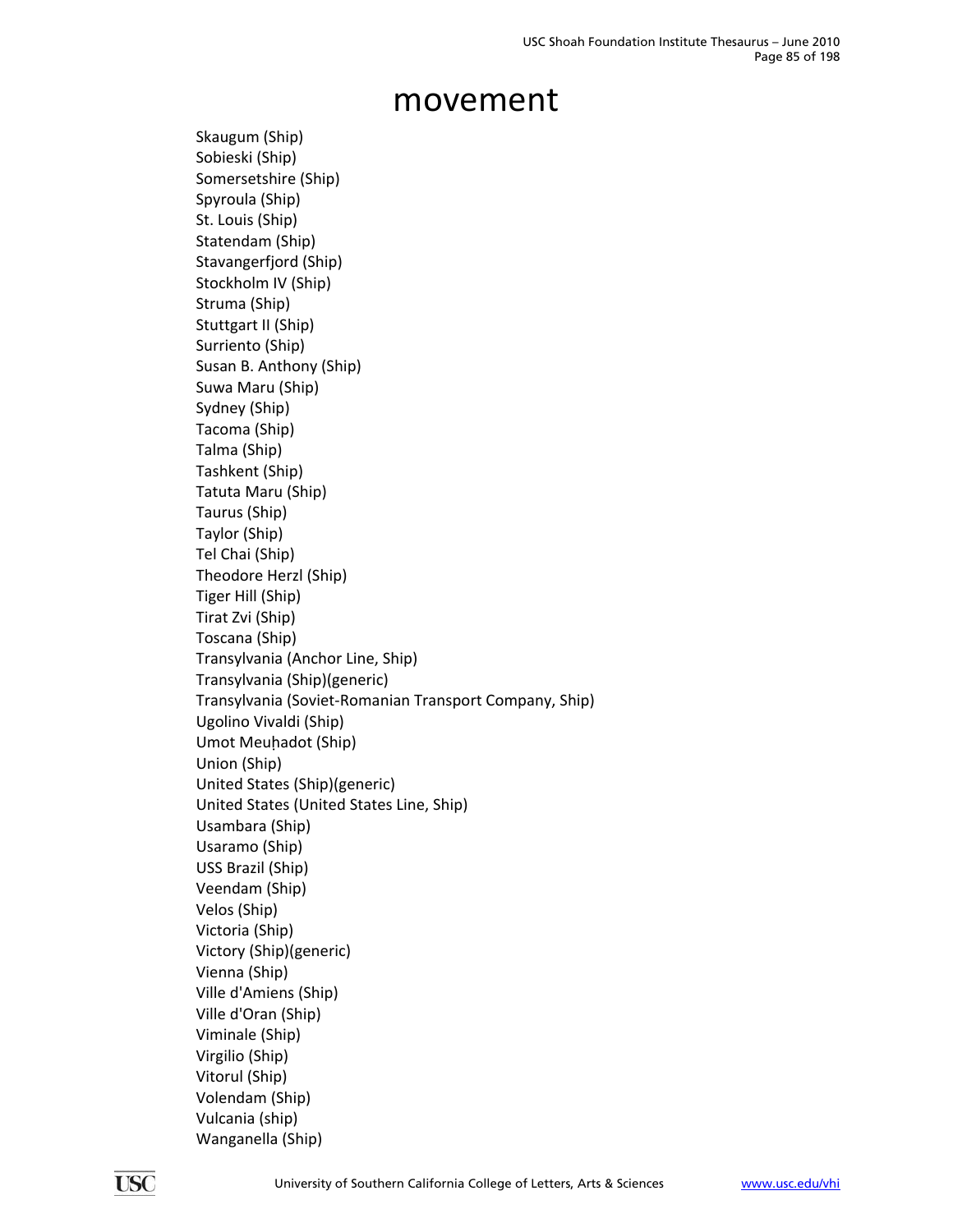# movement

Skaugum (Ship)
Sobieski (Ship)
Somersetshire (Ship)
Spyroula (Ship)
St. Louis (Ship)
Statendam (Ship)
Stavangerfjord (Ship)
Stockholm IV (Ship)
Struma (Ship)
Stuttgart II (Ship)
Surriento (Ship)
Susan B. Anthony (Ship)
Suwa Maru (Ship)
Sydney (Ship)
Tacoma (Ship)
Talma (Ship)
Tashkent (Ship)
Tatuta Maru (Ship)
Taurus (Ship)
Taylor (Ship)
Tel Chai (Ship)
Theodore Herzl (Ship)
Tiger Hill (Ship)
Tirat Zvi (Ship)
Toscana (Ship)
Transylvania (Anchor Line, Ship)
Transylvania (Ship)(generic)
Transylvania (Soviet-Romanian Transport Company, Ship)
Ugolino Vivaldi (Ship)
Umot Meuḥadot (Ship)
Union (Ship)
United States (Ship)(generic)
United States (United States Line, Ship)
Usambara (Ship)
Usaramo (Ship)
USS Brazil (Ship)
Veendam (Ship)
Velos (Ship)
Victoria (Ship)
Victory (Ship)(generic)
Vienna (Ship)
Ville d'Amiens (Ship)
Ville d'Oran (Ship)
Viminale (Ship)
Virgilio (Ship)
Vitorul (Ship)
Volendam (Ship)
Vulcania (ship)
Wanganella (Ship)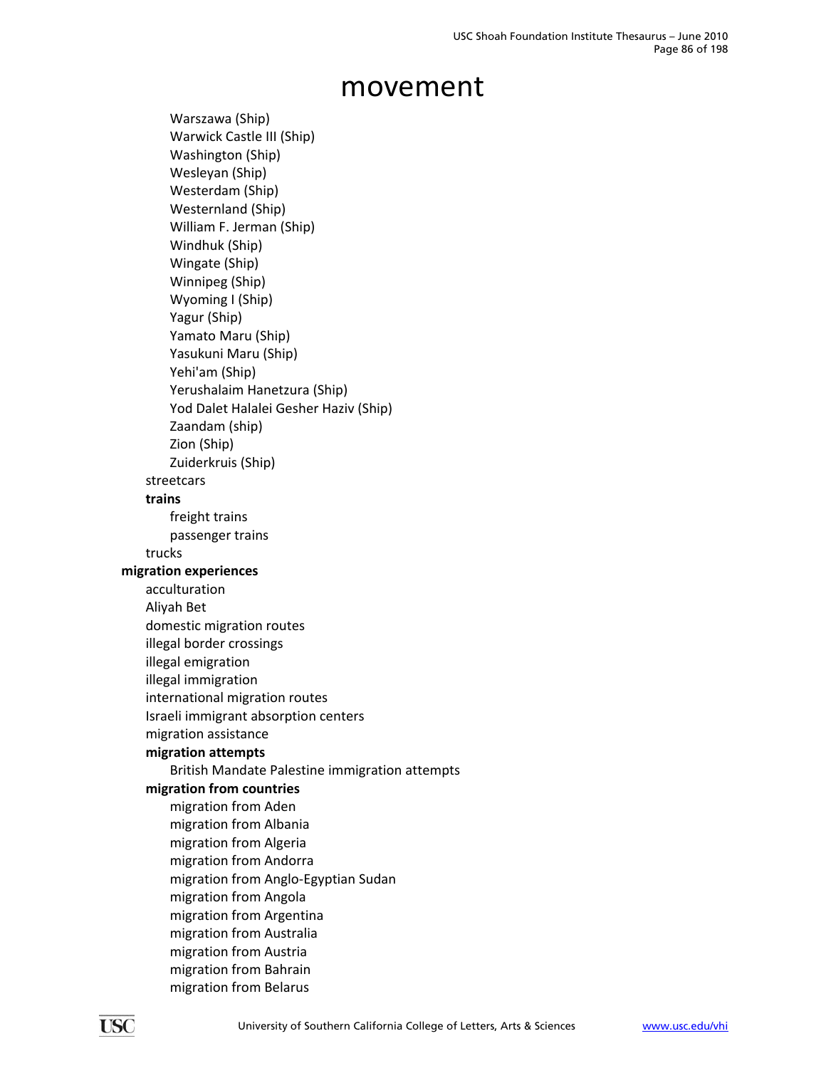# movement

- Warszawa (Ship)
- Warwick Castle III (Ship)
- Washington (Ship)
- Wesleyan (Ship)
- Westerdam (Ship)
- Westernland (Ship)
- William F. Jerman (Ship)
- Windhuk (Ship)
- Wingate (Ship)
- Winnipeg (Ship)
- Wyoming I (Ship)
- Yagur (Ship)
- Yamato Maru (Ship)
- Yasukuni Maru (Ship)
- Yehi'am (Ship)
- Yerushalaim Hanetzura (Ship)
- Yod Dalet Halalei Gesher Haziv (Ship)
- Zaandam (ship)
- Zion (Ship)
- Zuiderkruis (Ship)

streetcars

**trains**

- freight trains
- passenger trains

trucks

**migration experiences**

- acculturation
- Aliyah Bet
- domestic migration routes
- illegal border crossings
- illegal emigration
- illegal immigration
- international migration routes
- Israeli immigrant absorption centers
- migration assistance
- **migration attempts**
  - British Mandate Palestine immigration attempts
- **migration from countries**
  - migration from Aden
  - migration from Albania
  - migration from Algeria
  - migration from Andorra
  - migration from Anglo-Egyptian Sudan
  - migration from Angola
  - migration from Argentina
  - migration from Australia
  - migration from Austria
  - migration from Bahrain
  - migration from Belarus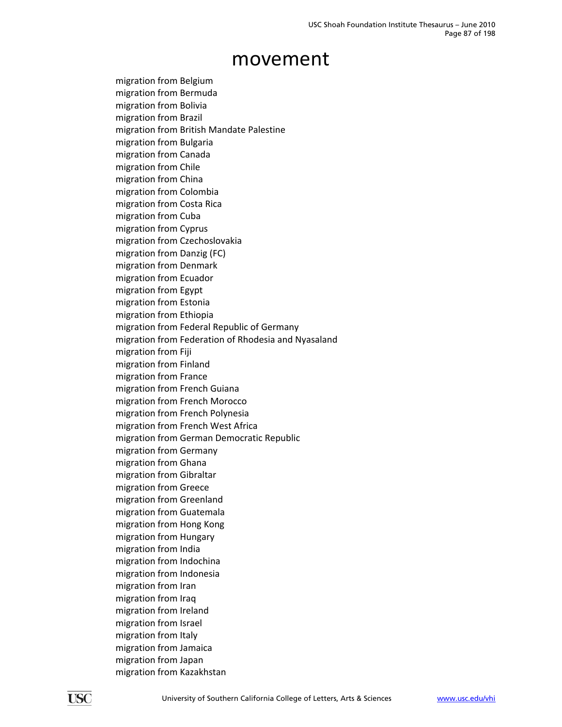# movement

migration from Belgium
migration from Bermuda
migration from Bolivia
migration from Brazil
migration from British Mandate Palestine
migration from Bulgaria
migration from Canada
migration from Chile
migration from China
migration from Colombia
migration from Costa Rica
migration from Cuba
migration from Cyprus
migration from Czechoslovakia
migration from Danzig (FC)
migration from Denmark
migration from Ecuador
migration from Egypt
migration from Estonia
migration from Ethiopia
migration from Federal Republic of Germany
migration from Federation of Rhodesia and Nyasaland
migration from Fiji
migration from Finland
migration from France
migration from French Guiana
migration from French Morocco
migration from French Polynesia
migration from French West Africa
migration from German Democratic Republic
migration from Germany
migration from Ghana
migration from Gibraltar
migration from Greece
migration from Greenland
migration from Guatemala
migration from Hong Kong
migration from Hungary
migration from India
migration from Indochina
migration from Indonesia
migration from Iran
migration from Iraq
migration from Ireland
migration from Israel
migration from Italy
migration from Jamaica
migration from Japan
migration from Kazakhstan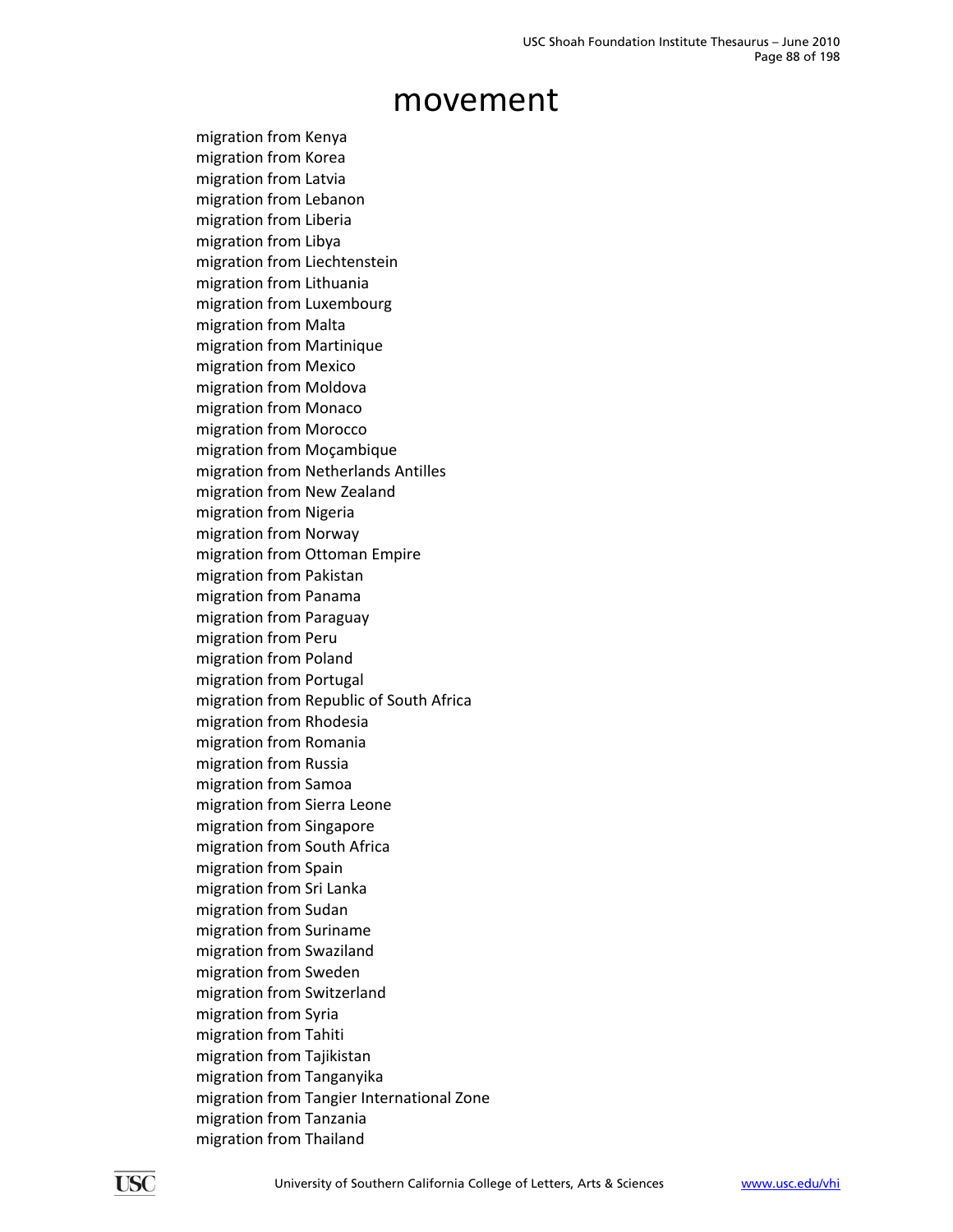# movement

migration from Kenya
migration from Korea
migration from Latvia
migration from Lebanon
migration from Liberia
migration from Libya
migration from Liechtenstein
migration from Lithuania
migration from Luxembourg
migration from Malta
migration from Martinique
migration from Mexico
migration from Moldova
migration from Monaco
migration from Morocco
migration from Moçambique
migration from Netherlands Antilles
migration from New Zealand
migration from Nigeria
migration from Norway
migration from Ottoman Empire
migration from Pakistan
migration from Panama
migration from Paraguay
migration from Peru
migration from Poland
migration from Portugal
migration from Republic of South Africa
migration from Rhodesia
migration from Romania
migration from Russia
migration from Samoa
migration from Sierra Leone
migration from Singapore
migration from South Africa
migration from Spain
migration from Sri Lanka
migration from Sudan
migration from Suriname
migration from Swaziland
migration from Sweden
migration from Switzerland
migration from Syria
migration from Tahiti
migration from Tajikistan
migration from Tanganyika
migration from Tangier International Zone
migration from Tanzania
migration from Thailand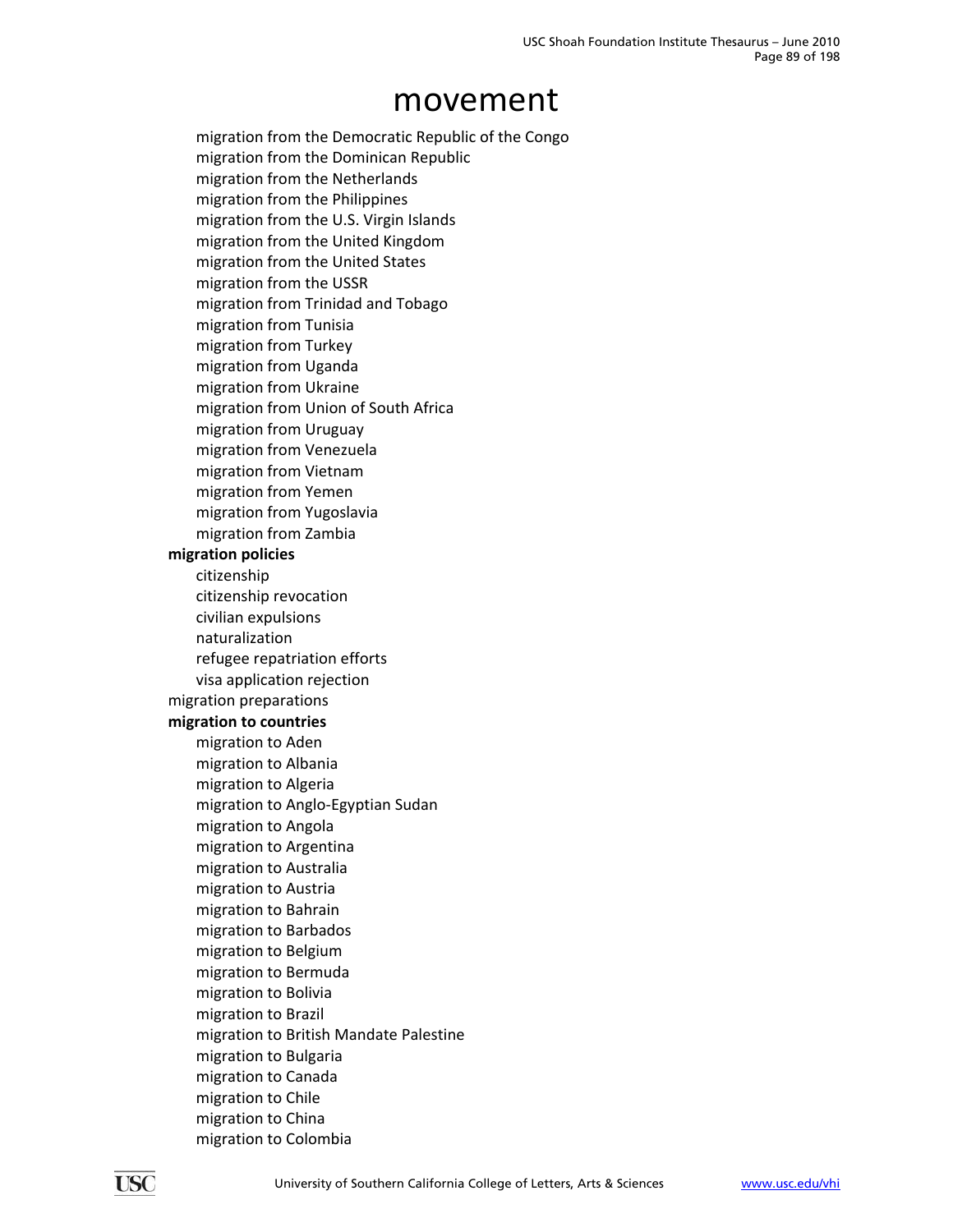# movement

- migration from the Democratic Republic of the Congo
- migration from the Dominican Republic
- migration from the Netherlands
- migration from the Philippines
- migration from the U.S. Virgin Islands
- migration from the United Kingdom
- migration from the United States
- migration from the USSR
- migration from Trinidad and Tobago
- migration from Tunisia
- migration from Turkey
- migration from Uganda
- migration from Ukraine
- migration from Union of South Africa
- migration from Uruguay
- migration from Venezuela
- migration from Vietnam
- migration from Yemen
- migration from Yugoslavia
- migration from Zambia

**migration policies**

- citizenship
- citizenship revocation
- civilian expulsions
- naturalization
- refugee repatriation efforts
- visa application rejection

migration preparations

**migration to countries**

- migration to Aden
- migration to Albania
- migration to Algeria
- migration to Anglo-Egyptian Sudan
- migration to Angola
- migration to Argentina
- migration to Australia
- migration to Austria
- migration to Bahrain
- migration to Barbados
- migration to Belgium
- migration to Bermuda
- migration to Bolivia
- migration to Brazil
- migration to British Mandate Palestine
- migration to Bulgaria
- migration to Canada
- migration to Chile
- migration to China
- migration to Colombia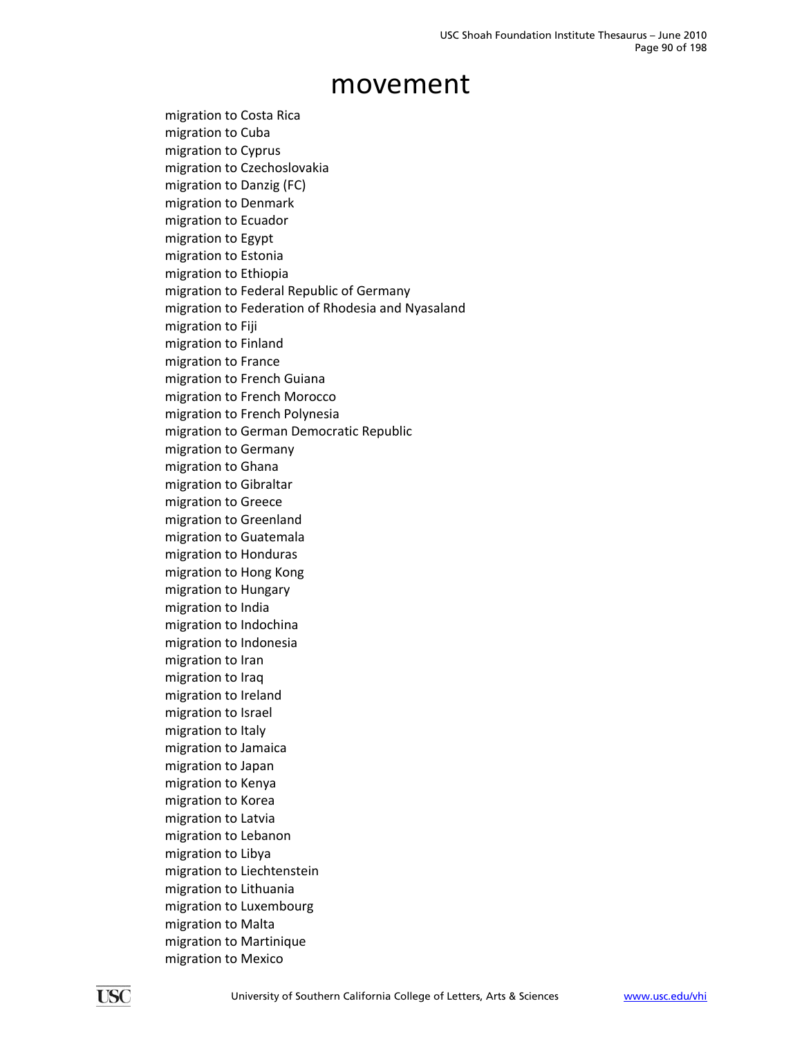# movement

migration to Costa Rica
migration to Cuba
migration to Cyprus
migration to Czechoslovakia
migration to Danzig (FC)
migration to Denmark
migration to Ecuador
migration to Egypt
migration to Estonia
migration to Ethiopia
migration to Federal Republic of Germany
migration to Federation of Rhodesia and Nyasaland
migration to Fiji
migration to Finland
migration to France
migration to French Guiana
migration to French Morocco
migration to French Polynesia
migration to German Democratic Republic
migration to Germany
migration to Ghana
migration to Gibraltar
migration to Greece
migration to Greenland
migration to Guatemala
migration to Honduras
migration to Hong Kong
migration to Hungary
migration to India
migration to Indochina
migration to Indonesia
migration to Iran
migration to Iraq
migration to Ireland
migration to Israel
migration to Italy
migration to Jamaica
migration to Japan
migration to Kenya
migration to Korea
migration to Latvia
migration to Lebanon
migration to Libya
migration to Liechtenstein
migration to Lithuania
migration to Luxembourg
migration to Malta
migration to Martinique
migration to Mexico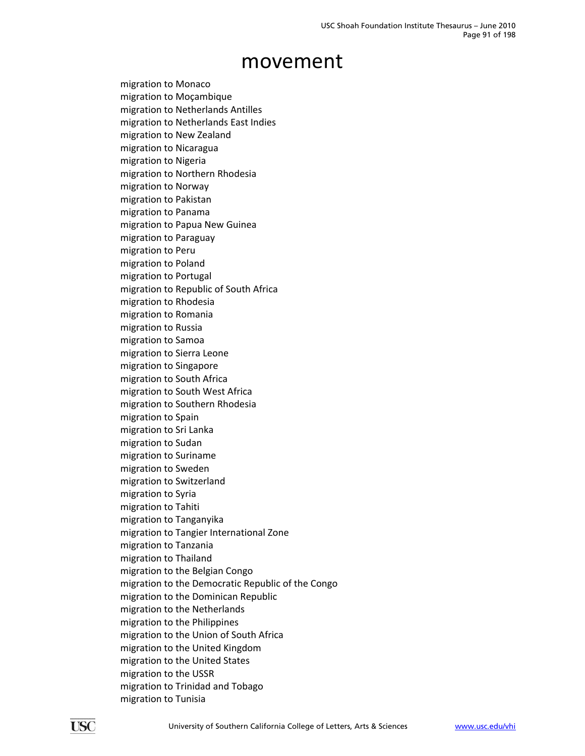# movement

migration to Monaco
migration to Moçambique
migration to Netherlands Antilles
migration to Netherlands East Indies
migration to New Zealand
migration to Nicaragua
migration to Nigeria
migration to Northern Rhodesia
migration to Norway
migration to Pakistan
migration to Panama
migration to Papua New Guinea
migration to Paraguay
migration to Peru
migration to Poland
migration to Portugal
migration to Republic of South Africa
migration to Rhodesia
migration to Romania
migration to Russia
migration to Samoa
migration to Sierra Leone
migration to Singapore
migration to South Africa
migration to South West Africa
migration to Southern Rhodesia
migration to Spain
migration to Sri Lanka
migration to Sudan
migration to Suriname
migration to Sweden
migration to Switzerland
migration to Syria
migration to Tahiti
migration to Tanganyika
migration to Tangier International Zone
migration to Tanzania
migration to Thailand
migration to the Belgian Congo
migration to the Democratic Republic of the Congo
migration to the Dominican Republic
migration to the Netherlands
migration to the Philippines
migration to the Union of South Africa
migration to the United Kingdom
migration to the United States
migration to the USSR
migration to Trinidad and Tobago
migration to Tunisia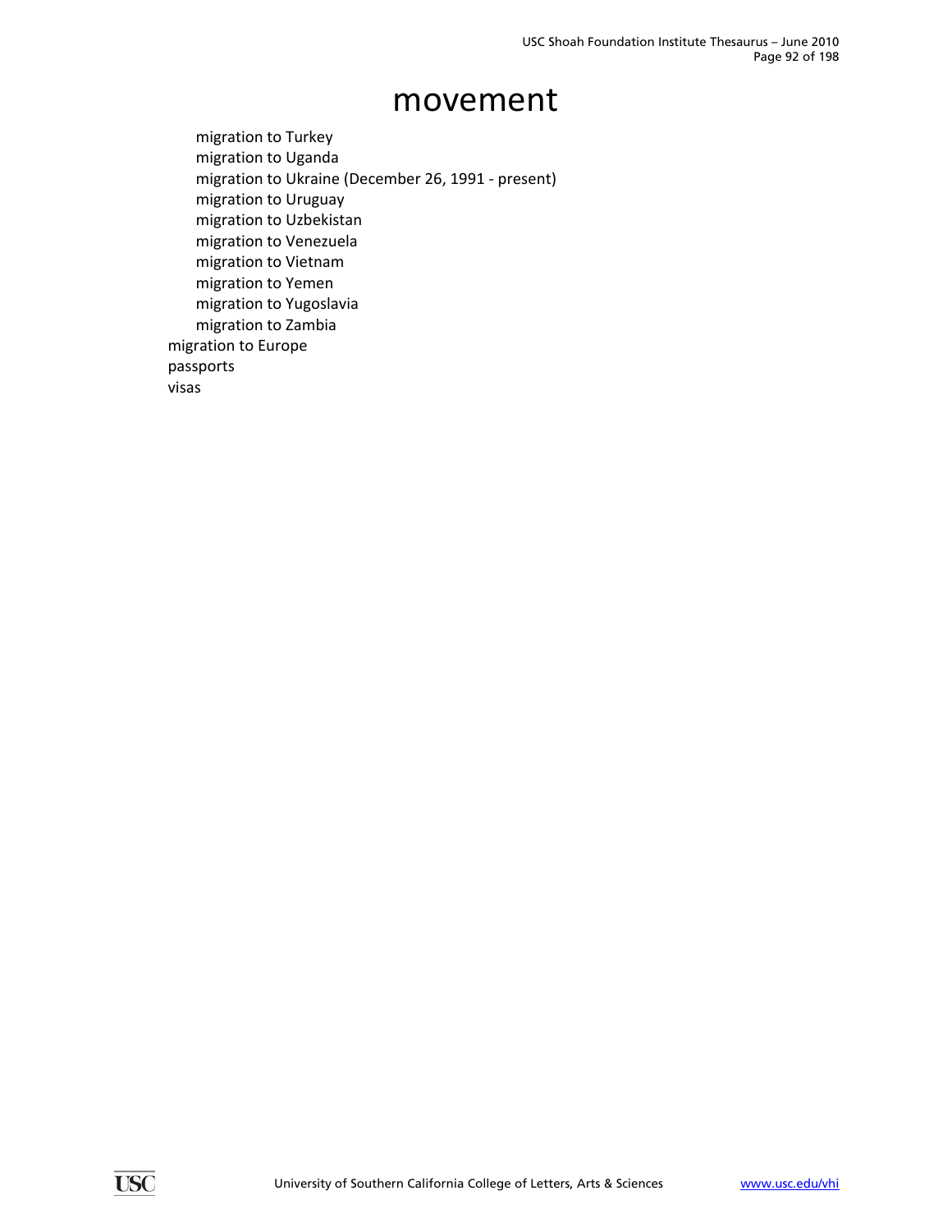# movement

- migration to Turkey
- migration to Uganda
- migration to Ukraine (December 26, 1991 - present)
- migration to Uruguay
- migration to Uzbekistan
- migration to Venezuela
- migration to Vietnam
- migration to Yemen
- migration to Yugoslavia
- migration to Zambia

migration to Europe

passports

visas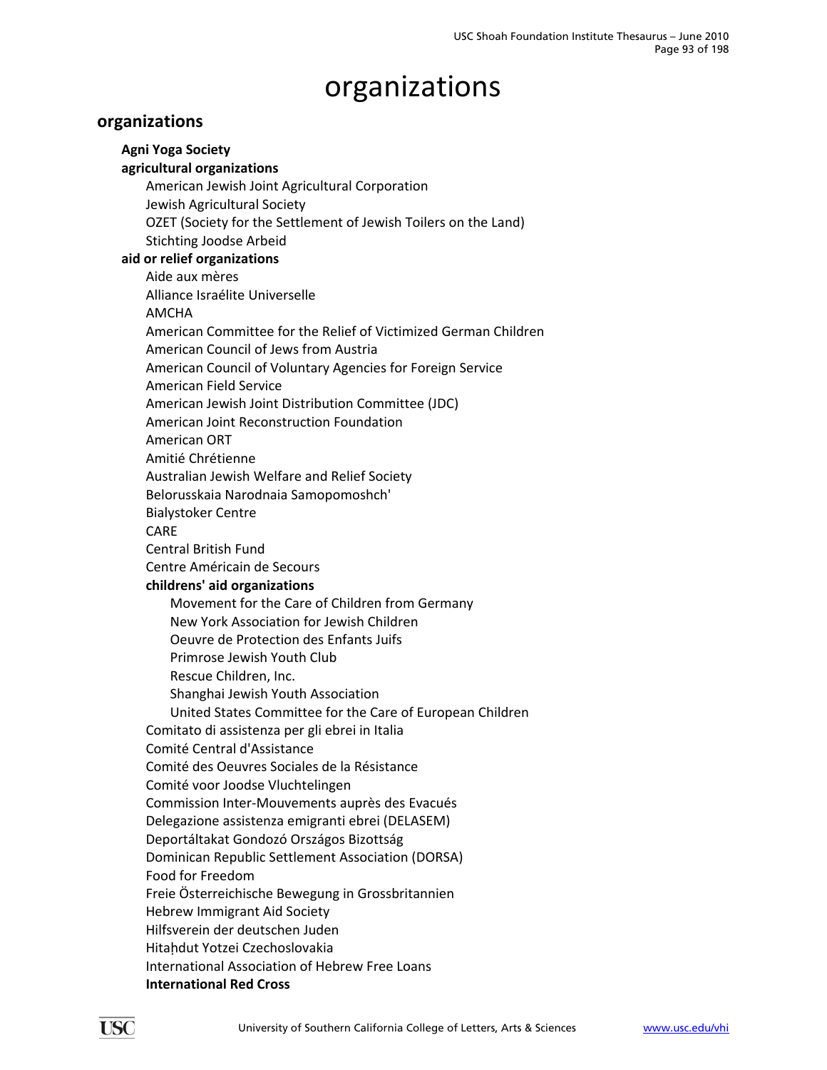# organizations

## organizations

- **Agni Yoga Society**
- **agricultural organizations**
  - American Jewish Joint Agricultural Corporation
  - Jewish Agricultural Society
  - OZET (Society for the Settlement of Jewish Toilers on the Land)
  - Stichting Joodse Arbeid
- **aid or relief organizations**
  - Aide aux mères
  - Alliance Israélite Universelle
  - AMCHA
  - American Committee for the Relief of Victimized German Children
  - American Council of Jews from Austria
  - American Council of Voluntary Agencies for Foreign Service
  - American Field Service
  - American Jewish Joint Distribution Committee (JDC)
  - American Joint Reconstruction Foundation
  - American ORT
  - Amitié Chrétienne
  - Australian Jewish Welfare and Relief Society
  - Belorusskaia Narodnaia Samopomoshch'
  - Bialystoker Centre
  - CARE
  - Central British Fund
  - Centre Américain de Secours
  - **childrens' aid organizations**
    - Movement for the Care of Children from Germany
    - New York Association for Jewish Children
    - Oeuvre de Protection des Enfants Juifs
    - Primrose Jewish Youth Club
    - Rescue Children, Inc.
    - Shanghai Jewish Youth Association
    - United States Committee for the Care of European Children
  - Comitato di assistenza per gli ebrei in Italia
  - Comité Central d'Assistance
  - Comité des Oeuvres Sociales de la Résistance
  - Comité voor Joodse Vluchtelingen
  - Commission Inter-Mouvements auprès des Evacués
  - Delegazione assistenza emigranti ebrei (DELASEM)
  - Deportáltakat Gondozó Országos Bizottság
  - Dominican Republic Settlement Association (DORSA)
  - Food for Freedom
  - Freie Österreichische Bewegung in Grossbritannien
  - Hebrew Immigrant Aid Society
  - Hilfsverein der deutschen Juden
  - Hitaḥdut Yotzei Czechoslovakia
  - International Association of Hebrew Free Loans
  - **International Red Cross**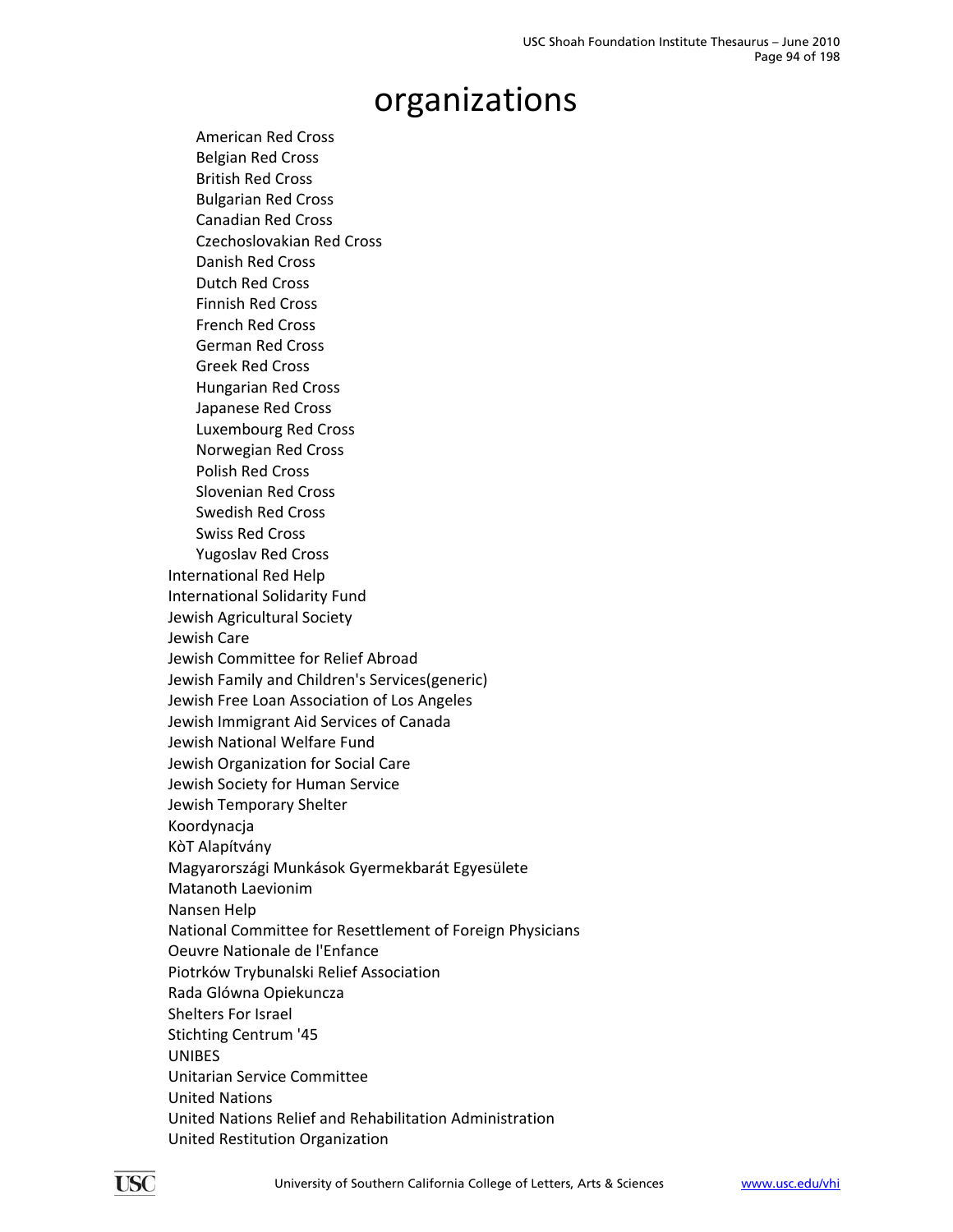# organizations

- American Red Cross
- Belgian Red Cross
- British Red Cross
- Bulgarian Red Cross
- Canadian Red Cross
- Czechoslovakian Red Cross
- Danish Red Cross
- Dutch Red Cross
- Finnish Red Cross
- French Red Cross
- German Red Cross
- Greek Red Cross
- Hungarian Red Cross
- Japanese Red Cross
- Luxembourg Red Cross
- Norwegian Red Cross
- Polish Red Cross
- Slovenian Red Cross
- Swedish Red Cross
- Swiss Red Cross
- Yugoslav Red Cross

International Red Help
International Solidarity Fund
Jewish Agricultural Society
Jewish Care
Jewish Committee for Relief Abroad
Jewish Family and Children's Services(generic)
Jewish Free Loan Association of Los Angeles
Jewish Immigrant Aid Services of Canada
Jewish National Welfare Fund
Jewish Organization for Social Care
Jewish Society for Human Service
Jewish Temporary Shelter
Koordynacja
KòT Alapítvány
Magyarországi Munkások Gyermekbarát Egyesülete
Matanoth Laevionim
Nansen Help
National Committee for Resettlement of Foreign Physicians
Oeuvre Nationale de l'Enfance
Piotrków Trybunalski Relief Association
Rada Glówna Opiekuncza
Shelters For Israel
Stichting Centrum '45
UNIBES
Unitarian Service Committee
United Nations
United Nations Relief and Rehabilitation Administration
United Restitution Organization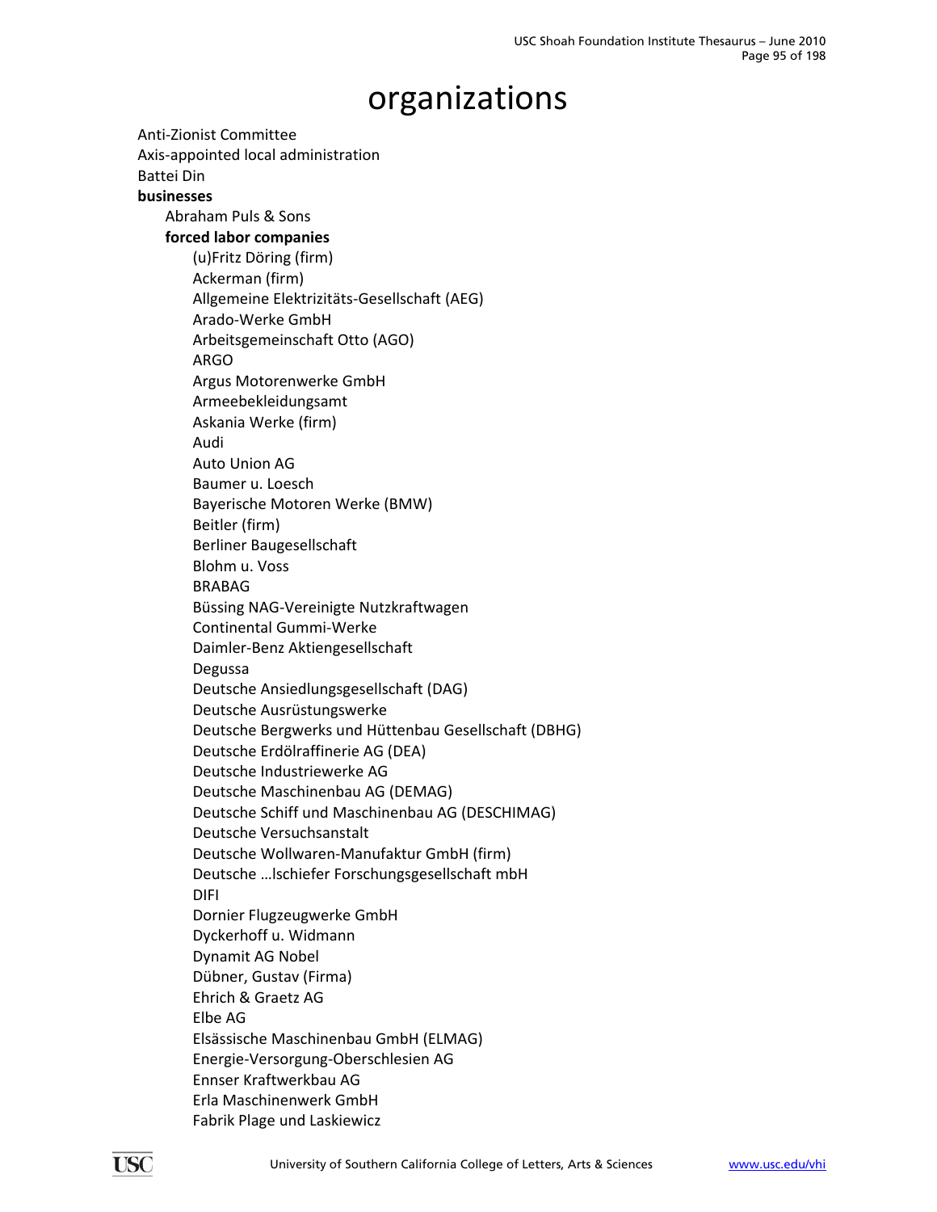# organizations

Anti-Zionist Committee
Axis-appointed local administration
Battei Din
**businesses**
- Abraham Puls & Sons
- **forced labor companies**
  - (u)Fritz Döring (firm)
  - Ackerman (firm)
  - Allgemeine Elektrizitäts-Gesellschaft (AEG)
  - Arado-Werke GmbH
  - Arbeitsgemeinschaft Otto (AGO)
  - ARGO
  - Argus Motorenwerke GmbH
  - Armeebekleidungsamt
  - Askania Werke (firm)
  - Audi
  - Auto Union AG
  - Baumer u. Loesch
  - Bayerische Motoren Werke (BMW)
  - Beitler (firm)
  - Berliner Baugesellschaft
  - Blohm u. Voss
  - BRABAG
  - Büssing NAG-Vereinigte Nutzkraftwagen
  - Continental Gummi-Werke
  - Daimler-Benz Aktiengesellschaft
  - Degussa
  - Deutsche Ansiedlungsgesellschaft (DAG)
  - Deutsche Ausrüstungswerke
  - Deutsche Bergwerks und Hüttenbau Gesellschaft (DBHG)
  - Deutsche Erdölraffinerie AG (DEA)
  - Deutsche Industriewerke AG
  - Deutsche Maschinenbau AG (DEMAG)
  - Deutsche Schiff und Maschinenbau AG (DESCHIMAG)
  - Deutsche Versuchsanstalt
  - Deutsche Wollwaren-Manufaktur GmbH (firm)
  - Deutsche …lschiefer Forschungsgesellschaft mbH
  - DIFI
  - Dornier Flugzeugwerke GmbH
  - Dyckerhoff u. Widmann
  - Dynamit AG Nobel
  - Dübner, Gustav (Firma)
  - Ehrich & Graetz AG
  - Elbe AG
  - Elsässische Maschinenbau GmbH (ELMAG)
  - Energie-Versorgung-Oberschlesien AG
  - Ennser Kraftwerkbau AG
  - Erla Maschinenwerk GmbH
  - Fabrik Plage und Laskiewicz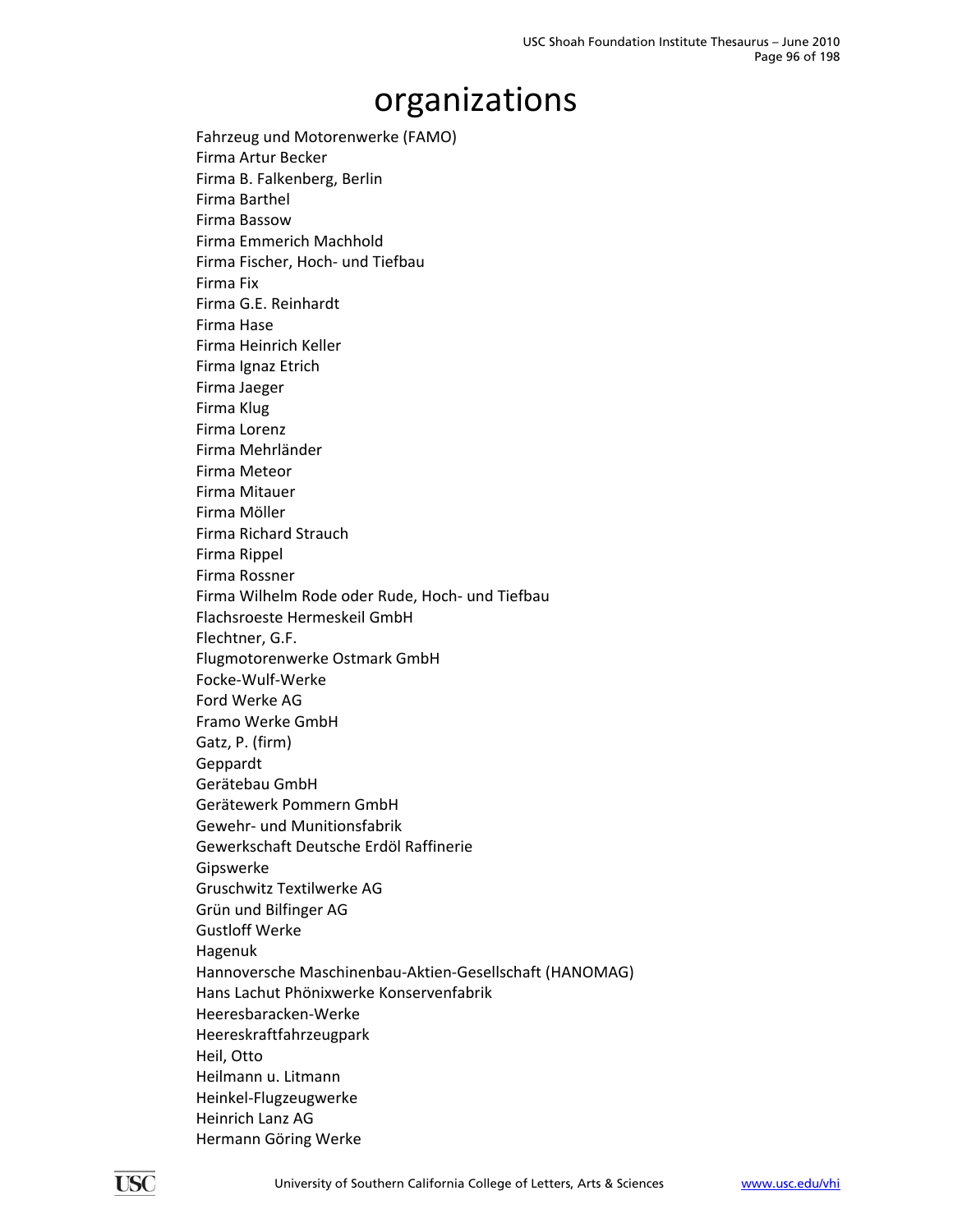# organizations

Fahrzeug und Motorenwerke (FAMO)
Firma Artur Becker
Firma B. Falkenberg, Berlin
Firma Barthel
Firma Bassow
Firma Emmerich Machhold
Firma Fischer, Hoch- und Tiefbau
Firma Fix
Firma G.E. Reinhardt
Firma Hase
Firma Heinrich Keller
Firma Ignaz Etrich
Firma Jaeger
Firma Klug
Firma Lorenz
Firma Mehrländer
Firma Meteor
Firma Mitauer
Firma Möller
Firma Richard Strauch
Firma Rippel
Firma Rossner
Firma Wilhelm Rode oder Rude, Hoch- und Tiefbau
Flachsroeste Hermeskeil GmbH
Flechtner, G.F.
Flugmotorenwerke Ostmark GmbH
Focke-Wulf-Werke
Ford Werke AG
Framo Werke GmbH
Gatz, P. (firm)
Geppardt
Gerätebau GmbH
Gerätewerk Pommern GmbH
Gewehr- und Munitionsfabrik
Gewerkschaft Deutsche Erdöl Raffinerie
Gipswerke
Gruschwitz Textilwerke AG
Grün und Bilfinger AG
Gustloff Werke
Hagenuk
Hannoversche Maschinenbau-Aktien-Gesellschaft (HANOMAG)
Hans Lachut Phönixwerke Konservenfabrik
Heeresbaracken-Werke
Heereskraftfahrzeugpark
Heil, Otto
Heilmann u. Litmann
Heinkel-Flugzeugwerke
Heinrich Lanz AG
Hermann Göring Werke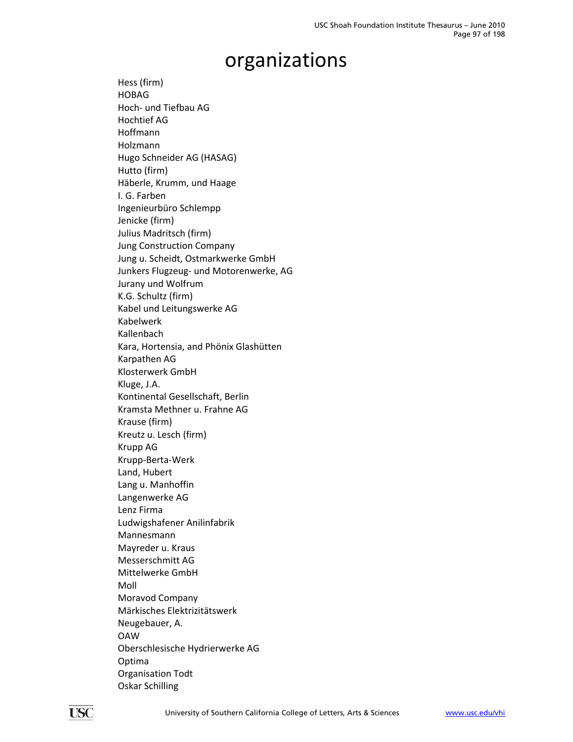# organizations

Hess (firm)
HOBAG
Hoch- und Tiefbau AG
Hochtief AG
Hoffmann
Holzmann
Hugo Schneider AG (HASAG)
Hutto (firm)
Häberle, Krumm, und Haage
I. G. Farben
Ingenieurbüro Schlempp
Jenicke (firm)
Julius Madritsch (firm)
Jung Construction Company
Jung u. Scheidt, Ostmarkwerke GmbH
Junkers Flugzeug- und Motorenwerke, AG
Jurany und Wolfrum
K.G. Schultz (firm)
Kabel und Leitungswerke AG
Kabelwerk
Kallenbach
Kara, Hortensia, and Phönix Glashütten
Karpathen AG
Klosterwerk GmbH
Kluge, J.A.
Kontinental Gesellschaft, Berlin
Kramsta Methner u. Frahne AG
Krause (firm)
Kreutz u. Lesch (firm)
Krupp AG
Krupp-Berta-Werk
Land, Hubert
Lang u. Manhoffin
Langenwerke AG
Lenz Firma
Ludwigshafener Anilinfabrik
Mannesmann
Mayreder u. Kraus
Messerschmitt AG
Mittelwerke GmbH
Moll
Moravod Company
Märkisches Elektrizitätswerk
Neugebauer, A.
OAW
Oberschlesische Hydrierwerke AG
Optima
Organisation Todt
Oskar Schilling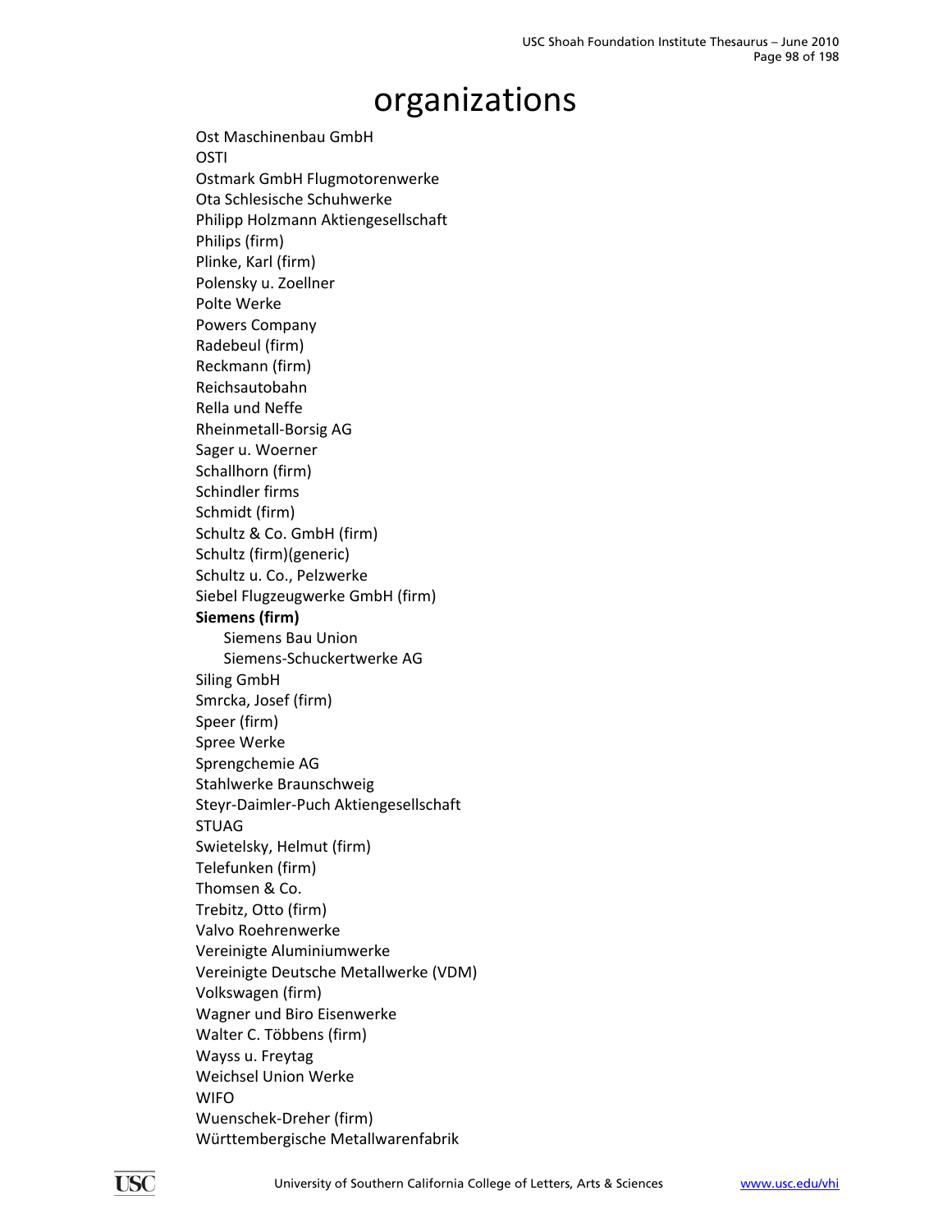# organizations

Ost Maschinenbau GmbH
OSTI
Ostmark GmbH Flugmotorenwerke
Ota Schlesische Schuhwerke
Philipp Holzmann Aktiengesellschaft
Philips (firm)
Plinke, Karl (firm)
Polensky u. Zoellner
Polte Werke
Powers Company
Radebeul (firm)
Reckmann (firm)
Reichsautobahn
Rella und Neffe
Rheinmetall-Borsig AG
Sager u. Woerner
Schallhorn (firm)
Schindler firms
Schmidt (firm)
Schultz & Co. GmbH (firm)
Schultz (firm)(generic)
Schultz u. Co., Pelzwerke
Siebel Flugzeugwerke GmbH (firm)
**Siemens (firm)**
    Siemens Bau Union
    Siemens-Schuckertwerke AG
Siling GmbH
Smrcka, Josef (firm)
Speer (firm)
Spree Werke
Sprengchemie AG
Stahlwerke Braunschweig
Steyr-Daimler-Puch Aktiengesellschaft
STUAG
Swietelsky, Helmut (firm)
Telefunken (firm)
Thomsen & Co.
Trebitz, Otto (firm)
Valvo Roehrenwerke
Vereinigte Aluminiumwerke
Vereinigte Deutsche Metallwerke (VDM)
Volkswagen (firm)
Wagner und Biro Eisenwerke
Walter C. Többens (firm)
Wayss u. Freytag
Weichsel Union Werke
WIFO
Wuenschek-Dreher (firm)
Württembergische Metallwarenfabrik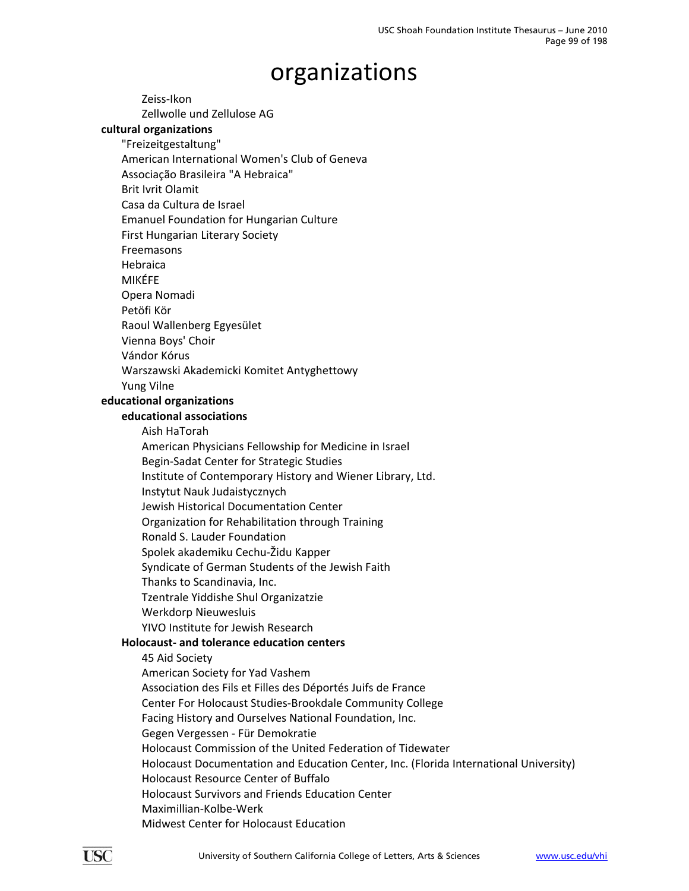# organizations

- Zeiss-Ikon
- Zellwolle und Zellulose AG

**cultural organizations**

- "Freizeitgestaltung"
- American International Women's Club of Geneva
- Associação Brasileira "A Hebraica"
- Brit Ivrit Olamit
- Casa da Cultura de Israel
- Emanuel Foundation for Hungarian Culture
- First Hungarian Literary Society
- Freemasons
- Hebraica
- MIKÉFE
- Opera Nomadi
- Petöfi Kör
- Raoul Wallenberg Egyesület
- Vienna Boys' Choir
- Vándor Kórus
- Warszawski Akademicki Komitet Antyghettowy
- Yung Vilne

**educational organizations**

**educational associations**

- Aish HaTorah
- American Physicians Fellowship for Medicine in Israel
- Begin-Sadat Center for Strategic Studies
- Institute of Contemporary History and Wiener Library, Ltd.
- Instytut Nauk Judaistycznych
- Jewish Historical Documentation Center
- Organization for Rehabilitation through Training
- Ronald S. Lauder Foundation
- Spolek akademiku Cechu-Židu Kapper
- Syndicate of German Students of the Jewish Faith
- Thanks to Scandinavia, Inc.
- Tzentrale Yiddishe Shul Organizatzie
- Werkdorp Nieuwesluis
- YIVO Institute for Jewish Research

**Holocaust- and tolerance education centers**

- 45 Aid Society
- American Society for Yad Vashem
- Association des Fils et Filles des Déportés Juifs de France
- Center For Holocaust Studies-Brookdale Community College
- Facing History and Ourselves National Foundation, Inc.
- Gegen Vergessen - Für Demokratie
- Holocaust Commission of the United Federation of Tidewater
- Holocaust Documentation and Education Center, Inc. (Florida International University)
- Holocaust Resource Center of Buffalo
- Holocaust Survivors and Friends Education Center
- Maximillian-Kolbe-Werk
- Midwest Center for Holocaust Education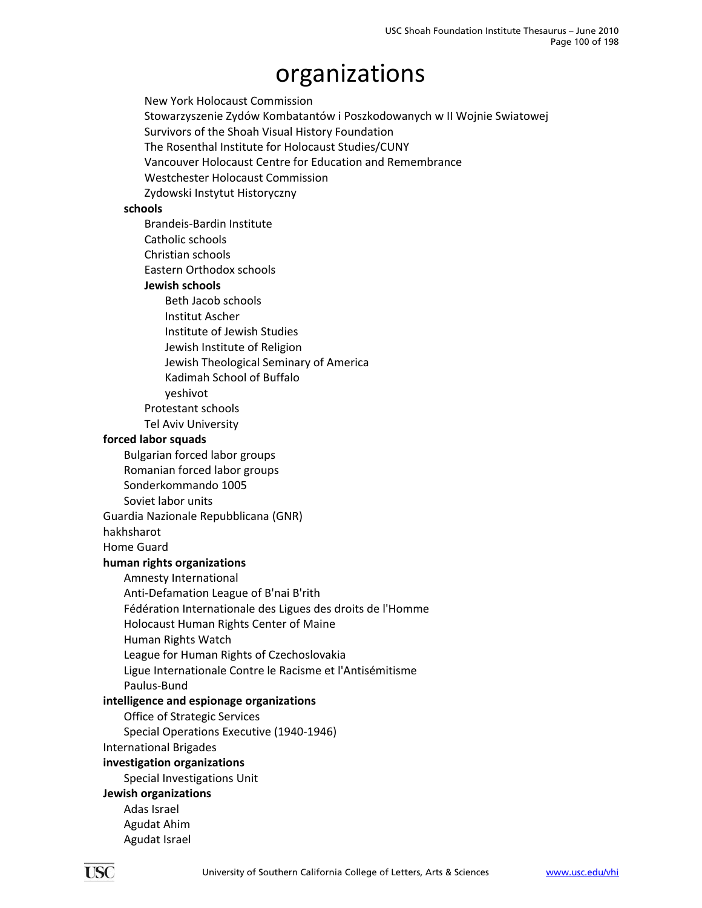# organizations

- New York Holocaust Commission
- Stowarzyszenie Zydów Kombatantów i Poszkodowanych w II Wojnie Swiatowej
- Survivors of the Shoah Visual History Foundation
- The Rosenthal Institute for Holocaust Studies/CUNY
- Vancouver Holocaust Centre for Education and Remembrance
- Westchester Holocaust Commission
- Zydowski Instytut Historyczny

**schools**

- Brandeis-Bardin Institute
- Catholic schools
- Christian schools
- Eastern Orthodox schools
- **Jewish schools**
  - Beth Jacob schools
  - Institut Ascher
  - Institute of Jewish Studies
  - Jewish Institute of Religion
  - Jewish Theological Seminary of America
  - Kadimah School of Buffalo
  - yeshivot
- Protestant schools
- Tel Aviv University

**forced labor squads**

- Bulgarian forced labor groups
- Romanian forced labor groups
- Sonderkommando 1005
- Soviet labor units

Guardia Nazionale Repubblicana (GNR)

hakhsharot

Home Guard

**human rights organizations**

- Amnesty International
- Anti-Defamation League of B'nai B'rith
- Fédération Internationale des Ligues des droits de l'Homme
- Holocaust Human Rights Center of Maine
- Human Rights Watch
- League for Human Rights of Czechoslovakia
- Ligue Internationale Contre le Racisme et l'Antisémitisme
- Paulus-Bund

**intelligence and espionage organizations**

- Office of Strategic Services
- Special Operations Executive (1940-1946)

International Brigades

**investigation organizations**

- Special Investigations Unit

**Jewish organizations**

- Adas Israel
- Agudat Ahim
- Agudat Israel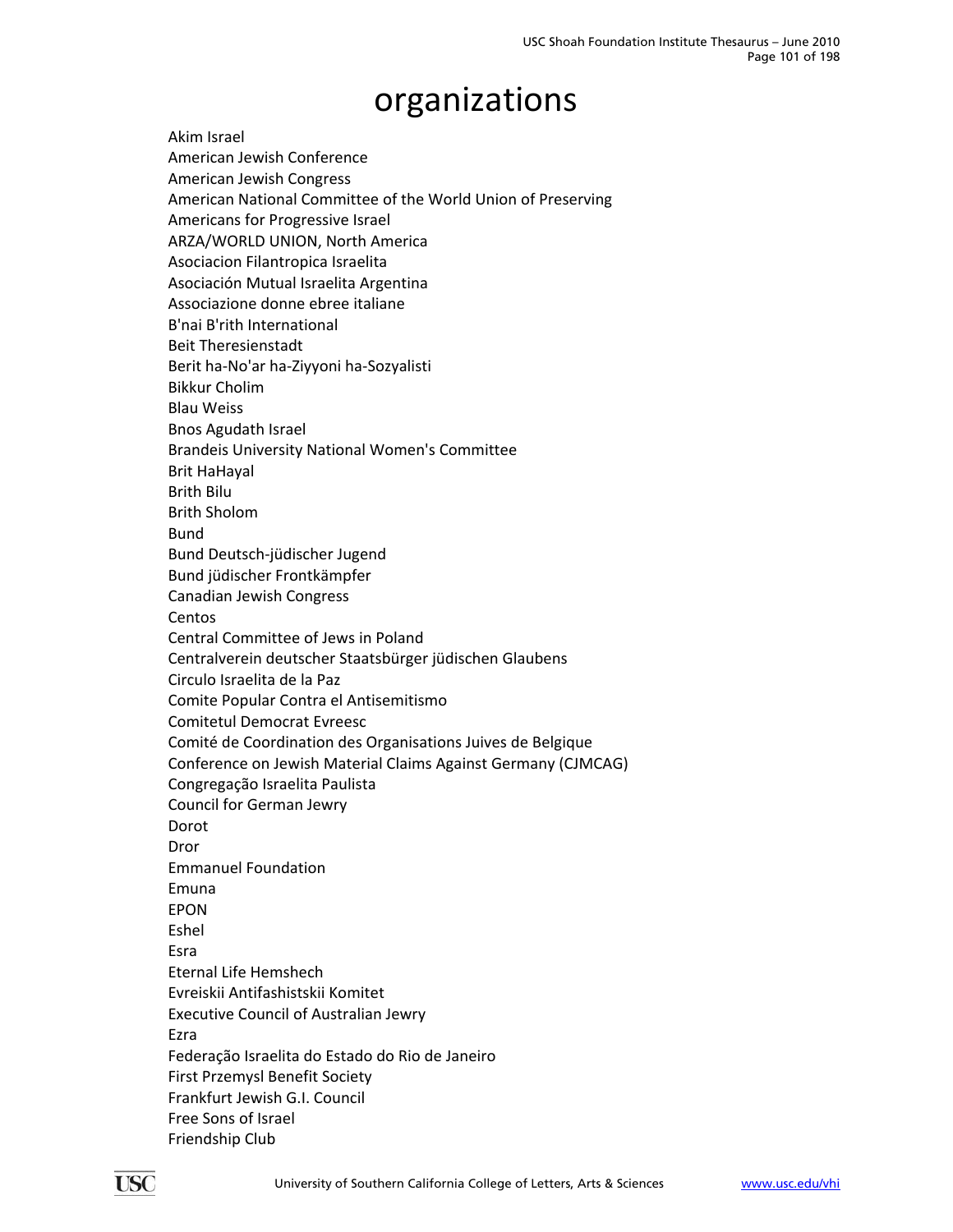# organizations

Akim Israel
American Jewish Conference
American Jewish Congress
American National Committee of the World Union of Preserving
Americans for Progressive Israel
ARZA/WORLD UNION, North America
Asociacion Filantropica Israelita
Asociación Mutual Israelita Argentina
Associazione donne ebree italiane
B'nai B'rith International
Beit Theresienstadt
Berit ha-No'ar ha-Ziyyoni ha-Sozyalisti
Bikkur Cholim
Blau Weiss
Bnos Agudath Israel
Brandeis University National Women's Committee
Brit HaHayal
Brith Bilu
Brith Sholom
Bund
Bund Deutsch-jüdischer Jugend
Bund jüdischer Frontkämpfer
Canadian Jewish Congress
Centos
Central Committee of Jews in Poland
Centralverein deutscher Staatsbürger jüdischen Glaubens
Circulo Israelita de la Paz
Comite Popular Contra el Antisemitismo
Comitetul Democrat Evreesc
Comité de Coordination des Organisations Juives de Belgique
Conference on Jewish Material Claims Against Germany (CJMCAG)
Congregação Israelita Paulista
Council for German Jewry
Dorot
Dror
Emmanuel Foundation
Emuna
EPON
Eshel
Esra
Eternal Life Hemshech
Evreiskii Antifashistskii Komitet
Executive Council of Australian Jewry
Ezra
Federação Israelita do Estado do Rio de Janeiro
First Przemysl Benefit Society
Frankfurt Jewish G.I. Council
Free Sons of Israel
Friendship Club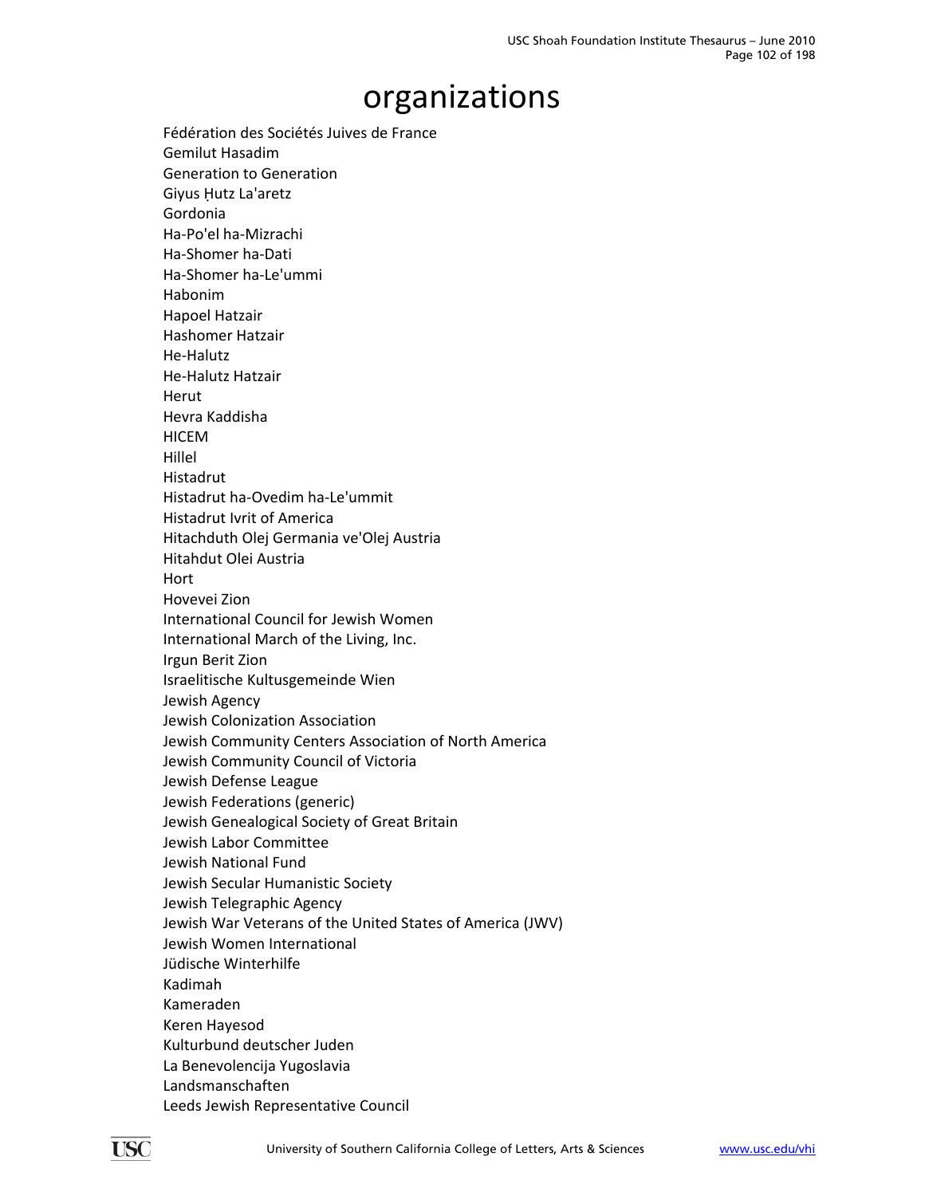# organizations

Fédération des Sociétés Juives de France
Gemilut Hasadim
Generation to Generation
Giyus Ḥutz La'aretz
Gordonia
Ha-Po'el ha-Mizrachi
Ha-Shomer ha-Dati
Ha-Shomer ha-Le'ummi
Habonim
Hapoel Hatzair
Hashomer Hatzair
He-Halutz
He-Halutz Hatzair
Herut
Hevra Kaddisha
HICEM
Hillel
Histadrut
Histadrut ha-Ovedim ha-Le'ummit
Histadrut Ivrit of America
Hitachduth Olej Germania ve'Olej Austria
Hitahdut Olei Austria
Hort
Hovevei Zion
International Council for Jewish Women
International March of the Living, Inc.
Irgun Berit Zion
Israelitische Kultusgemeinde Wien
Jewish Agency
Jewish Colonization Association
Jewish Community Centers Association of North America
Jewish Community Council of Victoria
Jewish Defense League
Jewish Federations (generic)
Jewish Genealogical Society of Great Britain
Jewish Labor Committee
Jewish National Fund
Jewish Secular Humanistic Society
Jewish Telegraphic Agency
Jewish War Veterans of the United States of America (JWV)
Jewish Women International
Jüdische Winterhilfe
Kadimah
Kameraden
Keren Hayesod
Kulturbund deutscher Juden
La Benevolencija Yugoslavia
Landsmanschaften
Leeds Jewish Representative Council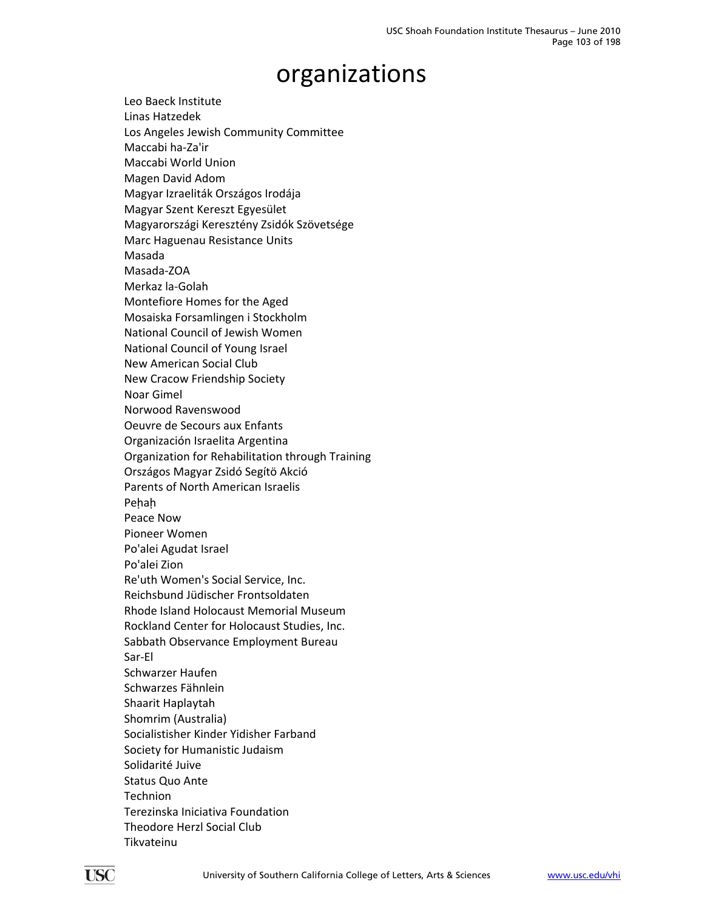# organizations

Leo Baeck Institute
Linas Hatzedek
Los Angeles Jewish Community Committee
Maccabi ha-Za'ir
Maccabi World Union
Magen David Adom
Magyar Izraeliták Országos Irodája
Magyar Szent Kereszt Egyesület
Magyarországi Keresztény Zsidók Szövetsége
Marc Haguenau Resistance Units
Masada
Masada-ZOA
Merkaz la-Golah
Montefiore Homes for the Aged
Mosaiska Forsamlingen i Stockholm
National Council of Jewish Women
National Council of Young Israel
New American Social Club
New Cracow Friendship Society
Noar Gimel
Norwood Ravenswood
Oeuvre de Secours aux Enfants
Organización Israelita Argentina
Organization for Rehabilitation through Training
Országos Magyar Zsidó Segítö Akció
Parents of North American Israelis
Peḥaḥ
Peace Now
Pioneer Women
Po'alei Agudat Israel
Po'alei Zion
Re'uth Women's Social Service, Inc.
Reichsbund Jüdischer Frontsoldaten
Rhode Island Holocaust Memorial Museum
Rockland Center for Holocaust Studies, Inc.
Sabbath Observance Employment Bureau
Sar-El
Schwarzer Haufen
Schwarzes Fähnlein
Shaarit Haplaytah
Shomrim (Australia)
Socialistisher Kinder Yidisher Farband
Society for Humanistic Judaism
Solidarité Juive
Status Quo Ante
Technion
Terezinska Iniciativa Foundation
Theodore Herzl Social Club
Tikvateinu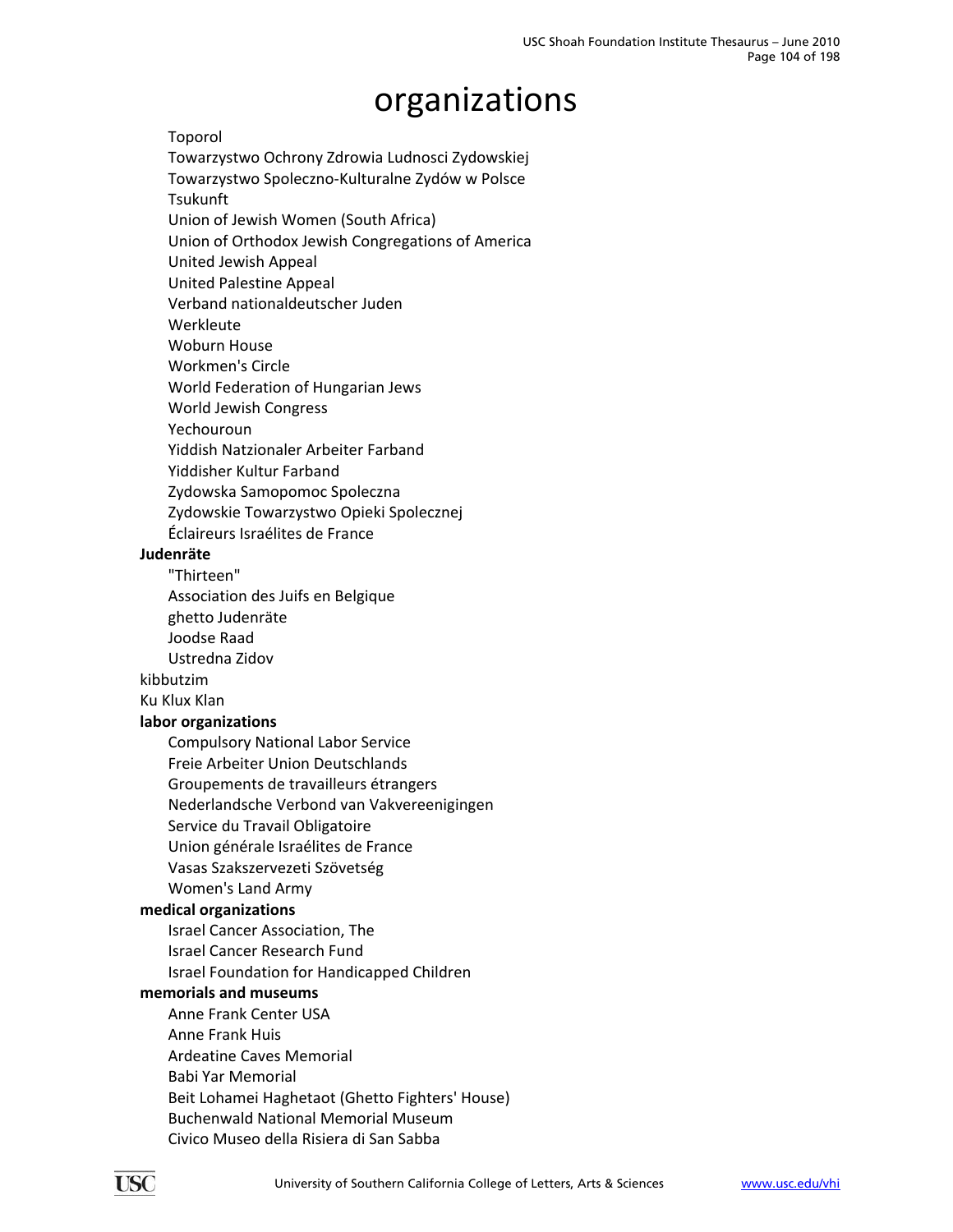# organizations

- Toporol
- Towarzystwo Ochrony Zdrowia Ludnosci Zydowskiej
- Towarzystwo Spoleczno-Kulturalne Zydów w Polsce
- Tsukunft
- Union of Jewish Women (South Africa)
- Union of Orthodox Jewish Congregations of America
- United Jewish Appeal
- United Palestine Appeal
- Verband nationaldeutscher Juden
- Werkleute
- Woburn House
- Workmen's Circle
- World Federation of Hungarian Jews
- World Jewish Congress
- Yechouroun
- Yiddish Natzionaler Arbeiter Farband
- Yiddisher Kultur Farband
- Zydowska Samopomoc Spoleczna
- Zydowskie Towarzystwo Opieki Spolecznej
- Éclaireurs Israélites de France

**Judenräte**

- "Thirteen"
- Association des Juifs en Belgique
- ghetto Judenräte
- Joodse Raad
- Ustredna Zidov

kibbutzim

Ku Klux Klan

**labor organizations**

- Compulsory National Labor Service
- Freie Arbeiter Union Deutschlands
- Groupements de travailleurs étrangers
- Nederlandsche Verbond van Vakvereenigingen
- Service du Travail Obligatoire
- Union générale Israélites de France
- Vasas Szakszervezeti Szövetség
- Women's Land Army

**medical organizations**

- Israel Cancer Association, The
- Israel Cancer Research Fund
- Israel Foundation for Handicapped Children

**memorials and museums**

- Anne Frank Center USA
- Anne Frank Huis
- Ardeatine Caves Memorial
- Babi Yar Memorial
- Beit Lohamei Haghetaot (Ghetto Fighters' House)
- Buchenwald National Memorial Museum
- Civico Museo della Risiera di San Sabba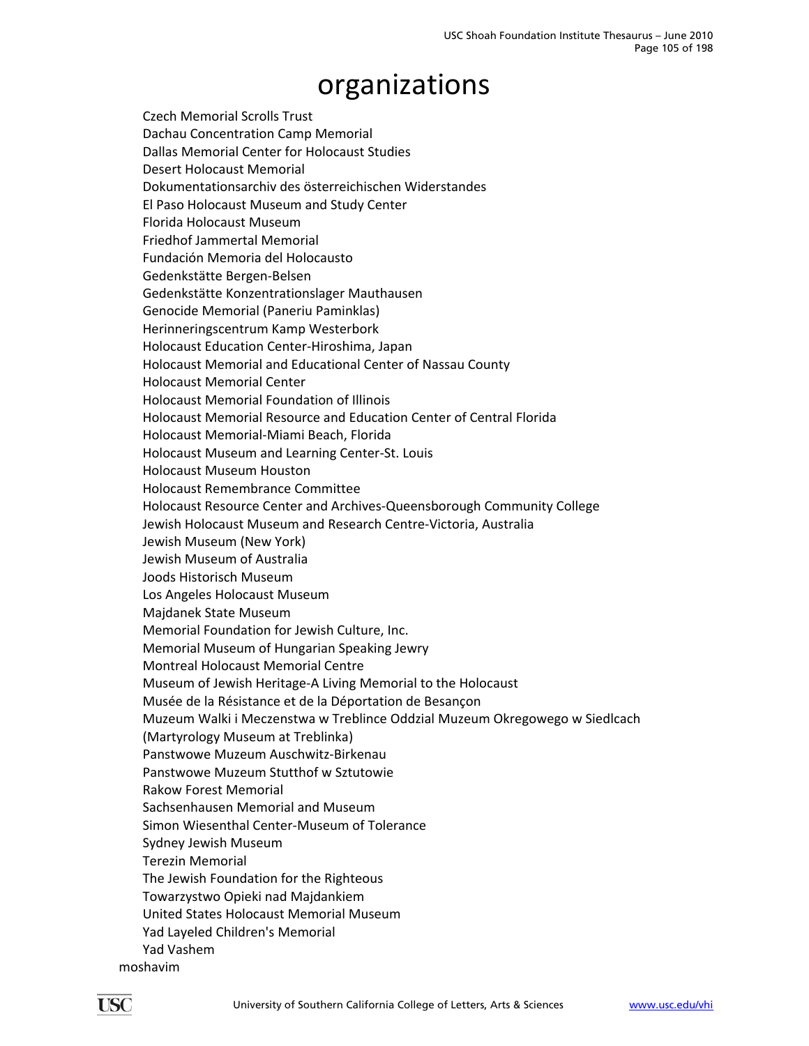# organizations

- Czech Memorial Scrolls Trust
- Dachau Concentration Camp Memorial
- Dallas Memorial Center for Holocaust Studies
- Desert Holocaust Memorial
- Dokumentationsarchiv des österreichischen Widerstandes
- El Paso Holocaust Museum and Study Center
- Florida Holocaust Museum
- Friedhof Jammertal Memorial
- Fundación Memoria del Holocausto
- Gedenkstätte Bergen-Belsen
- Gedenkstätte Konzentrationslager Mauthausen
- Genocide Memorial (Paneriu Paminklas)
- Herinneringscentrum Kamp Westerbork
- Holocaust Education Center-Hiroshima, Japan
- Holocaust Memorial and Educational Center of Nassau County
- Holocaust Memorial Center
- Holocaust Memorial Foundation of Illinois
- Holocaust Memorial Resource and Education Center of Central Florida
- Holocaust Memorial-Miami Beach, Florida
- Holocaust Museum and Learning Center-St. Louis
- Holocaust Museum Houston
- Holocaust Remembrance Committee
- Holocaust Resource Center and Archives-Queensborough Community College
- Jewish Holocaust Museum and Research Centre-Victoria, Australia
- Jewish Museum (New York)
- Jewish Museum of Australia
- Joods Historisch Museum
- Los Angeles Holocaust Museum
- Majdanek State Museum
- Memorial Foundation for Jewish Culture, Inc.
- Memorial Museum of Hungarian Speaking Jewry
- Montreal Holocaust Memorial Centre
- Museum of Jewish Heritage-A Living Memorial to the Holocaust
- Musée de la Résistance et de la Déportation de Besançon
- Muzeum Walki i Meczenstwa w Treblince Oddzial Muzeum Okregowego w Siedlcach (Martyrology Museum at Treblinka)
- Panstwowe Muzeum Auschwitz-Birkenau
- Panstwowe Muzeum Stutthof w Sztutowie
- Rakow Forest Memorial
- Sachsenhausen Memorial and Museum
- Simon Wiesenthal Center-Museum of Tolerance
- Sydney Jewish Museum
- Terezin Memorial
- The Jewish Foundation for the Righteous
- Towarzystwo Opieki nad Majdankiem
- United States Holocaust Memorial Museum
- Yad Layeled Children's Memorial
- Yad Vashem

moshavim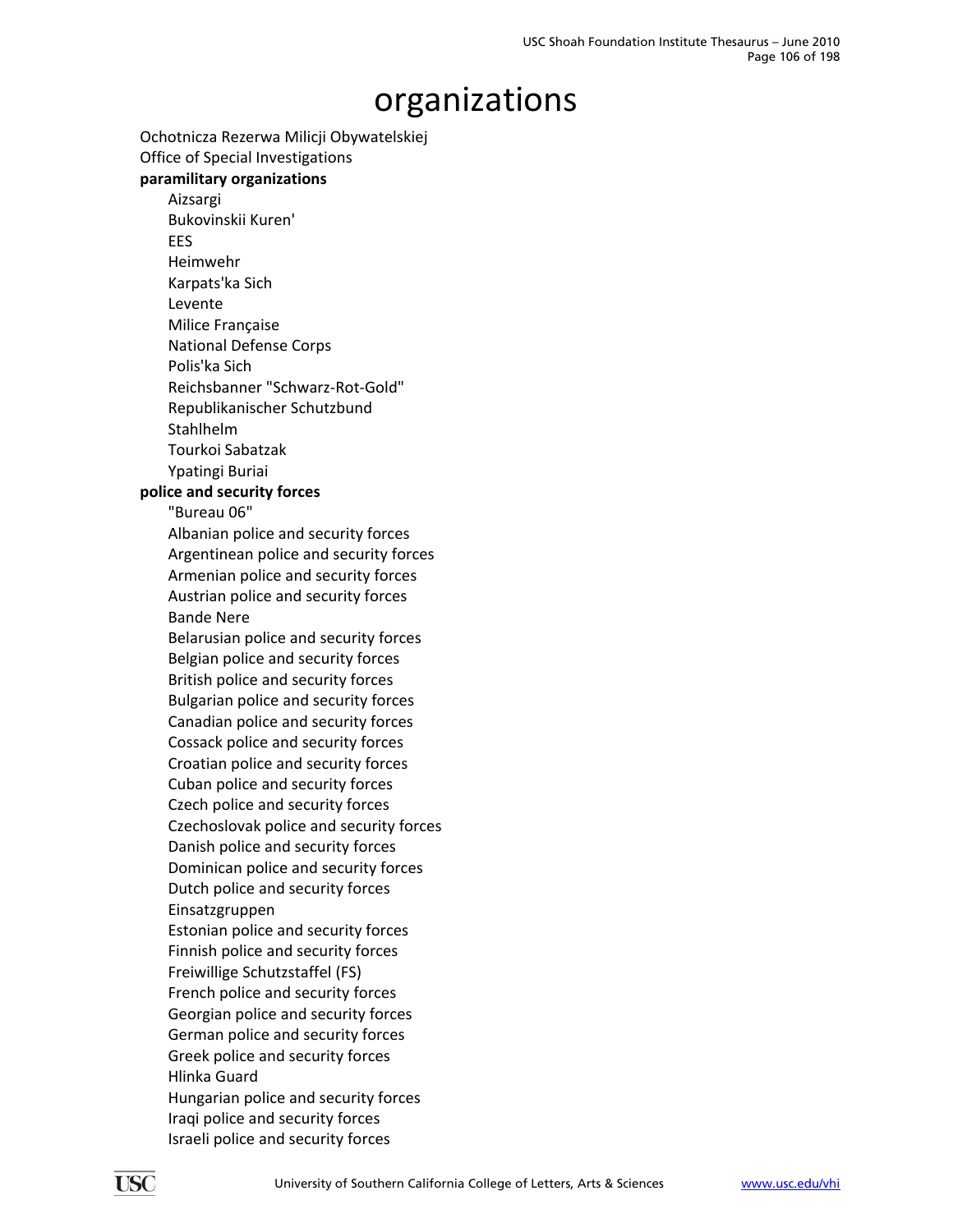# organizations

Ochotnicza Rezerwa Milicji Obywatelskiej
Office of Special Investigations

**paramilitary organizations**

- Aizsargi
- Bukovinskii Kuren'
- EES
- Heimwehr
- Karpats'ka Sich
- Levente
- Milice Française
- National Defense Corps
- Polis'ka Sich
- Reichsbanner "Schwarz-Rot-Gold"
- Republikanischer Schutzbund
- Stahlhelm
- Tourkoi Sabatzak
- Ypatingi Buriai

**police and security forces**

- "Bureau 06"
- Albanian police and security forces
- Argentinean police and security forces
- Armenian police and security forces
- Austrian police and security forces
- Bande Nere
- Belarusian police and security forces
- Belgian police and security forces
- British police and security forces
- Bulgarian police and security forces
- Canadian police and security forces
- Cossack police and security forces
- Croatian police and security forces
- Cuban police and security forces
- Czech police and security forces
- Czechoslovak police and security forces
- Danish police and security forces
- Dominican police and security forces
- Dutch police and security forces
- Einsatzgruppen
- Estonian police and security forces
- Finnish police and security forces
- Freiwillige Schutzstaffel (FS)
- French police and security forces
- Georgian police and security forces
- German police and security forces
- Greek police and security forces
- Hlinka Guard
- Hungarian police and security forces
- Iraqi police and security forces
- Israeli police and security forces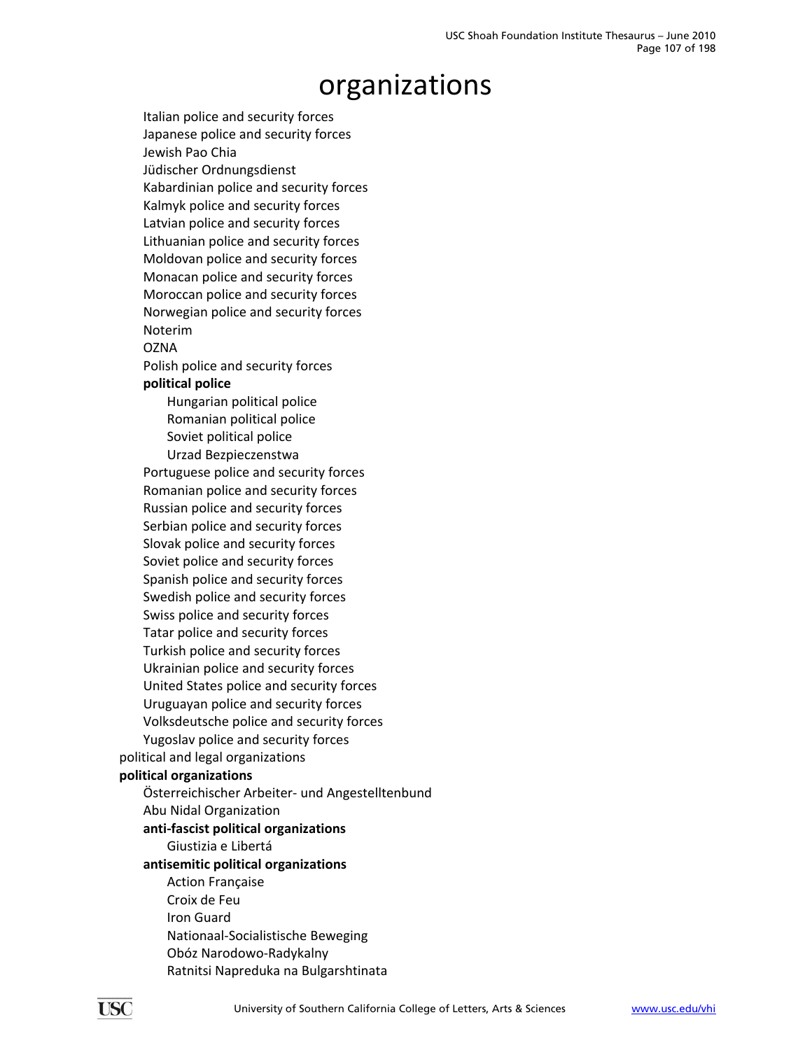# organizations

- Italian police and security forces
- Japanese police and security forces
- Jewish Pao Chia
- Jüdischer Ordnungsdienst
- Kabardinian police and security forces
- Kalmyk police and security forces
- Latvian police and security forces
- Lithuanian police and security forces
- Moldovan police and security forces
- Monacan police and security forces
- Moroccan police and security forces
- Norwegian police and security forces
- Noterim
- OZNA
- Polish police and security forces
- **political police**
  - Hungarian political police
  - Romanian political police
  - Soviet political police
  - Urzad Bezpieczenstwa
- Portuguese police and security forces
- Romanian police and security forces
- Russian police and security forces
- Serbian police and security forces
- Slovak police and security forces
- Soviet police and security forces
- Spanish police and security forces
- Swedish police and security forces
- Swiss police and security forces
- Tatar police and security forces
- Turkish police and security forces
- Ukrainian police and security forces
- United States police and security forces
- Uruguayan police and security forces
- Volksdeutsche police and security forces
- Yugoslav police and security forces

political and legal organizations

**political organizations**

- Österreichischer Arbeiter- und Angestelltenbund
- Abu Nidal Organization
- **anti-fascist political organizations**
  - Giustizia e Libertá
- **antisemitic political organizations**
  - Action Française
  - Croix de Feu
  - Iron Guard
  - Nationaal-Socialistische Beweging
  - Obóz Narodowo-Radykalny
  - Ratnitsi Napreduka na Bulgarshtinata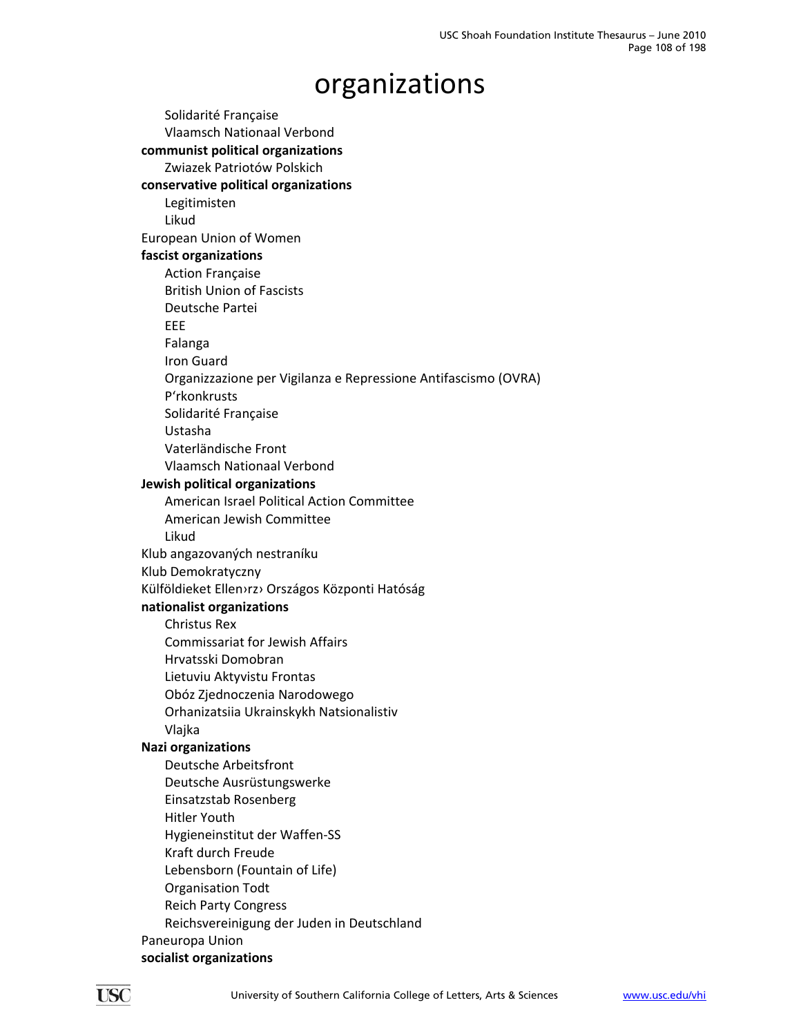# organizations

- Solidarité Française
- Vlaamsch Nationaal Verbond

**communist political organizations**

- Zwiazek Patriotów Polskich

**conservative political organizations**

- Legitimisten
- Likud

European Union of Women

**fascist organizations**

- Action Française
- British Union of Fascists
- Deutsche Partei
- EEE
- Falanga
- Iron Guard
- Organizzazione per Vigilanza e Repressione Antifascismo (OVRA)
- P'rkonkrusts
- Solidarité Française
- Ustasha
- Vaterländische Front
- Vlaamsch Nationaal Verbond

**Jewish political organizations**

- American Israel Political Action Committee
- American Jewish Committee
- Likud

Klub angazovaných nestraníku

Klub Demokratyczny

Külföldieket Ellen›rz› Országos Központi Hatóság

**nationalist organizations**

- Christus Rex
- Commissariat for Jewish Affairs
- Hrvatsski Domobran
- Lietuviu Aktyvistu Frontas
- Obóz Zjednoczenia Narodowego
- Orhanizatsiia Ukrainskykh Natsionalistiv
- Vlajka

**Nazi organizations**

- Deutsche Arbeitsfront
- Deutsche Ausrüstungswerke
- Einsatzstab Rosenberg
- Hitler Youth
- Hygieneinstitut der Waffen-SS
- Kraft durch Freude
- Lebensborn (Fountain of Life)
- Organisation Todt
- Reich Party Congress
- Reichsvereinigung der Juden in Deutschland

Paneuropa Union

**socialist organizations**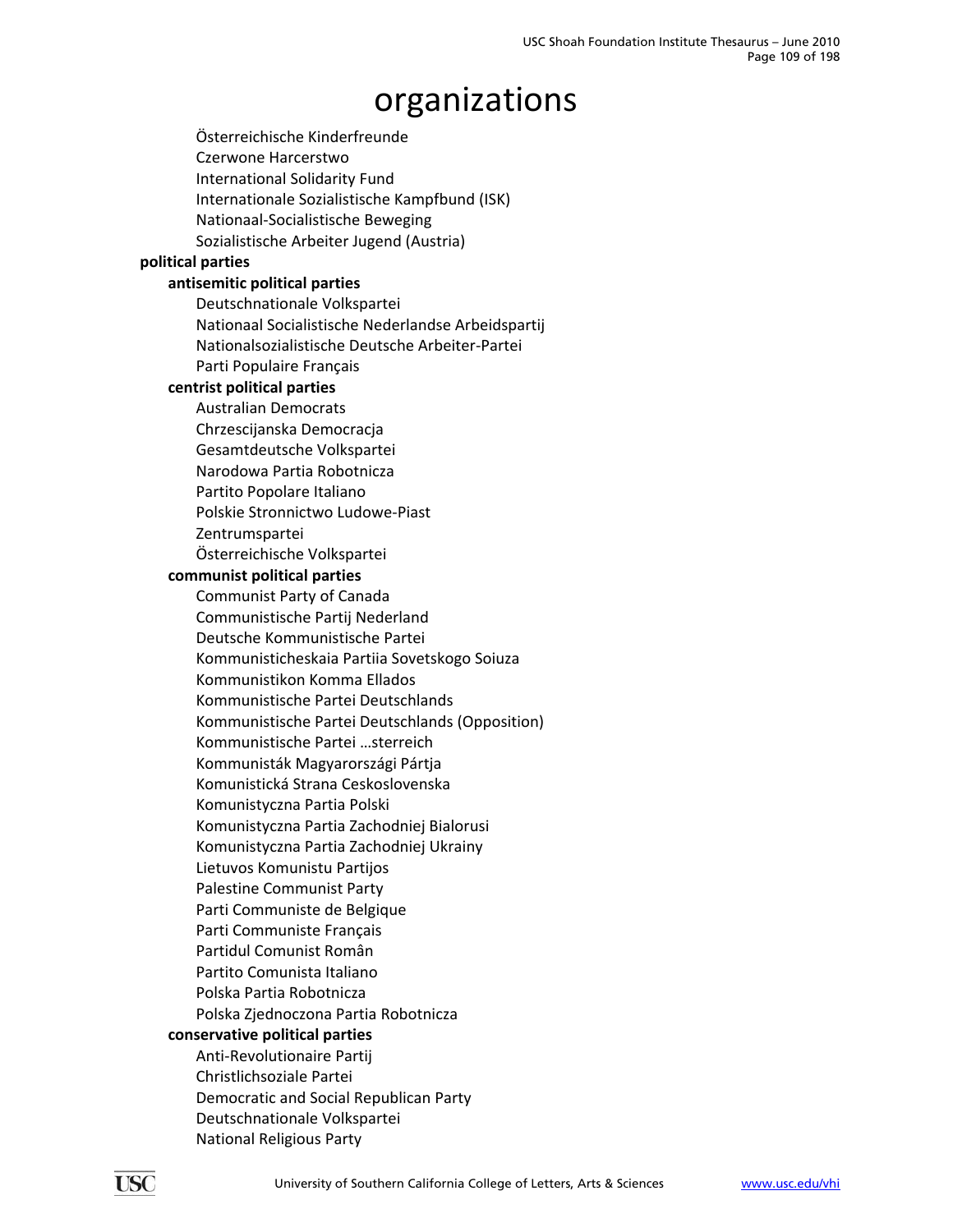# organizations

Österreichische Kinderfreunde
Czerwone Harcerstwo
International Solidarity Fund
Internationale Sozialistische Kampfbund (ISK)
Nationaal-Socialistische Beweging
Sozialistische Arbeiter Jugend (Austria)

**political parties**

**antisemitic political parties**

Deutschnationale Volkspartei
Nationaal Socialistische Nederlandse Arbeidspartij
Nationalsozialistische Deutsche Arbeiter-Partei
Parti Populaire Français

**centrist political parties**

Australian Democrats
Chrzescijanska Democracja
Gesamtdeutsche Volkspartei
Narodowa Partia Robotnicza
Partito Popolare Italiano
Polskie Stronnictwo Ludowe-Piast
Zentrumspartei
Österreichische Volkspartei

**communist political parties**

Communist Party of Canada
Communistische Partij Nederland
Deutsche Kommunistische Partei
Kommunisticheskaia Partiia Sovetskogo Soiuza
Kommunistikon Komma Ellados
Kommunistische Partei Deutschlands
Kommunistische Partei Deutschlands (Opposition)
Kommunistische Partei …sterreich
Kommunisták Magyarországi Pártja
Komunistická Strana Ceskoslovenska
Komunistyczna Partia Polski
Komunistyczna Partia Zachodniej Bialorusi
Komunistyczna Partia Zachodniej Ukrainy
Lietuvos Komunistu Partijos
Palestine Communist Party
Parti Communiste de Belgique
Parti Communiste Français
Partidul Comunist Român
Partito Comunista Italiano
Polska Partia Robotnicza
Polska Zjednoczona Partia Robotnicza

**conservative political parties**

Anti-Revolutionaire Partij
Christlichsoziale Partei
Democratic and Social Republican Party
Deutschnationale Volkspartei
National Religious Party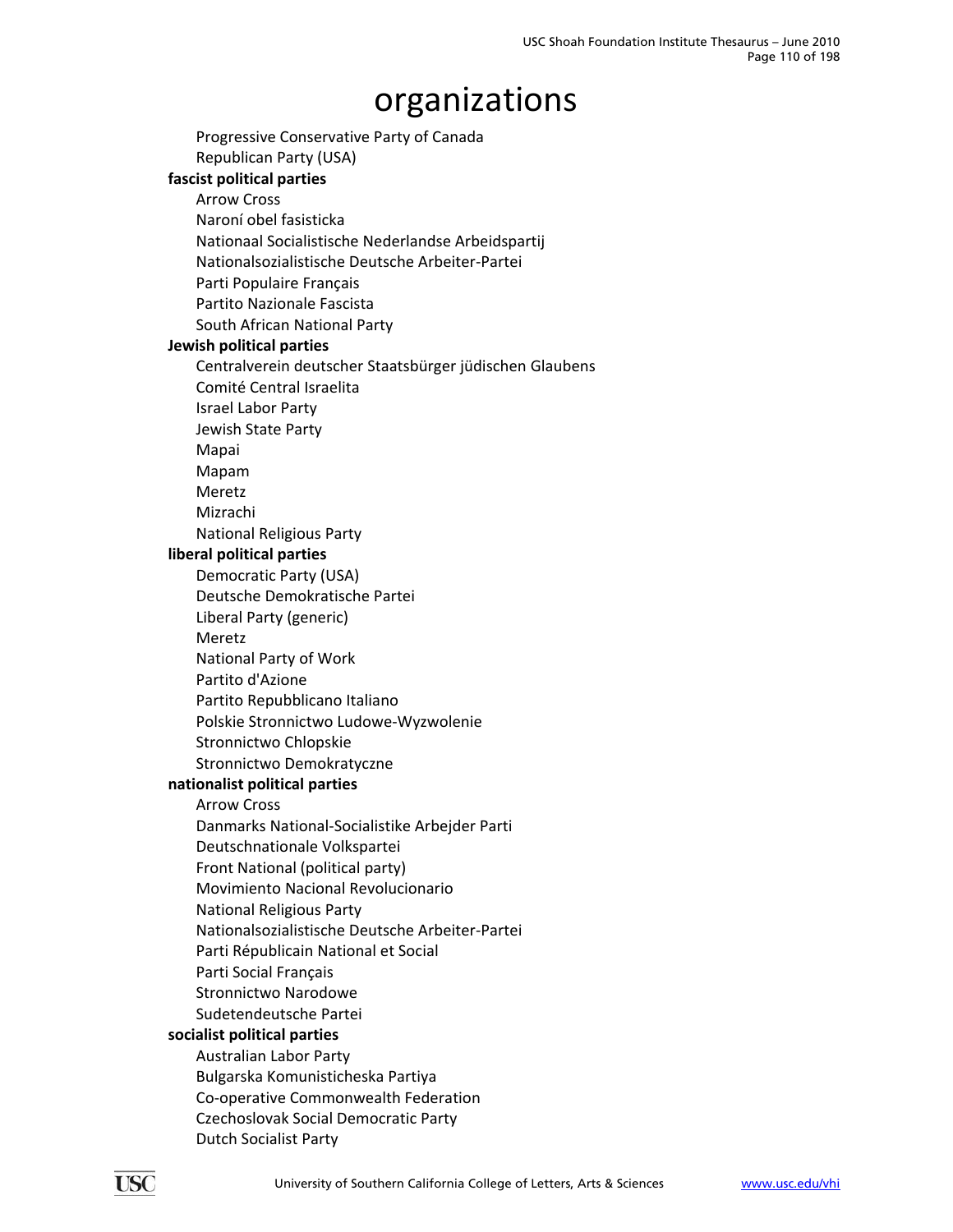# organizations

- Progressive Conservative Party of Canada
- Republican Party (USA)

**fascist political parties**

- Arrow Cross
- Naroní obel fasisticka
- Nationaal Socialistische Nederlandse Arbeidspartij
- Nationalsozialistische Deutsche Arbeiter-Partei
- Parti Populaire Français
- Partito Nazionale Fascista
- South African National Party

**Jewish political parties**

- Centralverein deutscher Staatsbürger jüdischen Glaubens
- Comité Central Israelita
- Israel Labor Party
- Jewish State Party
- Mapai
- Mapam
- Meretz
- Mizrachi
- National Religious Party

**liberal political parties**

- Democratic Party (USA)
- Deutsche Demokratische Partei
- Liberal Party (generic)
- Meretz
- National Party of Work
- Partito d'Azione
- Partito Repubblicano Italiano
- Polskie Stronnictwo Ludowe-Wyzwolenie
- Stronnictwo Chlopskie
- Stronnictwo Demokratyczne

**nationalist political parties**

- Arrow Cross
- Danmarks National-Socialistike Arbejder Parti
- Deutschnationale Volkspartei
- Front National (political party)
- Movimiento Nacional Revolucionario
- National Religious Party
- Nationalsozialistische Deutsche Arbeiter-Partei
- Parti Républicain National et Social
- Parti Social Français
- Stronnictwo Narodowe
- Sudetendeutsche Partei

**socialist political parties**

- Australian Labor Party
- Bulgarska Komunisticheska Partiya
- Co-operative Commonwealth Federation
- Czechoslovak Social Democratic Party
- Dutch Socialist Party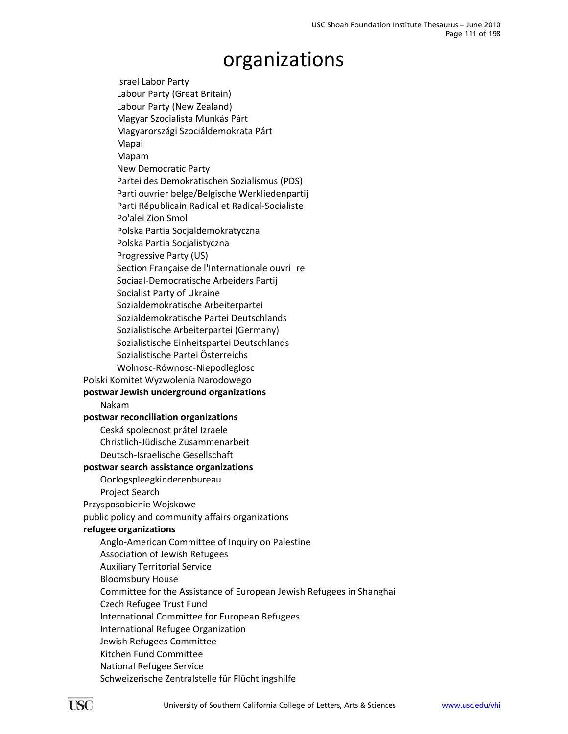# organizations

- Israel Labor Party
- Labour Party (Great Britain)
- Labour Party (New Zealand)
- Magyar Szocialista Munkás Párt
- Magyarországi Szociáldemokrata Párt
- Mapai
- Mapam
- New Democratic Party
- Partei des Demokratischen Sozialismus (PDS)
- Parti ouvrier belge/Belgische Werkliedenpartij
- Parti Républicain Radical et Radical-Socialiste
- Po'alei Zion Smol
- Polska Partia Socjaldemokratyczna
- Polska Partia Socjalistyczna
- Progressive Party (US)
- Section Française de l'Internationale ouvri re
- Sociaal-Democratische Arbeiders Partij
- Socialist Party of Ukraine
- Sozialdemokratische Arbeiterpartei
- Sozialdemokratische Partei Deutschlands
- Sozialistische Arbeiterpartei (Germany)
- Sozialistische Einheitspartei Deutschlands
- Sozialistische Partei Österreichs
- Wolnosc-Równosc-Niepodleglosc

Polski Komitet Wyzwolenia Narodowego

**postwar Jewish underground organizations**

- Nakam

**postwar reconciliation organizations**

- Ceská spolecnost prátel Izraele
- Christlich-Jüdische Zusammenarbeit
- Deutsch-Israelische Gesellschaft

**postwar search assistance organizations**

- Oorlogspleegkinderenbureau
- Project Search

Przysposobienie Wojskowe

public policy and community affairs organizations

**refugee organizations**

- Anglo-American Committee of Inquiry on Palestine
- Association of Jewish Refugees
- Auxiliary Territorial Service
- Bloomsbury House
- Committee for the Assistance of European Jewish Refugees in Shanghai
- Czech Refugee Trust Fund
- International Committee for European Refugees
- International Refugee Organization
- Jewish Refugees Committee
- Kitchen Fund Committee
- National Refugee Service
- Schweizerische Zentralstelle für Flüchtlingshilfe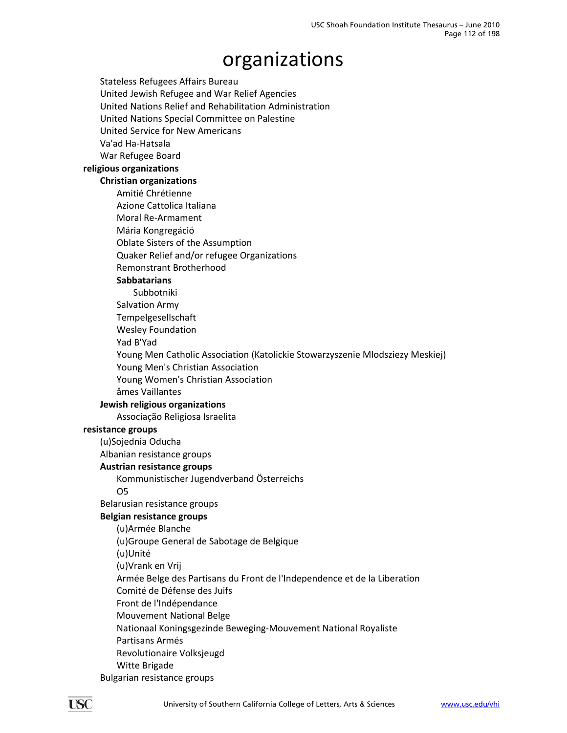# organizations

- Stateless Refugees Affairs Bureau
- United Jewish Refugee and War Relief Agencies
- United Nations Relief and Rehabilitation Administration
- United Nations Special Committee on Palestine
- United Service for New Americans
- Va'ad Ha-Hatsala
- War Refugee Board

**religious organizations**

- **Christian organizations**
  - Amitié Chrétienne
  - Azione Cattolica Italiana
  - Moral Re-Armament
  - Mária Kongregáció
  - Oblate Sisters of the Assumption
  - Quaker Relief and/or refugee Organizations
  - Remonstrant Brotherhood
  - **Sabbatarians**
    - Subbotniki
  - Salvation Army
  - Tempelgesellschaft
  - Wesley Foundation
  - Yad B'Yad
  - Young Men Catholic Association (Katolickie Stowarzyszenie Mlodszіezy Meskiej)
  - Young Men's Christian Association
  - Young Women's Christian Association
  - âmes Vaillantes
- **Jewish religious organizations**
  - Associação Religiosa Israelita

**resistance groups**

- (u)Sojednia Oducha
- Albanian resistance groups
- **Austrian resistance groups**
  - Kommunistischer Jugendverband Österreichs
  - O5
- Belarusian resistance groups
- **Belgian resistance groups**
  - (u)Armée Blanche
  - (u)Groupe General de Sabotage de Belgique
  - (u)Unité
  - (u)Vrank en Vrij
  - Armée Belge des Partisans du Front de l'Independence et de la Liberation
  - Comité de Défense des Juifs
  - Front de l'Indépendance
  - Mouvement National Belge
  - Nationaal Koningsgezinde Beweging-Mouvement National Royaliste
  - Partisans Armés
  - Revolutionaire Volksjeugd
  - Witte Brigade
- Bulgarian resistance groups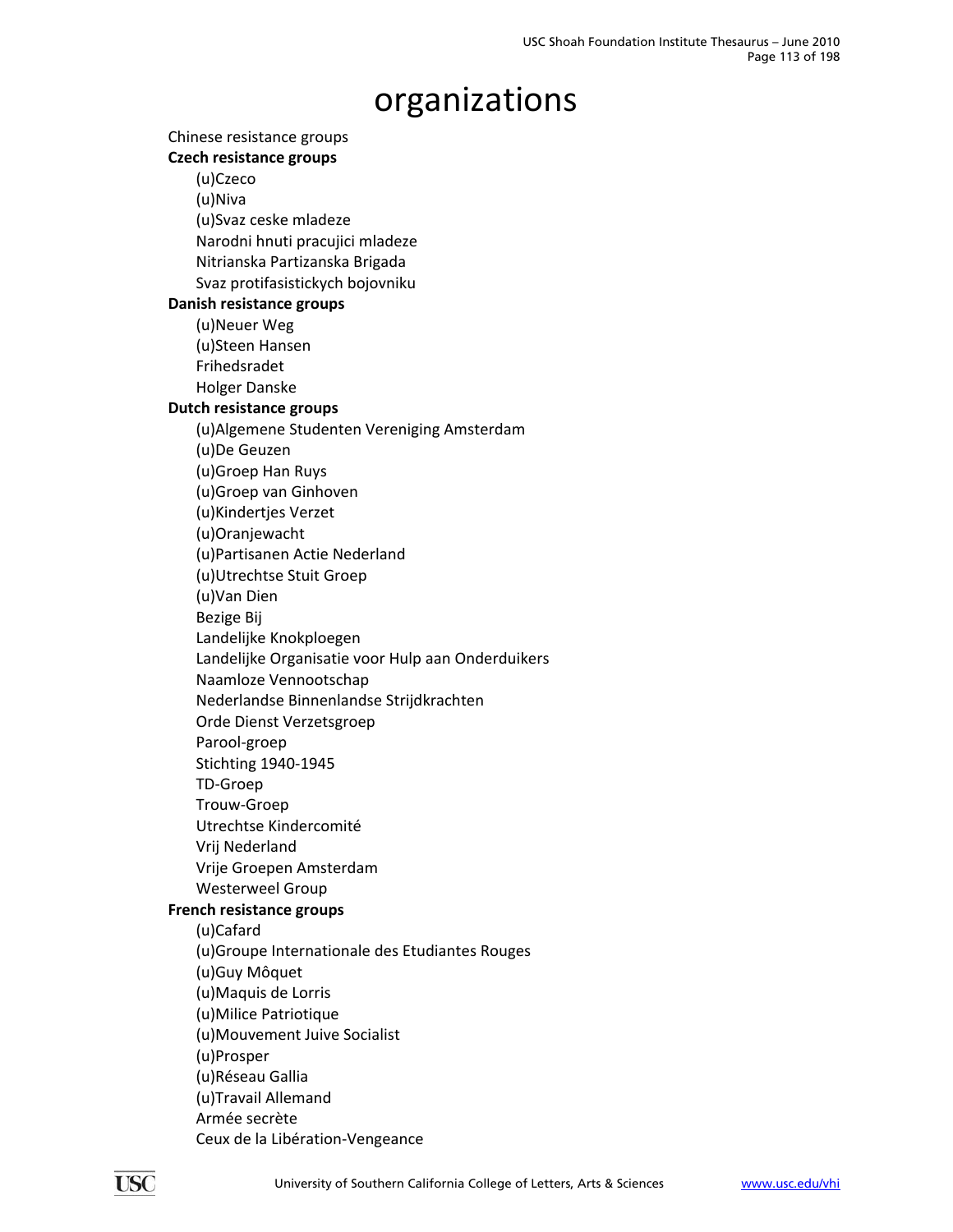# organizations

Chinese resistance groups

**Czech resistance groups**

- (u)Czeco
- (u)Niva
- (u)Svaz ceske mladeze
- Narodni hnuti pracujici mladeze
- Nitrianska Partizanska Brigada
- Svaz protifasistickych bojovniku

**Danish resistance groups**

- (u)Neuer Weg
- (u)Steen Hansen
- Frihedsradet
- Holger Danske

**Dutch resistance groups**

- (u)Algemene Studenten Vereniging Amsterdam
- (u)De Geuzen
- (u)Groep Han Ruys
- (u)Groep van Ginhoven
- (u)Kindertjes Verzet
- (u)Oranjewacht
- (u)Partisanen Actie Nederland
- (u)Utrechtse Stuit Groep
- (u)Van Dien
- Bezige Bij
- Landelijke Knokploegen
- Landelijke Organisatie voor Hulp aan Onderduikers
- Naamloze Vennootschap
- Nederlandse Binnenlandse Strijdkrachten
- Orde Dienst Verzetsgroep
- Parool-groep
- Stichting 1940-1945
- TD-Groep
- Trouw-Groep
- Utrechtse Kindercomité
- Vrij Nederland
- Vrije Groepen Amsterdam
- Westerweel Group

**French resistance groups**

- (u)Cafard
- (u)Groupe Internationale des Etudiantes Rouges
- (u)Guy Môquet
- (u)Maquis de Lorris
- (u)Milice Patriotique
- (u)Mouvement Juive Socialist
- (u)Prosper
- (u)Réseau Gallia
- (u)Travail Allemand
- Armée secrète
- Ceux de la Libération-Vengeance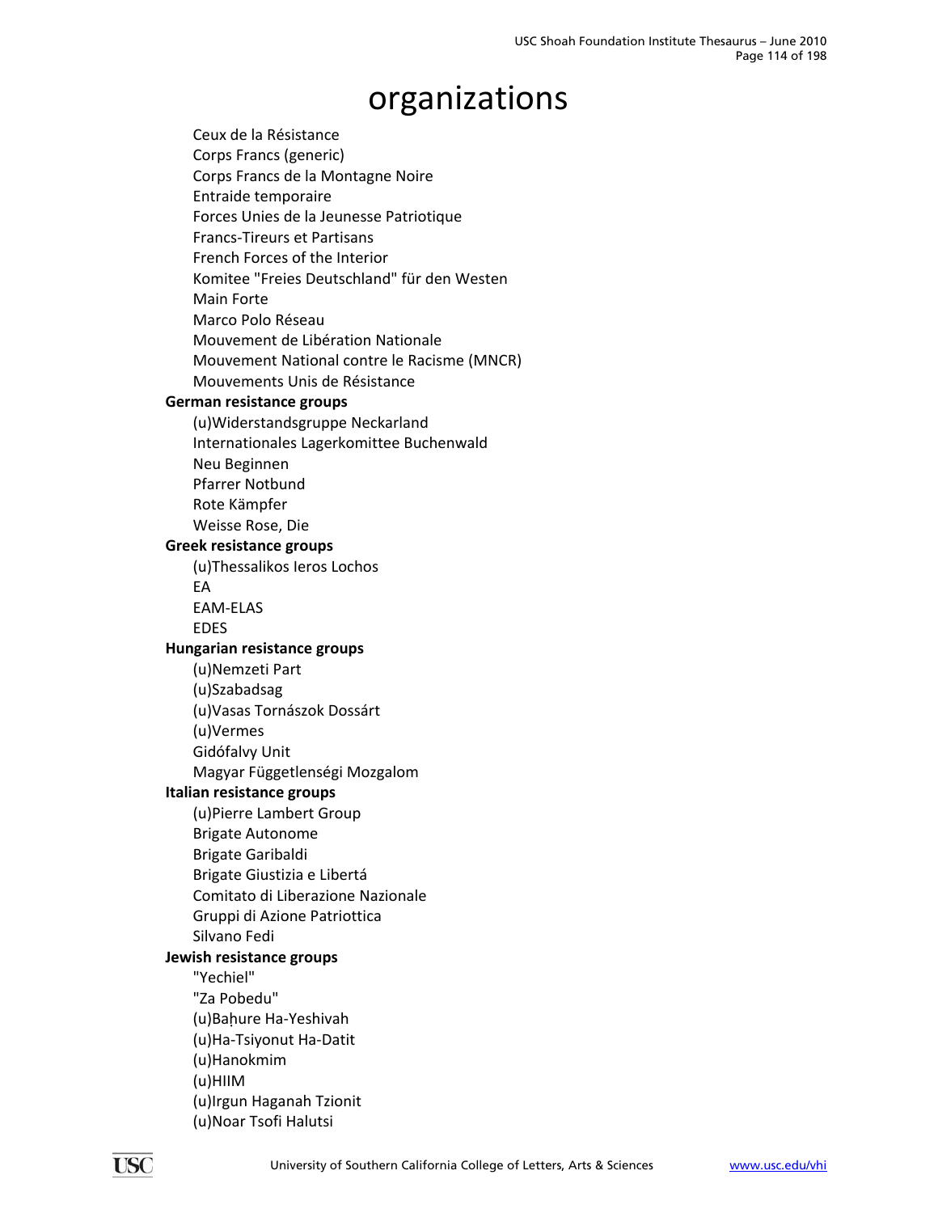# organizations

- Ceux de la Résistance
- Corps Francs (generic)
- Corps Francs de la Montagne Noire
- Entraide temporaire
- Forces Unies de la Jeunesse Patriotique
- Francs-Tireurs et Partisans
- French Forces of the Interior
- Komitee "Freies Deutschland" für den Westen
- Main Forte
- Marco Polo Réseau
- Mouvement de Libération Nationale
- Mouvement National contre le Racisme (MNCR)
- Mouvements Unis de Résistance

**German resistance groups**

- (u)Widerstandsgruppe Neckarland
- Internationales Lagerkomittee Buchenwald
- Neu Beginnen
- Pfarrer Notbund
- Rote Kämpfer
- Weisse Rose, Die

**Greek resistance groups**

- (u)Thessalikos Ieros Lochos
- EA
- EAM-ELAS
- EDES

**Hungarian resistance groups**

- (u)Nemzeti Part
- (u)Szabadsag
- (u)Vasas Tornászok Dossárt
- (u)Vermes
- Gidófalvy Unit
- Magyar Függetlenségi Mozgalom

**Italian resistance groups**

- (u)Pierre Lambert Group
- Brigate Autonome
- Brigate Garibaldi
- Brigate Giustizia e Libertá
- Comitato di Liberazione Nazionale
- Gruppi di Azione Patriottica
- Silvano Fedi

**Jewish resistance groups**

- "Yechiel"
- "Za Pobedu"
- (u)Baḥure Ha-Yeshivah
- (u)Ha-Tsiyonut Ha-Datit
- (u)Hanokmim
- (u)HIIM
- (u)Irgun Haganah Tzionit
- (u)Noar Tsofi Halutsi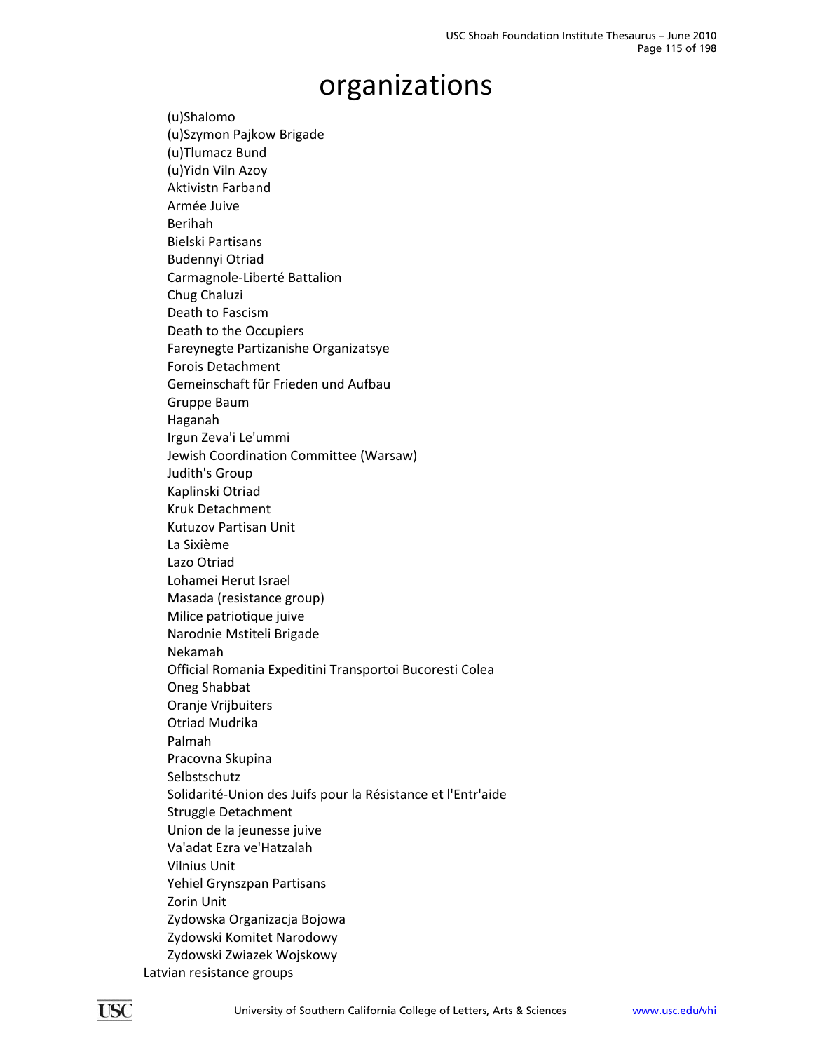# organizations

- (u)Shalomo
- (u)Szymon Pajkow Brigade
- (u)Tlumacz Bund
- (u)Yidn Viln Azoy
- Aktivistn Farband
- Armée Juive
- Berihah
- Bielski Partisans
- Budennyi Otriad
- Carmagnole-Liberté Battalion
- Chug Chaluzi
- Death to Fascism
- Death to the Occupiers
- Fareynegte Partizanishe Organizatsye
- Forois Detachment
- Gemeinschaft für Frieden und Aufbau
- Gruppe Baum
- Haganah
- Irgun Zeva'i Le'ummi
- Jewish Coordination Committee (Warsaw)
- Judith's Group
- Kaplinski Otriad
- Kruk Detachment
- Kutuzov Partisan Unit
- La Sixième
- Lazo Otriad
- Lohamei Herut Israel
- Masada (resistance group)
- Milice patriotique juive
- Narodnie Mstiteli Brigade
- Nekamah
- Official Romania Expeditini Transportoi Bucoresti Colea
- Oneg Shabbat
- Oranje Vrijbuiters
- Otriad Mudrika
- Palmah
- Pracovna Skupina
- Selbstschutz
- Solidarité-Union des Juifs pour la Résistance et l'Entr'aide
- Struggle Detachment
- Union de la jeunesse juive
- Va'adat Ezra ve'Hatzalah
- Vilnius Unit
- Yehiel Grynszpan Partisans
- Zorin Unit
- Zydowska Organizacja Bojowa
- Zydowski Komitet Narodowy
- Zydowski Zwiazek Wojskowy

Latvian resistance groups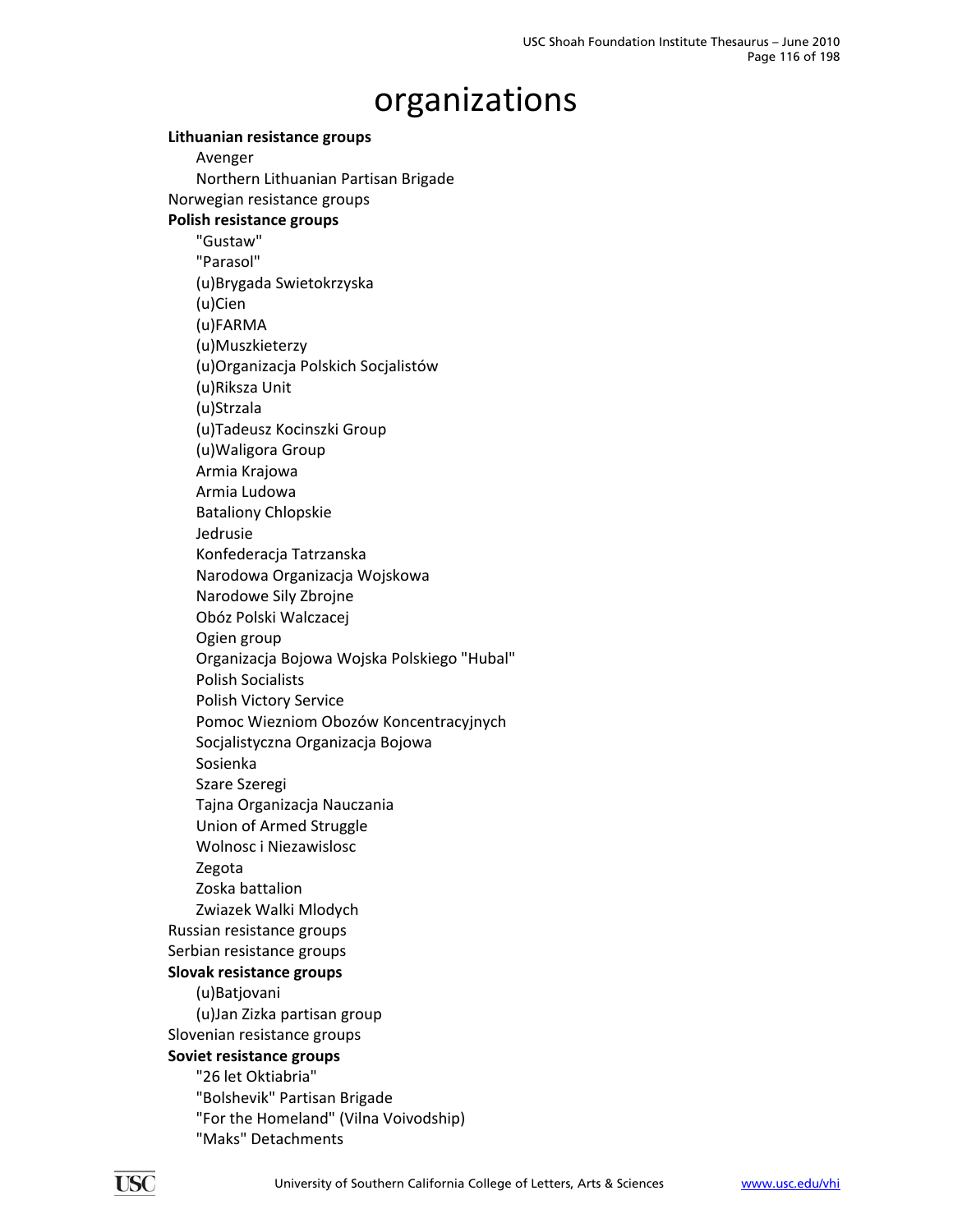# organizations

**Lithuanian resistance groups**

- Avenger
- Northern Lithuanian Partisan Brigade

Norwegian resistance groups

**Polish resistance groups**

- "Gustaw"
- "Parasol"
- (u)Brygada Swietokrzyska
- (u)Cien
- (u)FARMA
- (u)Muszkieterzy
- (u)Organizacja Polskich Socjalistów
- (u)Riksza Unit
- (u)Strzala
- (u)Tadeusz Kocinszki Group
- (u)Waligora Group
- Armia Krajowa
- Armia Ludowa
- Bataliony Chlopskie
- Jedrusie
- Konfederacja Tatrzanska
- Narodowa Organizacja Wojskowa
- Narodowe Sily Zbrojne
- Obóz Polski Walczacej
- Ogien group
- Organizacja Bojowa Wojska Polskiego "Hubal"
- Polish Socialists
- Polish Victory Service
- Pomoc Wiezniom Obozów Koncentracyjnych
- Socjalistyczna Organizacja Bojowa
- Sosienka
- Szare Szeregi
- Tajna Organizacja Nauczania
- Union of Armed Struggle
- Wolnosc i Niezawislosc
- Zegota
- Zoska battalion
- Zwiazek Walki Mlodych

Russian resistance groups

Serbian resistance groups

**Slovak resistance groups**

- (u)Batjovani
- (u)Jan Zizka partisan group

Slovenian resistance groups

**Soviet resistance groups**

- "26 let Oktiabria"
- "Bolshevik" Partisan Brigade
- "For the Homeland" (Vilna Voivodship)
- "Maks" Detachments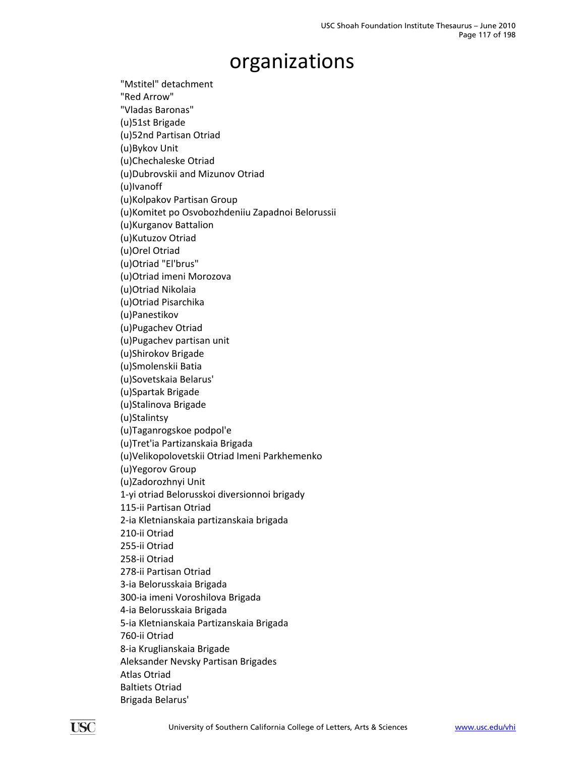# organizations

"Mstitel" detachment
"Red Arrow"
"Vladas Baronas"
(u)51st Brigade
(u)52nd Partisan Otriad
(u)Bykov Unit
(u)Chechaleske Otriad
(u)Dubrovskii and Mizunov Otriad
(u)Ivanoff
(u)Kolpakov Partisan Group
(u)Komitet po Osvobozhdeniiu Zapadnoi Belorussii
(u)Kurganov Battalion
(u)Kutuzov Otriad
(u)Orel Otriad
(u)Otriad "El'brus"
(u)Otriad imeni Morozova
(u)Otriad Nikolaia
(u)Otriad Pisarchika
(u)Panestikov
(u)Pugachev Otriad
(u)Pugachev partisan unit
(u)Shirokov Brigade
(u)Smolenskii Batia
(u)Sovetskaia Belarus'
(u)Spartak Brigade
(u)Stalinova Brigade
(u)Stalintsy
(u)Taganrogskoe podpol'e
(u)Tret'ia Partizanskaia Brigada
(u)Velikopolovetskii Otriad Imeni Parkhemenko
(u)Yegorov Group
(u)Zadorozhnyi Unit
1-yi otriad Belorusskoi diversionnoi brigady
115-ii Partisan Otriad
2-ia Kletnianskaia partizanskaia brigada
210-ii Otriad
255-ii Otriad
258-ii Otriad
278-ii Partisan Otriad
3-ia Belorusskaia Brigada
300-ia imeni Voroshilova Brigada
4-ia Belorusskaia Brigada
5-ia Kletnianskaia Partizanskaia Brigada
760-ii Otriad
8-ia Kruglianskaia Brigade
Aleksander Nevsky Partisan Brigades
Atlas Otriad
Baltiets Otriad
Brigada Belarus'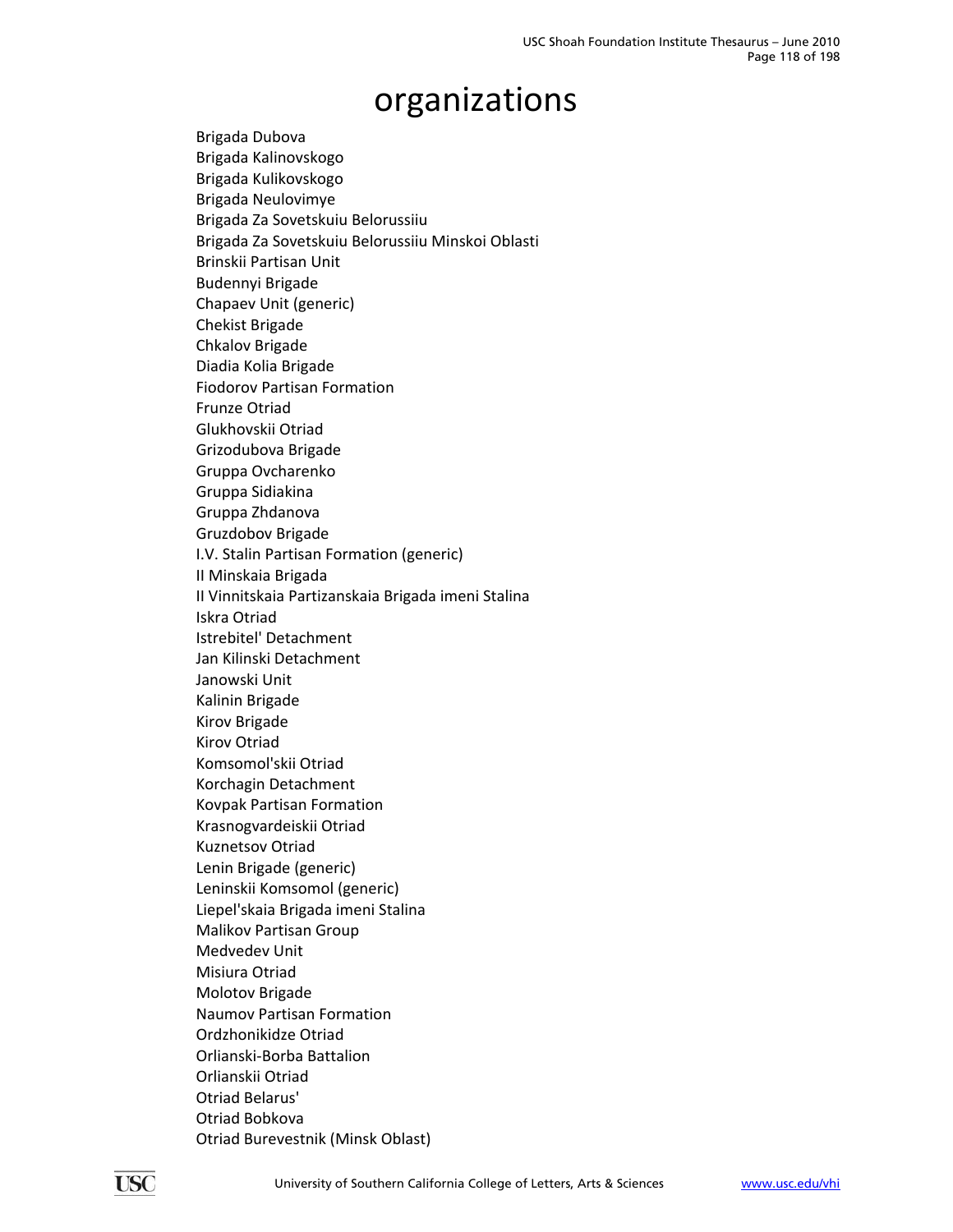# organizations

Brigada Dubova
Brigada Kalinovskogo
Brigada Kulikovskogo
Brigada Neulovimye
Brigada Za Sovetskuiu Belorussiiu
Brigada Za Sovetskuiu Belorussiiu Minskoi Oblasti
Brinskii Partisan Unit
Budennyi Brigade
Chapaev Unit (generic)
Chekist Brigade
Chkalov Brigade
Diadia Kolia Brigade
Fiodorov Partisan Formation
Frunze Otriad
Glukhovskii Otriad
Grizodubova Brigade
Gruppa Ovcharenko
Gruppa Sidiakina
Gruppa Zhdanova
Gruzdobov Brigade
I.V. Stalin Partisan Formation (generic)
II Minskaia Brigada
II Vinnitskaia Partizanskaia Brigada imeni Stalina
Iskra Otriad
Istrebitel' Detachment
Jan Kilinski Detachment
Janowski Unit
Kalinin Brigade
Kirov Brigade
Kirov Otriad
Komsomol'skii Otriad
Korchagin Detachment
Kovpak Partisan Formation
Krasnogvardeiskii Otriad
Kuznetsov Otriad
Lenin Brigade (generic)
Leninskii Komsomol (generic)
Liepel'skaia Brigada imeni Stalina
Malikov Partisan Group
Medvedev Unit
Misiura Otriad
Molotov Brigade
Naumov Partisan Formation
Ordzhonikidze Otriad
Orlianski-Borba Battalion
Orlianskii Otriad
Otriad Belarus'
Otriad Bobkova
Otriad Burevestnik (Minsk Oblast)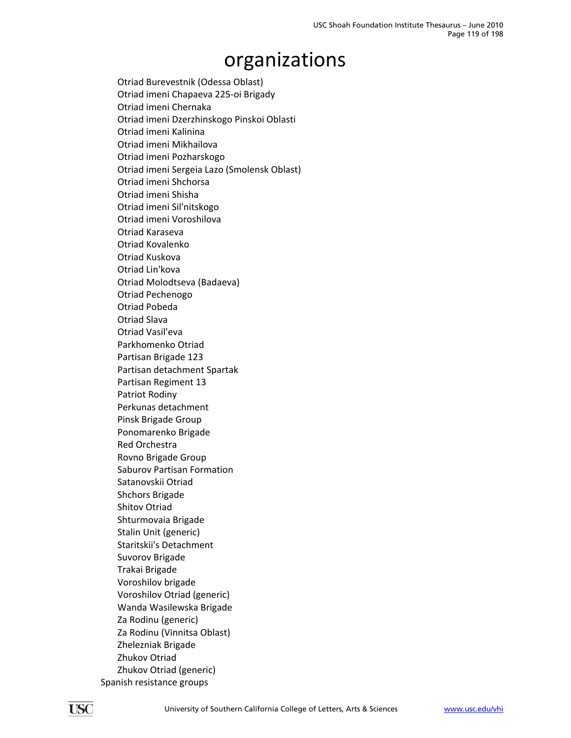# organizations

- Otriad Burevestnik (Odessa Oblast)
- Otriad imeni Chapaeva 225-oi Brigady
- Otriad imeni Chernaka
- Otriad imeni Dzerzhinskogo Pinskoi Oblasti
- Otriad imeni Kalinina
- Otriad imeni Mikhailova
- Otriad imeni Pozharskogo
- Otriad imeni Sergeia Lazo (Smolensk Oblast)
- Otriad imeni Shchorsa
- Otriad imeni Shisha
- Otriad imeni Sil'nitskogo
- Otriad imeni Voroshilova
- Otriad Karaseva
- Otriad Kovalenko
- Otriad Kuskova
- Otriad Lin'kova
- Otriad Molodtseva (Badaeva)
- Otriad Pechenogo
- Otriad Pobeda
- Otriad Slava
- Otriad Vasil'eva
- Parkhomenko Otriad
- Partisan Brigade 123
- Partisan detachment Spartak
- Partisan Regiment 13
- Patriot Rodiny
- Perkunas detachment
- Pinsk Brigade Group
- Ponomarenko Brigade
- Red Orchestra
- Rovno Brigade Group
- Saburov Partisan Formation
- Satanovskii Otriad
- Shchors Brigade
- Shitov Otriad
- Shturmovaia Brigade
- Stalin Unit (generic)
- Staritskii's Detachment
- Suvorov Brigade
- Trakai Brigade
- Voroshilov brigade
- Voroshilov Otriad (generic)
- Wanda Wasilewska Brigade
- Za Rodinu (generic)
- Za Rodinu (Vinnitsa Oblast)
- Zhelezniak Brigade
- Zhukov Otriad
- Zhukov Otriad (generic)

Spanish resistance groups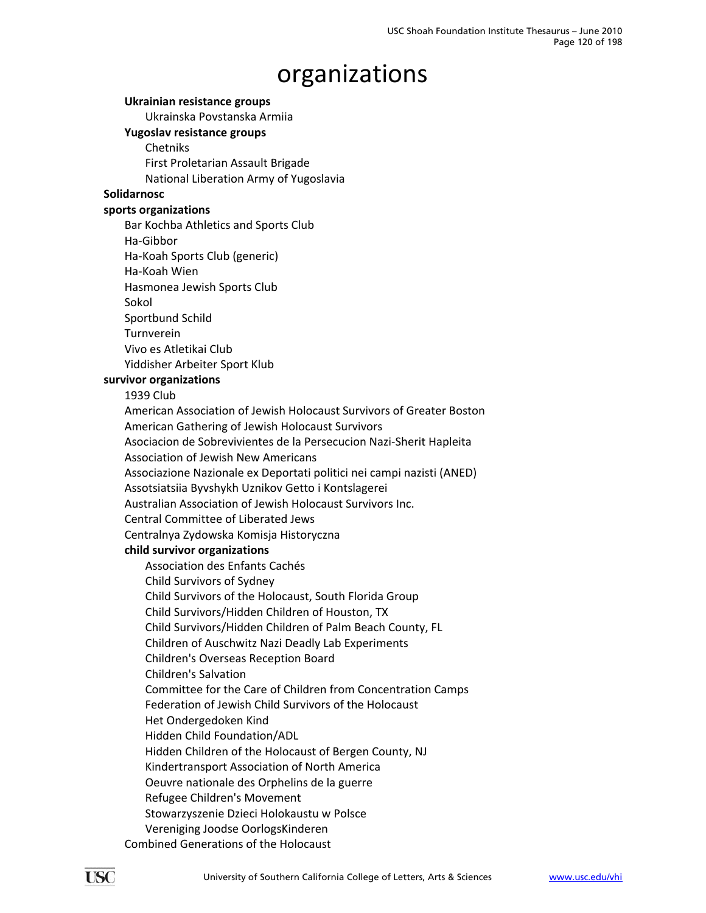# organizations

- **Ukrainian resistance groups**
    - Ukrainska Povstanska Armiia
- **Yugoslav resistance groups**
    - Chetniks
    - First Proletarian Assault Brigade
    - National Liberation Army of Yugoslavia

**Solidarnosc**

**sports organizations**

- Bar Kochba Athletics and Sports Club
- Ha-Gibbor
- Ha-Koah Sports Club (generic)
- Ha-Koah Wien
- Hasmonea Jewish Sports Club
- Sokol
- Sportbund Schild
- Turnverein
- Vivo es Atletikai Club
- Yiddisher Arbeiter Sport Klub

**survivor organizations**

- 1939 Club
- American Association of Jewish Holocaust Survivors of Greater Boston
- American Gathering of Jewish Holocaust Survivors
- Asociacion de Sobrevivientes de la Persecucion Nazi-Sherit Hapleita
- Association of Jewish New Americans
- Associazione Nazionale ex Deportati politici nei campi nazisti (ANED)
- Assotsiatsiia Byvshykh Uznikov Getto i Kontslagerei
- Australian Association of Jewish Holocaust Survivors Inc.
- Central Committee of Liberated Jews
- Centralnya Zydowska Komisja Historyczna
- **child survivor organizations**
    - Association des Enfants Cachés
    - Child Survivors of Sydney
    - Child Survivors of the Holocaust, South Florida Group
    - Child Survivors/Hidden Children of Houston, TX
    - Child Survivors/Hidden Children of Palm Beach County, FL
    - Children of Auschwitz Nazi Deadly Lab Experiments
    - Children's Overseas Reception Board
    - Children's Salvation
    - Committee for the Care of Children from Concentration Camps
    - Federation of Jewish Child Survivors of the Holocaust
    - Het Ondergedoken Kind
    - Hidden Child Foundation/ADL
    - Hidden Children of the Holocaust of Bergen County, NJ
    - Kindertransport Association of North America
    - Oeuvre nationale des Orphelins de la guerre
    - Refugee Children's Movement
    - Stowarzyszenie Dzieci Holokaustu w Polsce
    - Vereniging Joodse OorlogsKinderen
- Combined Generations of the Holocaust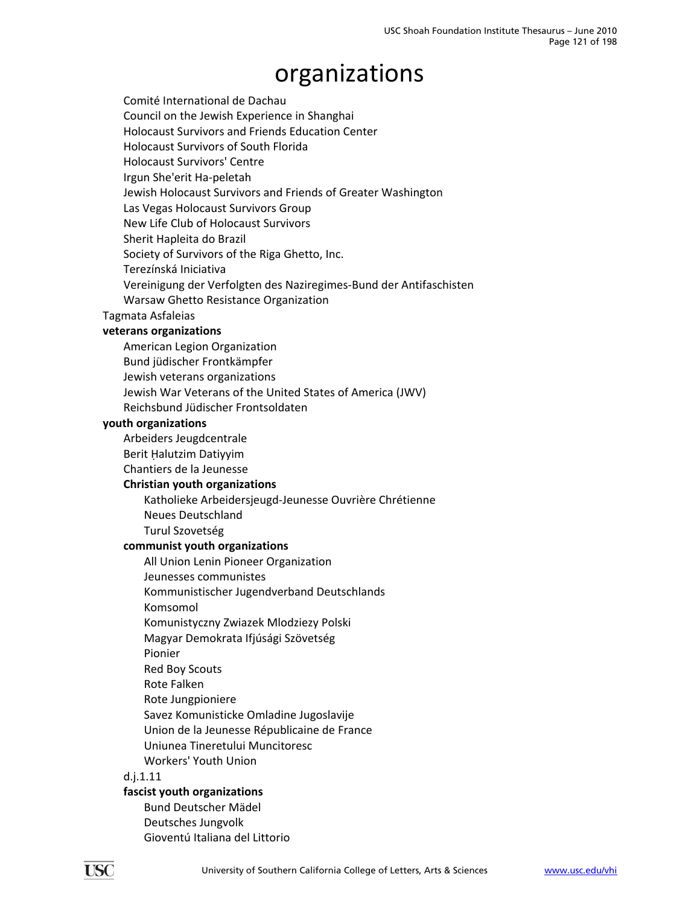# organizations

- Comité International de Dachau
- Council on the Jewish Experience in Shanghai
- Holocaust Survivors and Friends Education Center
- Holocaust Survivors of South Florida
- Holocaust Survivors' Centre
- Irgun She'erit Ha-peletah
- Jewish Holocaust Survivors and Friends of Greater Washington
- Las Vegas Holocaust Survivors Group
- New Life Club of Holocaust Survivors
- Sherit Hapleita do Brazil
- Society of Survivors of the Riga Ghetto, Inc.
- Terezínská Iniciativa
- Vereinigung der Verfolgten des Naziregimes-Bund der Antifaschisten
- Warsaw Ghetto Resistance Organization

Tagmata Asfaleias

**veterans organizations**

- American Legion Organization
- Bund jüdischer Frontkämpfer
- Jewish veterans organizations
- Jewish War Veterans of the United States of America (JWV)
- Reichsbund Jüdischer Frontsoldaten

**youth organizations**

- Arbeiders Jeugdcentrale
- Berit Ḥalutzim Datiyyim
- Chantiers de la Jeunesse
- **Christian youth organizations**
  - Katholieke Arbeidersjeugd-Jeunesse Ouvrière Chrétienne
  - Neues Deutschland
  - Turul Szovetség
- **communist youth organizations**
  - All Union Lenin Pioneer Organization
  - Jeunesses communistes
  - Kommunistischer Jugendverband Deutschlands
  - Komsomol
  - Komunistyczny Zwiazek Mlodziezy Polski
  - Magyar Demokrata Ifjúsági Szövetség
  - Pionier
  - Red Boy Scouts
  - Rote Falken
  - Rote Jungpioniere
  - Savez Komunisticke Omladine Jugoslavije
  - Union de la Jeunesse Républicaine de France
  - Uniunea Tineretului Muncitoresc
  - Workers' Youth Union
- d.j.1.11
- **fascist youth organizations**
  - Bund Deutscher Mädel
  - Deutsches Jungvolk
  - Gioventú Italiana del Littorio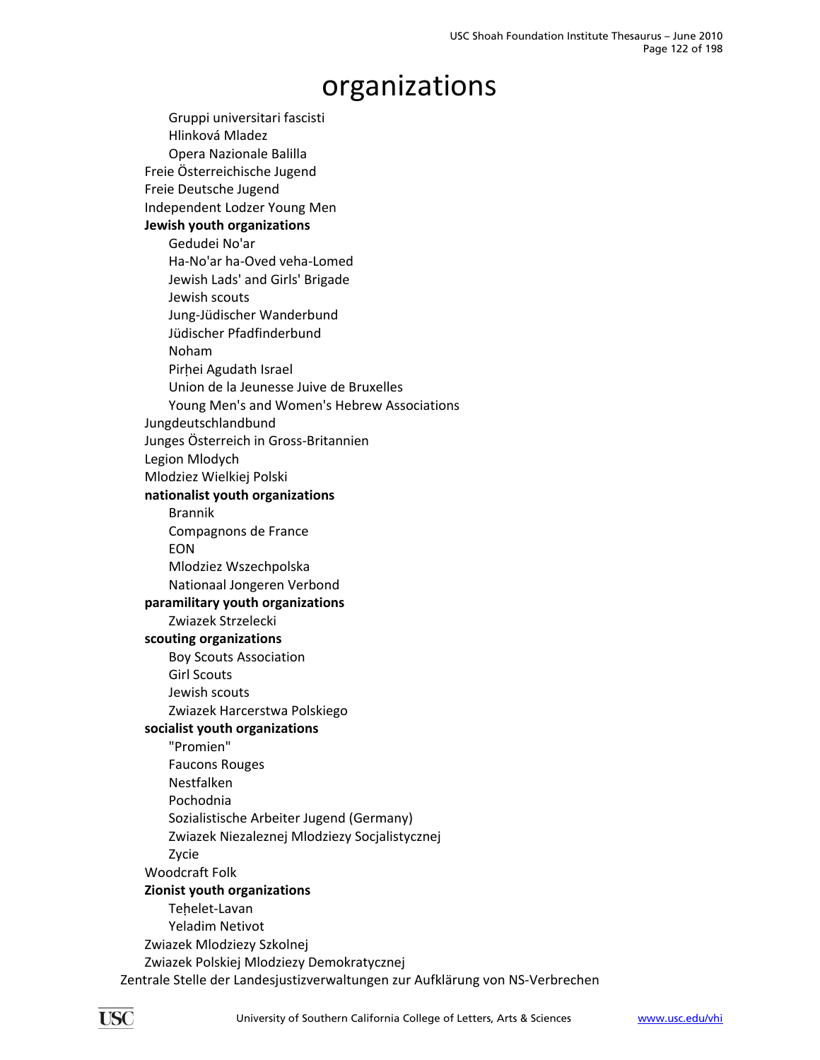# organizations

- Gruppi universitari fascisti
    - Hlinková Mladez
    - Opera Nazionale Balilla
- Freie Österreichische Jugend
- Freie Deutsche Jugend
- Independent Lodzer Young Men
- **Jewish youth organizations**
    - Gedudei No'ar
    - Ha-No'ar ha-Oved veha-Lomed
    - Jewish Lads' and Girls' Brigade
    - Jewish scouts
    - Jung-Jüdischer Wanderbund
    - Jüdischer Pfadfinderbund
    - Noham
    - Pirḥei Agudath Israel
    - Union de la Jeunesse Juive de Bruxelles
    - Young Men's and Women's Hebrew Associations
- Jungdeutschlandbund
- Junges Österreich in Gross-Britannien
- Legion Mlodych
- Mlodziez Wielkiej Polski
- **nationalist youth organizations**
    - Brannik
    - Compagnons de France
    - EON
    - Mlodziez Wszechpolska
    - Nationaal Jongeren Verbond
- **paramilitary youth organizations**
    - Zwiazek Strzelecki
- **scouting organizations**
    - Boy Scouts Association
    - Girl Scouts
    - Jewish scouts
    - Zwiazek Harcerstwa Polskiego
- **socialist youth organizations**
    - "Promien"
    - Faucons Rouges
    - Nestfalken
    - Pochodnia
    - Sozialistische Arbeiter Jugend (Germany)
    - Zwiazek Niezaleznej Mlodziezy Socjalistycznej
    - Zycie
- Woodcraft Folk
- **Zionist youth organizations**
    - Teḥelet-Lavan
    - Yeladim Netivot
- Zwiazek Mlodziezy Szkolnej
- Zwiazek Polskiej Mlodziezy Demokratycznej

Zentrale Stelle der Landesjustizverwaltungen zur Aufklärung von NS-Verbrechen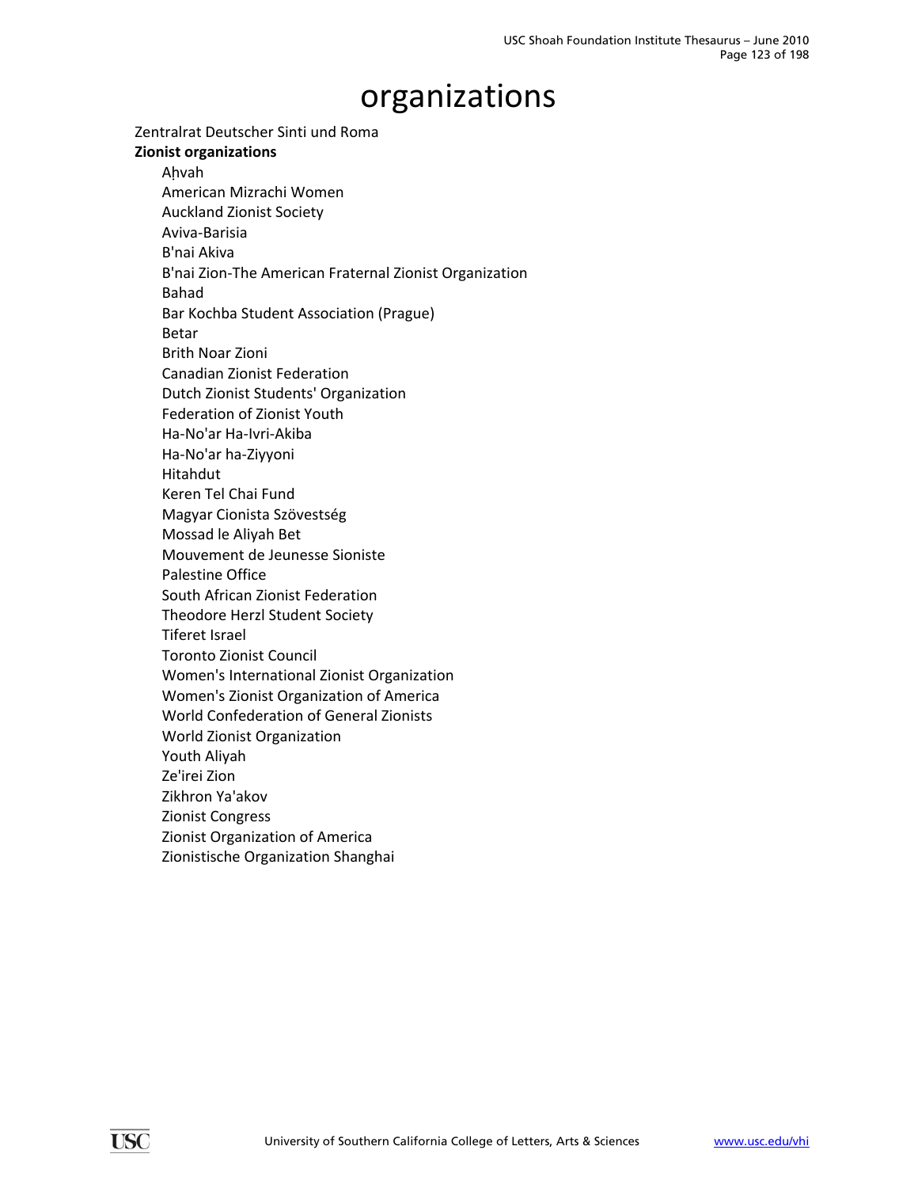# organizations

Zentralrat Deutscher Sinti und Roma

**Zionist organizations**

- Aḥvah
- American Mizrachi Women
- Auckland Zionist Society
- Aviva-Barisia
- B'nai Akiva
- B'nai Zion-The American Fraternal Zionist Organization
- Bahad
- Bar Kochba Student Association (Prague)
- Betar
- Brith Noar Zioni
- Canadian Zionist Federation
- Dutch Zionist Students' Organization
- Federation of Zionist Youth
- Ha-No'ar Ha-Ivri-Akiba
- Ha-No'ar ha-Ziyyoni
- Hitahdut
- Keren Tel Chai Fund
- Magyar Cionista Szövestség
- Mossad le Aliyah Bet
- Mouvement de Jeunesse Sioniste
- Palestine Office
- South African Zionist Federation
- Theodore Herzl Student Society
- Tiferet Israel
- Toronto Zionist Council
- Women's International Zionist Organization
- Women's Zionist Organization of America
- World Confederation of General Zionists
- World Zionist Organization
- Youth Aliyah
- Ze'irei Zion
- Zikhron Ya'akov
- Zionist Congress
- Zionist Organization of America
- Zionistische Organization Shanghai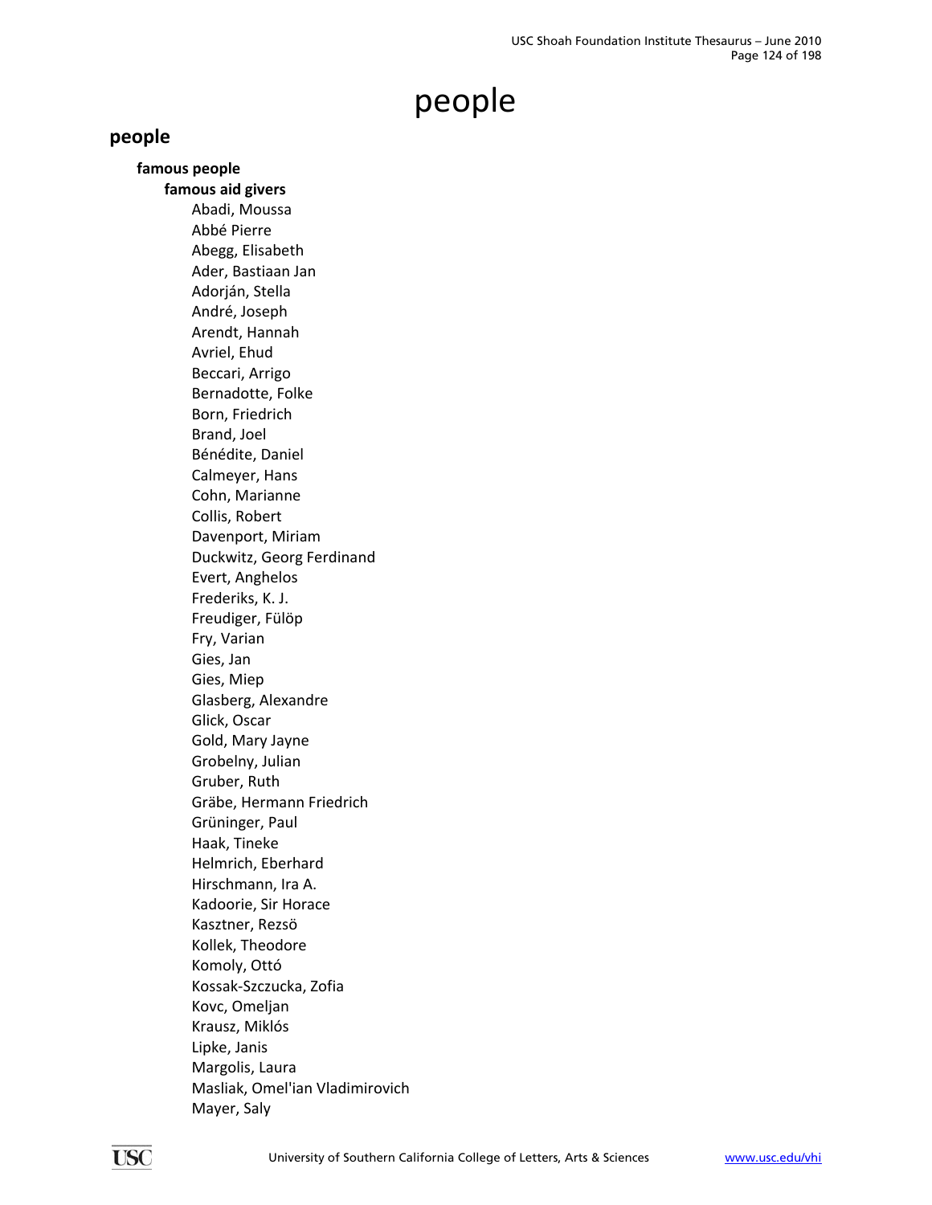# people

## people

### famous people

#### famous aid givers

- Abadi, Moussa
- Abbé Pierre
- Abegg, Elisabeth
- Ader, Bastiaan Jan
- Adorján, Stella
- André, Joseph
- Arendt, Hannah
- Avriel, Ehud
- Beccari, Arrigo
- Bernadotte, Folke
- Born, Friedrich
- Brand, Joel
- Bénédite, Daniel
- Calmeyer, Hans
- Cohn, Marianne
- Collis, Robert
- Davenport, Miriam
- Duckwitz, Georg Ferdinand
- Evert, Anghelos
- Frederiks, K. J.
- Freudiger, Fülöp
- Fry, Varian
- Gies, Jan
- Gies, Miep
- Glasberg, Alexandre
- Glick, Oscar
- Gold, Mary Jayne
- Grobelny, Julian
- Gruber, Ruth
- Gräbe, Hermann Friedrich
- Grüninger, Paul
- Haak, Tineke
- Helmrich, Eberhard
- Hirschmann, Ira A.
- Kadoorie, Sir Horace
- Kasztner, Rezsö
- Kollek, Theodore
- Komoly, Ottó
- Kossak-Szczucka, Zofia
- Kovc, Omeljan
- Krausz, Miklós
- Lipke, Janis
- Margolis, Laura
- Masliak, Omel'ian Vladimirovich
- Mayer, Saly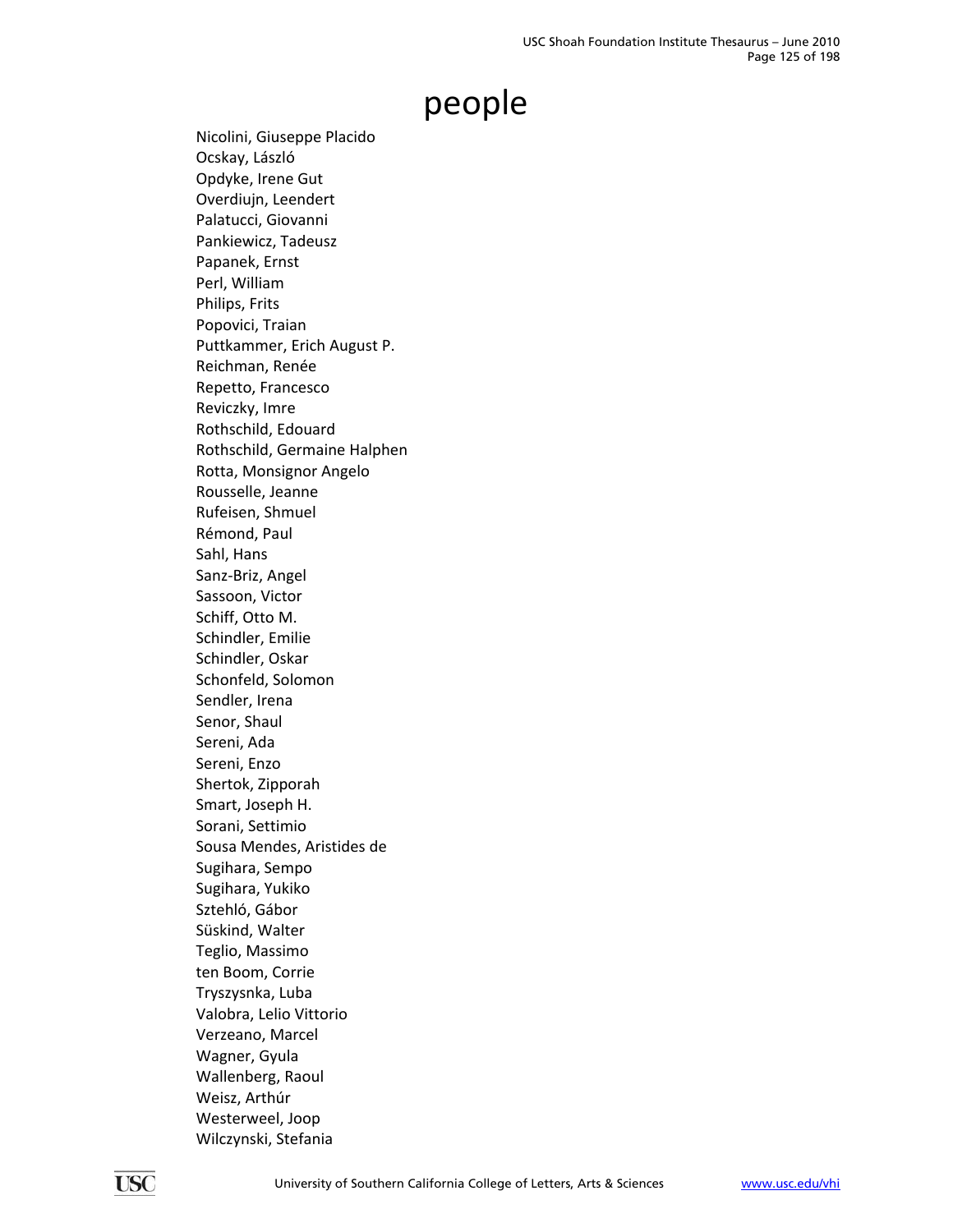# people

Nicolini, Giuseppe Placido
Ocskay, László
Opdyke, Irene Gut
Overdiujn, Leendert
Palatucci, Giovanni
Pankiewicz, Tadeusz
Papanek, Ernst
Perl, William
Philips, Frits
Popovici, Traian
Puttkammer, Erich August P.
Reichman, Renée
Repetto, Francesco
Reviczky, Imre
Rothschild, Edouard
Rothschild, Germaine Halphen
Rotta, Monsignor Angelo
Rousselle, Jeanne
Rufeisen, Shmuel
Rémond, Paul
Sahl, Hans
Sanz-Briz, Angel
Sassoon, Victor
Schiff, Otto M.
Schindler, Emilie
Schindler, Oskar
Schonfeld, Solomon
Sendler, Irena
Senor, Shaul
Sereni, Ada
Sereni, Enzo
Shertok, Zipporah
Smart, Joseph H.
Sorani, Settimio
Sousa Mendes, Aristides de
Sugihara, Sempo
Sugihara, Yukiko
Sztehló, Gábor
Süskind, Walter
Teglio, Massimo
ten Boom, Corrie
Tryszysnka, Luba
Valobra, Lelio Vittorio
Verzeano, Marcel
Wagner, Gyula
Wallenberg, Raoul
Weisz, Arthúr
Westerweel, Joop
Wilczynski, Stefania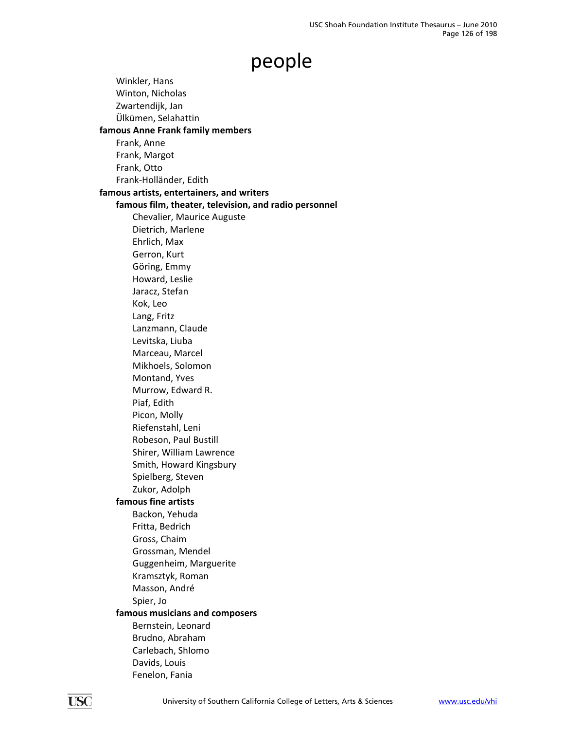# people

- Winkler, Hans
- Winton, Nicholas
- Zwartendijk, Jan
- Ülkümen, Selahattin

**famous Anne Frank family members**

- Frank, Anne
- Frank, Margot
- Frank, Otto
- Frank-Holländer, Edith

**famous artists, entertainers, and writers**

- **famous film, theater, television, and radio personnel**
  - Chevalier, Maurice Auguste
  - Dietrich, Marlene
  - Ehrlich, Max
  - Gerron, Kurt
  - Göring, Emmy
  - Howard, Leslie
  - Jaracz, Stefan
  - Kok, Leo
  - Lang, Fritz
  - Lanzmann, Claude
  - Levitska, Liuba
  - Marceau, Marcel
  - Mikhoels, Solomon
  - Montand, Yves
  - Murrow, Edward R.
  - Piaf, Edith
  - Picon, Molly
  - Riefenstahl, Leni
  - Robeson, Paul Bustill
  - Shirer, William Lawrence
  - Smith, Howard Kingsbury
  - Spielberg, Steven
  - Zukor, Adolph
- **famous fine artists**
  - Backon, Yehuda
  - Fritta, Bedrich
  - Gross, Chaim
  - Grossman, Mendel
  - Guggenheim, Marguerite
  - Kramsztyk, Roman
  - Masson, André
  - Spier, Jo
- **famous musicians and composers**
  - Bernstein, Leonard
  - Brudno, Abraham
  - Carlebach, Shlomo
  - Davids, Louis
  - Fenelon, Fania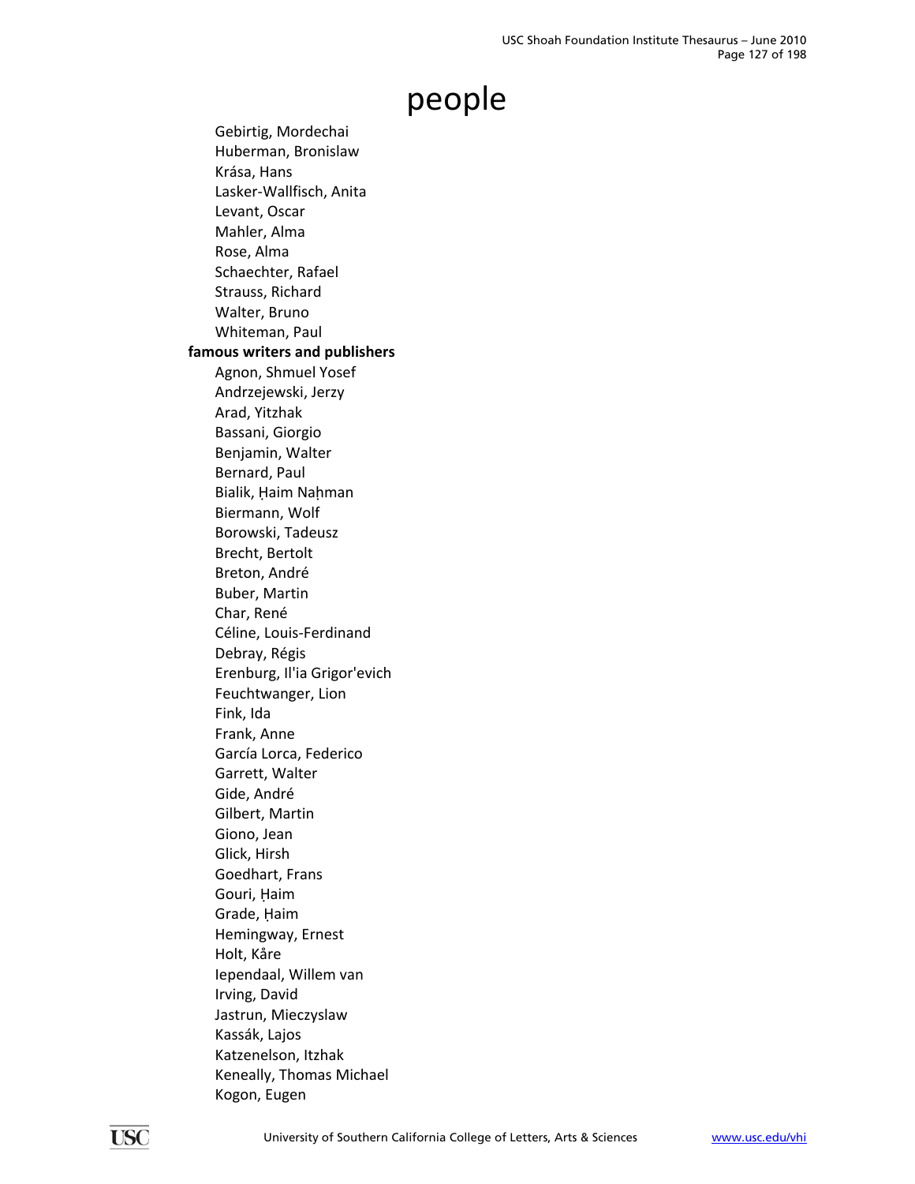# people

- Gebirtig, Mordechai
- Huberman, Bronislaw
- Krása, Hans
- Lasker-Wallfisch, Anita
- Levant, Oscar
- Mahler, Alma
- Rose, Alma
- Schaechter, Rafael
- Strauss, Richard
- Walter, Bruno
- Whiteman, Paul

**famous writers and publishers**

- Agnon, Shmuel Yosef
- Andrzejewski, Jerzy
- Arad, Yitzhak
- Bassani, Giorgio
- Benjamin, Walter
- Bernard, Paul
- Bialik, Ḥaim Naḥman
- Biermann, Wolf
- Borowski, Tadeusz
- Brecht, Bertolt
- Breton, André
- Buber, Martin
- Char, René
- Céline, Louis-Ferdinand
- Debray, Régis
- Erenburg, Il'ia Grigor'evich
- Feuchtwanger, Lion
- Fink, Ida
- Frank, Anne
- García Lorca, Federico
- Garrett, Walter
- Gide, André
- Gilbert, Martin
- Giono, Jean
- Glick, Hirsh
- Goedhart, Frans
- Gouri, Ḥaim
- Grade, Ḥaim
- Hemingway, Ernest
- Holt, Kåre
- Iependaal, Willem van
- Irving, David
- Jastrun, Mieczyslaw
- Kassák, Lajos
- Katzenelson, Itzhak
- Keneally, Thomas Michael
- Kogon, Eugen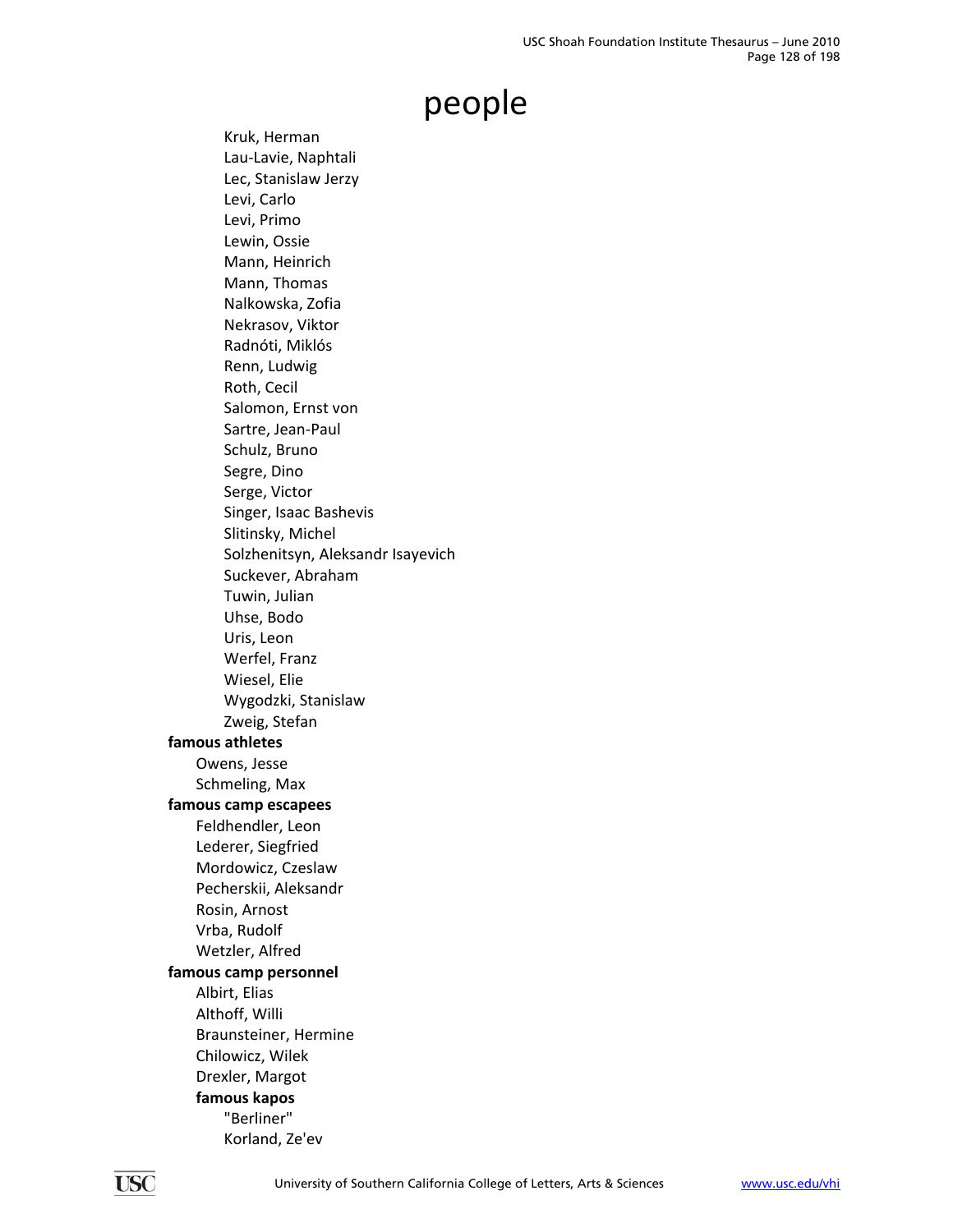# people

- Kruk, Herman
- Lau-Lavie, Naphtali
- Lec, Stanislaw Jerzy
- Levi, Carlo
- Levi, Primo
- Lewin, Ossie
- Mann, Heinrich
- Mann, Thomas
- Nalkowska, Zofia
- Nekrasov, Viktor
- Radnóti, Miklós
- Renn, Ludwig
- Roth, Cecil
- Salomon, Ernst von
- Sartre, Jean-Paul
- Schulz, Bruno
- Segre, Dino
- Serge, Victor
- Singer, Isaac Bashevis
- Slitinsky, Michel
- Solzhenitsyn, Aleksandr Isayevich
- Suckever, Abraham
- Tuwin, Julian
- Uhse, Bodo
- Uris, Leon
- Werfel, Franz
- Wiesel, Elie
- Wygodzki, Stanislaw
- Zweig, Stefan

**famous athletes**

- Owens, Jesse
- Schmeling, Max

**famous camp escapees**

- Feldhendler, Leon
- Lederer, Siegfried
- Mordowicz, Czeslaw
- Pecherskii, Aleksandr
- Rosin, Arnost
- Vrba, Rudolf
- Wetzler, Alfred

**famous camp personnel**

- Albirt, Elias
- Althoff, Willi
- Braunsteiner, Hermine
- Chilowicz, Wilek
- Drexler, Margot

**famous kapos**

- "Berliner"
- Korland, Ze'ev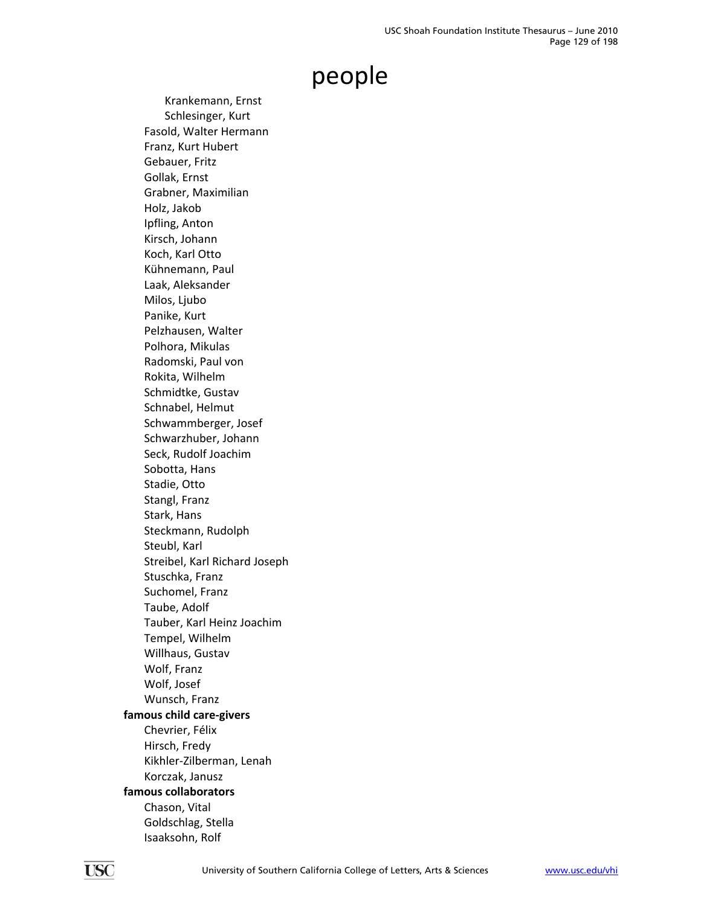# people

- Krankemann, Ernst
- Schlesinger, Kurt

Fasold, Walter Hermann
Franz, Kurt Hubert
Gebauer, Fritz
Gollak, Ernst
Grabner, Maximilian
Holz, Jakob
Ipfling, Anton
Kirsch, Johann
Koch, Karl Otto
Kühnemann, Paul
Laak, Aleksander
Milos, Ljubo
Panike, Kurt
Pelzhausen, Walter
Polhora, Mikulas
Radomski, Paul von
Rokita, Wilhelm
Schmidtke, Gustav
Schnabel, Helmut
Schwammberger, Josef
Schwarzhuber, Johann
Seck, Rudolf Joachim
Sobotta, Hans
Stadie, Otto
Stangl, Franz
Stark, Hans
Steckmann, Rudolph
Steubl, Karl
Streibel, Karl Richard Joseph
Stuschka, Franz
Suchomel, Franz
Taube, Adolf
Tauber, Karl Heinz Joachim
Tempel, Wilhelm
Willhaus, Gustav
Wolf, Franz
Wolf, Josef
Wunsch, Franz

**famous child care-givers**

Chevrier, Félix
Hirsch, Fredy
Kikhler-Zilberman, Lenah
Korczak, Janusz

**famous collaborators**

Chason, Vital
Goldschlag, Stella
Isaaksohn, Rolf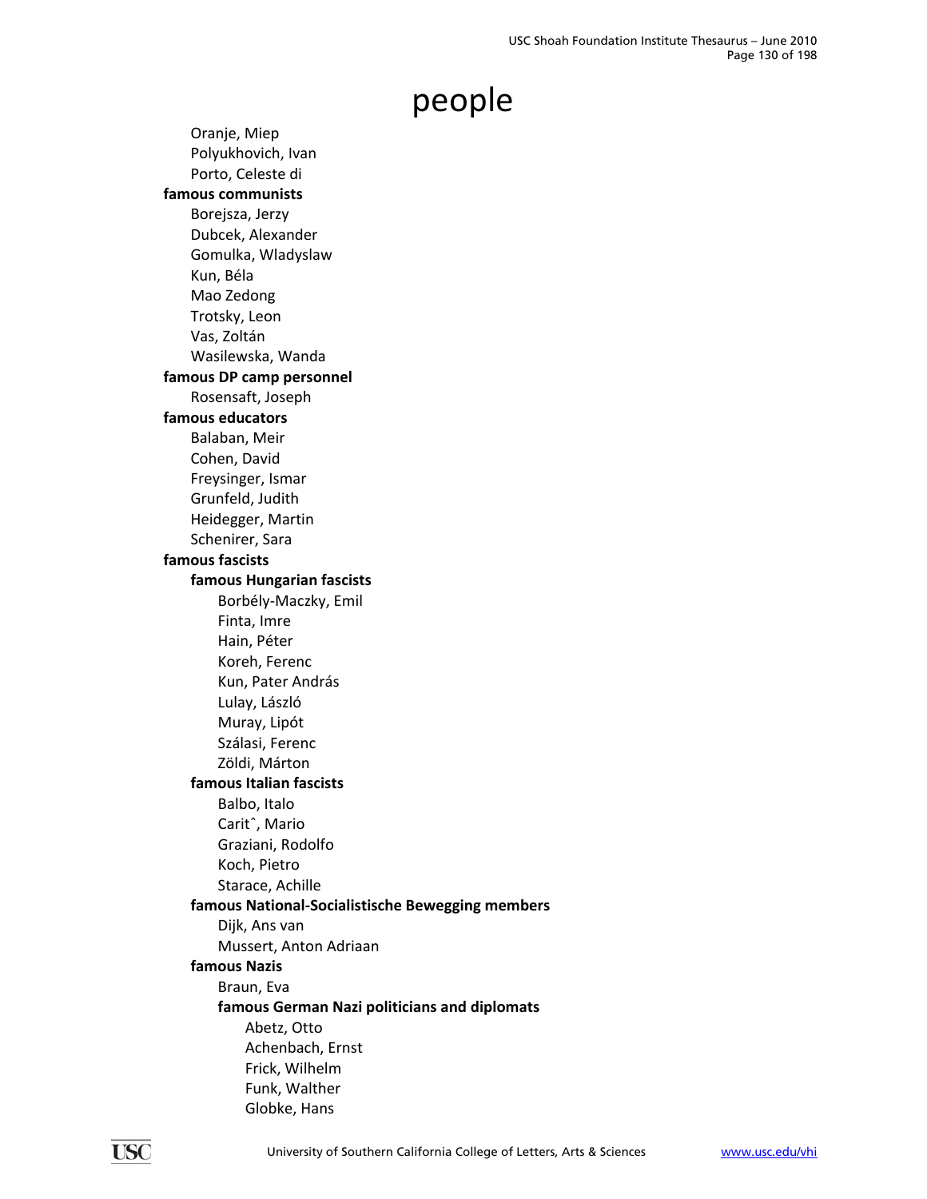# people

- Oranje, Miep
- Polyukhovich, Ivan
- Porto, Celeste di

**famous communists**

- Borejsza, Jerzy
- Dubcek, Alexander
- Gomulka, Wladyslaw
- Kun, Béla
- Mao Zedong
- Trotsky, Leon
- Vas, Zoltán
- Wasilewska, Wanda

**famous DP camp personnel**

- Rosensaft, Joseph

**famous educators**

- Balaban, Meir
- Cohen, David
- Freysinger, Ismar
- Grunfeld, Judith
- Heidegger, Martin
- Schenirer, Sara

**famous fascists**

- **famous Hungarian fascists**
    - Borbély-Maczky, Emil
    - Finta, Imre
    - Hain, Péter
    - Koreh, Ferenc
    - Kun, Pater András
    - Lulay, László
    - Muray, Lipót
    - Szálasi, Ferenc
    - Zöldi, Márton
- **famous Italian fascists**
    - Balbo, Italo
    - Caritˆ, Mario
    - Graziani, Rodolfo
    - Koch, Pietro
    - Starace, Achille
- **famous National-Socialistische Bewegging members**
    - Dijk, Ans van
    - Mussert, Anton Adriaan
- **famous Nazis**
    - Braun, Eva
    - **famous German Nazi politicians and diplomats**
        - Abetz, Otto
        - Achenbach, Ernst
        - Frick, Wilhelm
        - Funk, Walther
        - Globke, Hans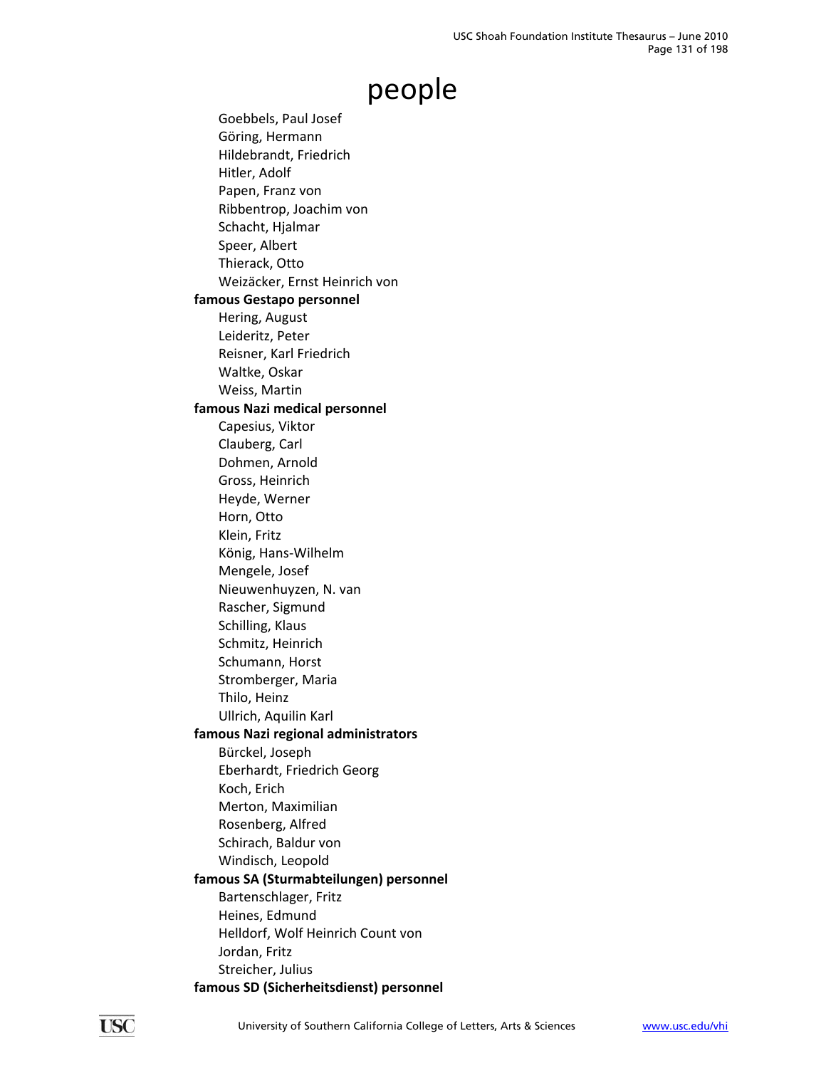# people

Goebbels, Paul Josef
Göring, Hermann
Hildebrandt, Friedrich
Hitler, Adolf
Papen, Franz von
Ribbentrop, Joachim von
Schacht, Hjalmar
Speer, Albert
Thierack, Otto
Weizäcker, Ernst Heinrich von

**famous Gestapo personnel**

Hering, August
Leideritz, Peter
Reisner, Karl Friedrich
Waltke, Oskar
Weiss, Martin

**famous Nazi medical personnel**

Capesius, Viktor
Clauberg, Carl
Dohmen, Arnold
Gross, Heinrich
Heyde, Werner
Horn, Otto
Klein, Fritz
König, Hans-Wilhelm
Mengele, Josef
Nieuwenhuyzen, N. van
Rascher, Sigmund
Schilling, Klaus
Schmitz, Heinrich
Schumann, Horst
Stromberger, Maria
Thilo, Heinz
Ullrich, Aquilin Karl

**famous Nazi regional administrators**

Bürckel, Joseph
Eberhardt, Friedrich Georg
Koch, Erich
Merton, Maximilian
Rosenberg, Alfred
Schirach, Baldur von
Windisch, Leopold

**famous SA (Sturmabteilungen) personnel**

Bartenschlager, Fritz
Heines, Edmund
Helldorf, Wolf Heinrich Count von
Jordan, Fritz
Streicher, Julius

**famous SD (Sicherheitsdienst) personnel**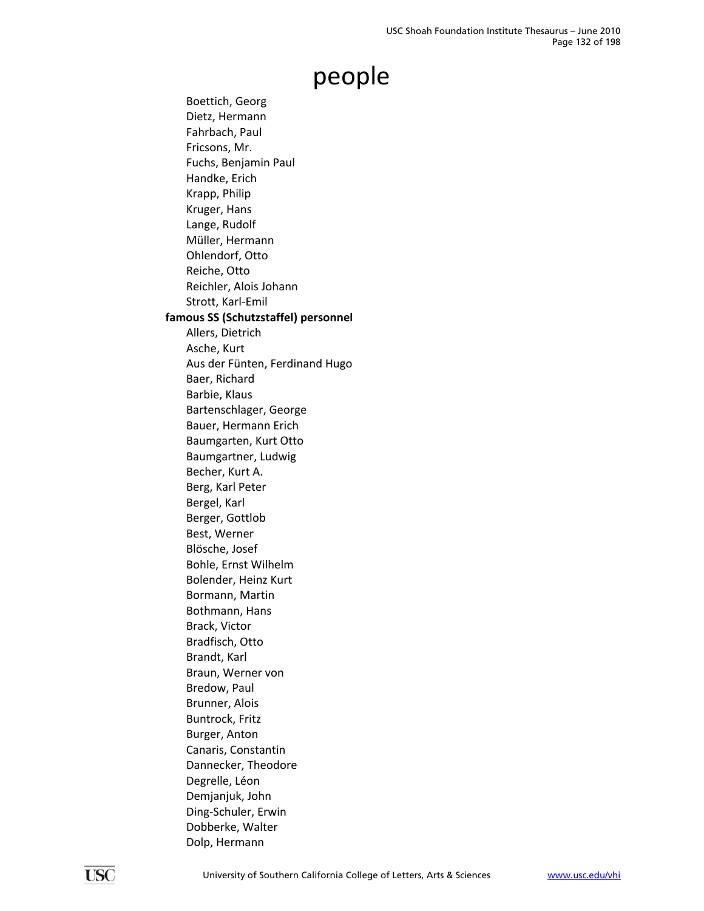# people

- Boettich, Georg
- Dietz, Hermann
- Fahrbach, Paul
- Fricsons, Mr.
- Fuchs, Benjamin Paul
- Handke, Erich
- Krapp, Philip
- Kruger, Hans
- Lange, Rudolf
- Müller, Hermann
- Ohlendorf, Otto
- Reiche, Otto
- Reichler, Alois Johann
- Strott, Karl-Emil

**famous SS (Schutzstaffel) personnel**

- Allers, Dietrich
- Asche, Kurt
- Aus der Fünten, Ferdinand Hugo
- Baer, Richard
- Barbie, Klaus
- Bartenschlager, George
- Bauer, Hermann Erich
- Baumgarten, Kurt Otto
- Baumgartner, Ludwig
- Becher, Kurt A.
- Berg, Karl Peter
- Bergel, Karl
- Berger, Gottlob
- Best, Werner
- Blösche, Josef
- Bohle, Ernst Wilhelm
- Bolender, Heinz Kurt
- Bormann, Martin
- Bothmann, Hans
- Brack, Victor
- Bradfisch, Otto
- Brandt, Karl
- Braun, Werner von
- Bredow, Paul
- Brunner, Alois
- Buntrock, Fritz
- Burger, Anton
- Canaris, Constantin
- Dannecker, Theodore
- Degrelle, Léon
- Demjanjuk, John
- Ding-Schuler, Erwin
- Dobberke, Walter
- Dolp, Hermann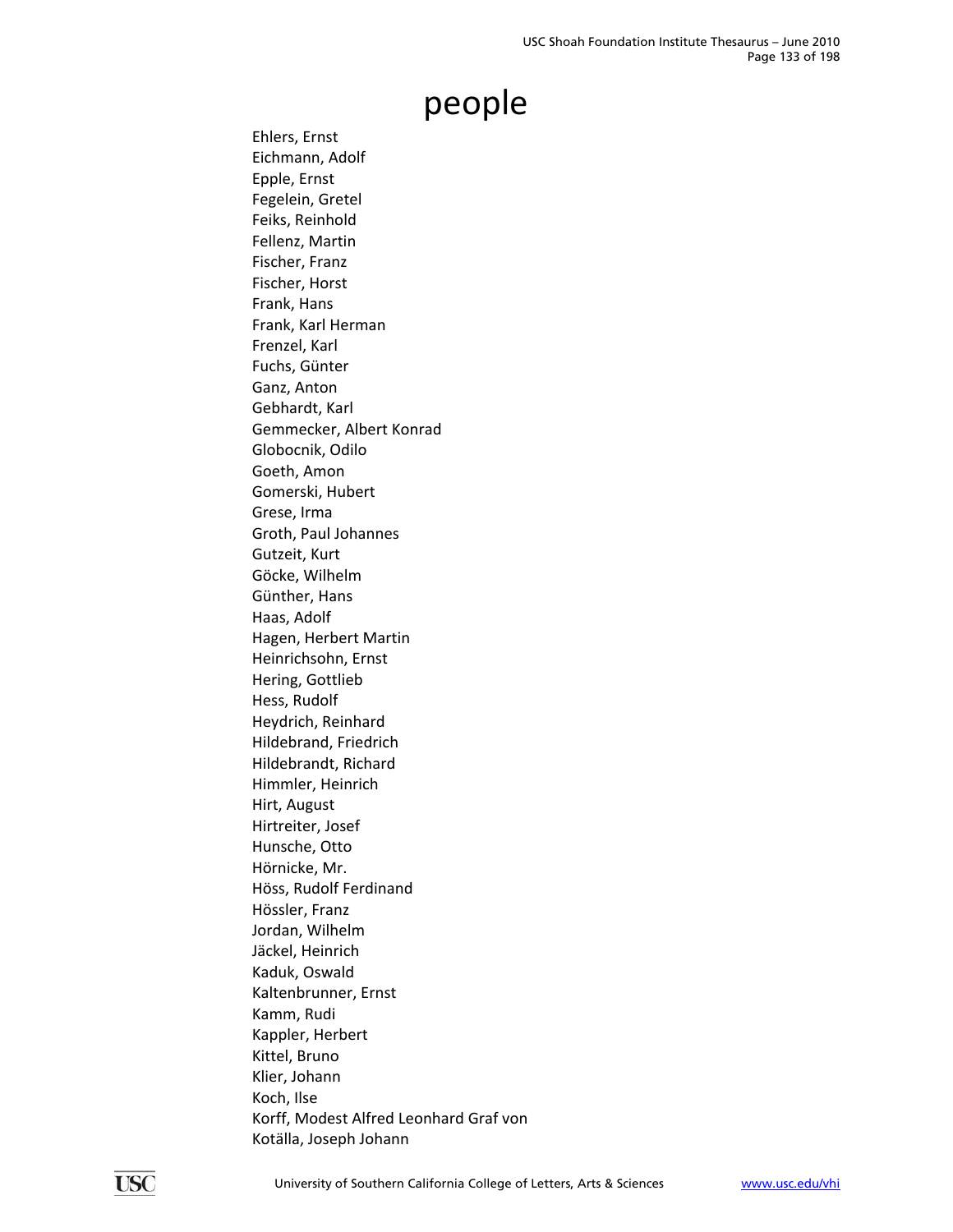# people

Ehlers, Ernst
Eichmann, Adolf
Epple, Ernst
Fegelein, Gretel
Feiks, Reinhold
Fellenz, Martin
Fischer, Franz
Fischer, Horst
Frank, Hans
Frank, Karl Herman
Frenzel, Karl
Fuchs, Günter
Ganz, Anton
Gebhardt, Karl
Gemmecker, Albert Konrad
Globocnik, Odilo
Goeth, Amon
Gomerski, Hubert
Grese, Irma
Groth, Paul Johannes
Gutzeit, Kurt
Göcke, Wilhelm
Günther, Hans
Haas, Adolf
Hagen, Herbert Martin
Heinrichsohn, Ernst
Hering, Gottlieb
Hess, Rudolf
Heydrich, Reinhard
Hildebrand, Friedrich
Hildebrandt, Richard
Himmler, Heinrich
Hirt, August
Hirtreiter, Josef
Hunsche, Otto
Hörnicke, Mr.
Höss, Rudolf Ferdinand
Hössler, Franz
Jordan, Wilhelm
Jäckel, Heinrich
Kaduk, Oswald
Kaltenbrunner, Ernst
Kamm, Rudi
Kappler, Herbert
Kittel, Bruno
Klier, Johann
Koch, Ilse
Korff, Modest Alfred Leonhard Graf von
Kotälla, Joseph Johann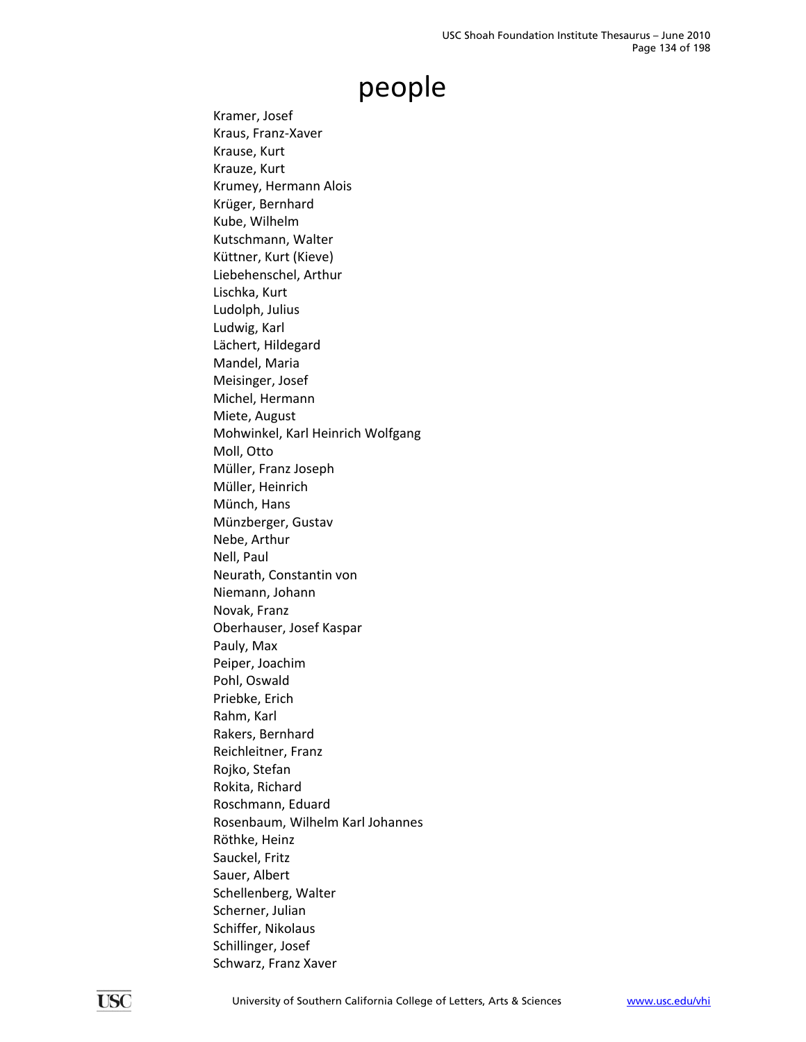# people

Kramer, Josef
Kraus, Franz-Xaver
Krause, Kurt
Krauze, Kurt
Krumey, Hermann Alois
Krüger, Bernhard
Kube, Wilhelm
Kutschmann, Walter
Küttner, Kurt (Kieve)
Liebehenschel, Arthur
Lischka, Kurt
Ludolph, Julius
Ludwig, Karl
Lächert, Hildegard
Mandel, Maria
Meisinger, Josef
Michel, Hermann
Miete, August
Mohwinkel, Karl Heinrich Wolfgang
Moll, Otto
Müller, Franz Joseph
Müller, Heinrich
Münch, Hans
Münzberger, Gustav
Nebe, Arthur
Nell, Paul
Neurath, Constantin von
Niemann, Johann
Novak, Franz
Oberhauser, Josef Kaspar
Pauly, Max
Peiper, Joachim
Pohl, Oswald
Priebke, Erich
Rahm, Karl
Rakers, Bernhard
Reichleitner, Franz
Rojko, Stefan
Rokita, Richard
Roschmann, Eduard
Rosenbaum, Wilhelm Karl Johannes
Röthke, Heinz
Sauckel, Fritz
Sauer, Albert
Schellenberg, Walter
Scherner, Julian
Schiffer, Nikolaus
Schillinger, Josef
Schwarz, Franz Xaver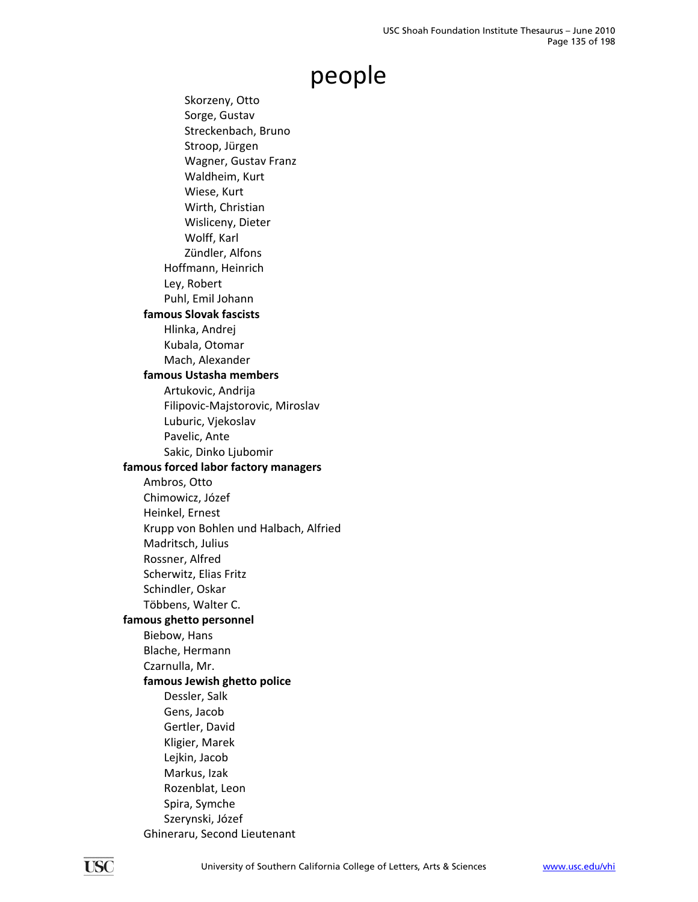# people

- Skorzeny, Otto
- Sorge, Gustav
- Streckenbach, Bruno
- Stroop, Jürgen
- Wagner, Gustav Franz
- Waldheim, Kurt
- Wiese, Kurt
- Wirth, Christian
- Wisliceny, Dieter
- Wolff, Karl
- Zündler, Alfons

Hoffmann, Heinrich
Ley, Robert
Puhl, Emil Johann

**famous Slovak fascists**

- Hlinka, Andrej
- Kubala, Otomar
- Mach, Alexander

**famous Ustasha members**

- Artukovic, Andrija
- Filipovic-Majstorovic, Miroslav
- Luburic, Vjekoslav
- Pavelic, Ante
- Sakic, Dinko Ljubomir

**famous forced labor factory managers**

- Ambros, Otto
- Chimowicz, Józef
- Heinkel, Ernest
- Krupp von Bohlen und Halbach, Alfried
- Madritsch, Julius
- Rossner, Alfred
- Scherwitz, Elias Fritz
- Schindler, Oskar
- Többens, Walter C.

**famous ghetto personnel**

- Biebow, Hans
- Blache, Hermann
- Czarnulla, Mr.

**famous Jewish ghetto police**

- Dessler, Salk
- Gens, Jacob
- Gertler, David
- Kligier, Marek
- Lejkin, Jacob
- Markus, Izak
- Rozenblat, Leon
- Spira, Symche
- Szerynski, Józef

Ghineraru, Second Lieutenant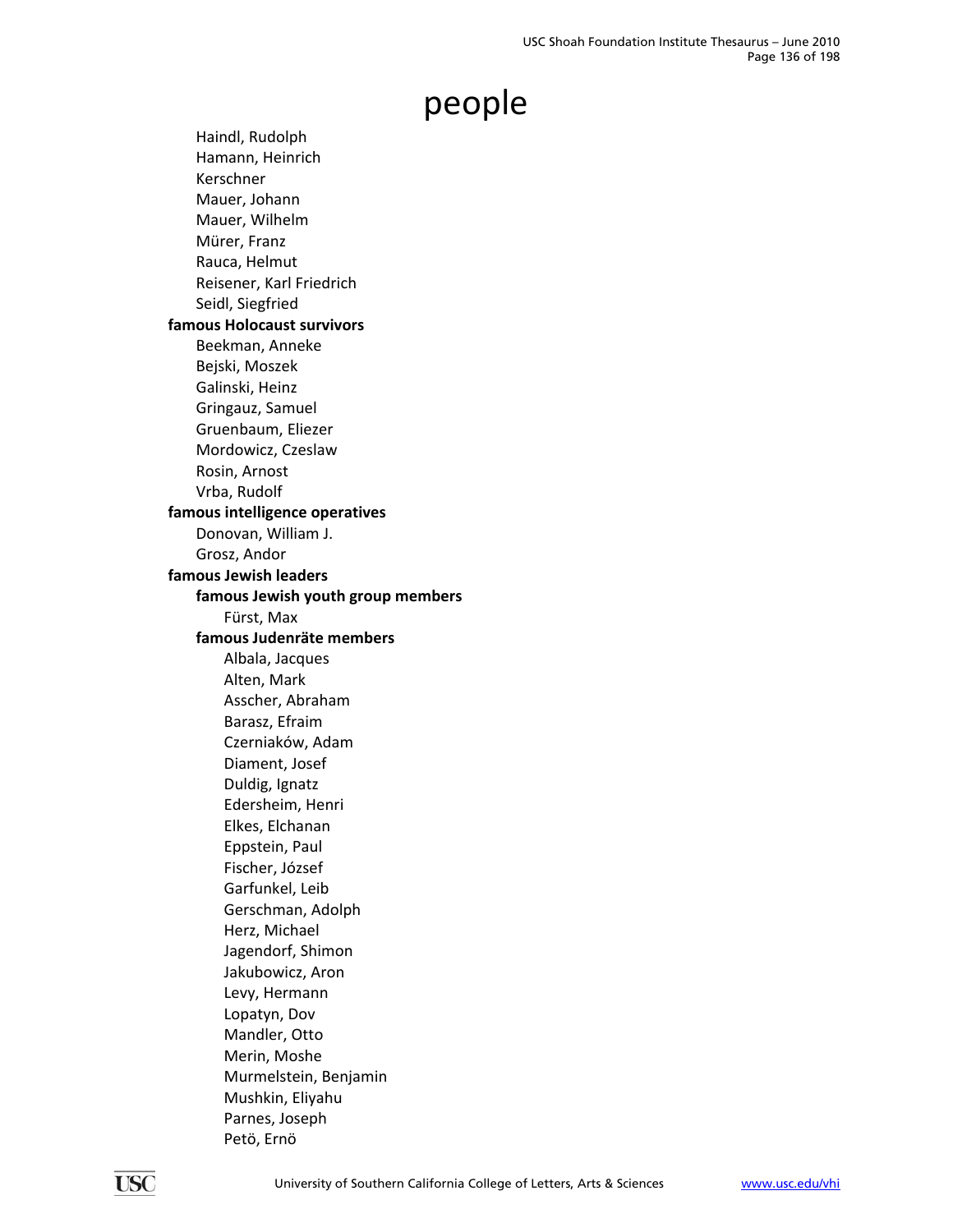# people

- Haindl, Rudolph
- Hamann, Heinrich
- Kerschner
- Mauer, Johann
- Mauer, Wilhelm
- Mürer, Franz
- Rauca, Helmut
- Reisener, Karl Friedrich
- Seidl, Siegfried

**famous Holocaust survivors**

- Beekman, Anneke
- Bejski, Moszek
- Galinski, Heinz
- Gringauz, Samuel
- Gruenbaum, Eliezer
- Mordowicz, Czeslaw
- Rosin, Arnost
- Vrba, Rudolf

**famous intelligence operatives**

- Donovan, William J.
- Grosz, Andor

**famous Jewish leaders**

- **famous Jewish youth group members**
  - Fürst, Max
- **famous Judenräte members**
  - Albala, Jacques
  - Alten, Mark
  - Asscher, Abraham
  - Barasz, Efraim
  - Czerniaków, Adam
  - Diament, Josef
  - Duldig, Ignatz
  - Edersheim, Henri
  - Elkes, Elchanan
  - Eppstein, Paul
  - Fischer, József
  - Garfunkel, Leib
  - Gerschman, Adolph
  - Herz, Michael
  - Jagendorf, Shimon
  - Jakubowicz, Aron
  - Levy, Hermann
  - Lopatyn, Dov
  - Mandler, Otto
  - Merin, Moshe
  - Murmelstein, Benjamin
  - Mushkin, Eliyahu
  - Parnes, Joseph
  - Petö, Ernö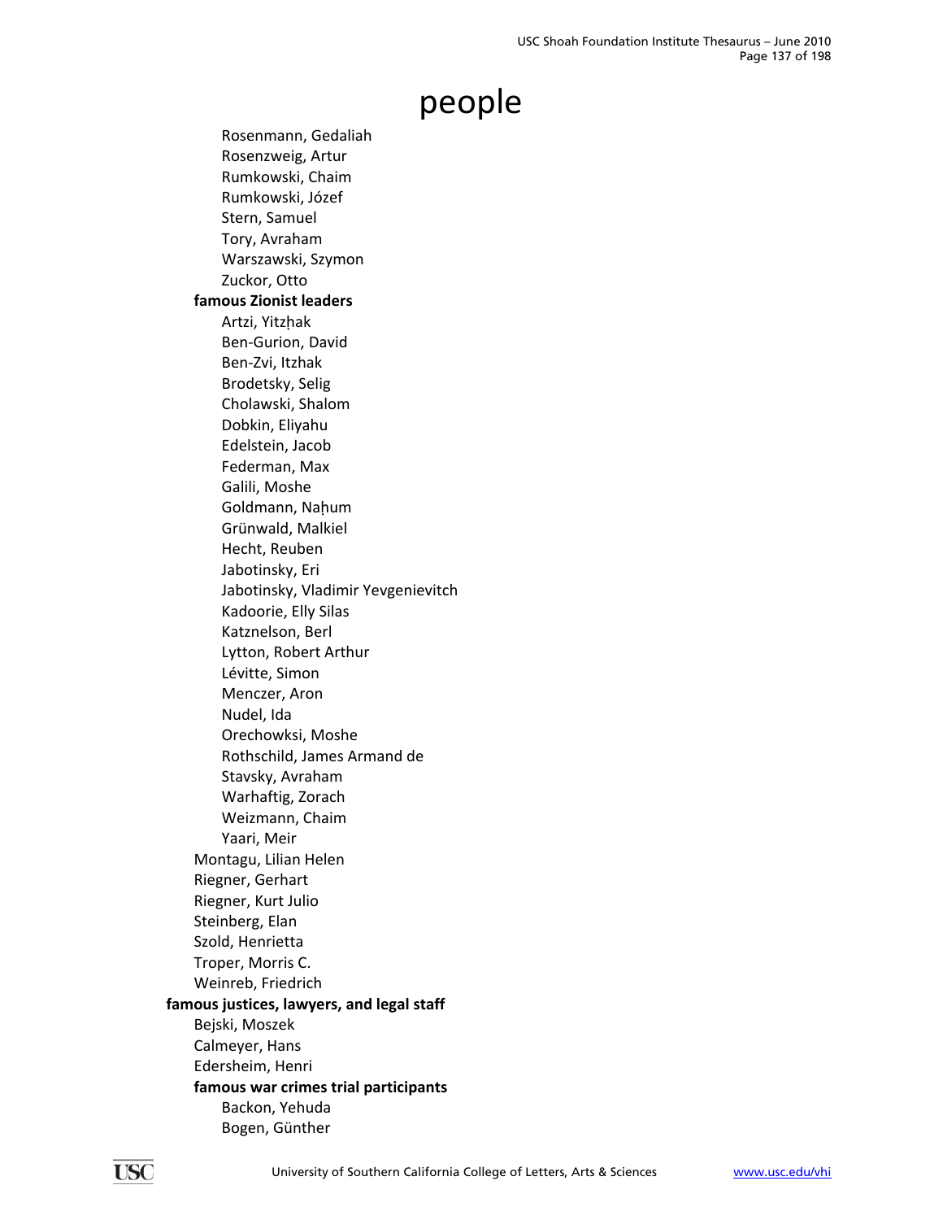# people

- Rosenmann, Gedaliah
- Rosenzweig, Artur
- Rumkowski, Chaim
- Rumkowski, Józef
- Stern, Samuel
- Tory, Avraham
- Warszawski, Szymon
- Zuckor, Otto

**famous Zionist leaders**

- Artzi, Yitzḥak
- Ben-Gurion, David
- Ben-Zvi, Itzhak
- Brodetsky, Selig
- Cholawski, Shalom
- Dobkin, Eliyahu
- Edelstein, Jacob
- Federman, Max
- Galili, Moshe
- Goldmann, Naḥum
- Grünwald, Malkiel
- Hecht, Reuben
- Jabotinsky, Eri
- Jabotinsky, Vladimir Yevgenievitch
- Kadoorie, Elly Silas
- Katznelson, Berl
- Lytton, Robert Arthur
- Lévitte, Simon
- Menczer, Aron
- Nudel, Ida
- Orechowksi, Moshe
- Rothschild, James Armand de
- Stavsky, Avraham
- Warhaftig, Zorach
- Weizmann, Chaim
- Yaari, Meir

- Montagu, Lilian Helen
- Riegner, Gerhart
- Riegner, Kurt Julio
- Steinberg, Elan
- Szold, Henrietta
- Troper, Morris C.
- Weinreb, Friedrich

**famous justices, lawyers, and legal staff**

- Bejski, Moszek
- Calmeyer, Hans
- Edersheim, Henri

**famous war crimes trial participants**

- Backon, Yehuda
- Bogen, Günther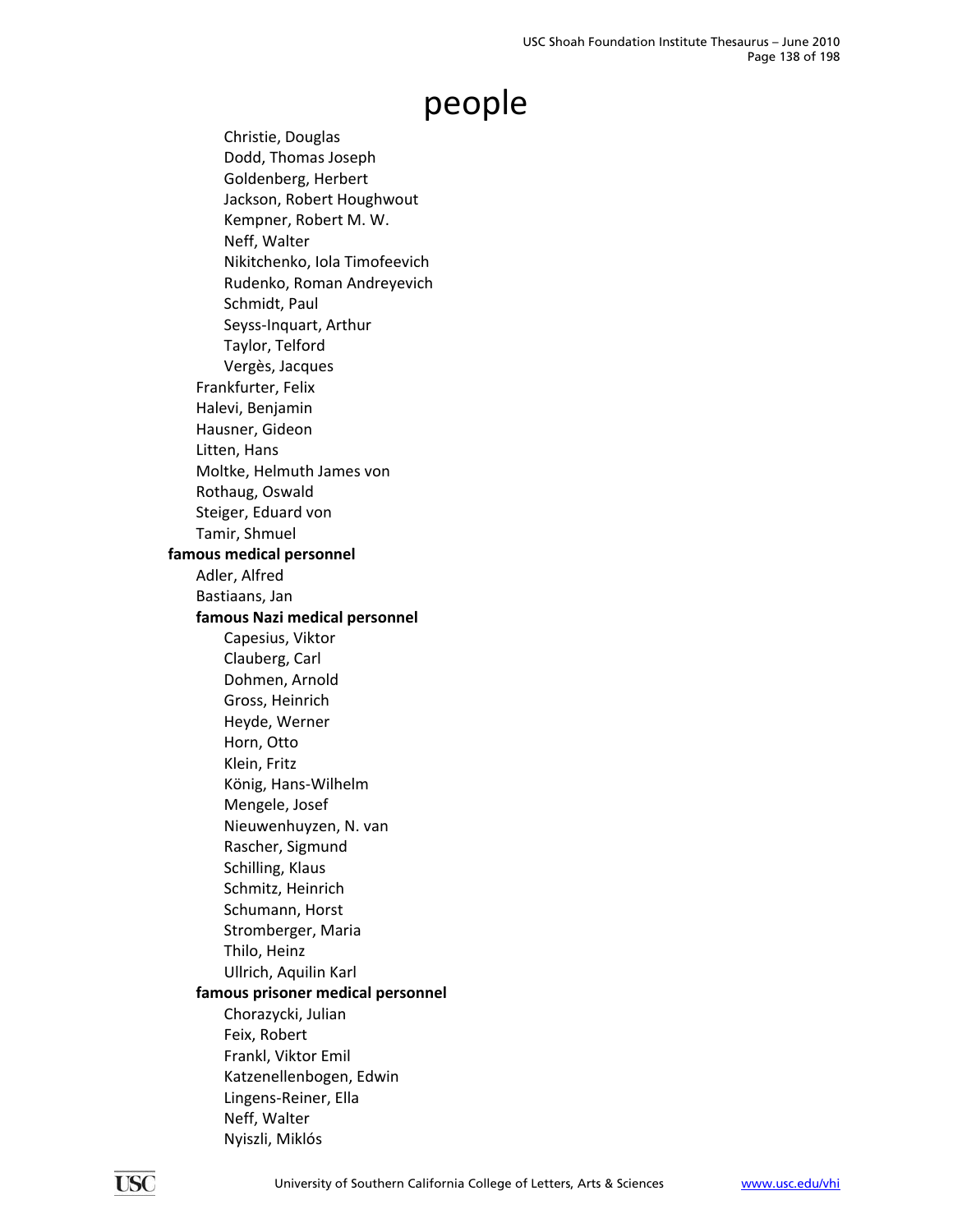# people

- Christie, Douglas
- Dodd, Thomas Joseph
- Goldenberg, Herbert
- Jackson, Robert Houghwout
- Kempner, Robert M. W.
- Neff, Walter
- Nikitchenko, Iola Timofeevich
- Rudenko, Roman Andreyevich
- Schmidt, Paul
- Seyss-Inquart, Arthur
- Taylor, Telford
- Vergès, Jacques

Frankfurter, Felix
Halevi, Benjamin
Hausner, Gideon
Litten, Hans
Moltke, Helmuth James von
Rothaug, Oswald
Steiger, Eduard von
Tamir, Shmuel

**famous medical personnel**

Adler, Alfred
Bastiaans, Jan

**famous Nazi medical personnel**

- Capesius, Viktor
- Clauberg, Carl
- Dohmen, Arnold
- Gross, Heinrich
- Heyde, Werner
- Horn, Otto
- Klein, Fritz
- König, Hans-Wilhelm
- Mengele, Josef
- Nieuwenhuyzen, N. van
- Rascher, Sigmund
- Schilling, Klaus
- Schmitz, Heinrich
- Schumann, Horst
- Stromberger, Maria
- Thilo, Heinz
- Ullrich, Aquilin Karl

**famous prisoner medical personnel**

- Chorazycki, Julian
- Feix, Robert
- Frankl, Viktor Emil
- Katzenellenbogen, Edwin
- Lingens-Reiner, Ella
- Neff, Walter
- Nyiszli, Miklós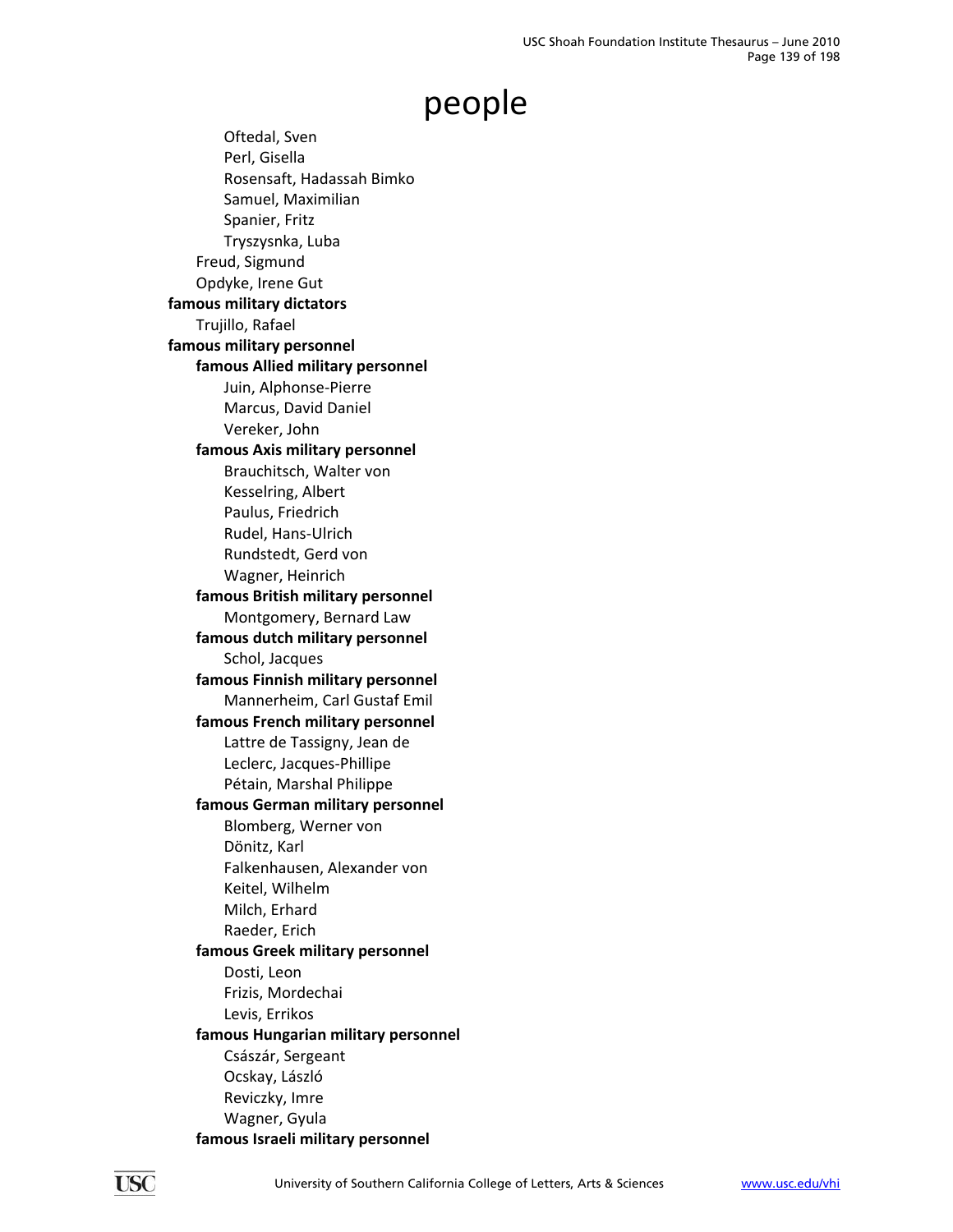# people

- Oftedal, Sven
- Perl, Gisella
- Rosensaft, Hadassah Bimko
- Samuel, Maximilian
- Spanier, Fritz
- Tryszysnka, Luba

Freud, Sigmund

Opdyke, Irene Gut

**famous military dictators**

Trujillo, Rafael

**famous military personnel**

**famous Allied military personnel**

- Juin, Alphonse-Pierre
- Marcus, David Daniel
- Vereker, John

**famous Axis military personnel**

- Brauchitsch, Walter von
- Kesselring, Albert
- Paulus, Friedrich
- Rudel, Hans-Ulrich
- Rundstedt, Gerd von
- Wagner, Heinrich

**famous British military personnel**

- Montgomery, Bernard Law

**famous dutch military personnel**

- Schol, Jacques

**famous Finnish military personnel**

- Mannerheim, Carl Gustaf Emil

**famous French military personnel**

- Lattre de Tassigny, Jean de
- Leclerc, Jacques-Phillipe
- Pétain, Marshal Philippe

**famous German military personnel**

- Blomberg, Werner von
- Dönitz, Karl
- Falkenhausen, Alexander von
- Keitel, Wilhelm
- Milch, Erhard
- Raeder, Erich

**famous Greek military personnel**

- Dosti, Leon
- Frizis, Mordechai
- Levis, Errikos

**famous Hungarian military personnel**

- Császár, Sergeant
- Ocskay, László
- Reviczky, Imre
- Wagner, Gyula

**famous Israeli military personnel**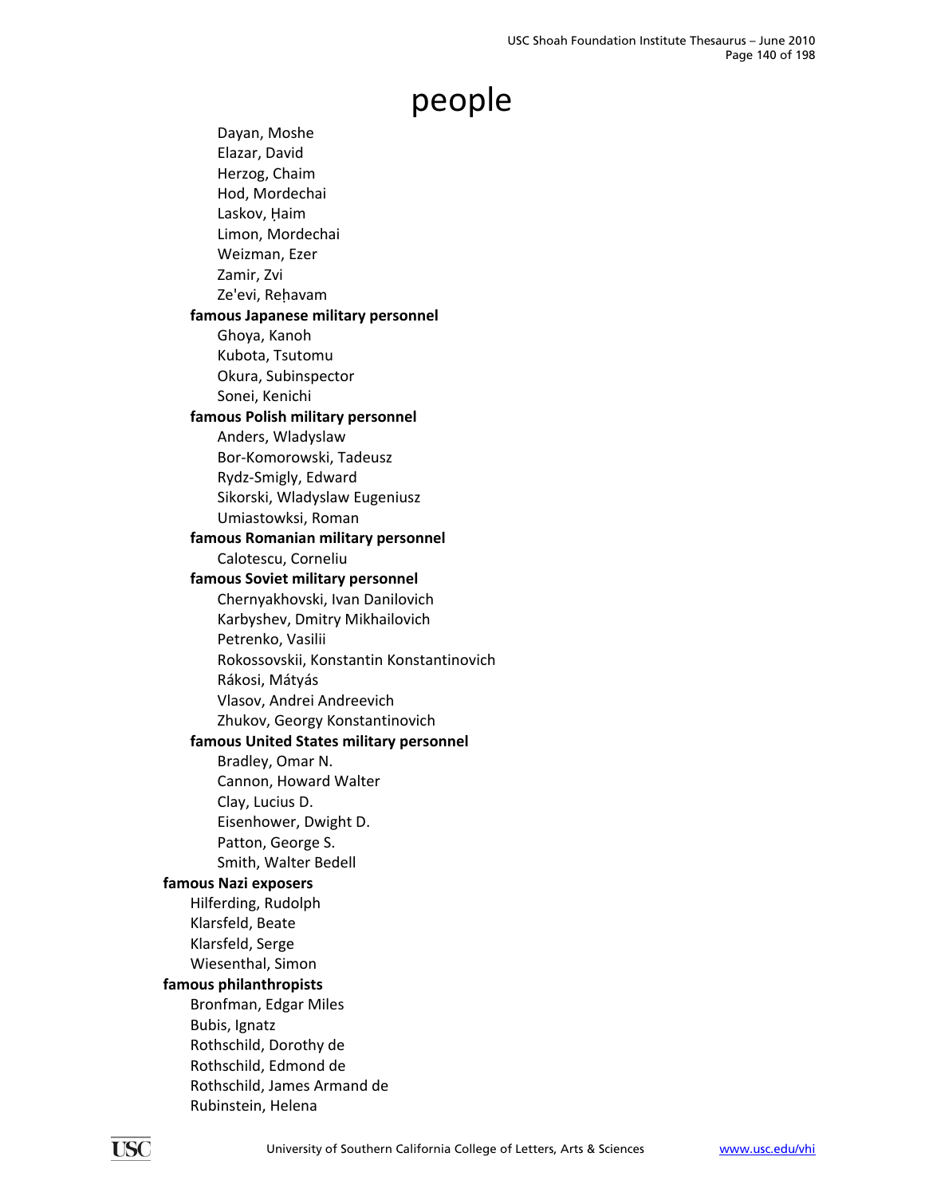# people

- Dayan, Moshe
- Elazar, David
- Herzog, Chaim
- Hod, Mordechai
- Laskov, Ḥaim
- Limon, Mordechai
- Weizman, Ezer
- Zamir, Zvi
- Ze'evi, Reḥavam

**famous Japanese military personnel**

- Ghoya, Kanoh
- Kubota, Tsutomu
- Okura, Subinspector
- Sonei, Kenichi

**famous Polish military personnel**

- Anders, Wladyslaw
- Bor-Komorowski, Tadeusz
- Rydz-Smigly, Edward
- Sikorski, Wladyslaw Eugeniusz
- Umiastowksi, Roman

**famous Romanian military personnel**

- Calotescu, Corneliu

**famous Soviet military personnel**

- Chernyakhovski, Ivan Danilovich
- Karbyshev, Dmitry Mikhailovich
- Petrenko, Vasilii
- Rokossovskii, Konstantin Konstantinovich
- Rákosi, Mátyás
- Vlasov, Andrei Andreevich
- Zhukov, Georgy Konstantinovich

**famous United States military personnel**

- Bradley, Omar N.
- Cannon, Howard Walter
- Clay, Lucius D.
- Eisenhower, Dwight D.
- Patton, George S.
- Smith, Walter Bedell

**famous Nazi exposers**

- Hilferding, Rudolph
- Klarsfeld, Beate
- Klarsfeld, Serge
- Wiesenthal, Simon

**famous philanthropists**

- Bronfman, Edgar Miles
- Bubis, Ignatz
- Rothschild, Dorothy de
- Rothschild, Edmond de
- Rothschild, James Armand de
- Rubinstein, Helena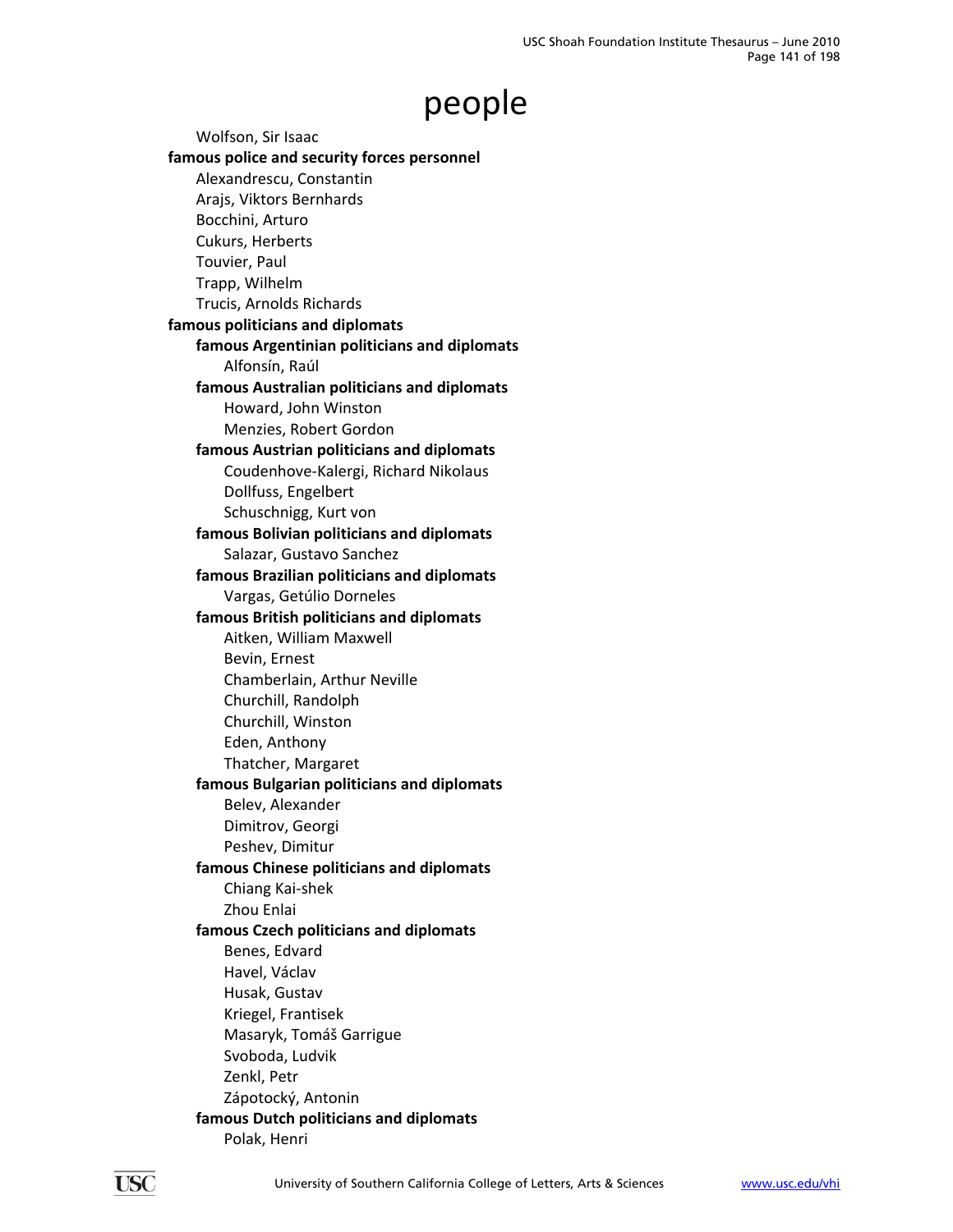# people

Wolfson, Sir Isaac

**famous police and security forces personnel**

- Alexandrescu, Constantin
- Arajs, Viktors Bernhards
- Bocchini, Arturo
- Cukurs, Herberts
- Touvier, Paul
- Trapp, Wilhelm
- Trucis, Arnolds Richards

**famous politicians and diplomats**

- **famous Argentinian politicians and diplomats**
  - Alfonsín, Raúl
- **famous Australian politicians and diplomats**
  - Howard, John Winston
  - Menzies, Robert Gordon
- **famous Austrian politicians and diplomats**
  - Coudenhove-Kalergi, Richard Nikolaus
  - Dollfuss, Engelbert
  - Schuschnigg, Kurt von
- **famous Bolivian politicians and diplomats**
  - Salazar, Gustavo Sanchez
- **famous Brazilian politicians and diplomats**
  - Vargas, Getúlio Dorneles
- **famous British politicians and diplomats**
  - Aitken, William Maxwell
  - Bevin, Ernest
  - Chamberlain, Arthur Neville
  - Churchill, Randolph
  - Churchill, Winston
  - Eden, Anthony
  - Thatcher, Margaret
- **famous Bulgarian politicians and diplomats**
  - Belev, Alexander
  - Dimitrov, Georgi
  - Peshev, Dimitur
- **famous Chinese politicians and diplomats**
  - Chiang Kai-shek
  - Zhou Enlai
- **famous Czech politicians and diplomats**
  - Benes, Edvard
  - Havel, Václav
  - Husak, Gustav
  - Kriegel, Frantisek
  - Masaryk, Tomáš Garrigue
  - Svoboda, Ludvik
  - Zenkl, Petr
  - Zápotocký, Antonin
- **famous Dutch politicians and diplomats**
  - Polak, Henri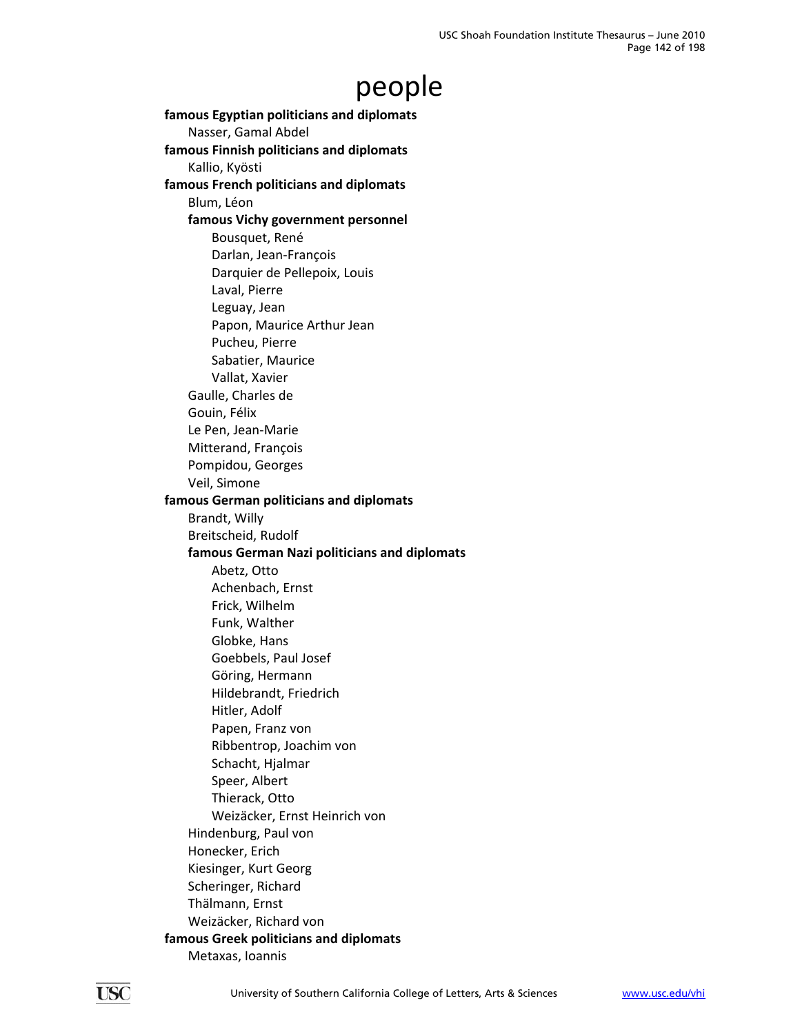# people

**famous Egyptian politicians and diplomats**

- Nasser, Gamal Abdel

**famous Finnish politicians and diplomats**

- Kallio, Kyösti

**famous French politicians and diplomats**

- Blum, Léon
- **famous Vichy government personnel**
    - Bousquet, René
    - Darlan, Jean-François
    - Darquier de Pellepoix, Louis
    - Laval, Pierre
    - Leguay, Jean
    - Papon, Maurice Arthur Jean
    - Pucheu, Pierre
    - Sabatier, Maurice
    - Vallat, Xavier
- Gaulle, Charles de
- Gouin, Félix
- Le Pen, Jean-Marie
- Mitterand, François
- Pompidou, Georges
- Veil, Simone

**famous German politicians and diplomats**

- Brandt, Willy
- Breitscheid, Rudolf
- **famous German Nazi politicians and diplomats**
    - Abetz, Otto
    - Achenbach, Ernst
    - Frick, Wilhelm
    - Funk, Walther
    - Globke, Hans
    - Goebbels, Paul Josef
    - Göring, Hermann
    - Hildebrandt, Friedrich
    - Hitler, Adolf
    - Papen, Franz von
    - Ribbentrop, Joachim von
    - Schacht, Hjalmar
    - Speer, Albert
    - Thierack, Otto
    - Weizäcker, Ernst Heinrich von
- Hindenburg, Paul von
- Honecker, Erich
- Kiesinger, Kurt Georg
- Scheringer, Richard
- Thälmann, Ernst
- Weizäcker, Richard von

**famous Greek politicians and diplomats**

- Metaxas, Ioannis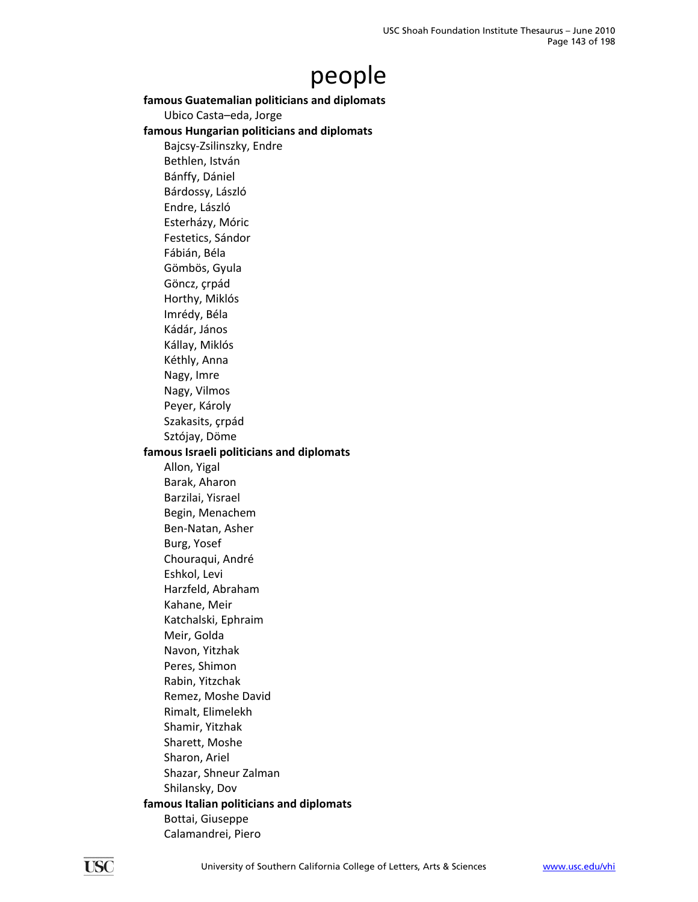# people

**famous Guatemalan politicians and diplomats**

Ubico Casta–eda, Jorge

**famous Hungarian politicians and diplomats**

Bajcsy-Zsilinszky, Endre
Bethlen, István
Bánffy, Dániel
Bárdossy, László
Endre, László
Esterházy, Móric
Festetics, Sándor
Fábián, Béla
Gömbös, Gyula
Göncz, çrpád
Horthy, Miklós
Imrédy, Béla
Kádár, János
Kállay, Miklós
Kéthly, Anna
Nagy, Imre
Nagy, Vilmos
Peyer, Károly
Szakasits, çrpád
Sztójay, Döme

**famous Israeli politicians and diplomats**

Allon, Yigal
Barak, Aharon
Barzilai, Yisrael
Begin, Menachem
Ben-Natan, Asher
Burg, Yosef
Chouraqui, André
Eshkol, Levi
Harzfeld, Abraham
Kahane, Meir
Katchalski, Ephraim
Meir, Golda
Navon, Yitzhak
Peres, Shimon
Rabin, Yitzchak
Remez, Moshe David
Rimalt, Elimelekh
Shamir, Yitzhak
Sharett, Moshe
Sharon, Ariel
Shazar, Shneur Zalman
Shilansky, Dov

**famous Italian politicians and diplomats**

Bottai, Giuseppe
Calamandrei, Piero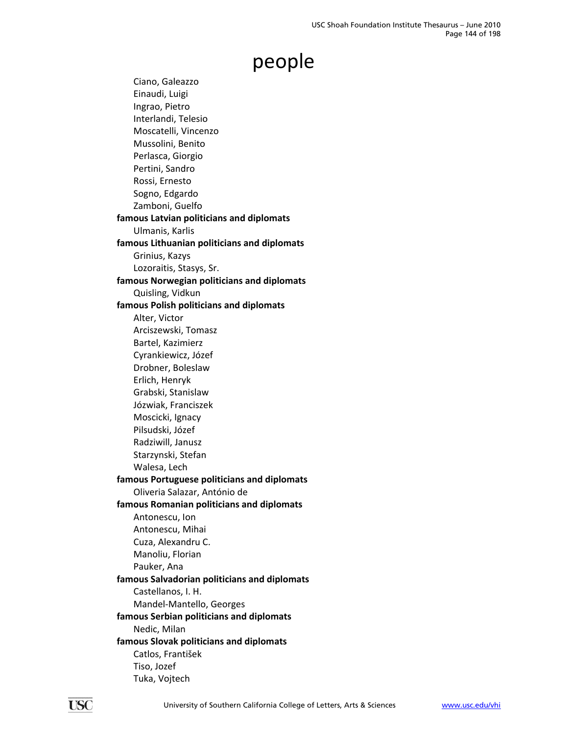# people

- Ciano, Galeazzo
- Einaudi, Luigi
- Ingrao, Pietro
- Interlandi, Telesio
- Moscatelli, Vincenzo
- Mussolini, Benito
- Perlasca, Giorgio
- Pertini, Sandro
- Rossi, Ernesto
- Sogno, Edgardo
- Zamboni, Guelfo

**famous Latvian politicians and diplomats**

- Ulmanis, Karlis

**famous Lithuanian politicians and diplomats**

- Grinius, Kazys
- Lozoraitis, Stasys, Sr.

**famous Norwegian politicians and diplomats**

- Quisling, Vidkun

**famous Polish politicians and diplomats**

- Alter, Victor
- Arciszewski, Tomasz
- Bartel, Kazimierz
- Cyrankiewicz, Józef
- Drobner, Boleslaw
- Erlich, Henryk
- Grabski, Stanislaw
- Józwiak, Franciszek
- Moscicki, Ignacy
- Pilsudski, Józef
- Radziwill, Janusz
- Starzynski, Stefan
- Walesa, Lech

**famous Portuguese politicians and diplomats**

- Oliveria Salazar, António de

**famous Romanian politicians and diplomats**

- Antonescu, Ion
- Antonescu, Mihai
- Cuza, Alexandru C.
- Manoliu, Florian
- Pauker, Ana

**famous Salvadorian politicians and diplomats**

- Castellanos, I. H.
- Mandel-Mantello, Georges

**famous Serbian politicians and diplomats**

- Nedic, Milan

**famous Slovak politicians and diplomats**

- Catlos, František
- Tiso, Jozef
- Tuka, Vojtech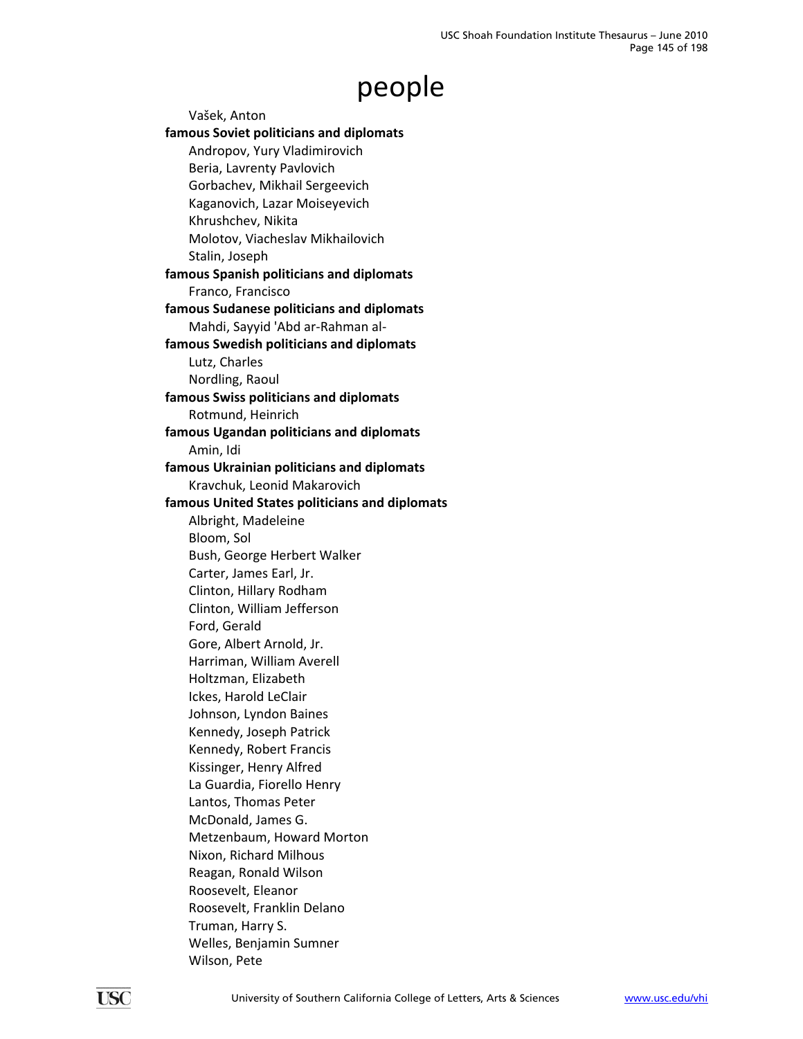# people

Vašek, Anton

**famous Soviet politicians and diplomats**

- Andropov, Yury Vladimirovich
- Beria, Lavrenty Pavlovich
- Gorbachev, Mikhail Sergeevich
- Kaganovich, Lazar Moiseyevich
- Khrushchev, Nikita
- Molotov, Viacheslav Mikhailovich
- Stalin, Joseph

**famous Spanish politicians and diplomats**

- Franco, Francisco

**famous Sudanese politicians and diplomats**

- Mahdi, Sayyid 'Abd ar-Rahman al-

**famous Swedish politicians and diplomats**

- Lutz, Charles
- Nordling, Raoul

**famous Swiss politicians and diplomats**

- Rotmund, Heinrich

**famous Ugandan politicians and diplomats**

- Amin, Idi

**famous Ukrainian politicians and diplomats**

- Kravchuk, Leonid Makarovich

**famous United States politicians and diplomats**

- Albright, Madeleine
- Bloom, Sol
- Bush, George Herbert Walker
- Carter, James Earl, Jr.
- Clinton, Hillary Rodham
- Clinton, William Jefferson
- Ford, Gerald
- Gore, Albert Arnold, Jr.
- Harriman, William Averell
- Holtzman, Elizabeth
- Ickes, Harold LeClair
- Johnson, Lyndon Baines
- Kennedy, Joseph Patrick
- Kennedy, Robert Francis
- Kissinger, Henry Alfred
- La Guardia, Fiorello Henry
- Lantos, Thomas Peter
- McDonald, James G.
- Metzenbaum, Howard Morton
- Nixon, Richard Milhous
- Reagan, Ronald Wilson
- Roosevelt, Eleanor
- Roosevelt, Franklin Delano
- Truman, Harry S.
- Welles, Benjamin Sumner
- Wilson, Pete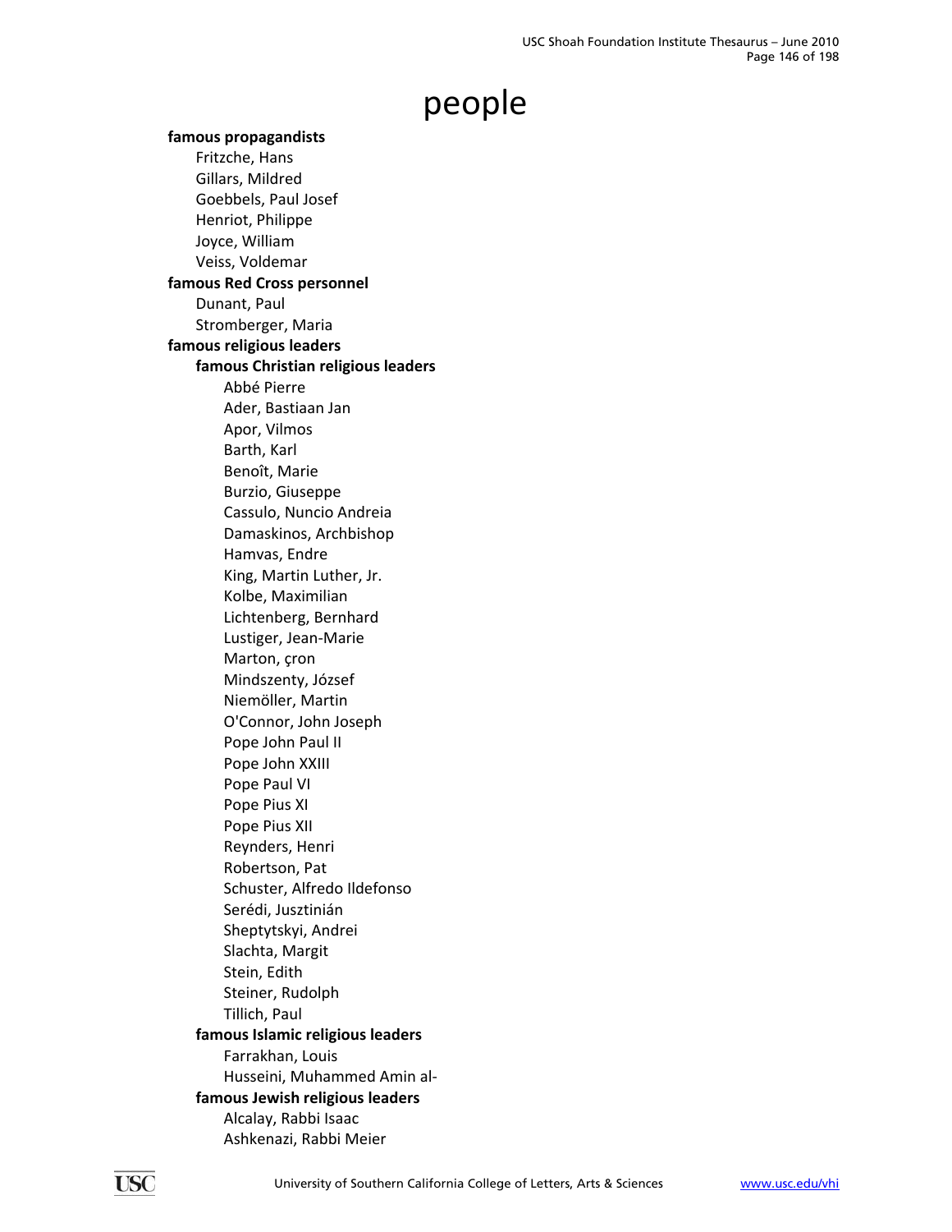# people

**famous propagandists**

- Fritzche, Hans
- Gillars, Mildred
- Goebbels, Paul Josef
- Henriot, Philippe
- Joyce, William
- Veiss, Voldemar

**famous Red Cross personnel**

- Dunant, Paul
- Stromberger, Maria

**famous religious leaders**

- **famous Christian religious leaders**
    - Abbé Pierre
    - Ader, Bastiaan Jan
    - Apor, Vilmos
    - Barth, Karl
    - Benoît, Marie
    - Burzio, Giuseppe
    - Cassulo, Nuncio Andreia
    - Damaskinos, Archbishop
    - Hamvas, Endre
    - King, Martin Luther, Jr.
    - Kolbe, Maximilian
    - Lichtenberg, Bernhard
    - Lustiger, Jean-Marie
    - Marton, çron
    - Mindszenty, József
    - Niemöller, Martin
    - O'Connor, John Joseph
    - Pope John Paul II
    - Pope John XXIII
    - Pope Paul VI
    - Pope Pius XI
    - Pope Pius XII
    - Reynders, Henri
    - Robertson, Pat
    - Schuster, Alfredo Ildefonso
    - Serédi, Jusztinián
    - Sheptytskyi, Andrei
    - Slachta, Margit
    - Stein, Edith
    - Steiner, Rudolph
    - Tillich, Paul
- **famous Islamic religious leaders**
    - Farrakhan, Louis
    - Husseini, Muhammed Amin al-
- **famous Jewish religious leaders**
    - Alcalay, Rabbi Isaac
    - Ashkenazi, Rabbi Meier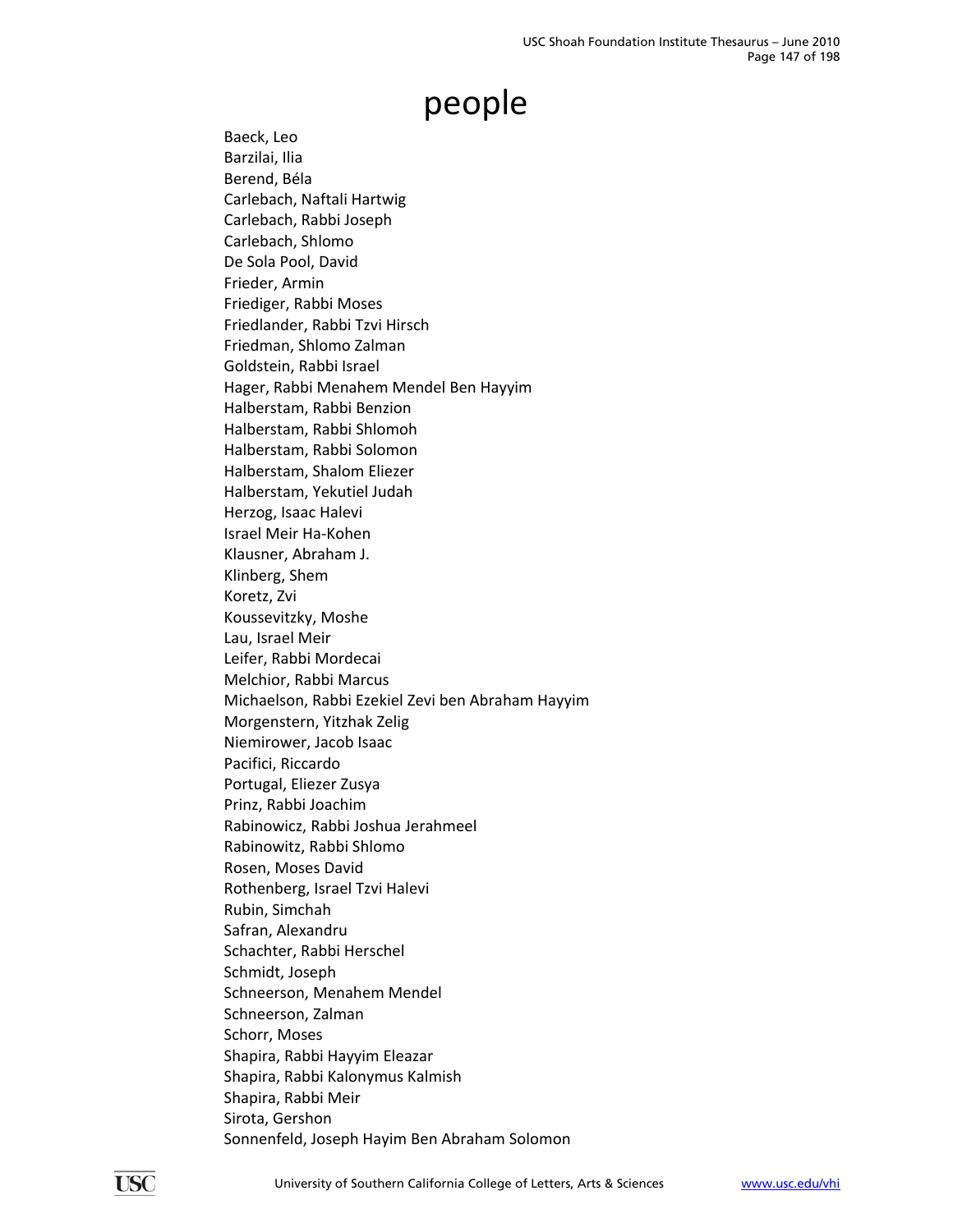# people

Baeck, Leo
Barzilai, Ilia
Berend, Béla
Carlebach, Naftali Hartwig
Carlebach, Rabbi Joseph
Carlebach, Shlomo
De Sola Pool, David
Frieder, Armin
Friediger, Rabbi Moses
Friedlander, Rabbi Tzvi Hirsch
Friedman, Shlomo Zalman
Goldstein, Rabbi Israel
Hager, Rabbi Menahem Mendel Ben Hayyim
Halberstam, Rabbi Benzion
Halberstam, Rabbi Shlomoh
Halberstam, Rabbi Solomon
Halberstam, Shalom Eliezer
Halberstam, Yekutiel Judah
Herzog, Isaac Halevi
Israel Meir Ha-Kohen
Klausner, Abraham J.
Klinberg, Shem
Koretz, Zvi
Koussevitzky, Moshe
Lau, Israel Meir
Leifer, Rabbi Mordecai
Melchior, Rabbi Marcus
Michaelson, Rabbi Ezekiel Zevi ben Abraham Hayyim
Morgenstern, Yitzhak Zelig
Niemirower, Jacob Isaac
Pacifici, Riccardo
Portugal, Eliezer Zusya
Prinz, Rabbi Joachim
Rabinowicz, Rabbi Joshua Jerahmeel
Rabinowitz, Rabbi Shlomo
Rosen, Moses David
Rothenberg, Israel Tzvi Halevi
Rubin, Simchah
Safran, Alexandru
Schachter, Rabbi Herschel
Schmidt, Joseph
Schneerson, Menahem Mendel
Schneerson, Zalman
Schorr, Moses
Shapira, Rabbi Hayyim Eleazar
Shapira, Rabbi Kalonymus Kalmish
Shapira, Rabbi Meir
Sirota, Gershon
Sonnenfeld, Joseph Hayim Ben Abraham Solomon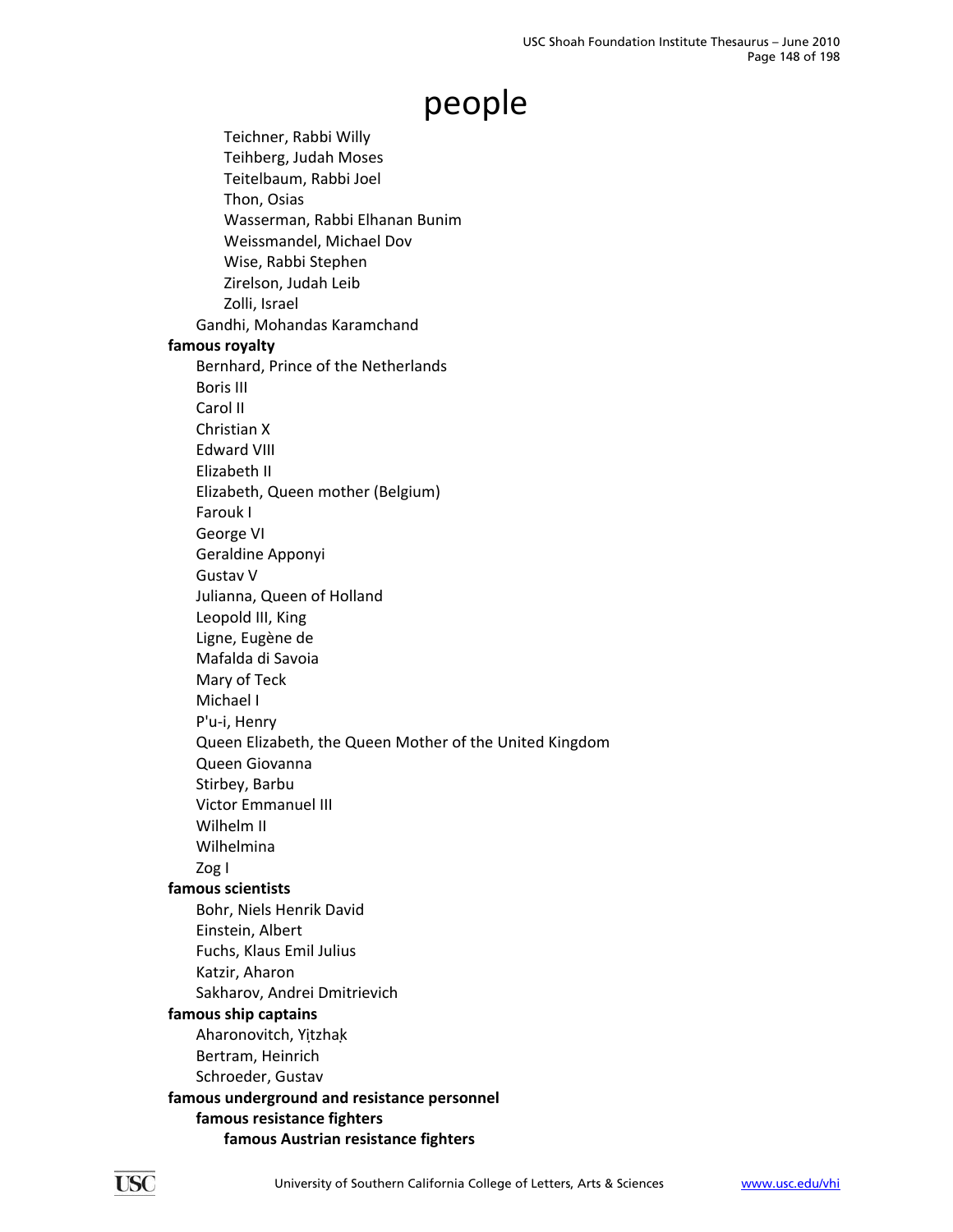# people

- Teichner, Rabbi Willy
- Teihberg, Judah Moses
- Teitelbaum, Rabbi Joel
- Thon, Osias
- Wasserman, Rabbi Elhanan Bunim
- Weissmandel, Michael Dov
- Wise, Rabbi Stephen
- Zirelson, Judah Leib
- Zolli, Israel

Gandhi, Mohandas Karamchand

**famous royalty**

- Bernhard, Prince of the Netherlands
- Boris III
- Carol II
- Christian X
- Edward VIII
- Elizabeth II
- Elizabeth, Queen mother (Belgium)
- Farouk I
- George VI
- Geraldine Apponyi
- Gustav V
- Julianna, Queen of Holland
- Leopold III, King
- Ligne, Eugène de
- Mafalda di Savoia
- Mary of Teck
- Michael I
- P'u-i, Henry
- Queen Elizabeth, the Queen Mother of the United Kingdom
- Queen Giovanna
- Stirbey, Barbu
- Victor Emmanuel III
- Wilhelm II
- Wilhelmina
- Zog I

**famous scientists**

- Bohr, Niels Henrik David
- Einstein, Albert
- Fuchs, Klaus Emil Julius
- Katzir, Aharon
- Sakharov, Andrei Dmitrievich

**famous ship captains**

- Aharonovitch, Yịtzhaḳ
- Bertram, Heinrich
- Schroeder, Gustav

**famous underground and resistance personnel**

**famous resistance fighters**

**famous Austrian resistance fighters**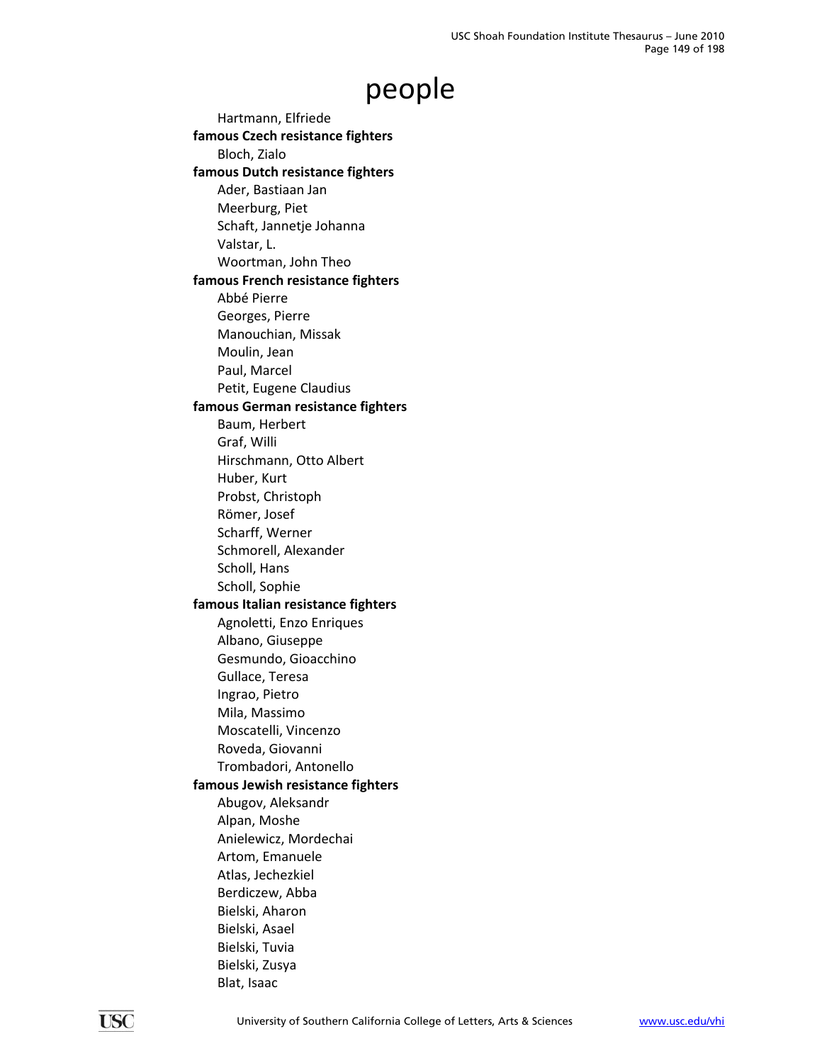# people

Hartmann, Elfriede

**famous Czech resistance fighters**

Bloch, Zialo

**famous Dutch resistance fighters**

Ader, Bastiaan Jan
Meerburg, Piet
Schaft, Jannetje Johanna
Valstar, L.
Woortman, John Theo

**famous French resistance fighters**

Abbé Pierre
Georges, Pierre
Manouchian, Missak
Moulin, Jean
Paul, Marcel
Petit, Eugene Claudius

**famous German resistance fighters**

Baum, Herbert
Graf, Willi
Hirschmann, Otto Albert
Huber, Kurt
Probst, Christoph
Römer, Josef
Scharff, Werner
Schmorell, Alexander
Scholl, Hans
Scholl, Sophie

**famous Italian resistance fighters**

Agnoletti, Enzo Enriques
Albano, Giuseppe
Gesmundo, Gioacchino
Gullace, Teresa
Ingrao, Pietro
Mila, Massimo
Moscatelli, Vincenzo
Roveda, Giovanni
Trombadori, Antonello

**famous Jewish resistance fighters**

Abugov, Aleksandr
Alpan, Moshe
Anielewicz, Mordechai
Artom, Emanuele
Atlas, Jechezkiel
Berdiczew, Abba
Bielski, Aharon
Bielski, Asael
Bielski, Tuvia
Bielski, Zusya
Blat, Isaac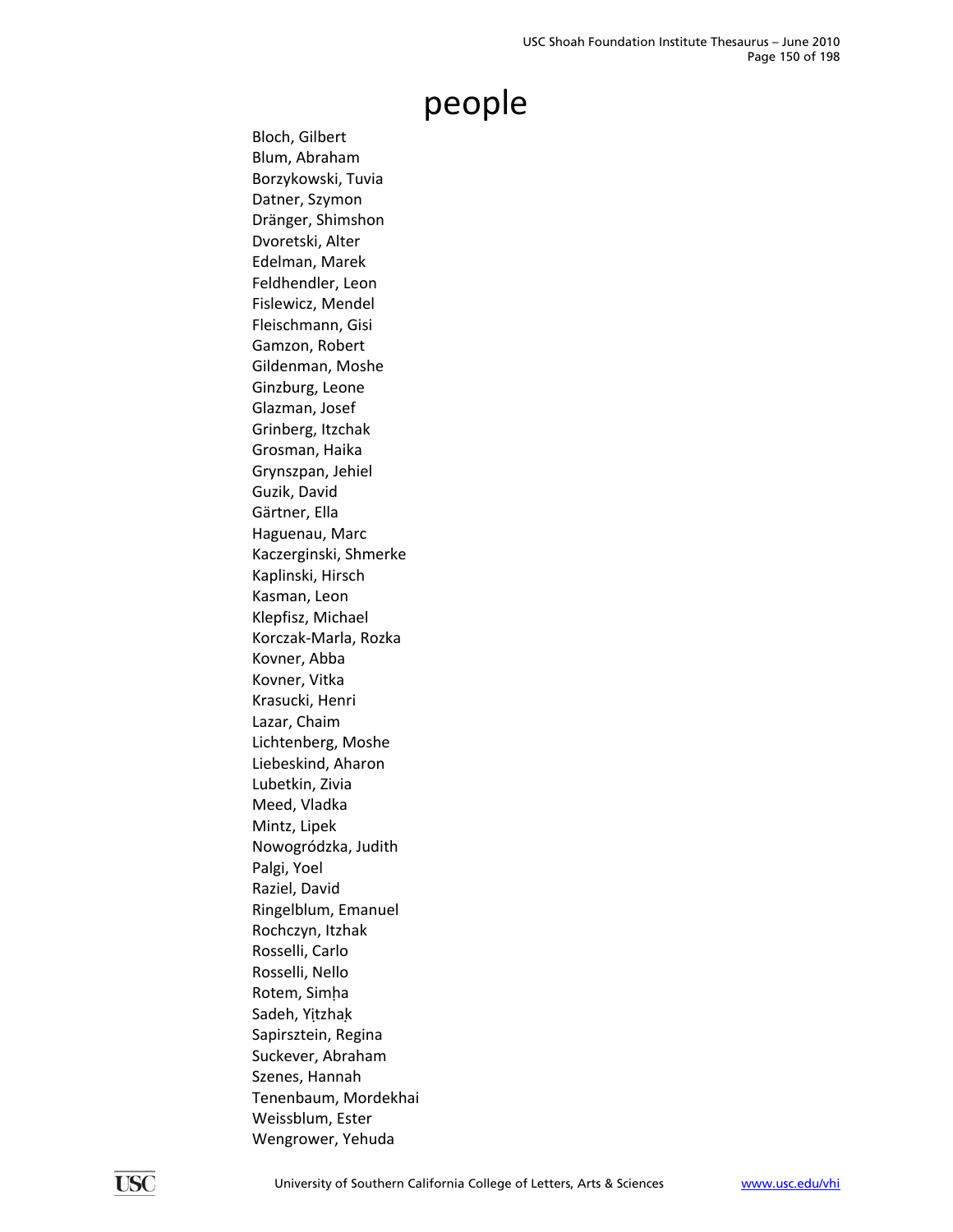# people

Bloch, Gilbert
Blum, Abraham
Borzykowski, Tuvia
Datner, Szymon
Dränger, Shimshon
Dvoretski, Alter
Edelman, Marek
Feldhendler, Leon
Fislewicz, Mendel
Fleischmann, Gisi
Gamzon, Robert
Gildenman, Moshe
Ginzburg, Leone
Glazman, Josef
Grinberg, Itzchak
Grosman, Haika
Grynszpan, Jehiel
Guzik, David
Gärtner, Ella
Haguenau, Marc
Kaczerginski, Shmerke
Kaplinski, Hirsch
Kasman, Leon
Klepfisz, Michael
Korczak-Marla, Rozka
Kovner, Abba
Kovner, Vitka
Krasucki, Henri
Lazar, Chaim
Lichtenberg, Moshe
Liebeskind, Aharon
Lubetkin, Zivia
Meed, Vladka
Mintz, Lipek
Nowogródzka, Judith
Palgi, Yoel
Raziel, David
Ringelblum, Emanuel
Rochczyn, Itzhak
Rosselli, Carlo
Rosselli, Nello
Rotem, Simḥa
Sadeh, Yịtzhaḳ
Sapirsztein, Regina
Suckever, Abraham
Szenes, Hannah
Tenenbaum, Mordekhai
Weissblum, Ester
Wengrower, Yehuda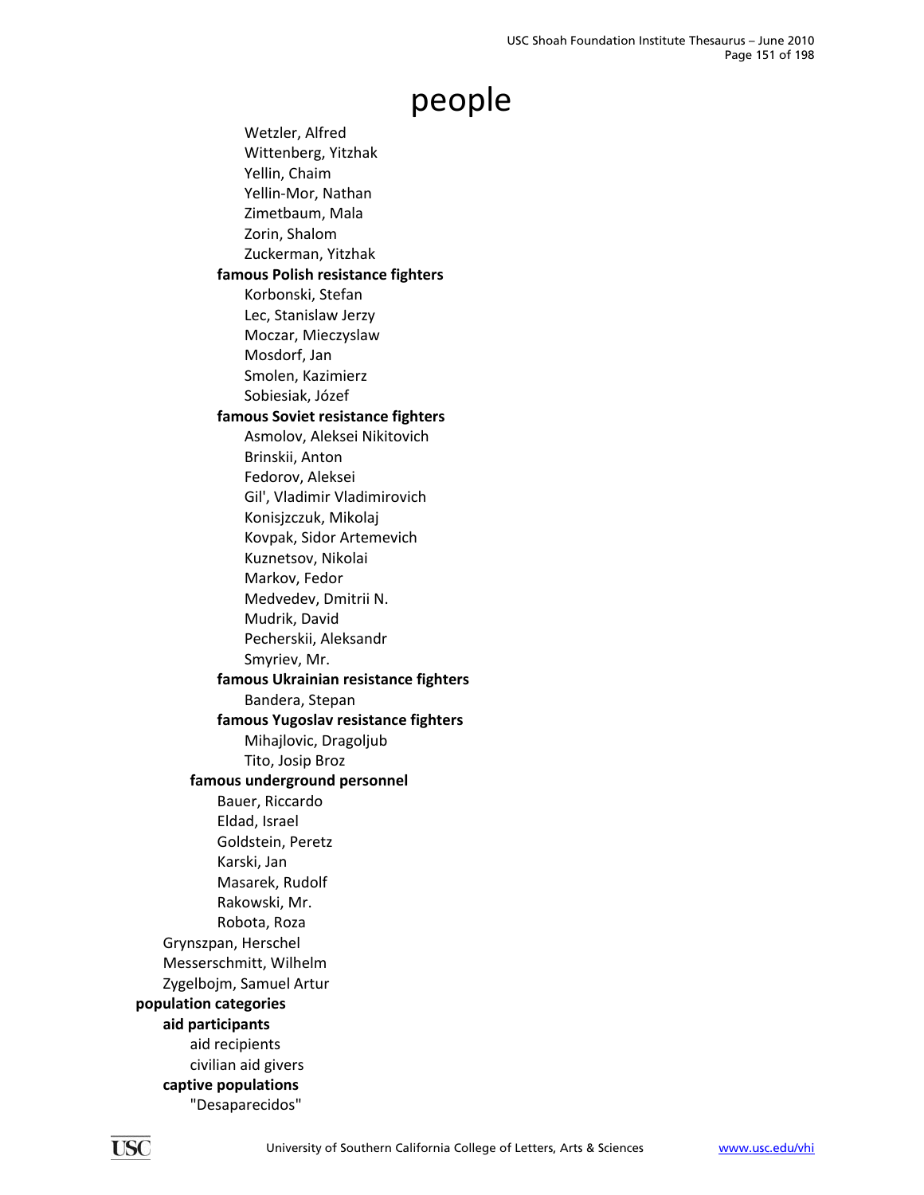# people

- Wetzler, Alfred
- Wittenberg, Yitzhak
- Yellin, Chaim
- Yellin-Mor, Nathan
- Zimetbaum, Mala
- Zorin, Shalom
- Zuckerman, Yitzhak

**famous Polish resistance fighters**

- Korbonski, Stefan
- Lec, Stanislaw Jerzy
- Moczar, Mieczyslaw
- Mosdorf, Jan
- Smolen, Kazimierz
- Sobiesiak, Józef

**famous Soviet resistance fighters**

- Asmolov, Aleksei Nikitovich
- Brinskii, Anton
- Fedorov, Aleksei
- Gil', Vladimir Vladimirovich
- Konisjzczuk, Mikolaj
- Kovpak, Sidor Artemevich
- Kuznetsov, Nikolai
- Markov, Fedor
- Medvedev, Dmitrii N.
- Mudrik, David
- Pecherskii, Aleksandr
- Smyriev, Mr.

**famous Ukrainian resistance fighters**

- Bandera, Stepan

**famous Yugoslav resistance fighters**

- Mihajlovic, Dragoljub
- Tito, Josip Broz

**famous underground personnel**

- Bauer, Riccardo
- Eldad, Israel
- Goldstein, Peretz
- Karski, Jan
- Masarek, Rudolf
- Rakowski, Mr.
- Robota, Roza

- Grynszpan, Herschel
- Messerschmitt, Wilhelm
- Zygelbojm, Samuel Artur

**population categories**

**aid participants**

- aid recipients
- civilian aid givers

**captive populations**

- "Desaparecidos"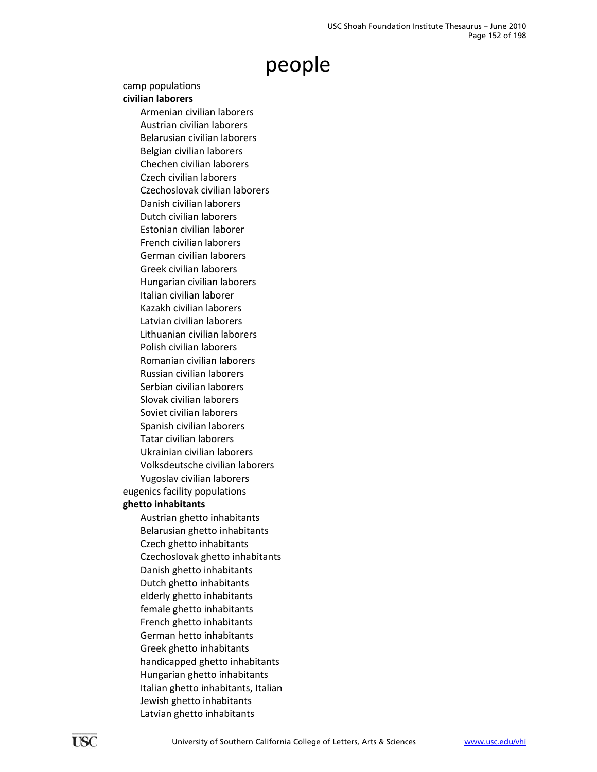# people

camp populations

**civilian laborers**

- Armenian civilian laborers
- Austrian civilian laborers
- Belarusian civilian laborers
- Belgian civilian laborers
- Chechen civilian laborers
- Czech civilian laborers
- Czechoslovak civilian laborers
- Danish civilian laborers
- Dutch civilian laborers
- Estonian civilian laborer
- French civilian laborers
- German civilian laborers
- Greek civilian laborers
- Hungarian civilian laborers
- Italian civilian laborer
- Kazakh civilian laborers
- Latvian civilian laborers
- Lithuanian civilian laborers
- Polish civilian laborers
- Romanian civilian laborers
- Russian civilian laborers
- Serbian civilian laborers
- Slovak civilian laborers
- Soviet civilian laborers
- Spanish civilian laborers
- Tatar civilian laborers
- Ukrainian civilian laborers
- Volksdeutsche civilian laborers
- Yugoslav civilian laborers

eugenics facility populations

**ghetto inhabitants**

- Austrian ghetto inhabitants
- Belarusian ghetto inhabitants
- Czech ghetto inhabitants
- Czechoslovak ghetto inhabitants
- Danish ghetto inhabitants
- Dutch ghetto inhabitants
- elderly ghetto inhabitants
- female ghetto inhabitants
- French ghetto inhabitants
- German hetto inhabitants
- Greek ghetto inhabitants
- handicapped ghetto inhabitants
- Hungarian ghetto inhabitants
- Italian ghetto inhabitants, Italian
- Jewish ghetto inhabitants
- Latvian ghetto inhabitants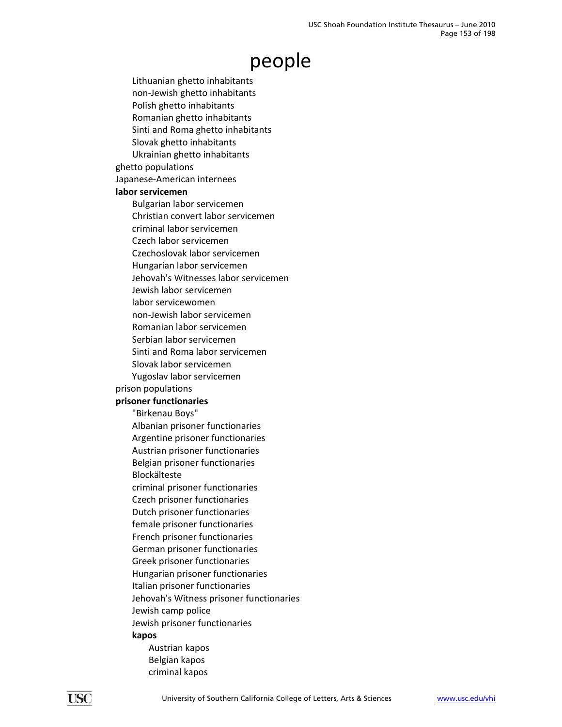# people

- Lithuanian ghetto inhabitants
- non-Jewish ghetto inhabitants
- Polish ghetto inhabitants
- Romanian ghetto inhabitants
- Sinti and Roma ghetto inhabitants
- Slovak ghetto inhabitants
- Ukrainian ghetto inhabitants

ghetto populations

Japanese-American internees

**labor servicemen**

- Bulgarian labor servicemen
- Christian convert labor servicemen
- criminal labor servicemen
- Czech labor servicemen
- Czechoslovak labor servicemen
- Hungarian labor servicemen
- Jehovah's Witnesses labor servicemen
- Jewish labor servicemen
- labor servicewomen
- non-Jewish labor servicemen
- Romanian labor servicemen
- Serbian labor servicemen
- Sinti and Roma labor servicemen
- Slovak labor servicemen
- Yugoslav labor servicemen

prison populations

**prisoner functionaries**

- "Birkenau Boys"
- Albanian prisoner functionaries
- Argentine prisoner functionaries
- Austrian prisoner functionaries
- Belgian prisoner functionaries
- Blockälteste
- criminal prisoner functionaries
- Czech prisoner functionaries
- Dutch prisoner functionaries
- female prisoner functionaries
- French prisoner functionaries
- German prisoner functionaries
- Greek prisoner functionaries
- Hungarian prisoner functionaries
- Italian prisoner functionaries
- Jehovah's Witness prisoner functionaries
- Jewish camp police
- Jewish prisoner functionaries
- **kapos**
    - Austrian kapos
    - Belgian kapos
    - criminal kapos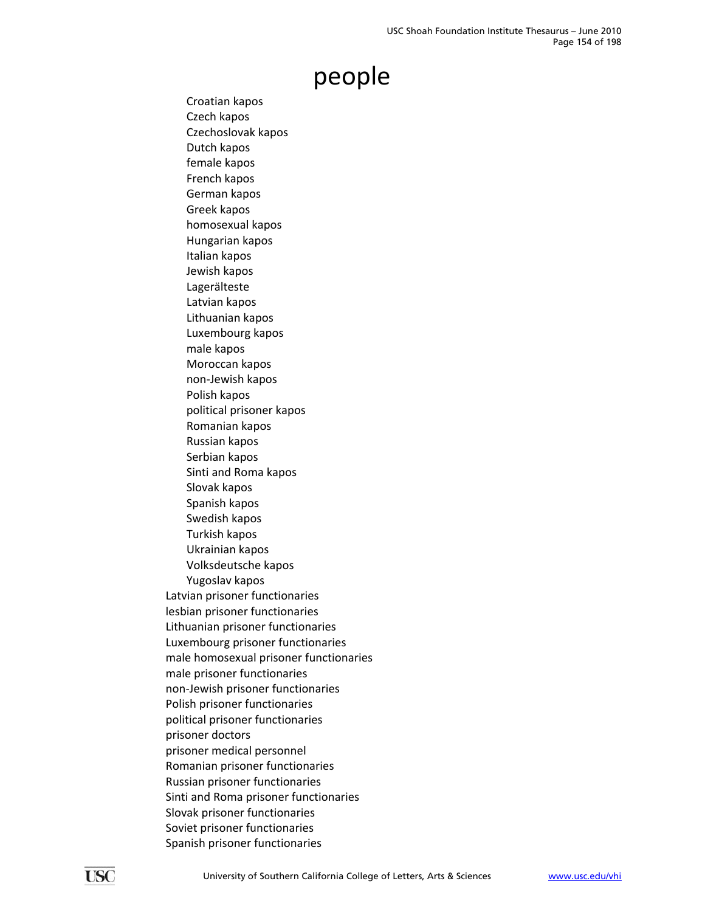# people

- Croatian kapos
- Czech kapos
- Czechoslovak kapos
- Dutch kapos
- female kapos
- French kapos
- German kapos
- Greek kapos
- homosexual kapos
- Hungarian kapos
- Italian kapos
- Jewish kapos
- Lagerälteste
- Latvian kapos
- Lithuanian kapos
- Luxembourg kapos
- male kapos
- Moroccan kapos
- non-Jewish kapos
- Polish kapos
- political prisoner kapos
- Romanian kapos
- Russian kapos
- Serbian kapos
- Sinti and Roma kapos
- Slovak kapos
- Spanish kapos
- Swedish kapos
- Turkish kapos
- Ukrainian kapos
- Volksdeutsche kapos
- Yugoslav kapos

Latvian prisoner functionaries
lesbian prisoner functionaries
Lithuanian prisoner functionaries
Luxembourg prisoner functionaries
male homosexual prisoner functionaries
male prisoner functionaries
non-Jewish prisoner functionaries
Polish prisoner functionaries
political prisoner functionaries
prisoner doctors
prisoner medical personnel
Romanian prisoner functionaries
Russian prisoner functionaries
Sinti and Roma prisoner functionaries
Slovak prisoner functionaries
Soviet prisoner functionaries
Spanish prisoner functionaries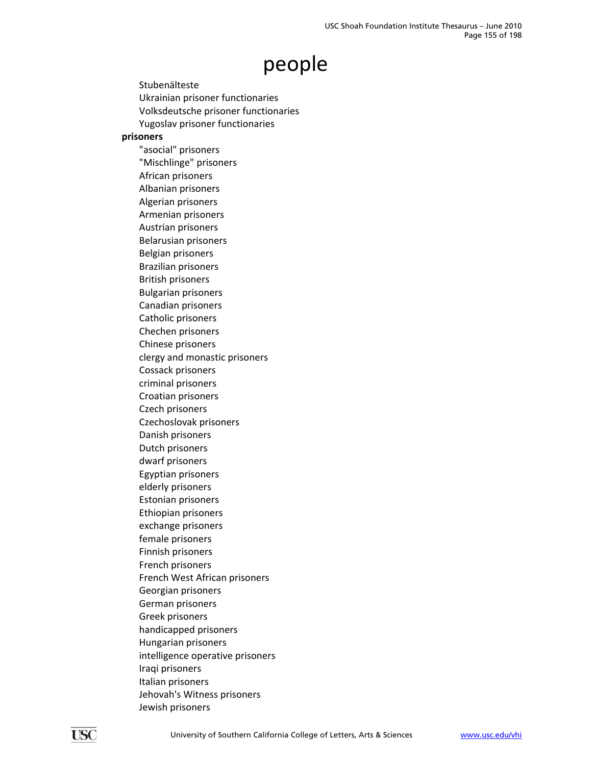# people

- Stubenälteste
- Ukrainian prisoner functionaries
- Volksdeutsche prisoner functionaries
- Yugoslav prisoner functionaries

**prisoners**

- "asocial" prisoners
- "Mischlinge" prisoners
- African prisoners
- Albanian prisoners
- Algerian prisoners
- Armenian prisoners
- Austrian prisoners
- Belarusian prisoners
- Belgian prisoners
- Brazilian prisoners
- British prisoners
- Bulgarian prisoners
- Canadian prisoners
- Catholic prisoners
- Chechen prisoners
- Chinese prisoners
- clergy and monastic prisoners
- Cossack prisoners
- criminal prisoners
- Croatian prisoners
- Czech prisoners
- Czechoslovak prisoners
- Danish prisoners
- Dutch prisoners
- dwarf prisoners
- Egyptian prisoners
- elderly prisoners
- Estonian prisoners
- Ethiopian prisoners
- exchange prisoners
- female prisoners
- Finnish prisoners
- French prisoners
- French West African prisoners
- Georgian prisoners
- German prisoners
- Greek prisoners
- handicapped prisoners
- Hungarian prisoners
- intelligence operative prisoners
- Iraqi prisoners
- Italian prisoners
- Jehovah's Witness prisoners
- Jewish prisoners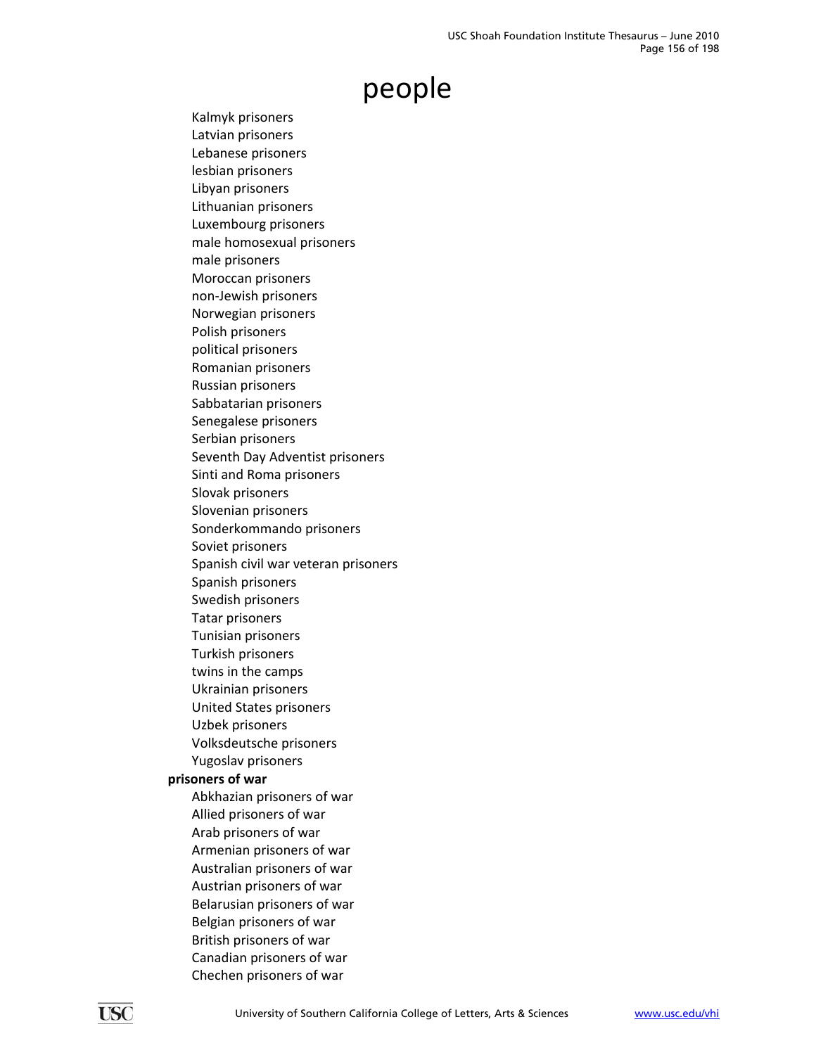# people

- Kalmyk prisoners
- Latvian prisoners
- Lebanese prisoners
- lesbian prisoners
- Libyan prisoners
- Lithuanian prisoners
- Luxembourg prisoners
- male homosexual prisoners
- male prisoners
- Moroccan prisoners
- non-Jewish prisoners
- Norwegian prisoners
- Polish prisoners
- political prisoners
- Romanian prisoners
- Russian prisoners
- Sabbatarian prisoners
- Senegalese prisoners
- Serbian prisoners
- Seventh Day Adventist prisoners
- Sinti and Roma prisoners
- Slovak prisoners
- Slovenian prisoners
- Sonderkommando prisoners
- Soviet prisoners
- Spanish civil war veteran prisoners
- Spanish prisoners
- Swedish prisoners
- Tatar prisoners
- Tunisian prisoners
- Turkish prisoners
- twins in the camps
- Ukrainian prisoners
- United States prisoners
- Uzbek prisoners
- Volksdeutsche prisoners
- Yugoslav prisoners

**prisoners of war**

- Abkhazian prisoners of war
- Allied prisoners of war
- Arab prisoners of war
- Armenian prisoners of war
- Australian prisoners of war
- Austrian prisoners of war
- Belarusian prisoners of war
- Belgian prisoners of war
- British prisoners of war
- Canadian prisoners of war
- Chechen prisoners of war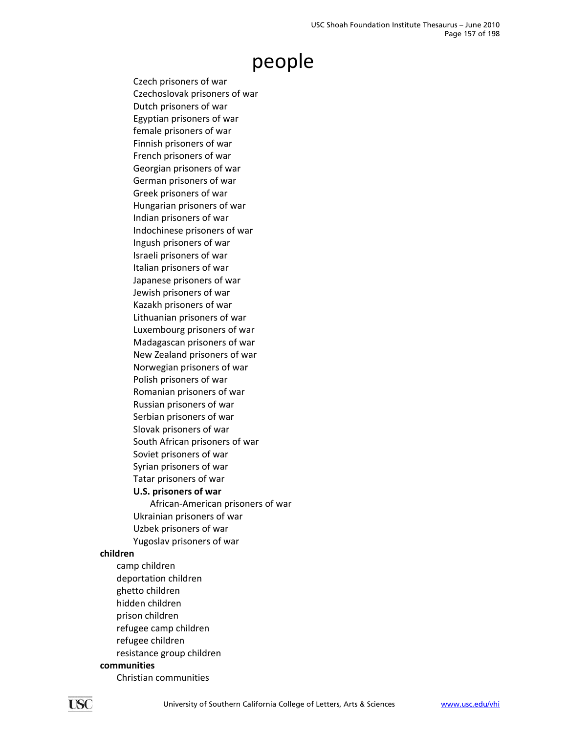# people

- Czech prisoners of war
- Czechoslovak prisoners of war
- Dutch prisoners of war
- Egyptian prisoners of war
- female prisoners of war
- Finnish prisoners of war
- French prisoners of war
- Georgian prisoners of war
- German prisoners of war
- Greek prisoners of war
- Hungarian prisoners of war
- Indian prisoners of war
- Indochinese prisoners of war
- Ingush prisoners of war
- Israeli prisoners of war
- Italian prisoners of war
- Japanese prisoners of war
- Jewish prisoners of war
- Kazakh prisoners of war
- Lithuanian prisoners of war
- Luxembourg prisoners of war
- Madagascan prisoners of war
- New Zealand prisoners of war
- Norwegian prisoners of war
- Polish prisoners of war
- Romanian prisoners of war
- Russian prisoners of war
- Serbian prisoners of war
- Slovak prisoners of war
- South African prisoners of war
- Soviet prisoners of war
- Syrian prisoners of war
- Tatar prisoners of war
- **U.S. prisoners of war**
  - African-American prisoners of war
- Ukrainian prisoners of war
- Uzbek prisoners of war
- Yugoslav prisoners of war

**children**

- camp children
- deportation children
- ghetto children
- hidden children
- prison children
- refugee camp children
- refugee children
- resistance group children

**communities**

- Christian communities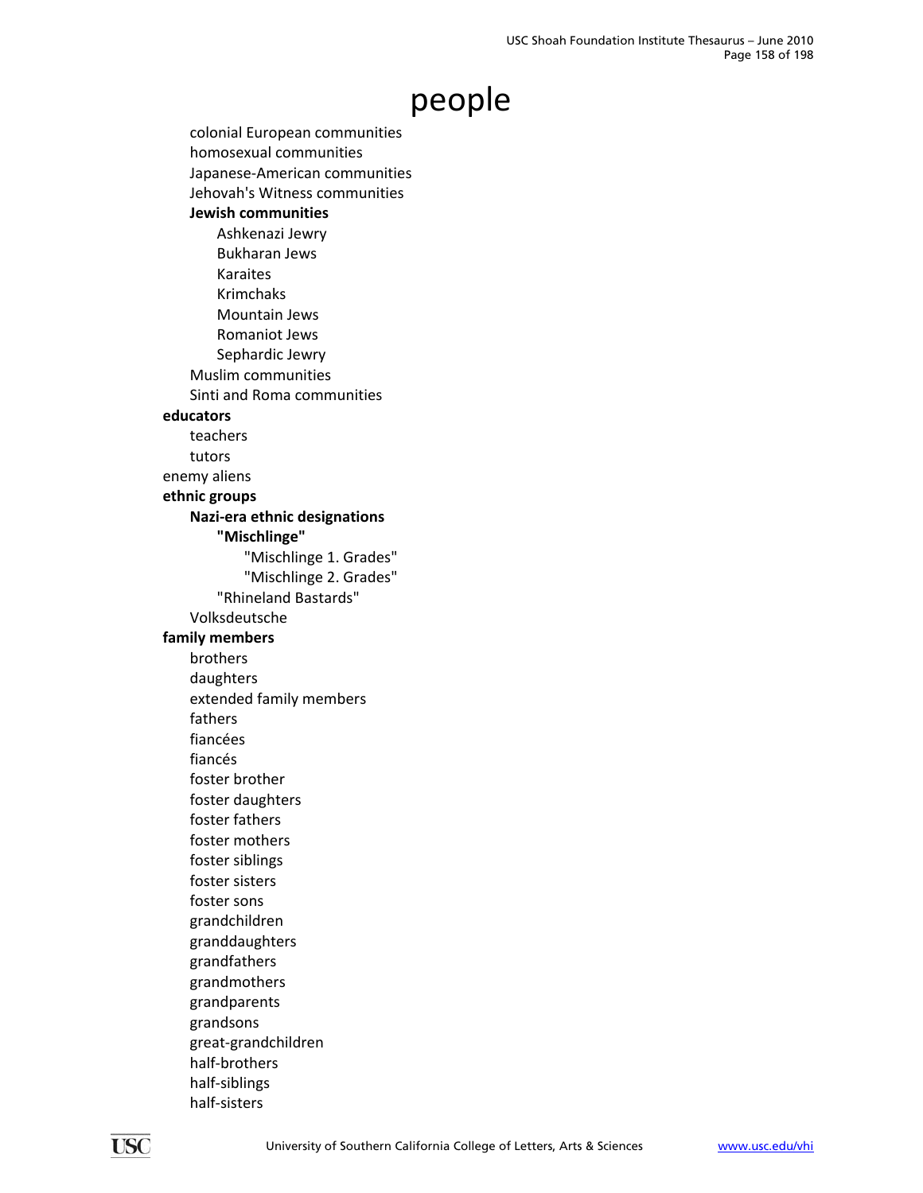# people

- colonial European communities
- homosexual communities
- Japanese-American communities
- Jehovah's Witness communities
- **Jewish communities**
  - Ashkenazi Jewry
  - Bukharan Jews
  - Karaites
  - Krimchaks
  - Mountain Jews
  - Romaniot Jews
  - Sephardic Jewry
- Muslim communities
- Sinti and Roma communities

**educators**

- teachers
- tutors

enemy aliens

**ethnic groups**

- **Nazi-era ethnic designations**
  - **"Mischlinge"**
    - "Mischlinge 1. Grades"
    - "Mischlinge 2. Grades"
  - "Rhineland Bastards"
- Volksdeutsche

**family members**

- brothers
- daughters
- extended family members
- fathers
- fiancées
- fiancés
- foster brother
- foster daughters
- foster fathers
- foster mothers
- foster siblings
- foster sisters
- foster sons
- grandchildren
- granddaughters
- grandfathers
- grandmothers
- grandparents
- grandsons
- great-grandchildren
- half-brothers
- half-siblings
- half-sisters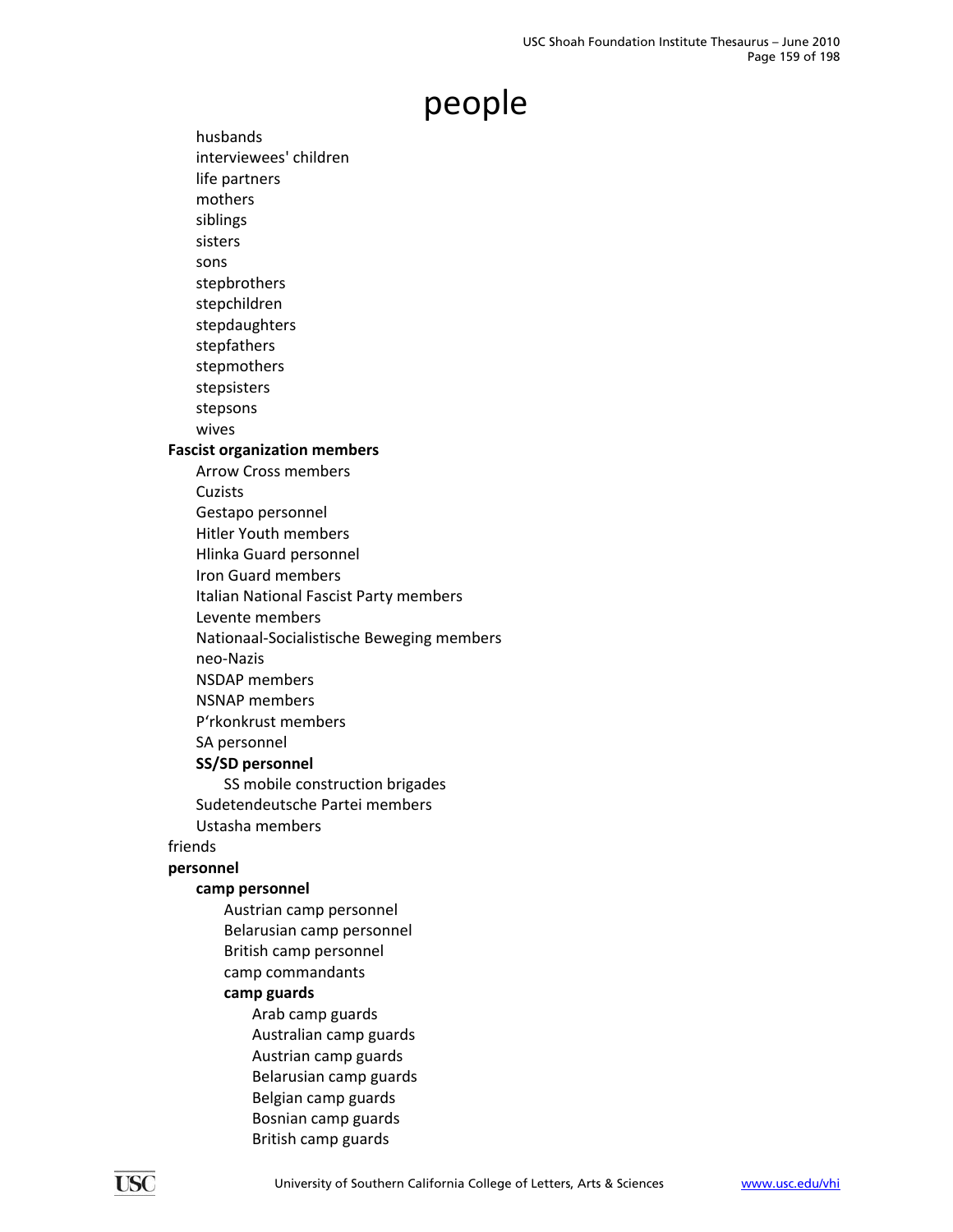# people

- husbands
- interviewees' children
- life partners
- mothers
- siblings
- sisters
- sons
- stepbrothers
- stepchildren
- stepdaughters
- stepfathers
- stepmothers
- stepsisters
- stepsons
- wives

**Fascist organization members**

- Arrow Cross members
- Cuzists
- Gestapo personnel
- Hitler Youth members
- Hlinka Guard personnel
- Iron Guard members
- Italian National Fascist Party members
- Levente members
- Nationaal-Socialistische Beweging members
- neo-Nazis
- NSDAP members
- NSNAP members
- P'rkonkrust members
- SA personnel
- **SS/SD personnel**
  - SS mobile construction brigades
- Sudetendeutsche Partei members
- Ustasha members

friends

**personnel**

- **camp personnel**
  - Austrian camp personnel
  - Belarusian camp personnel
  - British camp personnel
  - camp commandants
  - **camp guards**
    - Arab camp guards
    - Australian camp guards
    - Austrian camp guards
    - Belarusian camp guards
    - Belgian camp guards
    - Bosnian camp guards
    - British camp guards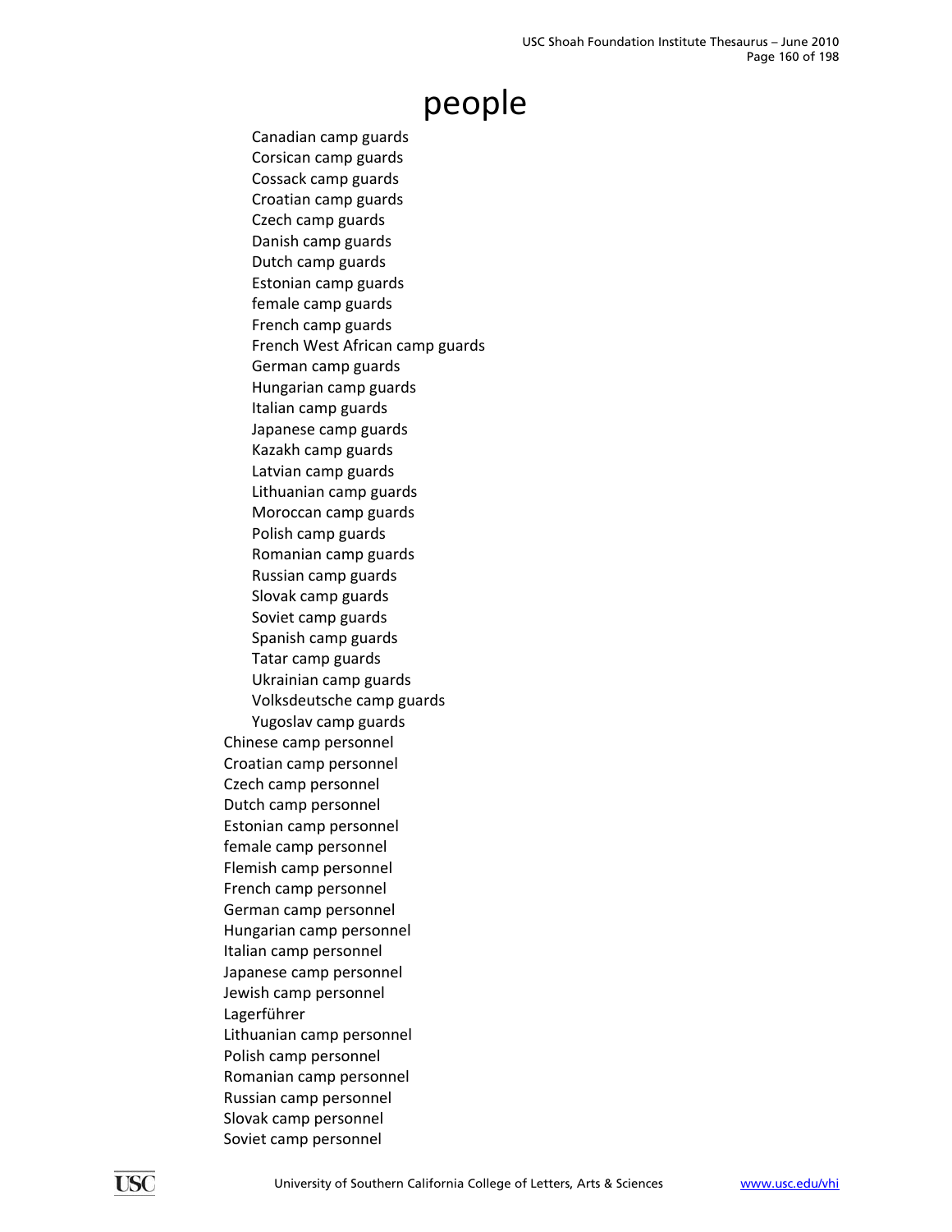# people

  - Canadian camp guards
  - Corsican camp guards
  - Cossack camp guards
  - Croatian camp guards
  - Czech camp guards
  - Danish camp guards
  - Dutch camp guards
  - Estonian camp guards
  - female camp guards
  - French camp guards
  - French West African camp guards
  - German camp guards
  - Hungarian camp guards
  - Italian camp guards
  - Japanese camp guards
  - Kazakh camp guards
  - Latvian camp guards
  - Lithuanian camp guards
  - Moroccan camp guards
  - Polish camp guards
  - Romanian camp guards
  - Russian camp guards
  - Slovak camp guards
  - Soviet camp guards
  - Spanish camp guards
  - Tatar camp guards
  - Ukrainian camp guards
  - Volksdeutsche camp guards
  - Yugoslav camp guards
- Chinese camp personnel
- Croatian camp personnel
- Czech camp personnel
- Dutch camp personnel
- Estonian camp personnel
- female camp personnel
- Flemish camp personnel
- French camp personnel
- German camp personnel
- Hungarian camp personnel
- Italian camp personnel
- Japanese camp personnel
- Jewish camp personnel
- Lagerführer
- Lithuanian camp personnel
- Polish camp personnel
- Romanian camp personnel
- Russian camp personnel
- Slovak camp personnel
- Soviet camp personnel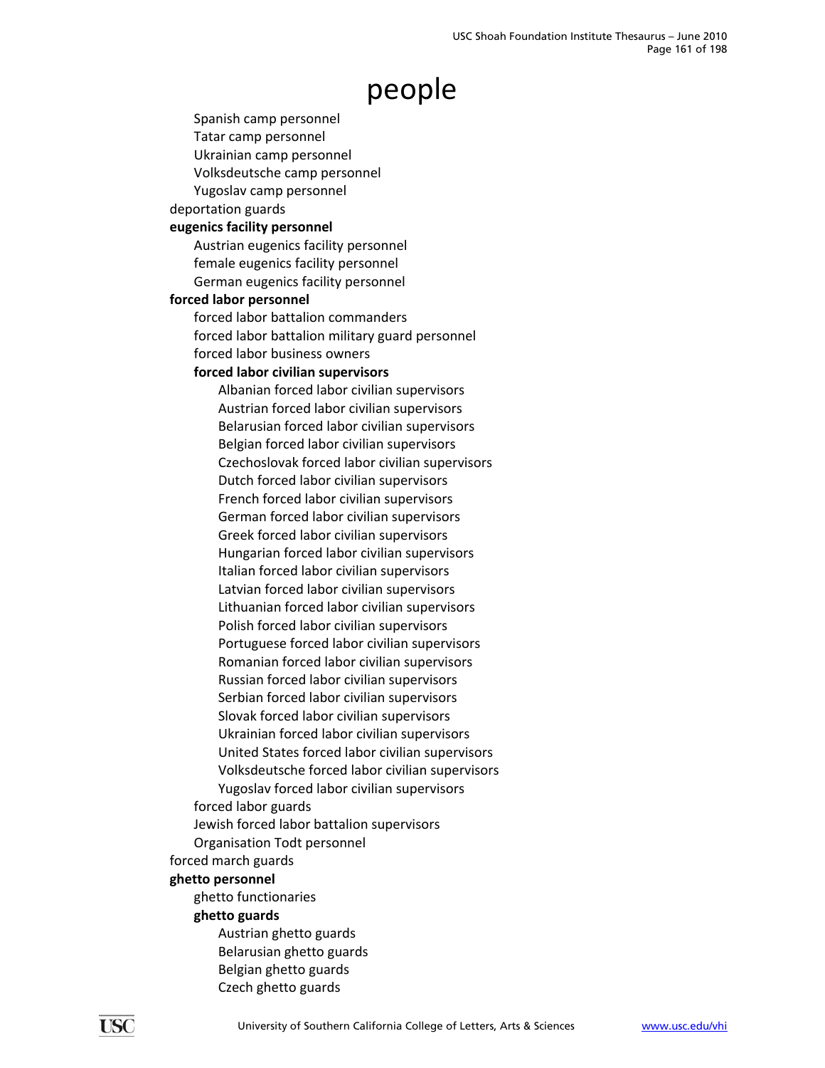# people

- Spanish camp personnel
- Tatar camp personnel
- Ukrainian camp personnel
- Volksdeutsche camp personnel
- Yugoslav camp personnel

deportation guards

**eugenics facility personnel**

- Austrian eugenics facility personnel
- female eugenics facility personnel
- German eugenics facility personnel

**forced labor personnel**

- forced labor battalion commanders
- forced labor battalion military guard personnel
- forced labor business owners
- **forced labor civilian supervisors**
  - Albanian forced labor civilian supervisors
  - Austrian forced labor civilian supervisors
  - Belarusian forced labor civilian supervisors
  - Belgian forced labor civilian supervisors
  - Czechoslovak forced labor civilian supervisors
  - Dutch forced labor civilian supervisors
  - French forced labor civilian supervisors
  - German forced labor civilian supervisors
  - Greek forced labor civilian supervisors
  - Hungarian forced labor civilian supervisors
  - Italian forced labor civilian supervisors
  - Latvian forced labor civilian supervisors
  - Lithuanian forced labor civilian supervisors
  - Polish forced labor civilian supervisors
  - Portuguese forced labor civilian supervisors
  - Romanian forced labor civilian supervisors
  - Russian forced labor civilian supervisors
  - Serbian forced labor civilian supervisors
  - Slovak forced labor civilian supervisors
  - Ukrainian forced labor civilian supervisors
  - United States forced labor civilian supervisors
  - Volksdeutsche forced labor civilian supervisors
  - Yugoslav forced labor civilian supervisors
- forced labor guards
- Jewish forced labor battalion supervisors
- Organisation Todt personnel

forced march guards

**ghetto personnel**

- ghetto functionaries
- **ghetto guards**
  - Austrian ghetto guards
  - Belarusian ghetto guards
  - Belgian ghetto guards
  - Czech ghetto guards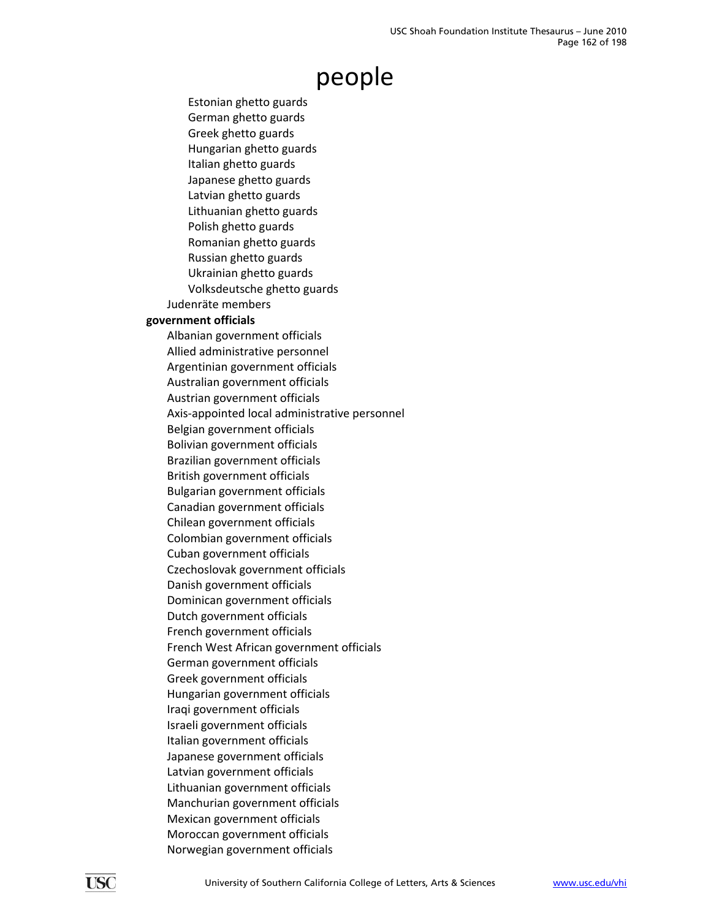# people

- Estonian ghetto guards
- German ghetto guards
- Greek ghetto guards
- Hungarian ghetto guards
- Italian ghetto guards
- Japanese ghetto guards
- Latvian ghetto guards
- Lithuanian ghetto guards
- Polish ghetto guards
- Romanian ghetto guards
- Russian ghetto guards
- Ukrainian ghetto guards
- Volksdeutsche ghetto guards

Judenräte members

**government officials**

- Albanian government officials
- Allied administrative personnel
- Argentinian government officials
- Australian government officials
- Austrian government officials
- Axis-appointed local administrative personnel
- Belgian government officials
- Bolivian government officials
- Brazilian government officials
- British government officials
- Bulgarian government officials
- Canadian government officials
- Chilean government officials
- Colombian government officials
- Cuban government officials
- Czechoslovak government officials
- Danish government officials
- Dominican government officials
- Dutch government officials
- French government officials
- French West African government officials
- German government officials
- Greek government officials
- Hungarian government officials
- Iraqi government officials
- Israeli government officials
- Italian government officials
- Japanese government officials
- Latvian government officials
- Lithuanian government officials
- Manchurian government officials
- Mexican government officials
- Moroccan government officials
- Norwegian government officials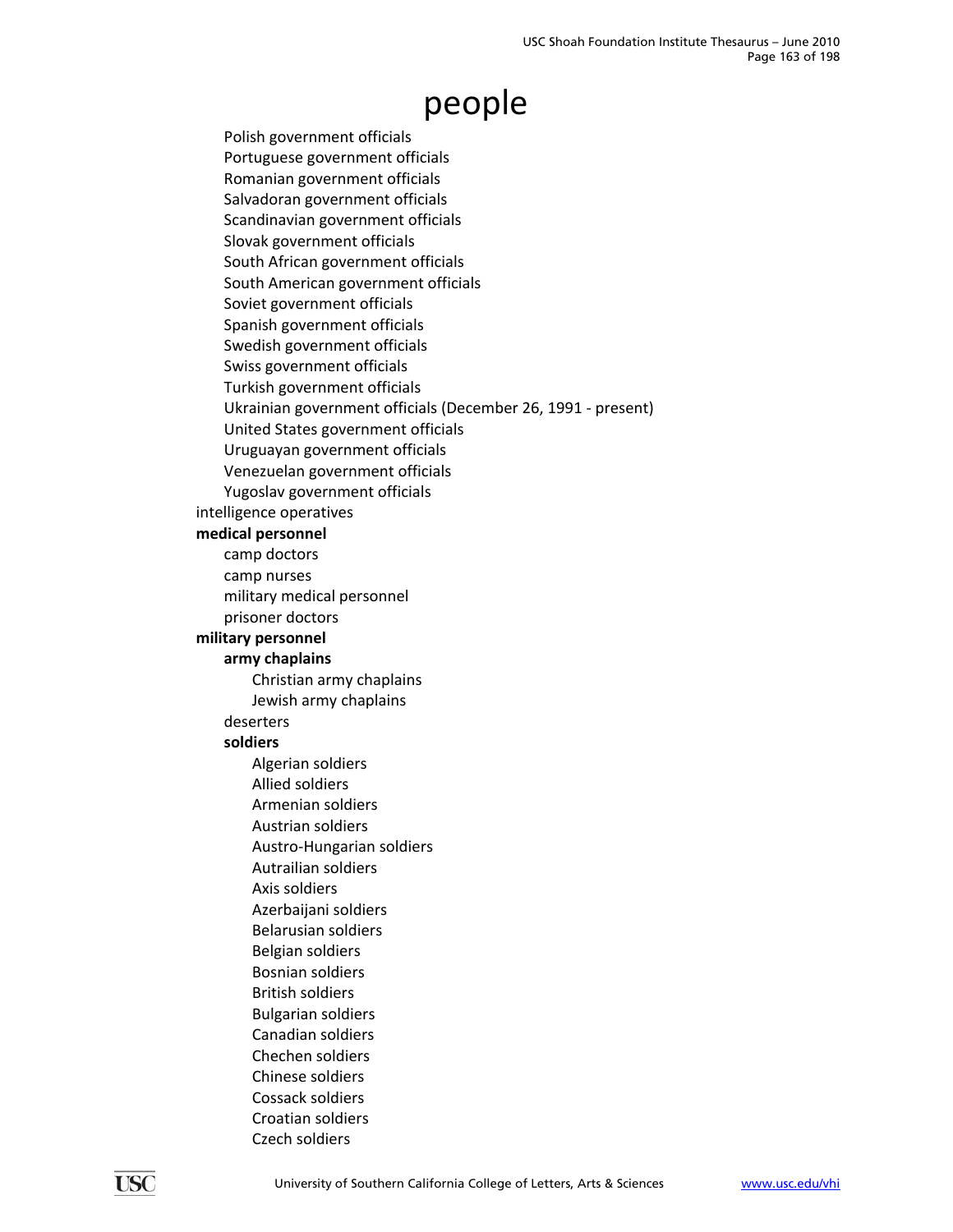# people

- Polish government officials
- Portuguese government officials
- Romanian government officials
- Salvadoran government officials
- Scandinavian government officials
- Slovak government officials
- South African government officials
- South American government officials
- Soviet government officials
- Spanish government officials
- Swedish government officials
- Swiss government officials
- Turkish government officials
- Ukrainian government officials (December 26, 1991 - present)
- United States government officials
- Uruguayan government officials
- Venezuelan government officials
- Yugoslav government officials

intelligence operatives

**medical personnel**

- camp doctors
- camp nurses
- military medical personnel
- prisoner doctors

**military personnel**

- **army chaplains**
  - Christian army chaplains
  - Jewish army chaplains
- deserters
- **soldiers**
  - Algerian soldiers
  - Allied soldiers
  - Armenian soldiers
  - Austrian soldiers
  - Austro-Hungarian soldiers
  - Autrailian soldiers
  - Axis soldiers
  - Azerbaijani soldiers
  - Belarusian soldiers
  - Belgian soldiers
  - Bosnian soldiers
  - British soldiers
  - Bulgarian soldiers
  - Canadian soldiers
  - Chechen soldiers
  - Chinese soldiers
  - Cossack soldiers
  - Croatian soldiers
  - Czech soldiers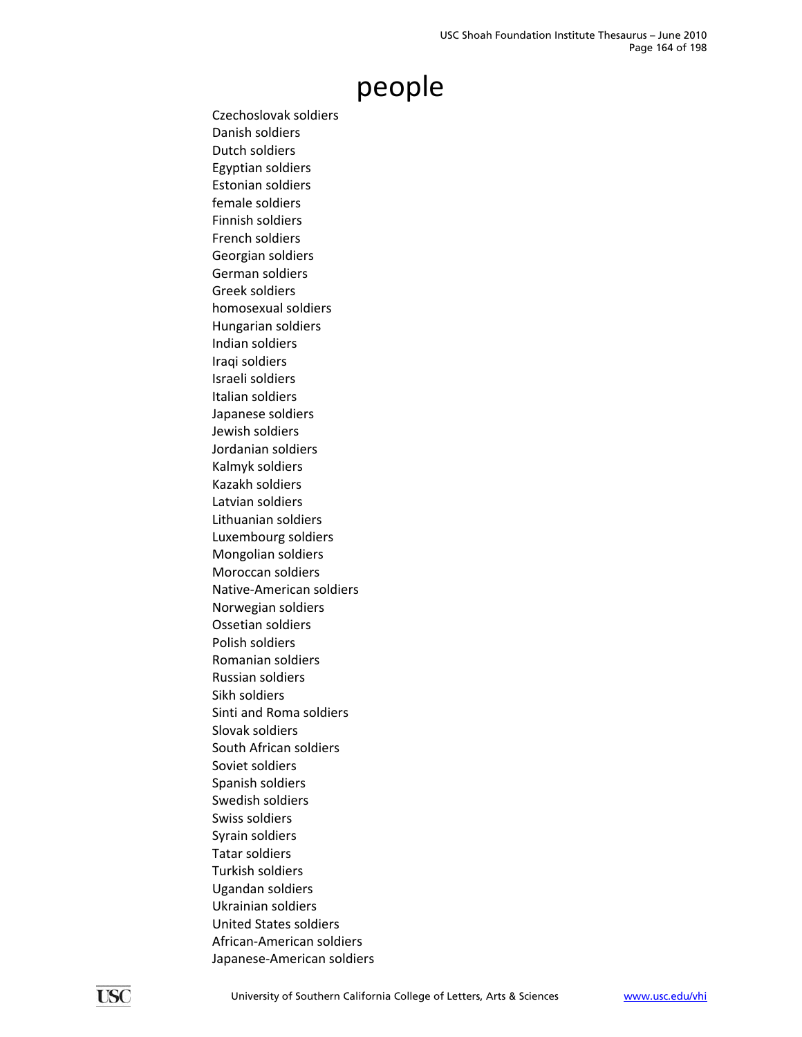# people

Czechoslovak soldiers
Danish soldiers
Dutch soldiers
Egyptian soldiers
Estonian soldiers
female soldiers
Finnish soldiers
French soldiers
Georgian soldiers
German soldiers
Greek soldiers
homosexual soldiers
Hungarian soldiers
Indian soldiers
Iraqi soldiers
Israeli soldiers
Italian soldiers
Japanese soldiers
Jewish soldiers
Jordanian soldiers
Kalmyk soldiers
Kazakh soldiers
Latvian soldiers
Lithuanian soldiers
Luxembourg soldiers
Mongolian soldiers
Moroccan soldiers
Native-American soldiers
Norwegian soldiers
Ossetian soldiers
Polish soldiers
Romanian soldiers
Russian soldiers
Sikh soldiers
Sinti and Roma soldiers
Slovak soldiers
South African soldiers
Soviet soldiers
Spanish soldiers
Swedish soldiers
Swiss soldiers
Syrain soldiers
Tatar soldiers
Turkish soldiers
Ugandan soldiers
Ukrainian soldiers
United States soldiers
African-American soldiers
Japanese-American soldiers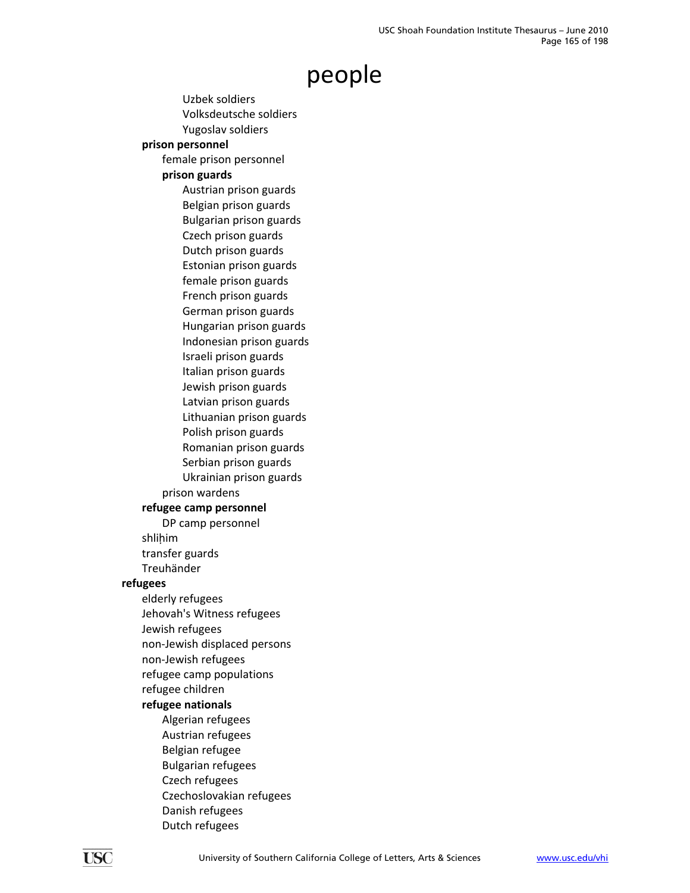# people

- Uzbek soldiers
- Volksdeutsche soldiers
- Yugoslav soldiers

**prison personnel**

- female prison personnel
- **prison guards**
  - Austrian prison guards
  - Belgian prison guards
  - Bulgarian prison guards
  - Czech prison guards
  - Dutch prison guards
  - Estonian prison guards
  - female prison guards
  - French prison guards
  - German prison guards
  - Hungarian prison guards
  - Indonesian prison guards
  - Israeli prison guards
  - Italian prison guards
  - Jewish prison guards
  - Latvian prison guards
  - Lithuanian prison guards
  - Polish prison guards
  - Romanian prison guards
  - Serbian prison guards
  - Ukrainian prison guards
- prison wardens

**refugee camp personnel**

- DP camp personnel

shliḥim

transfer guards

Treuhänder

**refugees**

- elderly refugees
- Jehovah's Witness refugees
- Jewish refugees
- non-Jewish displaced persons
- non-Jewish refugees
- refugee camp populations
- refugee children
- **refugee nationals**
  - Algerian refugees
  - Austrian refugees
  - Belgian refugee
  - Bulgarian refugees
  - Czech refugees
  - Czechoslovakian refugees
  - Danish refugees
  - Dutch refugees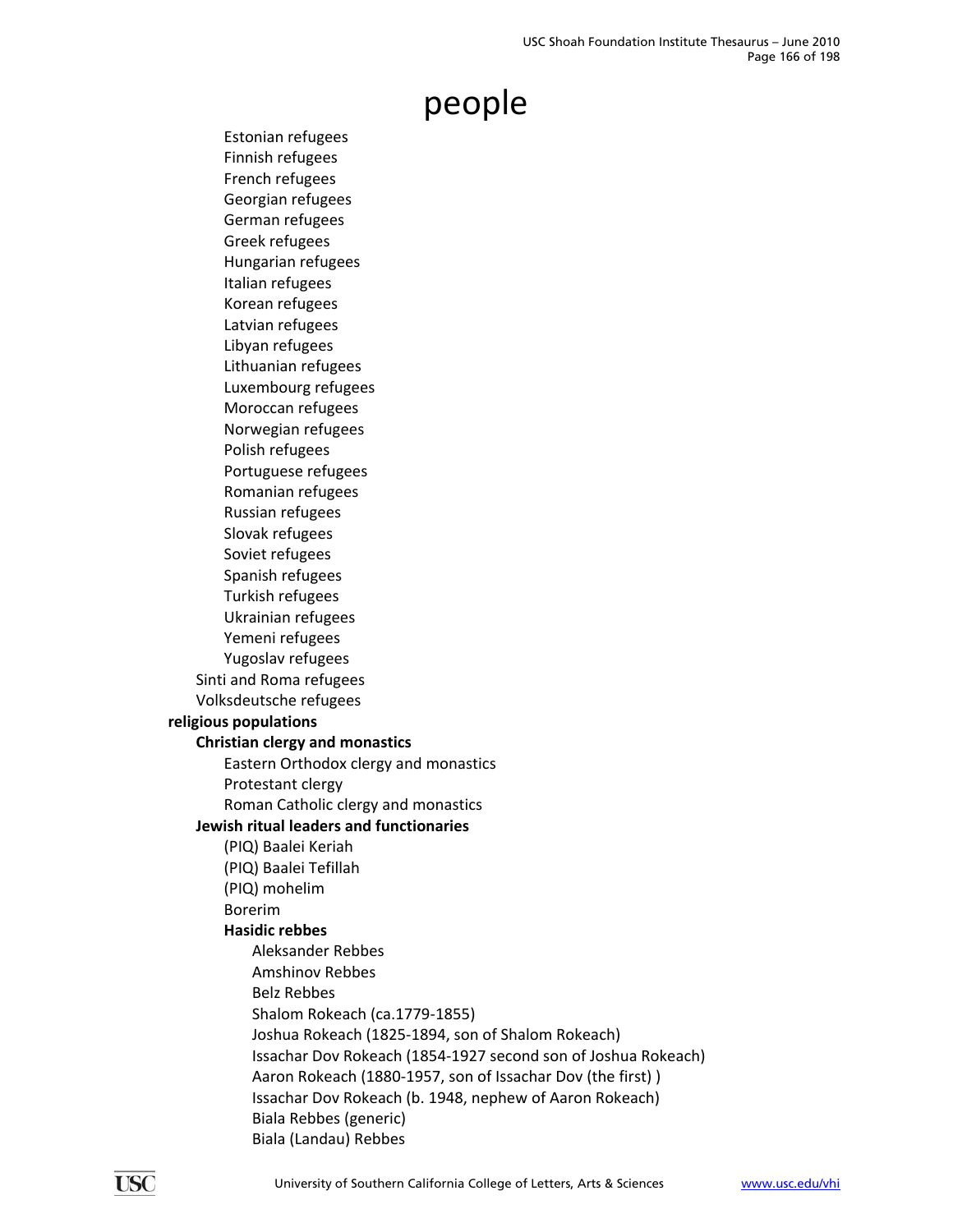# people

- Estonian refugees
- Finnish refugees
- French refugees
- Georgian refugees
- German refugees
- Greek refugees
- Hungarian refugees
- Italian refugees
- Korean refugees
- Latvian refugees
- Libyan refugees
- Lithuanian refugees
- Luxembourg refugees
- Moroccan refugees
- Norwegian refugees
- Polish refugees
- Portuguese refugees
- Romanian refugees
- Russian refugees
- Slovak refugees
- Soviet refugees
- Spanish refugees
- Turkish refugees
- Ukrainian refugees
- Yemeni refugees
- Yugoslav refugees

Sinti and Roma refugees

Volksdeutsche refugees

**religious populations**

- **Christian clergy and monastics**
  - Eastern Orthodox clergy and monastics
  - Protestant clergy
  - Roman Catholic clergy and monastics
- **Jewish ritual leaders and functionaries**
  - (PIQ) Baalei Keriah
  - (PIQ) Baalei Tefillah
  - (PIQ) mohelim
  - Borerim
  - **Hasidic rebbes**
    - Aleksander Rebbes
    - Amshinov Rebbes
    - Belz Rebbes
    - Shalom Rokeach (ca.1779-1855)
    - Joshua Rokeach (1825-1894, son of Shalom Rokeach)
    - Issachar Dov Rokeach (1854-1927 second son of Joshua Rokeach)
    - Aaron Rokeach (1880-1957, son of Issachar Dov (the first) )
    - Issachar Dov Rokeach (b. 1948, nephew of Aaron Rokeach)
    - Biala Rebbes (generic)
    - Biala (Landau) Rebbes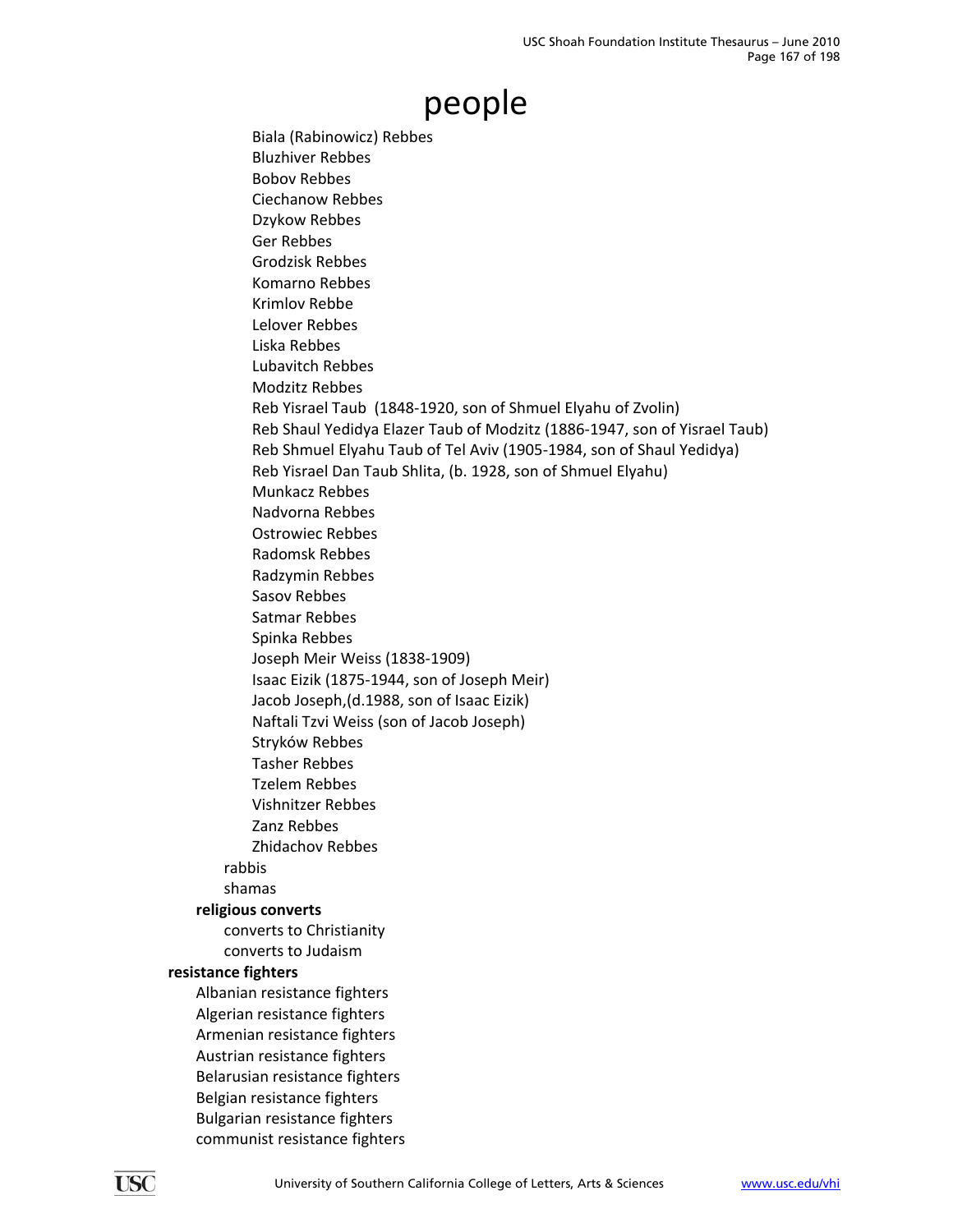# people

Biala (Rabinowicz) Rebbes
Bluzhiver Rebbes
Bobov Rebbes
Ciechanow Rebbes
Dzykow Rebbes
Ger Rebbes
Grodzisk Rebbes
Komarno Rebbes
Krimlov Rebbe
Lelover Rebbes
Liska Rebbes
Lubavitch Rebbes
Modzitz Rebbes
Reb Yisrael Taub  (1848-1920, son of Shmuel Elyahu of Zvolin)
Reb Shaul Yedidya Elazer Taub of Modzitz (1886-1947, son of Yisrael Taub)
Reb Shmuel Elyahu Taub of Tel Aviv (1905-1984, son of Shaul Yedidya)
Reb Yisrael Dan Taub Shlita, (b. 1928, son of Shmuel Elyahu)
Munkacz Rebbes
Nadvorna Rebbes
Ostrowiec Rebbes
Radomsk Rebbes
Radzymin Rebbes
Sasov Rebbes
Satmar Rebbes
Spinka Rebbes
Joseph Meir Weiss (1838-1909)
Isaac Eizik (1875-1944, son of Joseph Meir)
Jacob Joseph,(d.1988, son of Isaac Eizik)
Naftali Tzvi Weiss (son of Jacob Joseph)
Stryków Rebbes
Tasher Rebbes
Tzelem Rebbes
Vishnitzer Rebbes
Zanz Rebbes
Zhidachov Rebbes

rabbis
shamas

**religious converts**

converts to Christianity
converts to Judaism

**resistance fighters**

Albanian resistance fighters
Algerian resistance fighters
Armenian resistance fighters
Austrian resistance fighters
Belarusian resistance fighters
Belgian resistance fighters
Bulgarian resistance fighters
communist resistance fighters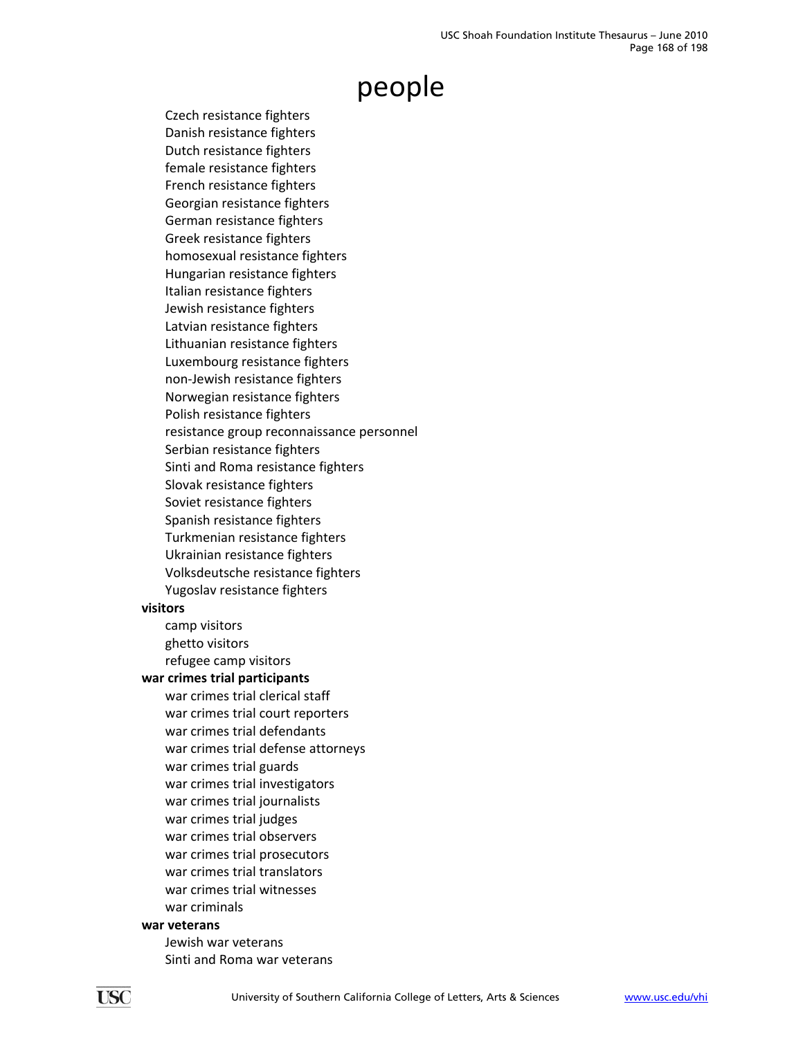# people

- Czech resistance fighters
- Danish resistance fighters
- Dutch resistance fighters
- female resistance fighters
- French resistance fighters
- Georgian resistance fighters
- German resistance fighters
- Greek resistance fighters
- homosexual resistance fighters
- Hungarian resistance fighters
- Italian resistance fighters
- Jewish resistance fighters
- Latvian resistance fighters
- Lithuanian resistance fighters
- Luxembourg resistance fighters
- non-Jewish resistance fighters
- Norwegian resistance fighters
- Polish resistance fighters
- resistance group reconnaissance personnel
- Serbian resistance fighters
- Sinti and Roma resistance fighters
- Slovak resistance fighters
- Soviet resistance fighters
- Spanish resistance fighters
- Turkmenian resistance fighters
- Ukrainian resistance fighters
- Volksdeutsche resistance fighters
- Yugoslav resistance fighters

**visitors**

- camp visitors
- ghetto visitors
- refugee camp visitors

**war crimes trial participants**

- war crimes trial clerical staff
- war crimes trial court reporters
- war crimes trial defendants
- war crimes trial defense attorneys
- war crimes trial guards
- war crimes trial investigators
- war crimes trial journalists
- war crimes trial judges
- war crimes trial observers
- war crimes trial prosecutors
- war crimes trial translators
- war crimes trial witnesses
- war criminals

**war veterans**

- Jewish war veterans
- Sinti and Roma war veterans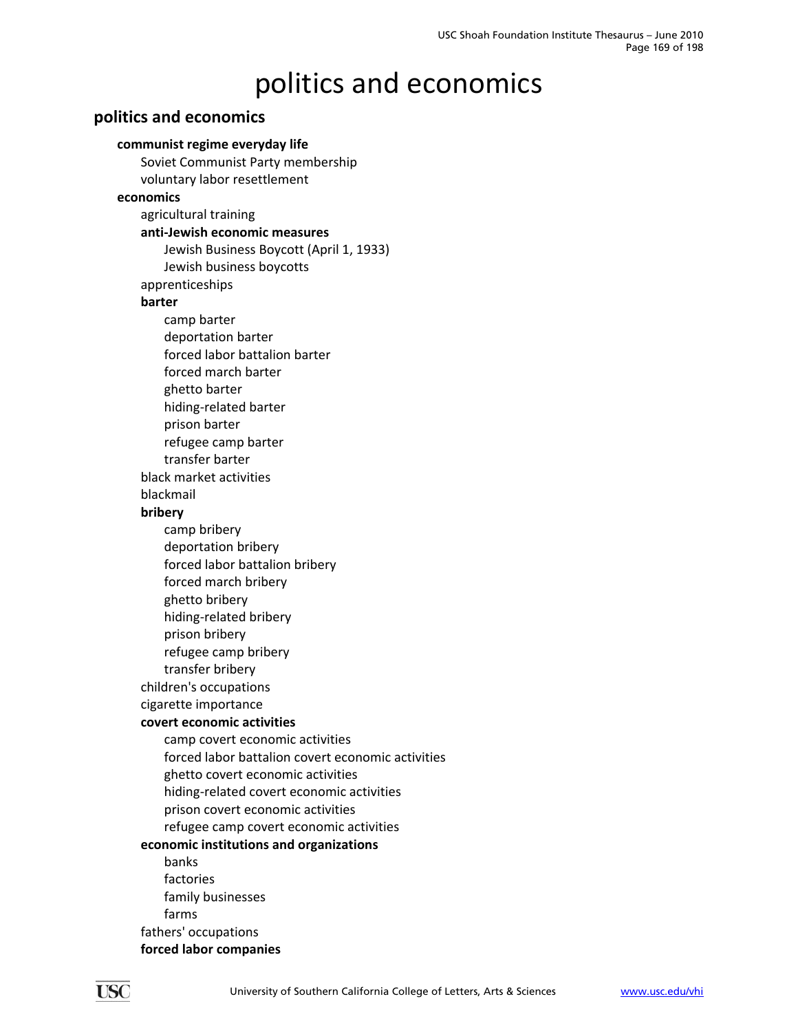# politics and economics

## politics and economics

- **communist regime everyday life**
  - Soviet Communist Party membership
  - voluntary labor resettlement
- **economics**
  - agricultural training
  - **anti-Jewish economic measures**
    - Jewish Business Boycott (April 1, 1933)
    - Jewish business boycotts
  - apprenticeships
  - **barter**
    - camp barter
    - deportation barter
    - forced labor battalion barter
    - forced march barter
    - ghetto barter
    - hiding-related barter
    - prison barter
    - refugee camp barter
    - transfer barter
  - black market activities
  - blackmail
  - **bribery**
    - camp bribery
    - deportation bribery
    - forced labor battalion bribery
    - forced march bribery
    - ghetto bribery
    - hiding-related bribery
    - prison bribery
    - refugee camp bribery
    - transfer bribery
  - children's occupations
  - cigarette importance
  - **covert economic activities**
    - camp covert economic activities
    - forced labor battalion covert economic activities
    - ghetto covert economic activities
    - hiding-related covert economic activities
    - prison covert economic activities
    - refugee camp covert economic activities
  - **economic institutions and organizations**
    - banks
    - factories
    - family businesses
    - farms
  - fathers' occupations
  - **forced labor companies**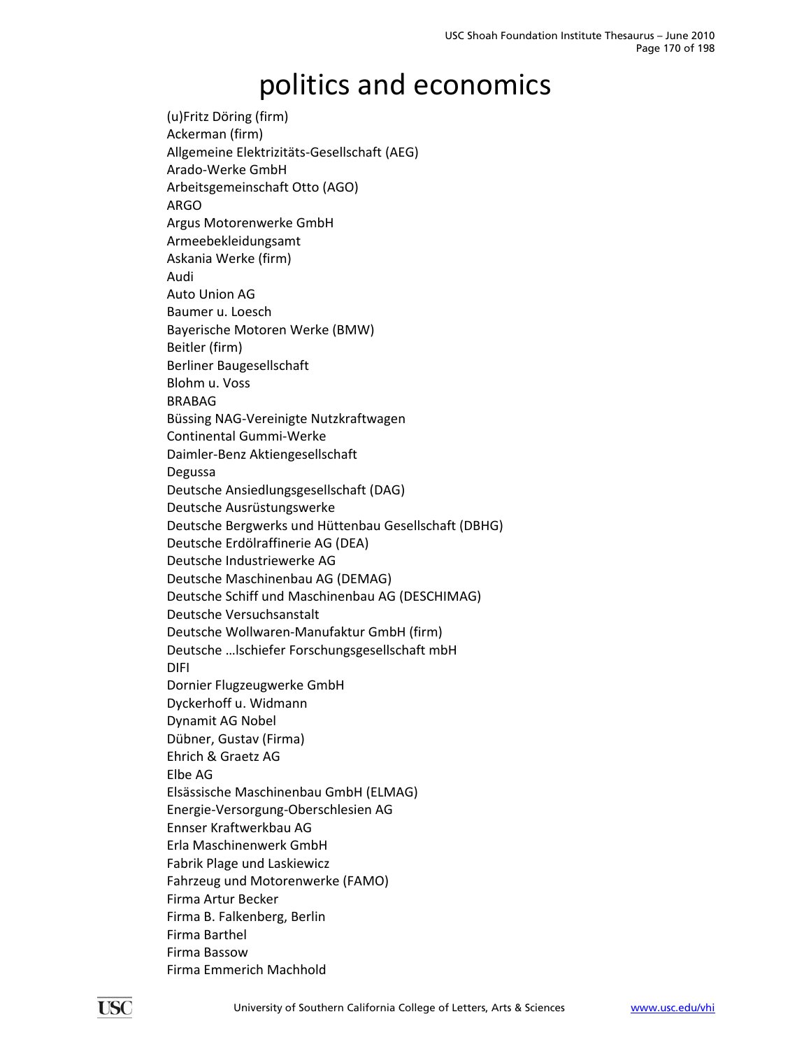# politics and economics

(u)Fritz Döring (firm)
Ackerman (firm)
Allgemeine Elektrizitäts-Gesellschaft (AEG)
Arado-Werke GmbH
Arbeitsgemeinschaft Otto (AGO)
ARGO
Argus Motorenwerke GmbH
Armeebekleidungsamt
Askania Werke (firm)
Audi
Auto Union AG
Baumer u. Loesch
Bayerische Motoren Werke (BMW)
Beitler (firm)
Berliner Baugesellschaft
Blohm u. Voss
BRABAG
Büssing NAG-Vereinigte Nutzkraftwagen
Continental Gummi-Werke
Daimler-Benz Aktiengesellschaft
Degussa
Deutsche Ansiedlungsgesellschaft (DAG)
Deutsche Ausrüstungswerke
Deutsche Bergwerks und Hüttenbau Gesellschaft (DBHG)
Deutsche Erdölraffinerie AG (DEA)
Deutsche Industriewerke AG
Deutsche Maschinenbau AG (DEMAG)
Deutsche Schiff und Maschinenbau AG (DESCHIMAG)
Deutsche Versuchsanstalt
Deutsche Wollwaren-Manufaktur GmbH (firm)
Deutsche …lschiefer Forschungsgesellschaft mbH
DIFI
Dornier Flugzeugwerke GmbH
Dyckerhoff u. Widmann
Dynamit AG Nobel
Dübner, Gustav (Firma)
Ehrich & Graetz AG
Elbe AG
Elsässische Maschinenbau GmbH (ELMAG)
Energie-Versorgung-Oberschlesien AG
Ennser Kraftwerkbau AG
Erla Maschinenwerk GmbH
Fabrik Plage und Laskiewicz
Fahrzeug und Motorenwerke (FAMO)
Firma Artur Becker
Firma B. Falkenberg, Berlin
Firma Barthel
Firma Bassow
Firma Emmerich Machhold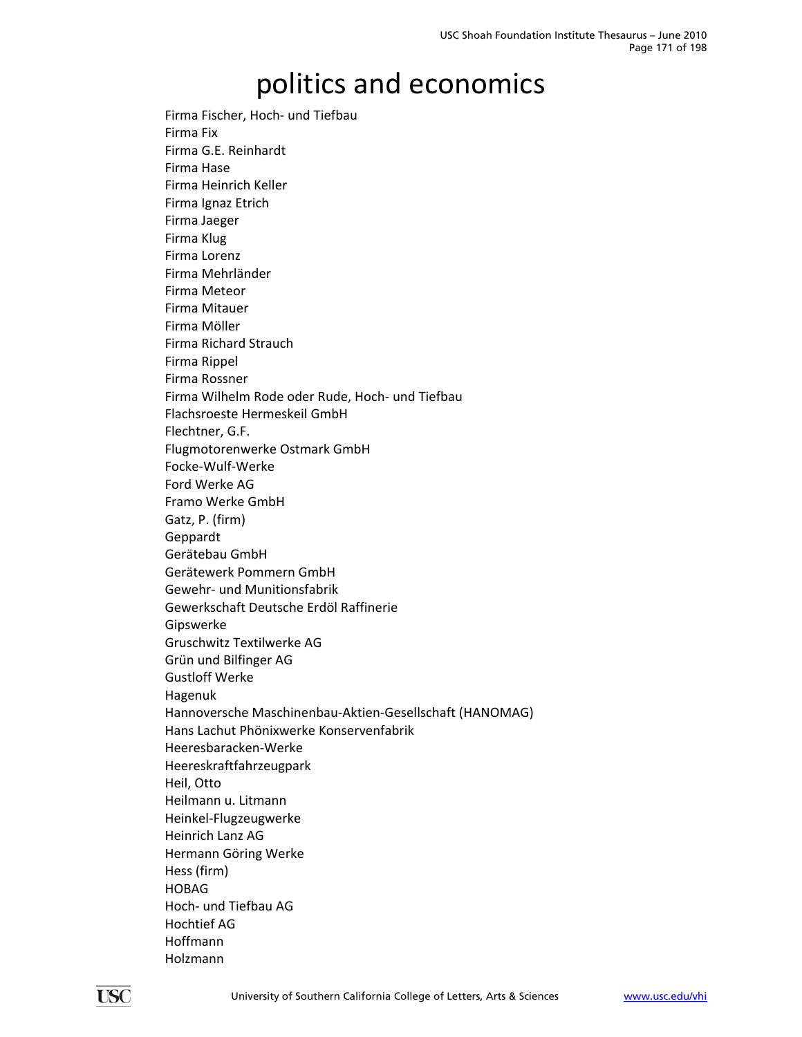# politics and economics

Firma Fischer, Hoch- und Tiefbau
Firma Fix
Firma G.E. Reinhardt
Firma Hase
Firma Heinrich Keller
Firma Ignaz Etrich
Firma Jaeger
Firma Klug
Firma Lorenz
Firma Mehrländer
Firma Meteor
Firma Mitauer
Firma Möller
Firma Richard Strauch
Firma Rippel
Firma Rossner
Firma Wilhelm Rode oder Rude, Hoch- und Tiefbau
Flachsroeste Hermeskeil GmbH
Flechtner, G.F.
Flugmotorenwerke Ostmark GmbH
Focke-Wulf-Werke
Ford Werke AG
Framo Werke GmbH
Gatz, P. (firm)
Geppardt
Gerätebau GmbH
Gerätewerk Pommern GmbH
Gewehr- und Munitionsfabrik
Gewerkschaft Deutsche Erdöl Raffinerie
Gipswerke
Gruschwitz Textilwerke AG
Grün und Bilfinger AG
Gustloff Werke
Hagenuk
Hannoversche Maschinenbau-Aktien-Gesellschaft (HANOMAG)
Hans Lachut Phönixwerke Konservenfabrik
Heeresbaracken-Werke
Heereskraftfahrzeugpark
Heil, Otto
Heilmann u. Litmann
Heinkel-Flugzeugwerke
Heinrich Lanz AG
Hermann Göring Werke
Hess (firm)
HOBAG
Hoch- und Tiefbau AG
Hochtief AG
Hoffmann
Holzmann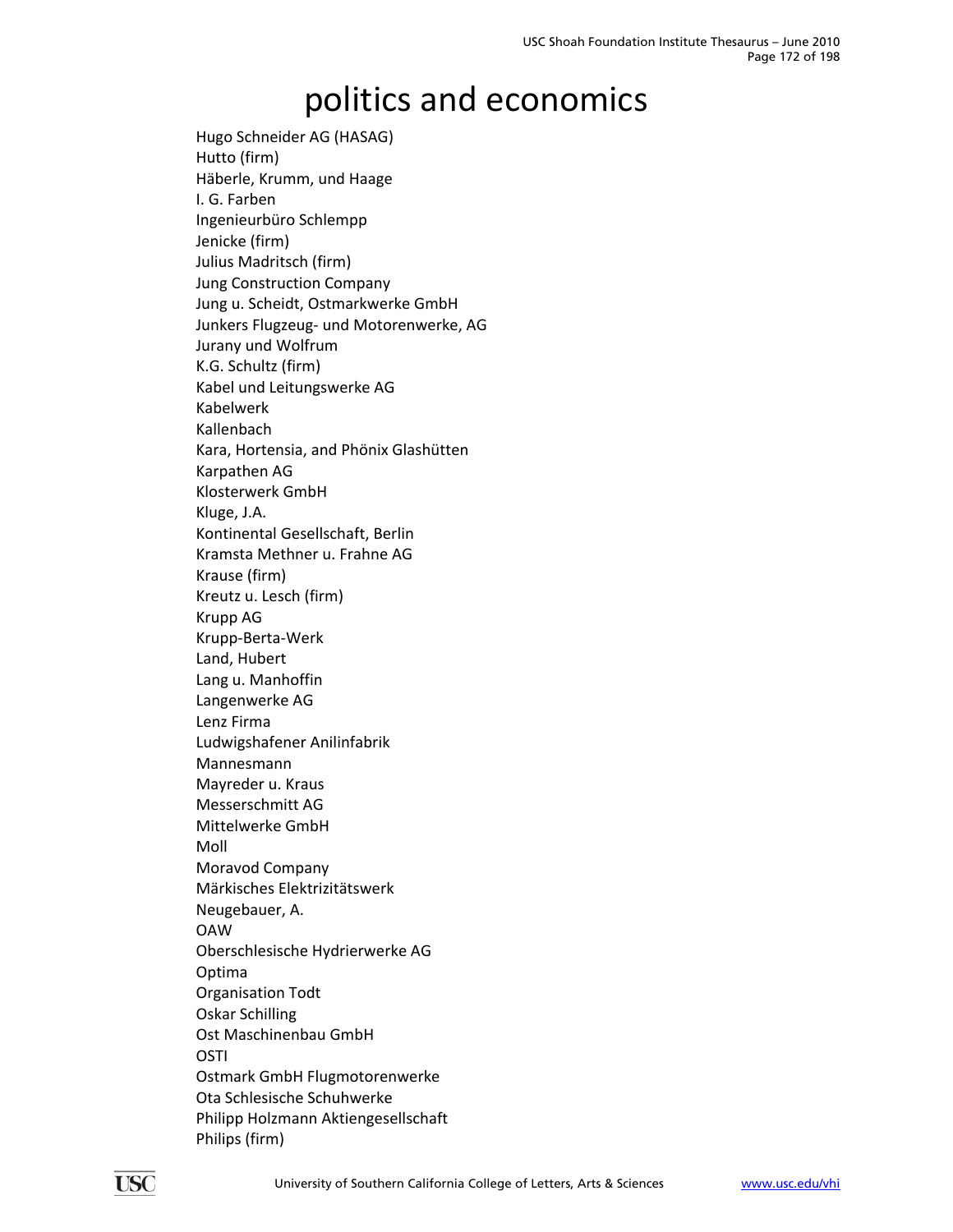# politics and economics

Hugo Schneider AG (HASAG)
Hutto (firm)
Häberle, Krumm, und Haage
I. G. Farben
Ingenieurbüro Schlempp
Jenicke (firm)
Julius Madritsch (firm)
Jung Construction Company
Jung u. Scheidt, Ostmarkwerke GmbH
Junkers Flugzeug- und Motorenwerke, AG
Jurany und Wolfrum
K.G. Schultz (firm)
Kabel und Leitungswerke AG
Kabelwerk
Kallenbach
Kara, Hortensia, and Phönix Glashütten
Karpathen AG
Klosterwerk GmbH
Kluge, J.A.
Kontinental Gesellschaft, Berlin
Kramsta Methner u. Frahne AG
Krause (firm)
Kreutz u. Lesch (firm)
Krupp AG
Krupp-Berta-Werk
Land, Hubert
Lang u. Manhoffin
Langenwerke AG
Lenz Firma
Ludwigshafener Anilinfabrik
Mannesmann
Mayreder u. Kraus
Messerschmitt AG
Mittelwerke GmbH
Moll
Moravod Company
Märkisches Elektrizitätswerk
Neugebauer, A.
OAW
Oberschlesische Hydrierwerke AG
Optima
Organisation Todt
Oskar Schilling
Ost Maschinenbau GmbH
OSTI
Ostmark GmbH Flugmotorenwerke
Ota Schlesische Schuhwerke
Philipp Holzmann Aktiengesellschaft
Philips (firm)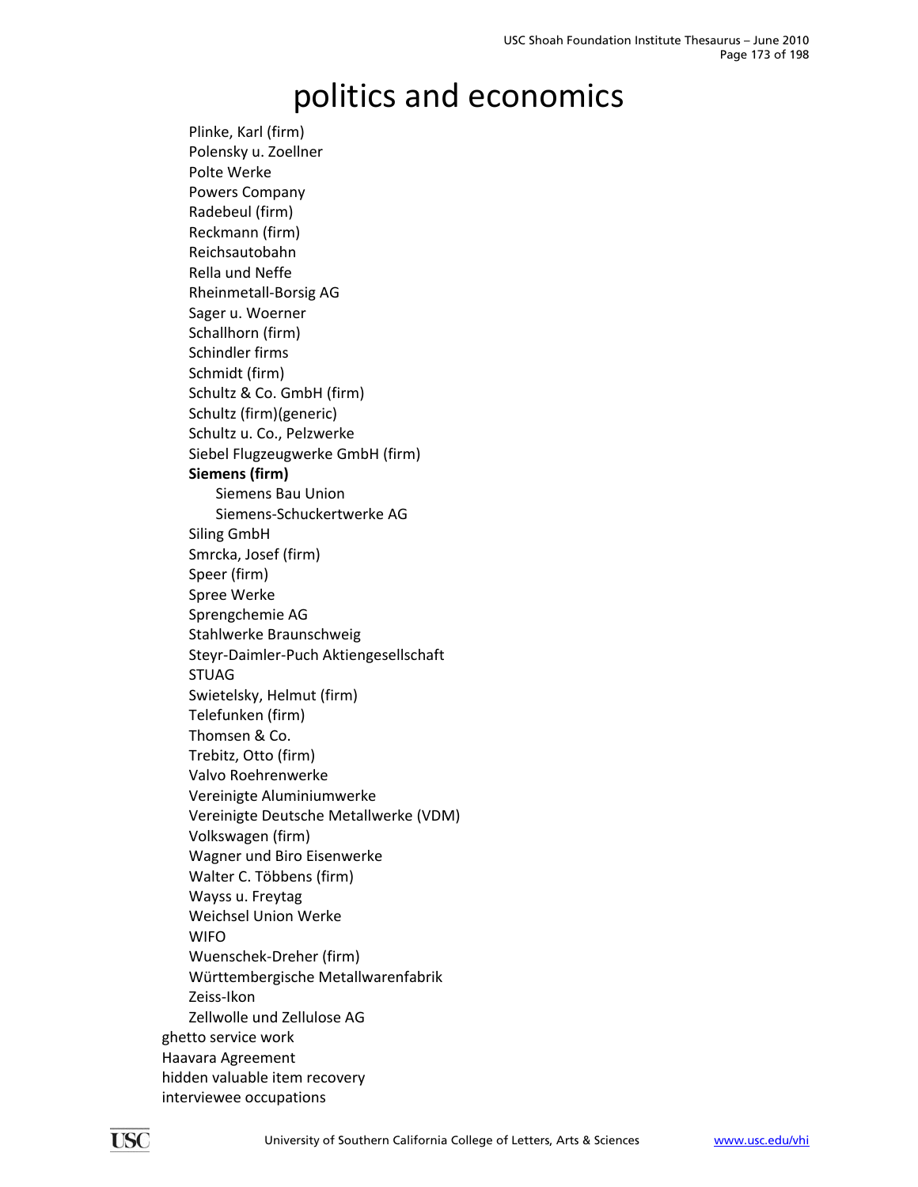# politics and economics

- Plinke, Karl (firm)
- Polensky u. Zoellner
- Polte Werke
- Powers Company
- Radebeul (firm)
- Reckmann (firm)
- Reichsautobahn
- Rella und Neffe
- Rheinmetall-Borsig AG
- Sager u. Woerner
- Schallhorn (firm)
- Schindler firms
- Schmidt (firm)
- Schultz & Co. GmbH (firm)
- Schultz (firm)(generic)
- Schultz u. Co., Pelzwerke
- Siebel Flugzeugwerke GmbH (firm)
- **Siemens (firm)**
  - Siemens Bau Union
  - Siemens-Schuckertwerke AG
- Siling GmbH
- Smrcka, Josef (firm)
- Speer (firm)
- Spree Werke
- Sprengchemie AG
- Stahlwerke Braunschweig
- Steyr-Daimler-Puch Aktiengesellschaft
- STUAG
- Swietelsky, Helmut (firm)
- Telefunken (firm)
- Thomsen & Co.
- Trebitz, Otto (firm)
- Valvo Roehrenwerke
- Vereinigte Aluminiumwerke
- Vereinigte Deutsche Metallwerke (VDM)
- Volkswagen (firm)
- Wagner und Biro Eisenwerke
- Walter C. Többens (firm)
- Wayss u. Freytag
- Weichsel Union Werke
- WIFO
- Wuenschek-Dreher (firm)
- Württembergische Metallwarenfabrik
- Zeiss-Ikon
- Zellwolle und Zellulose AG

ghetto service work
Haavara Agreement
hidden valuable item recovery
interviewee occupations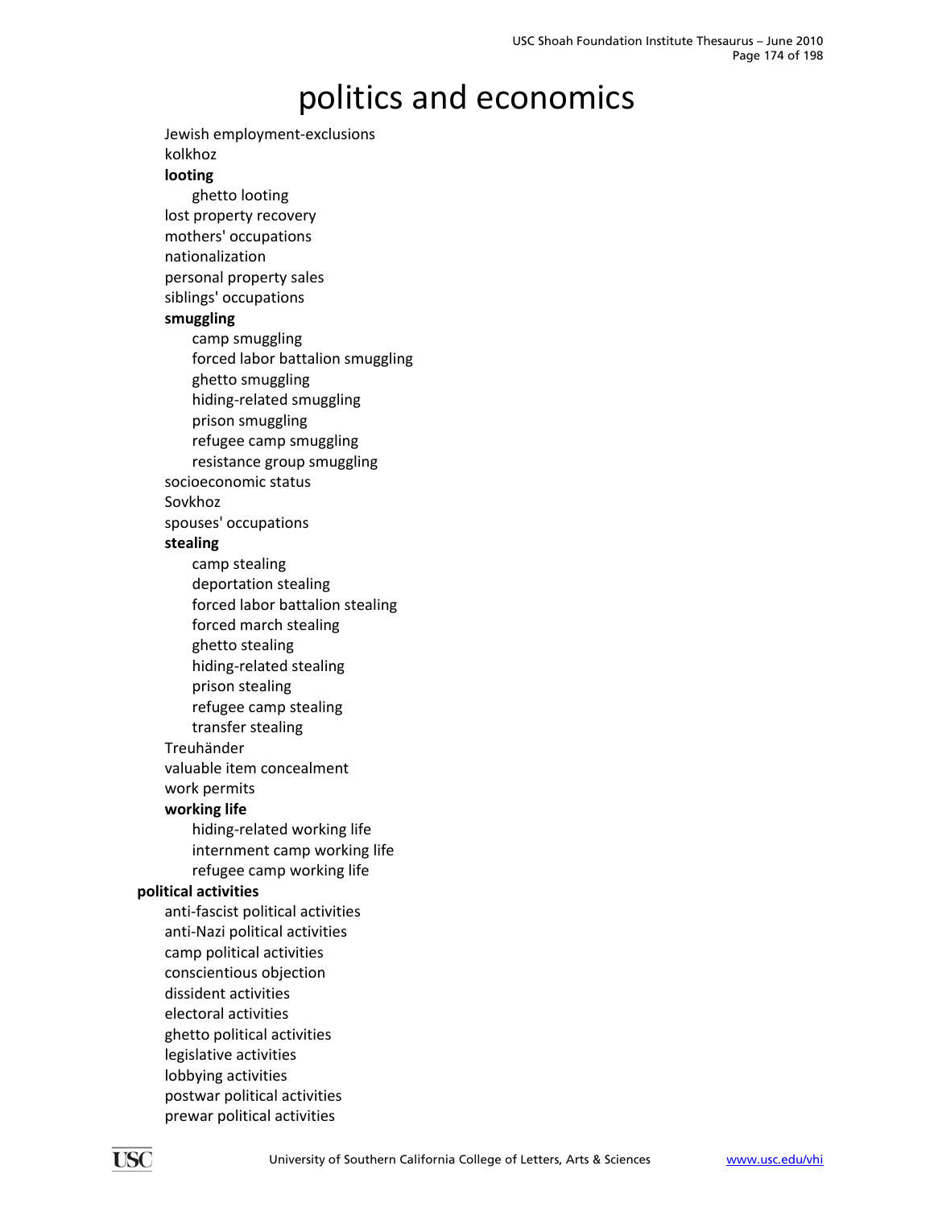# politics and economics

- Jewish employment-exclusions
- kolkhoz
- **looting**
  - ghetto looting
- lost property recovery
- mothers' occupations
- nationalization
- personal property sales
- siblings' occupations
- **smuggling**
  - camp smuggling
  - forced labor battalion smuggling
  - ghetto smuggling
  - hiding-related smuggling
  - prison smuggling
  - refugee camp smuggling
  - resistance group smuggling
- socioeconomic status
- Sovkhoz
- spouses' occupations
- **stealing**
  - camp stealing
  - deportation stealing
  - forced labor battalion stealing
  - forced march stealing
  - ghetto stealing
  - hiding-related stealing
  - prison stealing
  - refugee camp stealing
  - transfer stealing
- Treuhänder
- valuable item concealment
- work permits
- **working life**
  - hiding-related working life
  - internment camp working life
  - refugee camp working life

**political activities**

- anti-fascist political activities
- anti-Nazi political activities
- camp political activities
- conscientious objection
- dissident activities
- electoral activities
- ghetto political activities
- legislative activities
- lobbying activities
- postwar political activities
- prewar political activities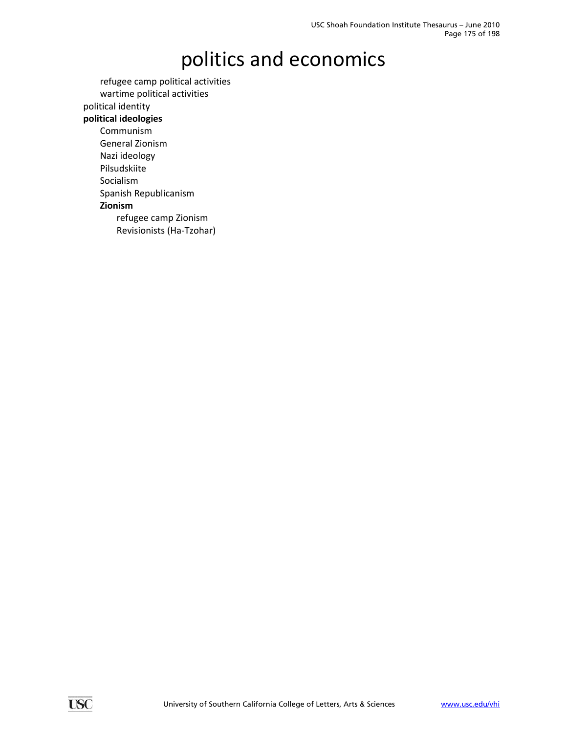# politics and economics

- refugee camp political activities
- wartime political activities

political identity

**political ideologies**

- Communism
- General Zionism
- Nazi ideology
- Pilsudskiite
- Socialism
- Spanish Republicanism
- **Zionism**
    - refugee camp Zionism
    - Revisionists (Ha-Tzohar)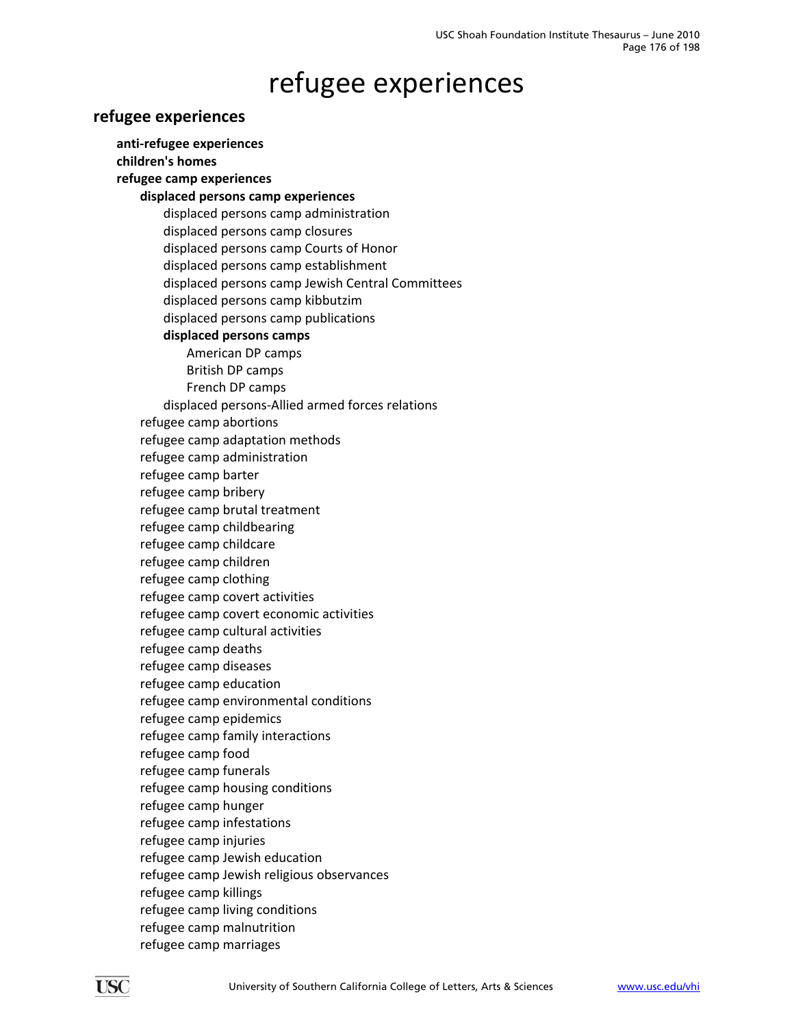# refugee experiences

## refugee experiences

- **anti-refugee experiences**
- **children's homes**
- **refugee camp experiences**
  - **displaced persons camp experiences**
    - displaced persons camp administration
    - displaced persons camp closures
    - displaced persons camp Courts of Honor
    - displaced persons camp establishment
    - displaced persons camp Jewish Central Committees
    - displaced persons camp kibbutzim
    - displaced persons camp publications
    - **displaced persons camps**
      - American DP camps
      - British DP camps
      - French DP camps
    - displaced persons-Allied armed forces relations
  - refugee camp abortions
  - refugee camp adaptation methods
  - refugee camp administration
  - refugee camp barter
  - refugee camp bribery
  - refugee camp brutal treatment
  - refugee camp childbearing
  - refugee camp childcare
  - refugee camp children
  - refugee camp clothing
  - refugee camp covert activities
  - refugee camp covert economic activities
  - refugee camp cultural activities
  - refugee camp deaths
  - refugee camp diseases
  - refugee camp education
  - refugee camp environmental conditions
  - refugee camp epidemics
  - refugee camp family interactions
  - refugee camp food
  - refugee camp funerals
  - refugee camp housing conditions
  - refugee camp hunger
  - refugee camp infestations
  - refugee camp injuries
  - refugee camp Jewish education
  - refugee camp Jewish religious observances
  - refugee camp killings
  - refugee camp living conditions
  - refugee camp malnutrition
  - refugee camp marriages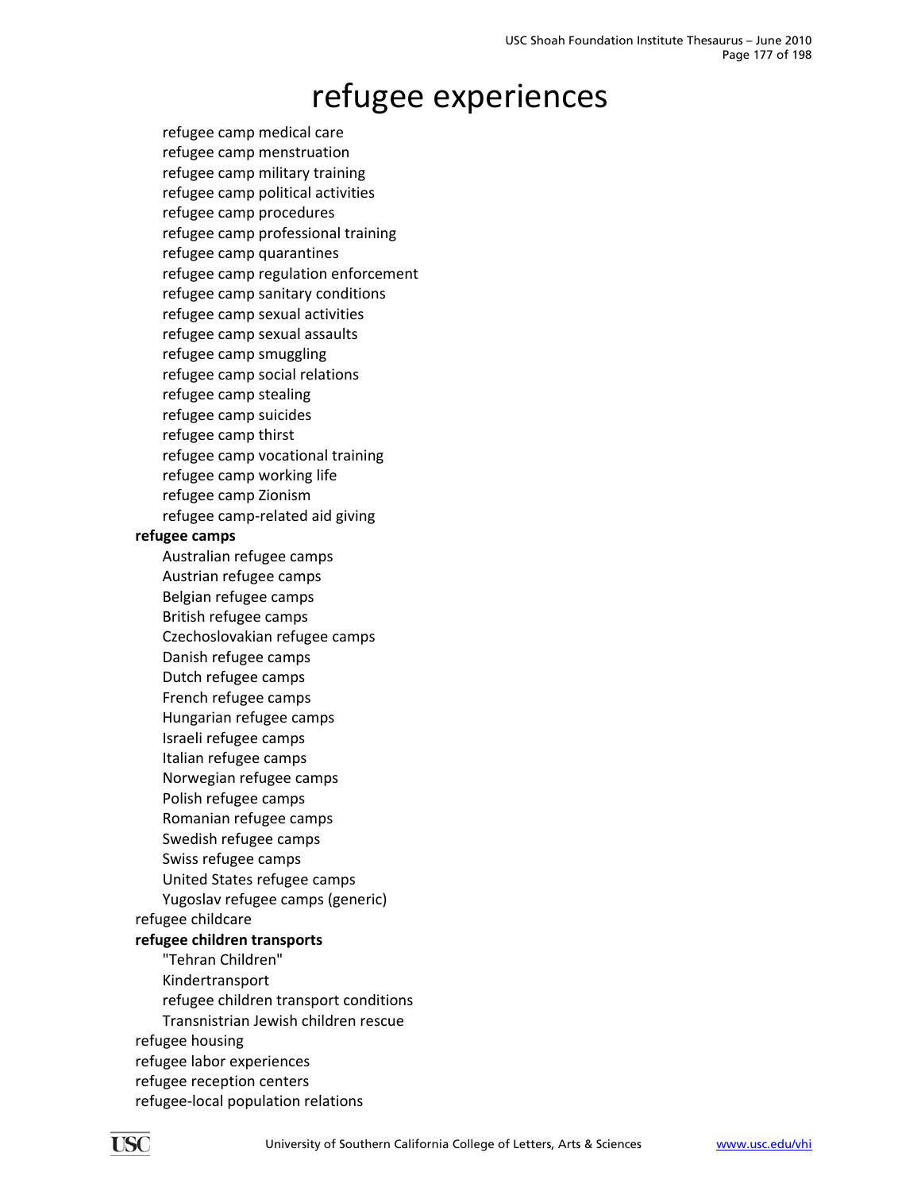# refugee experiences

- refugee camp medical care
- refugee camp menstruation
- refugee camp military training
- refugee camp political activities
- refugee camp procedures
- refugee camp professional training
- refugee camp quarantines
- refugee camp regulation enforcement
- refugee camp sanitary conditions
- refugee camp sexual activities
- refugee camp sexual assaults
- refugee camp smuggling
- refugee camp social relations
- refugee camp stealing
- refugee camp suicides
- refugee camp thirst
- refugee camp vocational training
- refugee camp working life
- refugee camp Zionism
- refugee camp-related aid giving

**refugee camps**

- Australian refugee camps
- Austrian refugee camps
- Belgian refugee camps
- British refugee camps
- Czechoslovakian refugee camps
- Danish refugee camps
- Dutch refugee camps
- French refugee camps
- Hungarian refugee camps
- Israeli refugee camps
- Italian refugee camps
- Norwegian refugee camps
- Polish refugee camps
- Romanian refugee camps
- Swedish refugee camps
- Swiss refugee camps
- United States refugee camps
- Yugoslav refugee camps (generic)

refugee childcare

**refugee children transports**

- "Tehran Children"
- Kindertransport
- refugee children transport conditions
- Transnistrian Jewish children rescue

refugee housing

refugee labor experiences

refugee reception centers

refugee-local population relations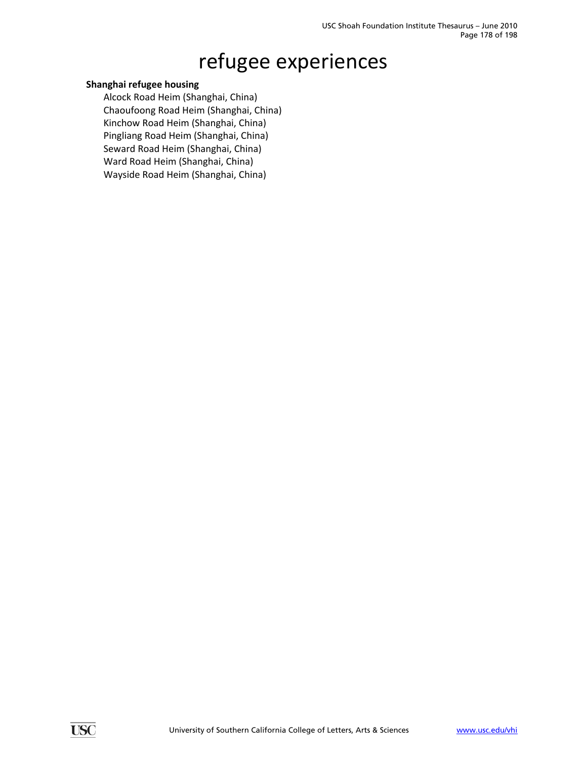# refugee experiences

**Shanghai refugee housing**

Alcock Road Heim (Shanghai, China)
Chaoufoong Road Heim (Shanghai, China)
Kinchow Road Heim (Shanghai, China)
Pingliang Road Heim (Shanghai, China)
Seward Road Heim (Shanghai, China)
Ward Road Heim (Shanghai, China)
Wayside Road Heim (Shanghai, China)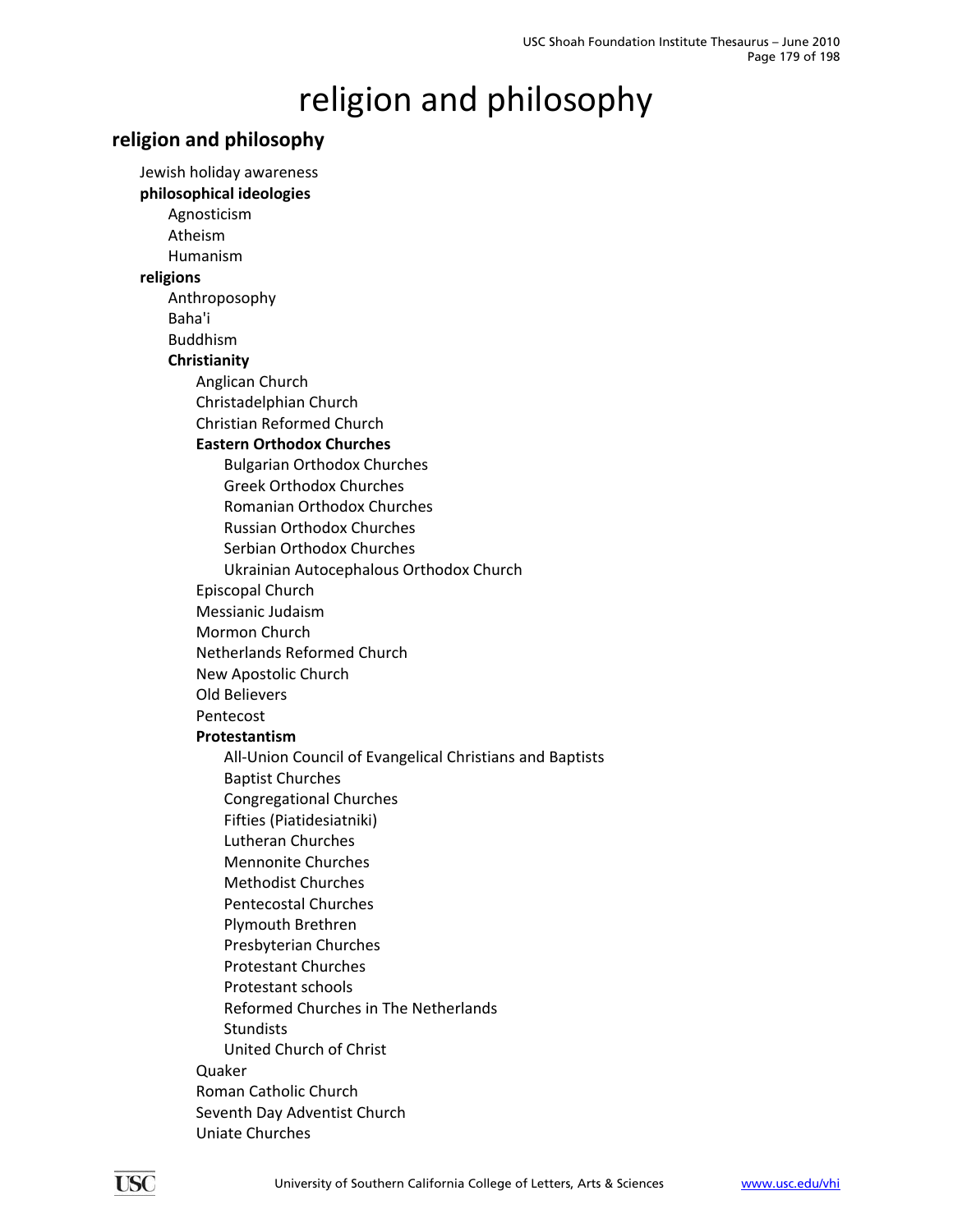# religion and philosophy

## religion and philosophy

- Jewish holiday awareness
- **philosophical ideologies**
  - Agnosticism
  - Atheism
  - Humanism
- **religions**
  - Anthroposophy
  - Baha'i
  - Buddhism
  - **Christianity**
    - Anglican Church
    - Christadelphian Church
    - Christian Reformed Church
    - **Eastern Orthodox Churches**
      - Bulgarian Orthodox Churches
      - Greek Orthodox Churches
      - Romanian Orthodox Churches
      - Russian Orthodox Churches
      - Serbian Orthodox Churches
      - Ukrainian Autocephalous Orthodox Church
    - Episcopal Church
    - Messianic Judaism
    - Mormon Church
    - Netherlands Reformed Church
    - New Apostolic Church
    - Old Believers
    - Pentecost
    - **Protestantism**
      - All-Union Council of Evangelical Christians and Baptists
      - Baptist Churches
      - Congregational Churches
      - Fifties (Piatidesiatniki)
      - Lutheran Churches
      - Mennonite Churches
      - Methodist Churches
      - Pentecostal Churches
      - Plymouth Brethren
      - Presbyterian Churches
      - Protestant Churches
      - Protestant schools
      - Reformed Churches in The Netherlands
      - Stundists
      - United Church of Christ
    - Quaker
    - Roman Catholic Church
    - Seventh Day Adventist Church
    - Uniate Churches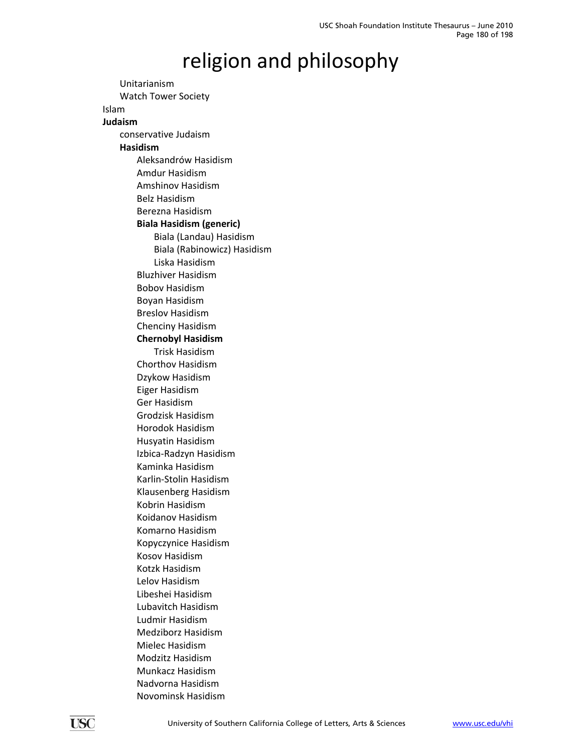# religion and philosophy

- Unitarianism
- Watch Tower Society

- Islam
- **Judaism**
  - conservative Judaism
  - **Hasidism**
    - Aleksandrów Hasidism
    - Amdur Hasidism
    - Amshinov Hasidism
    - Belz Hasidism
    - Berezna Hasidism
    - **Biala Hasidism (generic)**
      - Biala (Landau) Hasidism
      - Biala (Rabinowicz) Hasidism
      - Liska Hasidism
    - Bluzhiver Hasidism
    - Bobov Hasidism
    - Boyan Hasidism
    - Breslov Hasidism
    - Chenciny Hasidism
    - **Chernobyl Hasidism**
      - Trisk Hasidism
    - Chorthov Hasidism
    - Dzykow Hasidism
    - Eiger Hasidism
    - Ger Hasidism
    - Grodzisk Hasidism
    - Horodok Hasidism
    - Husyatin Hasidism
    - Izbica-Radzyn Hasidism
    - Kaminka Hasidism
    - Karlin-Stolin Hasidism
    - Klausenberg Hasidism
    - Kobrin Hasidism
    - Koidanov Hasidism
    - Komarno Hasidism
    - Kopyczynice Hasidism
    - Kosov Hasidism
    - Kotzk Hasidism
    - Lelov Hasidism
    - Libeshei Hasidism
    - Lubavitch Hasidism
    - Ludmir Hasidism
    - Medziborz Hasidism
    - Mielec Hasidism
    - Modzitz Hasidism
    - Munkacz Hasidism
    - Nadvorna Hasidism
    - Novominsk Hasidism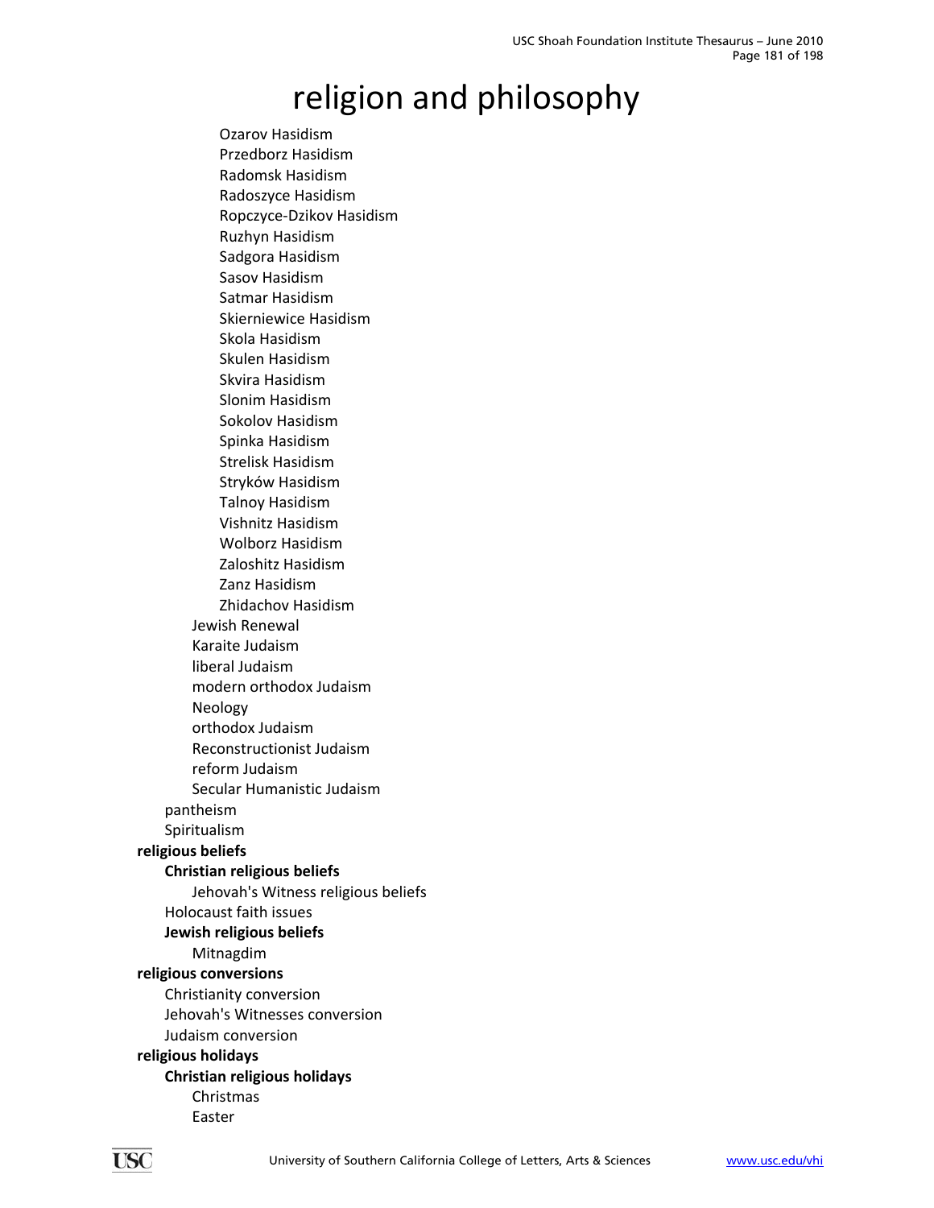# religion and philosophy

- Ozarov Hasidism
- Przedborz Hasidism
- Radomsk Hasidism
- Radoszyce Hasidism
- Ropczyce-Dzikov Hasidism
- Ruzhyn Hasidism
- Sadgora Hasidism
- Sasov Hasidism
- Satmar Hasidism
- Skierniewice Hasidism
- Skola Hasidism
- Skulen Hasidism
- Skvira Hasidism
- Slonim Hasidism
- Sokolov Hasidism
- Spinka Hasidism
- Strelisk Hasidism
- Stryków Hasidism
- Talnoy Hasidism
- Vishnitz Hasidism
- Wolborz Hasidism
- Zaloshitz Hasidism
- Zanz Hasidism
- Zhidachov Hasidism

Jewish Renewal
Karaite Judaism
liberal Judaism
modern orthodox Judaism
Neology
orthodox Judaism
Reconstructionist Judaism
reform Judaism
Secular Humanistic Judaism

pantheism
Spiritualism

**religious beliefs**

- **Christian religious beliefs**
  - Jehovah's Witness religious beliefs
- Holocaust faith issues
- **Jewish religious beliefs**
  - Mitnagdim

**religious conversions**

- Christianity conversion
- Jehovah's Witnesses conversion
- Judaism conversion

**religious holidays**

- **Christian religious holidays**
  - Christmas
  - Easter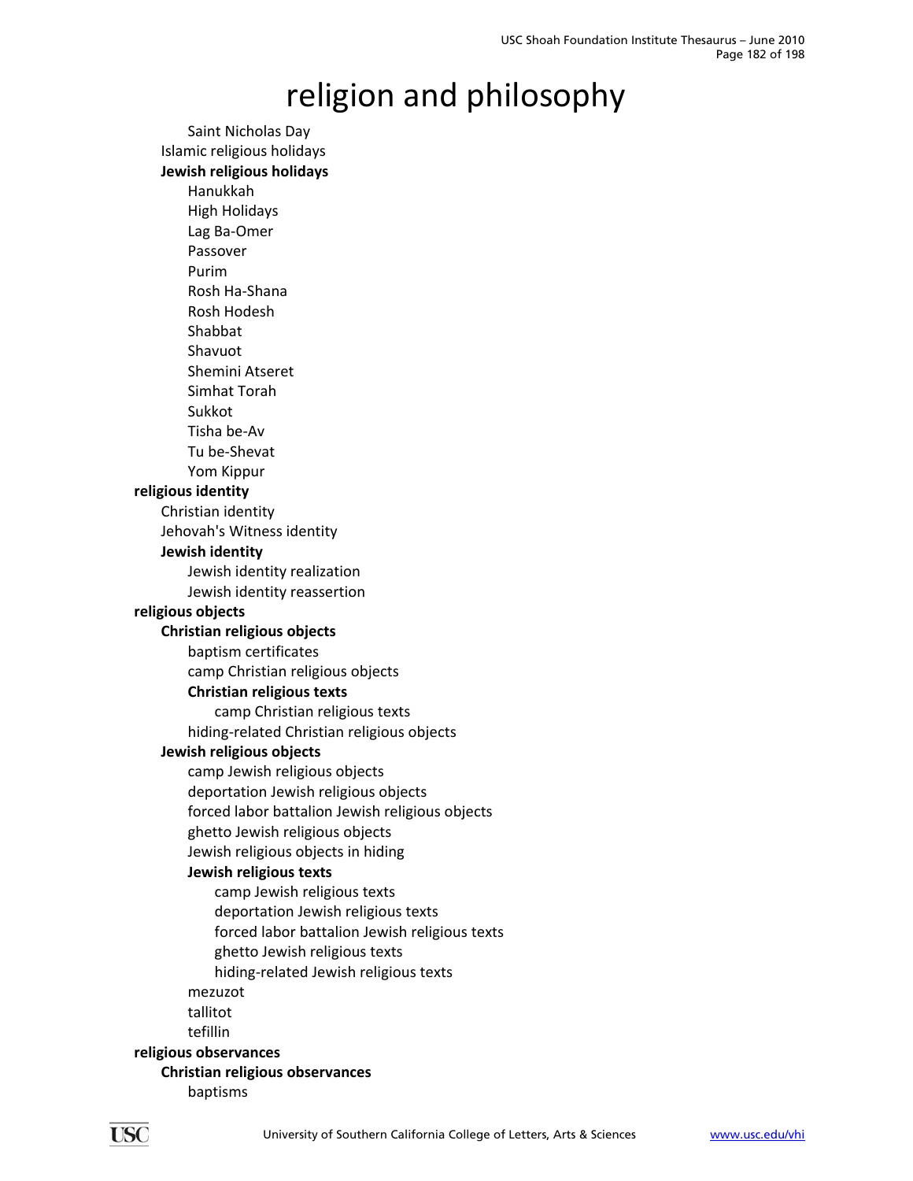# religion and philosophy

- Saint Nicholas Day
- Islamic religious holidays
- **Jewish religious holidays**
  - Hanukkah
  - High Holidays
  - Lag Ba-Omer
  - Passover
  - Purim
  - Rosh Ha-Shana
  - Rosh Hodesh
  - Shabbat
  - Shavuot
  - Shemini Atseret
  - Simhat Torah
  - Sukkot
  - Tisha be-Av
  - Tu be-Shevat
  - Yom Kippur

**religious identity**

- Christian identity
- Jehovah's Witness identity
- **Jewish identity**
  - Jewish identity realization
  - Jewish identity reassertion

**religious objects**

- **Christian religious objects**
  - baptism certificates
  - camp Christian religious objects
  - **Christian religious texts**
    - camp Christian religious texts
  - hiding-related Christian religious objects
- **Jewish religious objects**
  - camp Jewish religious objects
  - deportation Jewish religious objects
  - forced labor battalion Jewish religious objects
  - ghetto Jewish religious objects
  - Jewish religious objects in hiding
  - **Jewish religious texts**
    - camp Jewish religious texts
    - deportation Jewish religious texts
    - forced labor battalion Jewish religious texts
    - ghetto Jewish religious texts
    - hiding-related Jewish religious texts
  - mezuzot
  - tallitot
  - tefillin

**religious observances**

- **Christian religious observances**
  - baptisms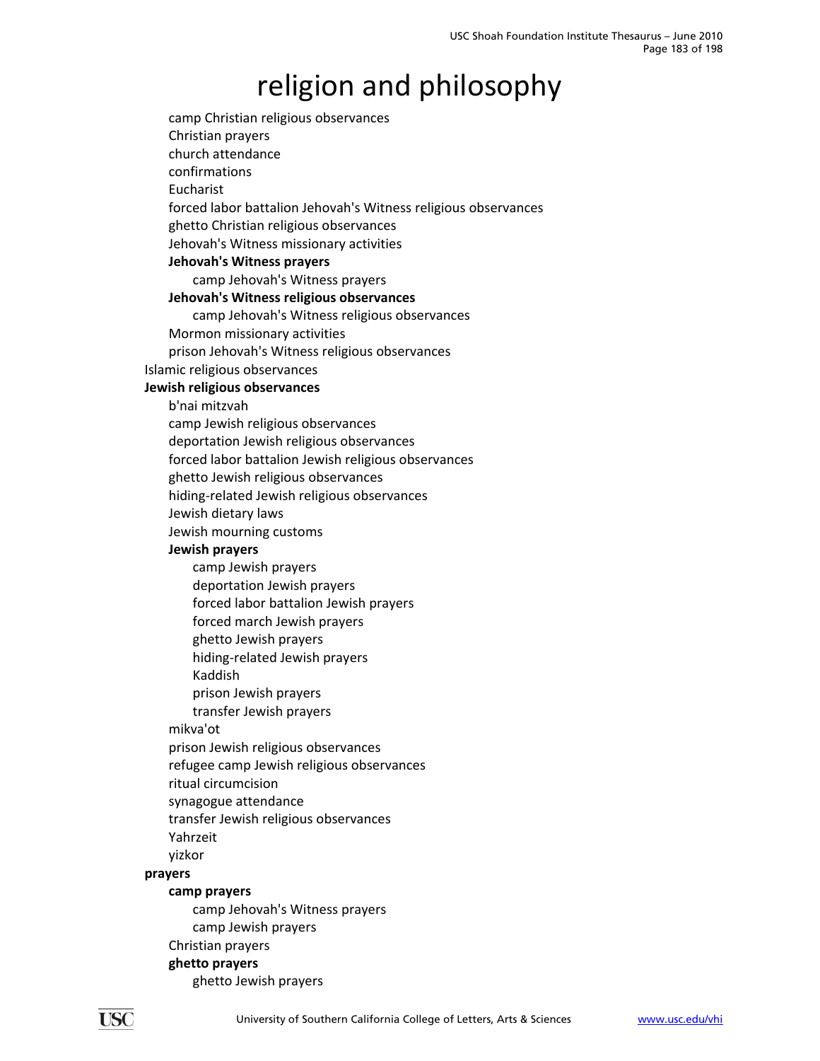# religion and philosophy

- camp Christian religious observances
- Christian prayers
- church attendance
- confirmations
- Eucharist
- forced labor battalion Jehovah's Witness religious observances
- ghetto Christian religious observances
- Jehovah's Witness missionary activities
- **Jehovah's Witness prayers**
  - camp Jehovah's Witness prayers
- **Jehovah's Witness religious observances**
  - camp Jehovah's Witness religious observances
- Mormon missionary activities
- prison Jehovah's Witness religious observances

Islamic religious observances

**Jewish religious observances**

- b'nai mitzvah
- camp Jewish religious observances
- deportation Jewish religious observances
- forced labor battalion Jewish religious observances
- ghetto Jewish religious observances
- hiding-related Jewish religious observances
- Jewish dietary laws
- Jewish mourning customs
- **Jewish prayers**
  - camp Jewish prayers
  - deportation Jewish prayers
  - forced labor battalion Jewish prayers
  - forced march Jewish prayers
  - ghetto Jewish prayers
  - hiding-related Jewish prayers
  - Kaddish
  - prison Jewish prayers
  - transfer Jewish prayers
- mikva'ot
- prison Jewish religious observances
- refugee camp Jewish religious observances
- ritual circumcision
- synagogue attendance
- transfer Jewish religious observances
- Yahrzeit
- yizkor

**prayers**

- **camp prayers**
  - camp Jehovah's Witness prayers
  - camp Jewish prayers
- Christian prayers
- **ghetto prayers**
  - ghetto Jewish prayers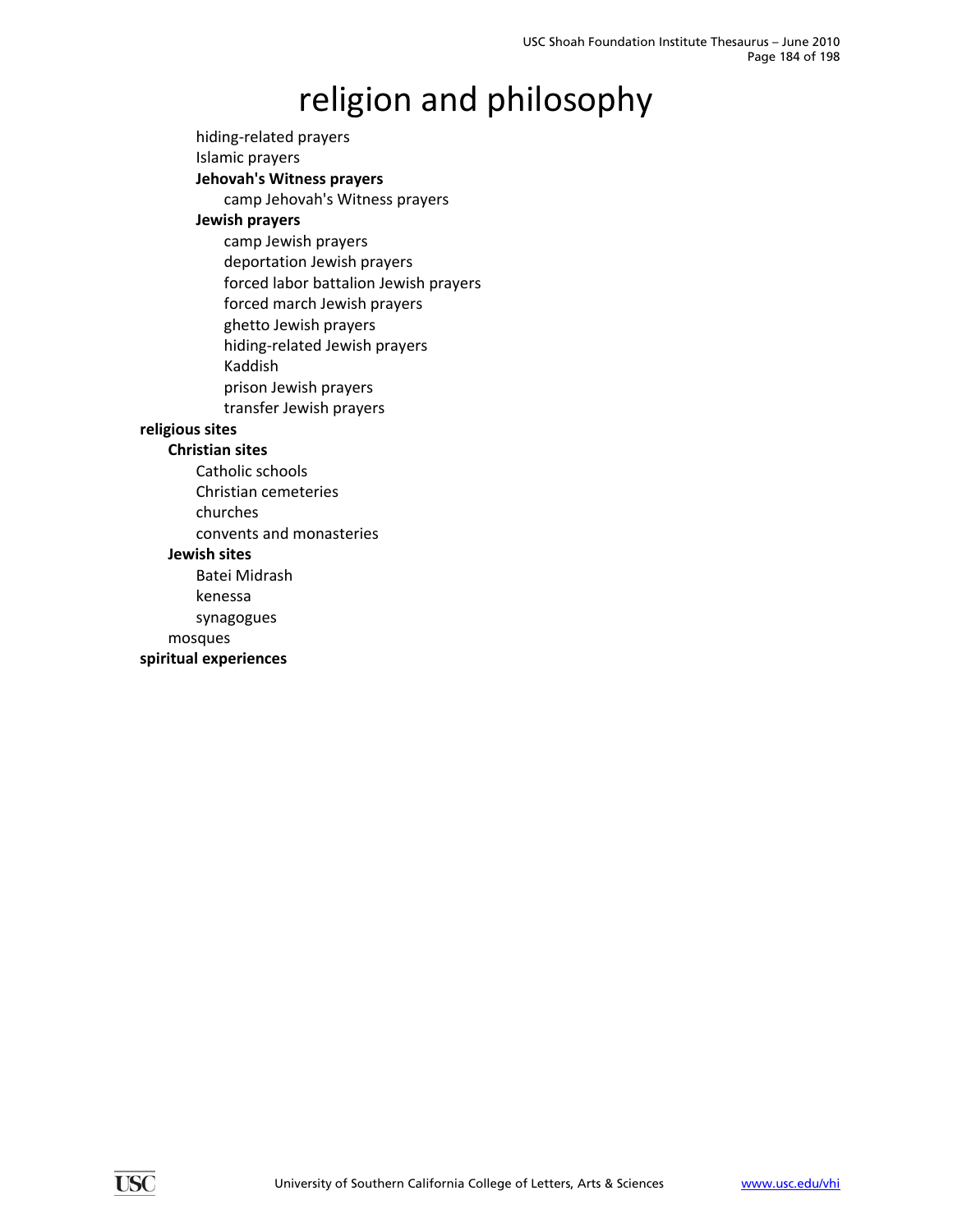# religion and philosophy

- hiding-related prayers
- Islamic prayers
- **Jehovah's Witness prayers**
  - camp Jehovah's Witness prayers
- **Jewish prayers**
  - camp Jewish prayers
  - deportation Jewish prayers
  - forced labor battalion Jewish prayers
  - forced march Jewish prayers
  - ghetto Jewish prayers
  - hiding-related Jewish prayers
  - Kaddish
  - prison Jewish prayers
  - transfer Jewish prayers

**religious sites**

- **Christian sites**
  - Catholic schools
  - Christian cemeteries
  - churches
  - convents and monasteries
- **Jewish sites**
  - Batei Midrash
  - kenessa
  - synagogues
- mosques

**spiritual experiences**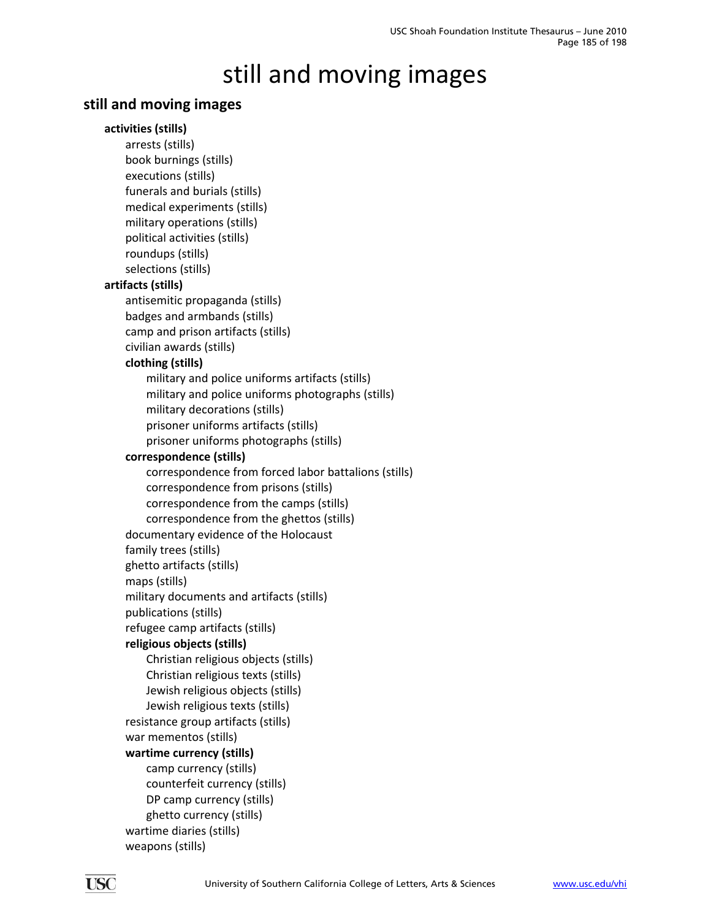# still and moving images

## still and moving images

- **activities (stills)**
  - arrests (stills)
  - book burnings (stills)
  - executions (stills)
  - funerals and burials (stills)
  - medical experiments (stills)
  - military operations (stills)
  - political activities (stills)
  - roundups (stills)
  - selections (stills)
- **artifacts (stills)**
  - antisemitic propaganda (stills)
  - badges and armbands (stills)
  - camp and prison artifacts (stills)
  - civilian awards (stills)
  - **clothing (stills)**
    - military and police uniforms artifacts (stills)
    - military and police uniforms photographs (stills)
    - military decorations (stills)
    - prisoner uniforms artifacts (stills)
    - prisoner uniforms photographs (stills)
  - **correspondence (stills)**
    - correspondence from forced labor battalions (stills)
    - correspondence from prisons (stills)
    - correspondence from the camps (stills)
    - correspondence from the ghettos (stills)
  - documentary evidence of the Holocaust
  - family trees (stills)
  - ghetto artifacts (stills)
  - maps (stills)
  - military documents and artifacts (stills)
  - publications (stills)
  - refugee camp artifacts (stills)
  - **religious objects (stills)**
    - Christian religious objects (stills)
    - Christian religious texts (stills)
    - Jewish religious objects (stills)
    - Jewish religious texts (stills)
  - resistance group artifacts (stills)
  - war mementos (stills)
  - **wartime currency (stills)**
    - camp currency (stills)
    - counterfeit currency (stills)
    - DP camp currency (stills)
    - ghetto currency (stills)
  - wartime diaries (stills)
  - weapons (stills)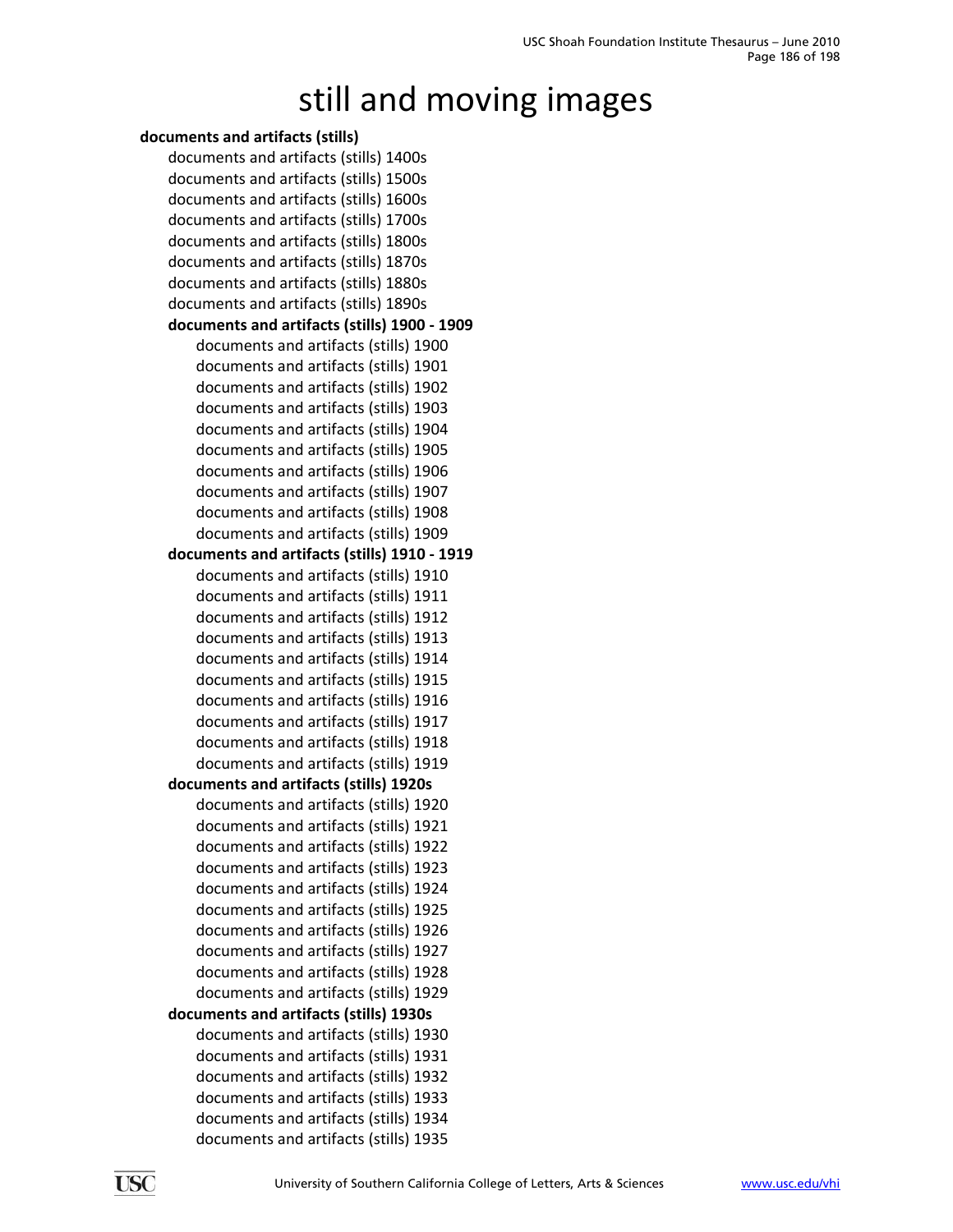# still and moving images

**documents and artifacts (stills)**

- documents and artifacts (stills) 1400s
- documents and artifacts (stills) 1500s
- documents and artifacts (stills) 1600s
- documents and artifacts (stills) 1700s
- documents and artifacts (stills) 1800s
- documents and artifacts (stills) 1870s
- documents and artifacts (stills) 1880s
- documents and artifacts (stills) 1890s
- **documents and artifacts (stills) 1900 - 1909**
  - documents and artifacts (stills) 1900
  - documents and artifacts (stills) 1901
  - documents and artifacts (stills) 1902
  - documents and artifacts (stills) 1903
  - documents and artifacts (stills) 1904
  - documents and artifacts (stills) 1905
  - documents and artifacts (stills) 1906
  - documents and artifacts (stills) 1907
  - documents and artifacts (stills) 1908
  - documents and artifacts (stills) 1909
- **documents and artifacts (stills) 1910 - 1919**
  - documents and artifacts (stills) 1910
  - documents and artifacts (stills) 1911
  - documents and artifacts (stills) 1912
  - documents and artifacts (stills) 1913
  - documents and artifacts (stills) 1914
  - documents and artifacts (stills) 1915
  - documents and artifacts (stills) 1916
  - documents and artifacts (stills) 1917
  - documents and artifacts (stills) 1918
  - documents and artifacts (stills) 1919
- **documents and artifacts (stills) 1920s**
  - documents and artifacts (stills) 1920
  - documents and artifacts (stills) 1921
  - documents and artifacts (stills) 1922
  - documents and artifacts (stills) 1923
  - documents and artifacts (stills) 1924
  - documents and artifacts (stills) 1925
  - documents and artifacts (stills) 1926
  - documents and artifacts (stills) 1927
  - documents and artifacts (stills) 1928
  - documents and artifacts (stills) 1929
- **documents and artifacts (stills) 1930s**
  - documents and artifacts (stills) 1930
  - documents and artifacts (stills) 1931
  - documents and artifacts (stills) 1932
  - documents and artifacts (stills) 1933
  - documents and artifacts (stills) 1934
  - documents and artifacts (stills) 1935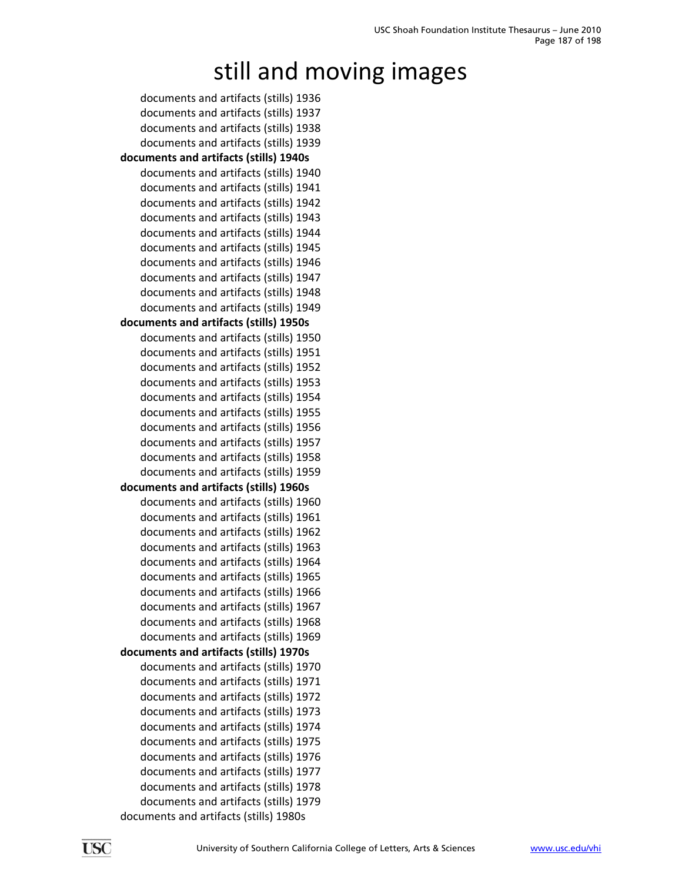# still and moving images

- documents and artifacts (stills) 1936
- documents and artifacts (stills) 1937
- documents and artifacts (stills) 1938
- documents and artifacts (stills) 1939

**documents and artifacts (stills) 1940s**

- documents and artifacts (stills) 1940
- documents and artifacts (stills) 1941
- documents and artifacts (stills) 1942
- documents and artifacts (stills) 1943
- documents and artifacts (stills) 1944
- documents and artifacts (stills) 1945
- documents and artifacts (stills) 1946
- documents and artifacts (stills) 1947
- documents and artifacts (stills) 1948
- documents and artifacts (stills) 1949

**documents and artifacts (stills) 1950s**

- documents and artifacts (stills) 1950
- documents and artifacts (stills) 1951
- documents and artifacts (stills) 1952
- documents and artifacts (stills) 1953
- documents and artifacts (stills) 1954
- documents and artifacts (stills) 1955
- documents and artifacts (stills) 1956
- documents and artifacts (stills) 1957
- documents and artifacts (stills) 1958
- documents and artifacts (stills) 1959

**documents and artifacts (stills) 1960s**

- documents and artifacts (stills) 1960
- documents and artifacts (stills) 1961
- documents and artifacts (stills) 1962
- documents and artifacts (stills) 1963
- documents and artifacts (stills) 1964
- documents and artifacts (stills) 1965
- documents and artifacts (stills) 1966
- documents and artifacts (stills) 1967
- documents and artifacts (stills) 1968
- documents and artifacts (stills) 1969

**documents and artifacts (stills) 1970s**

- documents and artifacts (stills) 1970
- documents and artifacts (stills) 1971
- documents and artifacts (stills) 1972
- documents and artifacts (stills) 1973
- documents and artifacts (stills) 1974
- documents and artifacts (stills) 1975
- documents and artifacts (stills) 1976
- documents and artifacts (stills) 1977
- documents and artifacts (stills) 1978
- documents and artifacts (stills) 1979

documents and artifacts (stills) 1980s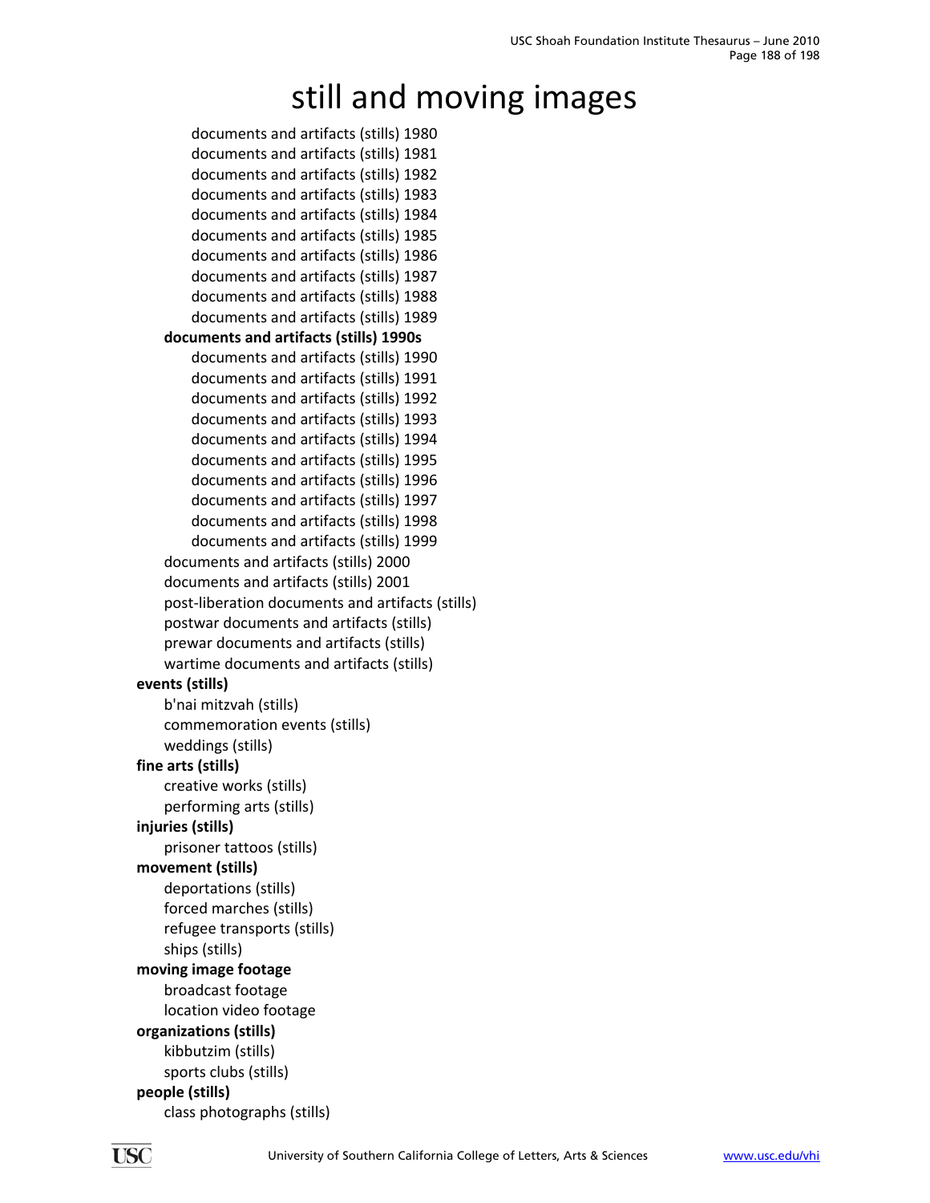# still and moving images

- documents and artifacts (stills) 1980
- documents and artifacts (stills) 1981
- documents and artifacts (stills) 1982
- documents and artifacts (stills) 1983
- documents and artifacts (stills) 1984
- documents and artifacts (stills) 1985
- documents and artifacts (stills) 1986
- documents and artifacts (stills) 1987
- documents and artifacts (stills) 1988
- documents and artifacts (stills) 1989

**documents and artifacts (stills) 1990s**

- documents and artifacts (stills) 1990
- documents and artifacts (stills) 1991
- documents and artifacts (stills) 1992
- documents and artifacts (stills) 1993
- documents and artifacts (stills) 1994
- documents and artifacts (stills) 1995
- documents and artifacts (stills) 1996
- documents and artifacts (stills) 1997
- documents and artifacts (stills) 1998
- documents and artifacts (stills) 1999

- documents and artifacts (stills) 2000
- documents and artifacts (stills) 2001
- post-liberation documents and artifacts (stills)
- postwar documents and artifacts (stills)
- prewar documents and artifacts (stills)
- wartime documents and artifacts (stills)

**events (stills)**

- b'nai mitzvah (stills)
- commemoration events (stills)
- weddings (stills)

**fine arts (stills)**

- creative works (stills)
- performing arts (stills)

**injuries (stills)**

- prisoner tattoos (stills)

**movement (stills)**

- deportations (stills)
- forced marches (stills)
- refugee transports (stills)
- ships (stills)

**moving image footage**

- broadcast footage
- location video footage

**organizations (stills)**

- kibbutzim (stills)
- sports clubs (stills)

**people (stills)**

- class photographs (stills)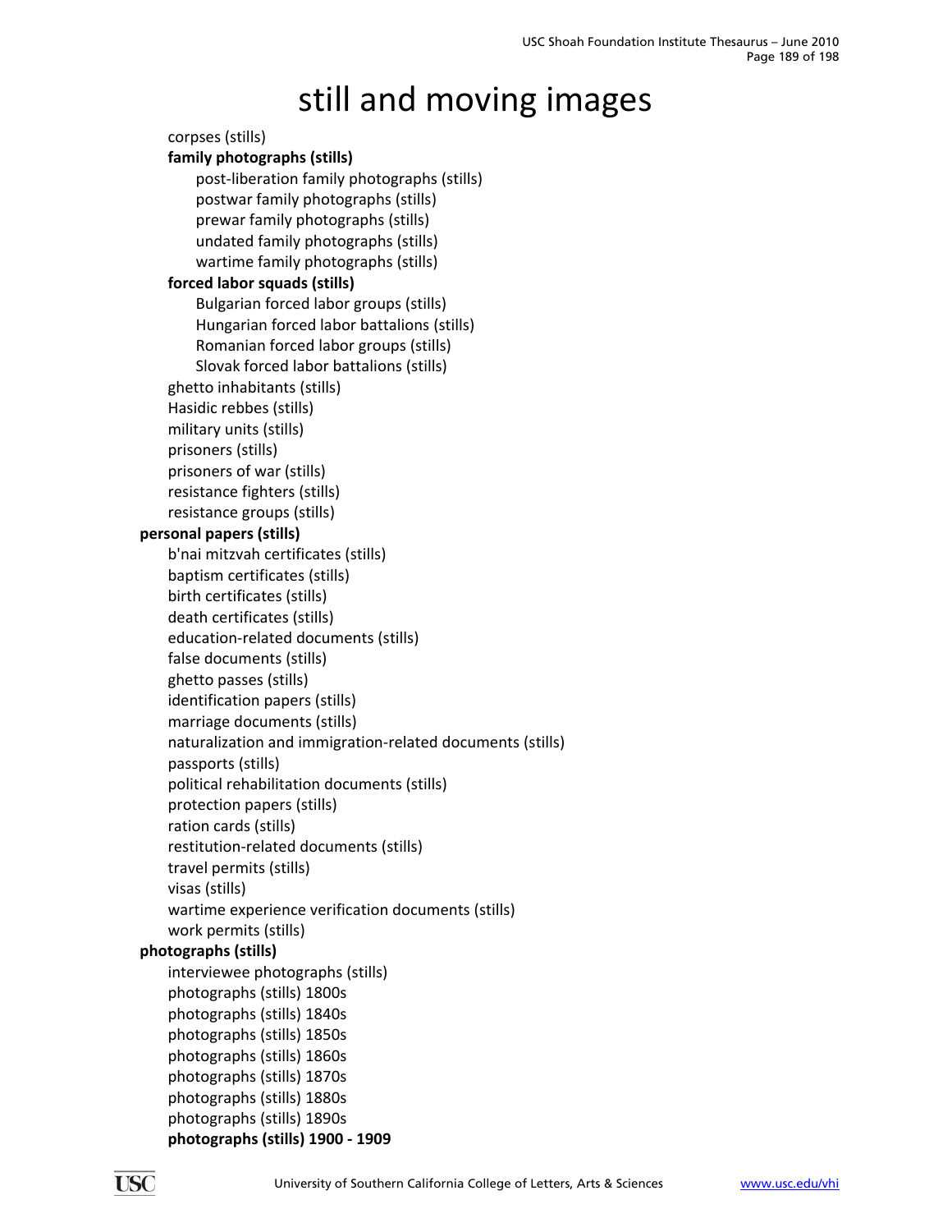# still and moving images

- corpses (stills)
- **family photographs (stills)**
  - post-liberation family photographs (stills)
  - postwar family photographs (stills)
  - prewar family photographs (stills)
  - undated family photographs (stills)
  - wartime family photographs (stills)
- **forced labor squads (stills)**
  - Bulgarian forced labor groups (stills)
  - Hungarian forced labor battalions (stills)
  - Romanian forced labor groups (stills)
  - Slovak forced labor battalions (stills)
- ghetto inhabitants (stills)
- Hasidic rebbes (stills)
- military units (stills)
- prisoners (stills)
- prisoners of war (stills)
- resistance fighters (stills)
- resistance groups (stills)

**personal papers (stills)**

- b'nai mitzvah certificates (stills)
- baptism certificates (stills)
- birth certificates (stills)
- death certificates (stills)
- education-related documents (stills)
- false documents (stills)
- ghetto passes (stills)
- identification papers (stills)
- marriage documents (stills)
- naturalization and immigration-related documents (stills)
- passports (stills)
- political rehabilitation documents (stills)
- protection papers (stills)
- ration cards (stills)
- restitution-related documents (stills)
- travel permits (stills)
- visas (stills)
- wartime experience verification documents (stills)
- work permits (stills)

**photographs (stills)**

- interviewee photographs (stills)
- photographs (stills) 1800s
- photographs (stills) 1840s
- photographs (stills) 1850s
- photographs (stills) 1860s
- photographs (stills) 1870s
- photographs (stills) 1880s
- photographs (stills) 1890s
- **photographs (stills) 1900 - 1909**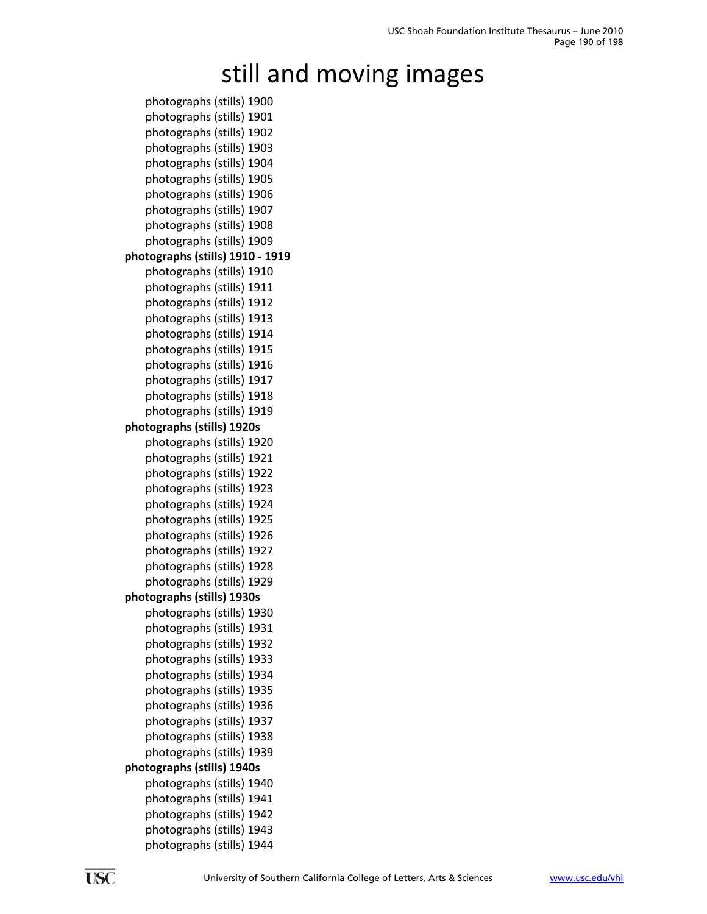# still and moving images

- photographs (stills) 1900
- photographs (stills) 1901
- photographs (stills) 1902
- photographs (stills) 1903
- photographs (stills) 1904
- photographs (stills) 1905
- photographs (stills) 1906
- photographs (stills) 1907
- photographs (stills) 1908
- photographs (stills) 1909

**photographs (stills) 1910 - 1919**

- photographs (stills) 1910
- photographs (stills) 1911
- photographs (stills) 1912
- photographs (stills) 1913
- photographs (stills) 1914
- photographs (stills) 1915
- photographs (stills) 1916
- photographs (stills) 1917
- photographs (stills) 1918
- photographs (stills) 1919

**photographs (stills) 1920s**

- photographs (stills) 1920
- photographs (stills) 1921
- photographs (stills) 1922
- photographs (stills) 1923
- photographs (stills) 1924
- photographs (stills) 1925
- photographs (stills) 1926
- photographs (stills) 1927
- photographs (stills) 1928
- photographs (stills) 1929

**photographs (stills) 1930s**

- photographs (stills) 1930
- photographs (stills) 1931
- photographs (stills) 1932
- photographs (stills) 1933
- photographs (stills) 1934
- photographs (stills) 1935
- photographs (stills) 1936
- photographs (stills) 1937
- photographs (stills) 1938
- photographs (stills) 1939

**photographs (stills) 1940s**

- photographs (stills) 1940
- photographs (stills) 1941
- photographs (stills) 1942
- photographs (stills) 1943
- photographs (stills) 1944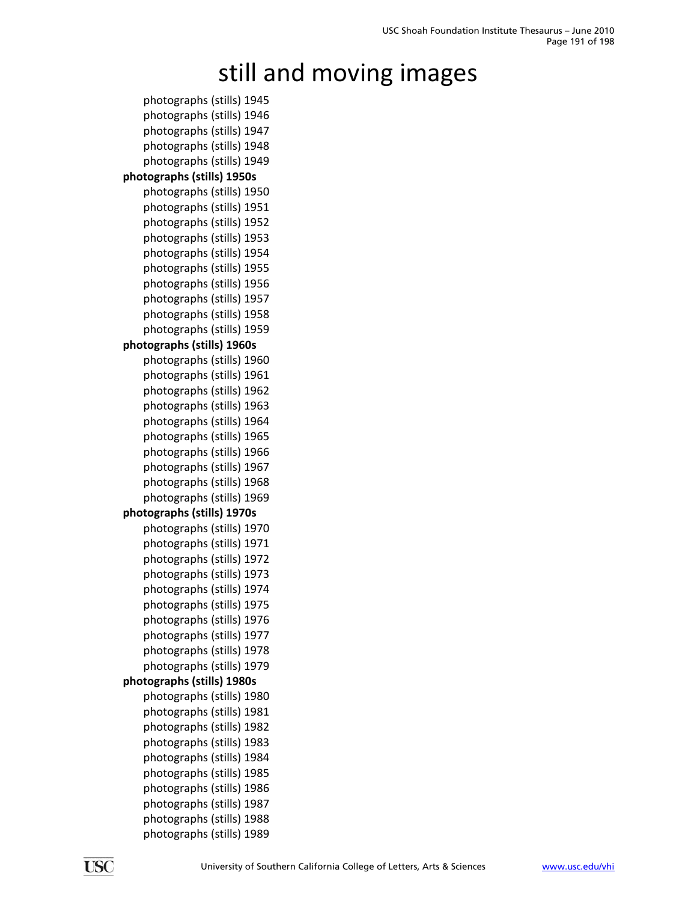# still and moving images

- photographs (stills) 1945
- photographs (stills) 1946
- photographs (stills) 1947
- photographs (stills) 1948
- photographs (stills) 1949

**photographs (stills) 1950s**

- photographs (stills) 1950
- photographs (stills) 1951
- photographs (stills) 1952
- photographs (stills) 1953
- photographs (stills) 1954
- photographs (stills) 1955
- photographs (stills) 1956
- photographs (stills) 1957
- photographs (stills) 1958
- photographs (stills) 1959

**photographs (stills) 1960s**

- photographs (stills) 1960
- photographs (stills) 1961
- photographs (stills) 1962
- photographs (stills) 1963
- photographs (stills) 1964
- photographs (stills) 1965
- photographs (stills) 1966
- photographs (stills) 1967
- photographs (stills) 1968
- photographs (stills) 1969

**photographs (stills) 1970s**

- photographs (stills) 1970
- photographs (stills) 1971
- photographs (stills) 1972
- photographs (stills) 1973
- photographs (stills) 1974
- photographs (stills) 1975
- photographs (stills) 1976
- photographs (stills) 1977
- photographs (stills) 1978
- photographs (stills) 1979

**photographs (stills) 1980s**

- photographs (stills) 1980
- photographs (stills) 1981
- photographs (stills) 1982
- photographs (stills) 1983
- photographs (stills) 1984
- photographs (stills) 1985
- photographs (stills) 1986
- photographs (stills) 1987
- photographs (stills) 1988
- photographs (stills) 1989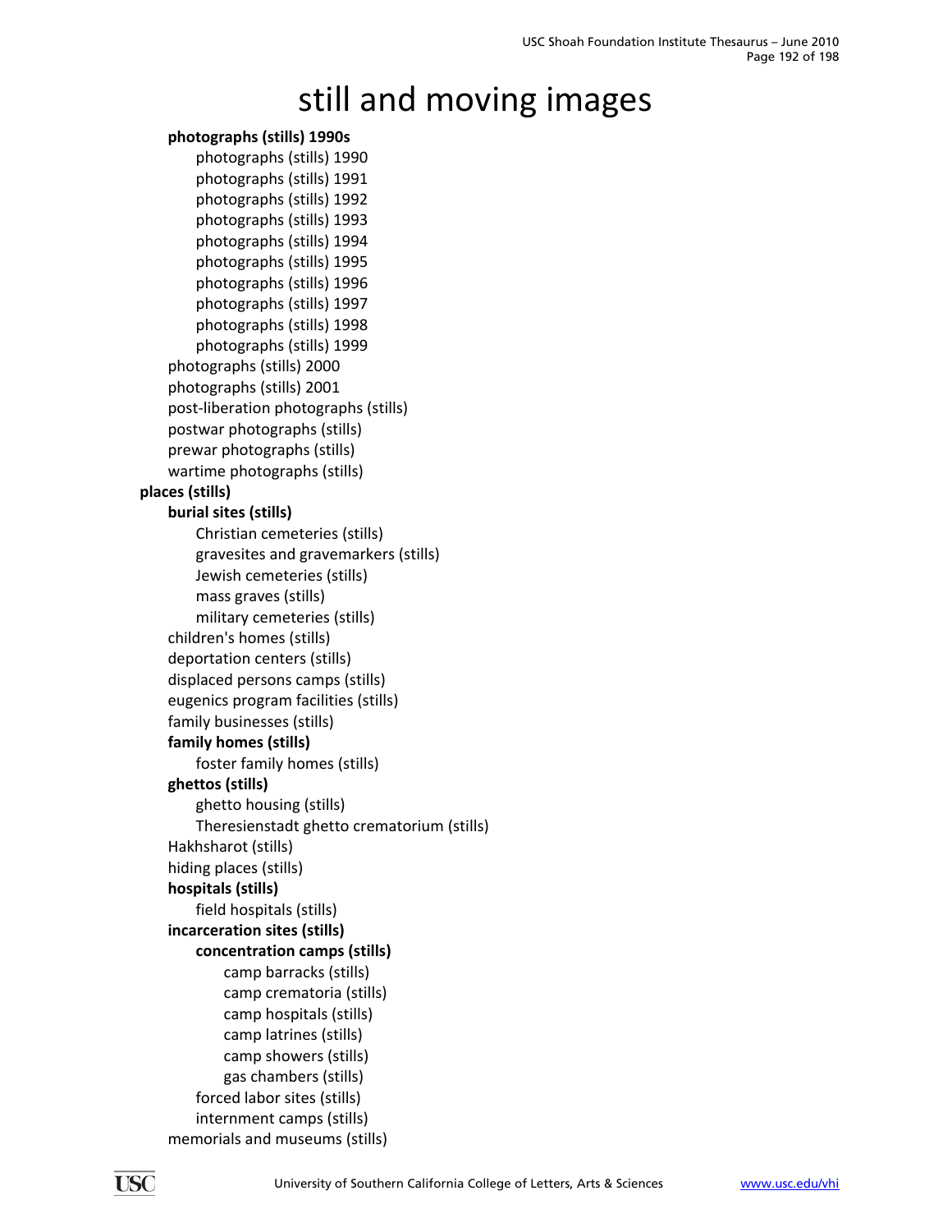# still and moving images

- **photographs (stills) 1990s**
  - photographs (stills) 1990
  - photographs (stills) 1991
  - photographs (stills) 1992
  - photographs (stills) 1993
  - photographs (stills) 1994
  - photographs (stills) 1995
  - photographs (stills) 1996
  - photographs (stills) 1997
  - photographs (stills) 1998
  - photographs (stills) 1999
- photographs (stills) 2000
- photographs (stills) 2001
- post-liberation photographs (stills)
- postwar photographs (stills)
- prewar photographs (stills)
- wartime photographs (stills)

**places (stills)**

- **burial sites (stills)**
  - Christian cemeteries (stills)
  - gravesites and gravemarkers (stills)
  - Jewish cemeteries (stills)
  - mass graves (stills)
  - military cemeteries (stills)
- children's homes (stills)
- deportation centers (stills)
- displaced persons camps (stills)
- eugenics program facilities (stills)
- family businesses (stills)
- **family homes (stills)**
  - foster family homes (stills)
- **ghettos (stills)**
  - ghetto housing (stills)
  - Theresienstadt ghetto crematorium (stills)
- Hakhsharot (stills)
- hiding places (stills)
- **hospitals (stills)**
  - field hospitals (stills)
- **incarceration sites (stills)**
  - **concentration camps (stills)**
    - camp barracks (stills)
    - camp crematoria (stills)
    - camp hospitals (stills)
    - camp latrines (stills)
    - camp showers (stills)
    - gas chambers (stills)
  - forced labor sites (stills)
  - internment camps (stills)
- memorials and museums (stills)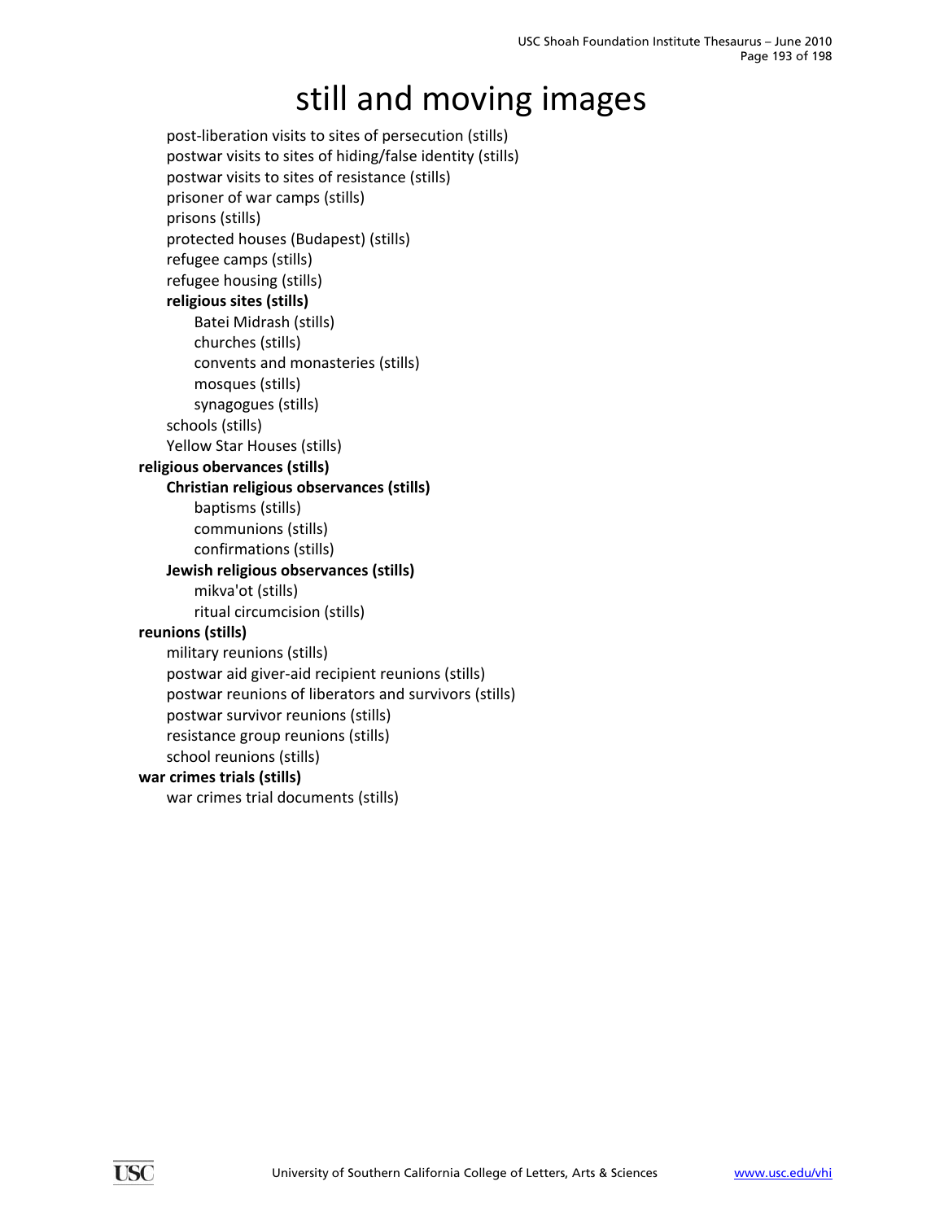# still and moving images

- post-liberation visits to sites of persecution (stills)
- postwar visits to sites of hiding/false identity (stills)
- postwar visits to sites of resistance (stills)
- prisoner of war camps (stills)
- prisons (stills)
- protected houses (Budapest) (stills)
- refugee camps (stills)
- refugee housing (stills)
- **religious sites (stills)**
  - Batei Midrash (stills)
  - churches (stills)
  - convents and monasteries (stills)
  - mosques (stills)
  - synagogues (stills)
- schools (stills)
- Yellow Star Houses (stills)

**religious obervances (stills)**

- **Christian religious observances (stills)**
  - baptisms (stills)
  - communions (stills)
  - confirmations (stills)
- **Jewish religious observances (stills)**
  - mikva'ot (stills)
  - ritual circumcision (stills)

**reunions (stills)**

- military reunions (stills)
- postwar aid giver-aid recipient reunions (stills)
- postwar reunions of liberators and survivors (stills)
- postwar survivor reunions (stills)
- resistance group reunions (stills)
- school reunions (stills)

**war crimes trials (stills)**

- war crimes trial documents (stills)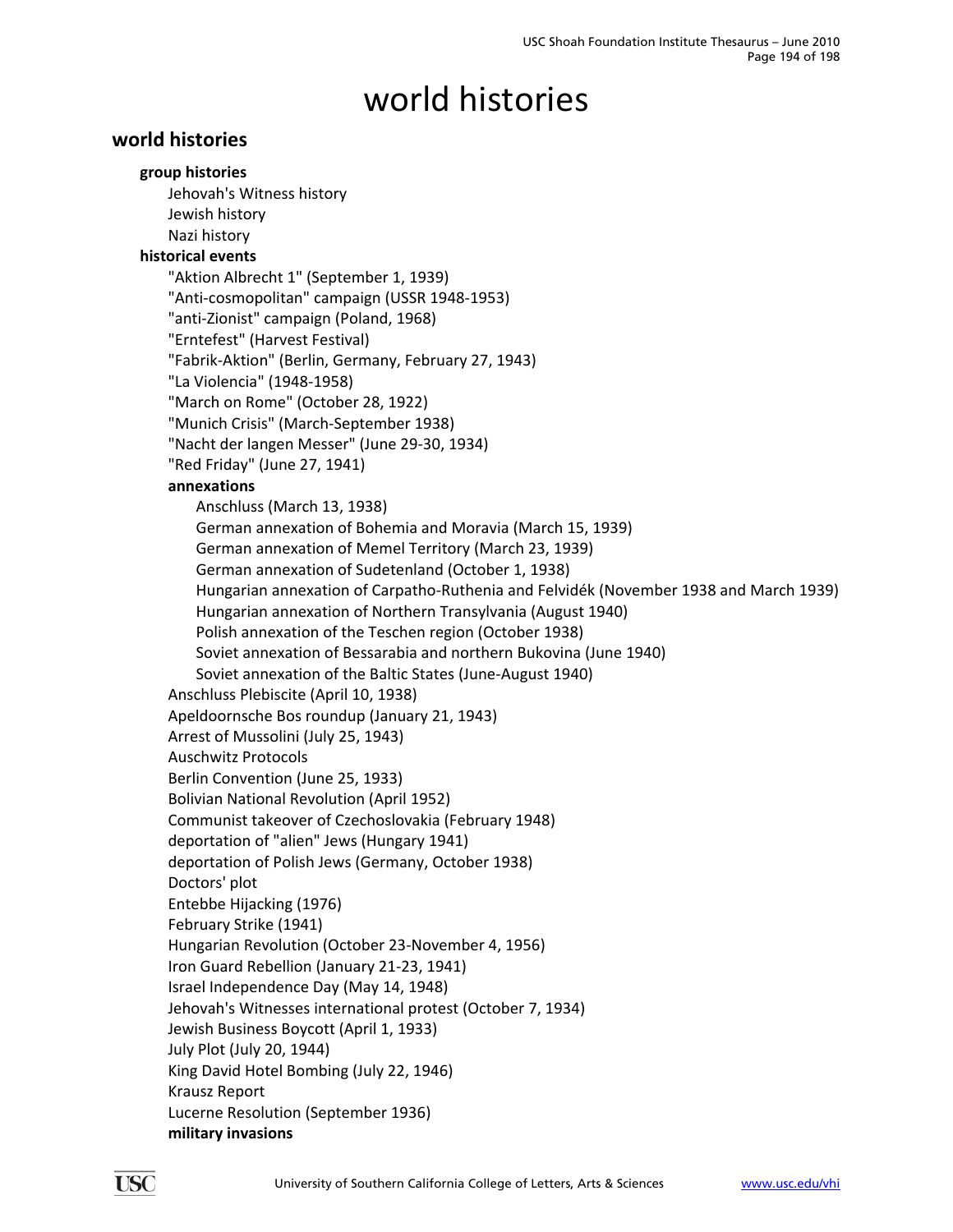# world histories

## world histories

### group histories

- Jehovah's Witness history
- Jewish history
- Nazi history

### historical events

- "Aktion Albrecht 1" (September 1, 1939)
- "Anti-cosmopolitan" campaign (USSR 1948-1953)
- "anti-Zionist" campaign (Poland, 1968)
- "Erntefest" (Harvest Festival)
- "Fabrik-Aktion" (Berlin, Germany, February 27, 1943)
- "La Violencia" (1948-1958)
- "March on Rome" (October 28, 1922)
- "Munich Crisis" (March-September 1938)
- "Nacht der langen Messer" (June 29-30, 1934)
- "Red Friday" (June 27, 1941)
- **annexations**
  - Anschluss (March 13, 1938)
  - German annexation of Bohemia and Moravia (March 15, 1939)
  - German annexation of Memel Territory (March 23, 1939)
  - German annexation of Sudetenland (October 1, 1938)
  - Hungarian annexation of Carpatho-Ruthenia and Felvidék (November 1938 and March 1939)
  - Hungarian annexation of Northern Transylvania (August 1940)
  - Polish annexation of the Teschen region (October 1938)
  - Soviet annexation of Bessarabia and northern Bukovina (June 1940)
  - Soviet annexation of the Baltic States (June-August 1940)
- Anschluss Plebiscite (April 10, 1938)
- Apeldoornsche Bos roundup (January 21, 1943)
- Arrest of Mussolini (July 25, 1943)
- Auschwitz Protocols
- Berlin Convention (June 25, 1933)
- Bolivian National Revolution (April 1952)
- Communist takeover of Czechoslovakia (February 1948)
- deportation of "alien" Jews (Hungary 1941)
- deportation of Polish Jews (Germany, October 1938)
- Doctors' plot
- Entebbe Hijacking (1976)
- February Strike (1941)
- Hungarian Revolution (October 23-November 4, 1956)
- Iron Guard Rebellion (January 21-23, 1941)
- Israel Independence Day (May 14, 1948)
- Jehovah's Witnesses international protest (October 7, 1934)
- Jewish Business Boycott (April 1, 1933)
- July Plot (July 20, 1944)
- King David Hotel Bombing (July 22, 1946)
- Krausz Report
- Lucerne Resolution (September 1936)
- **military invasions**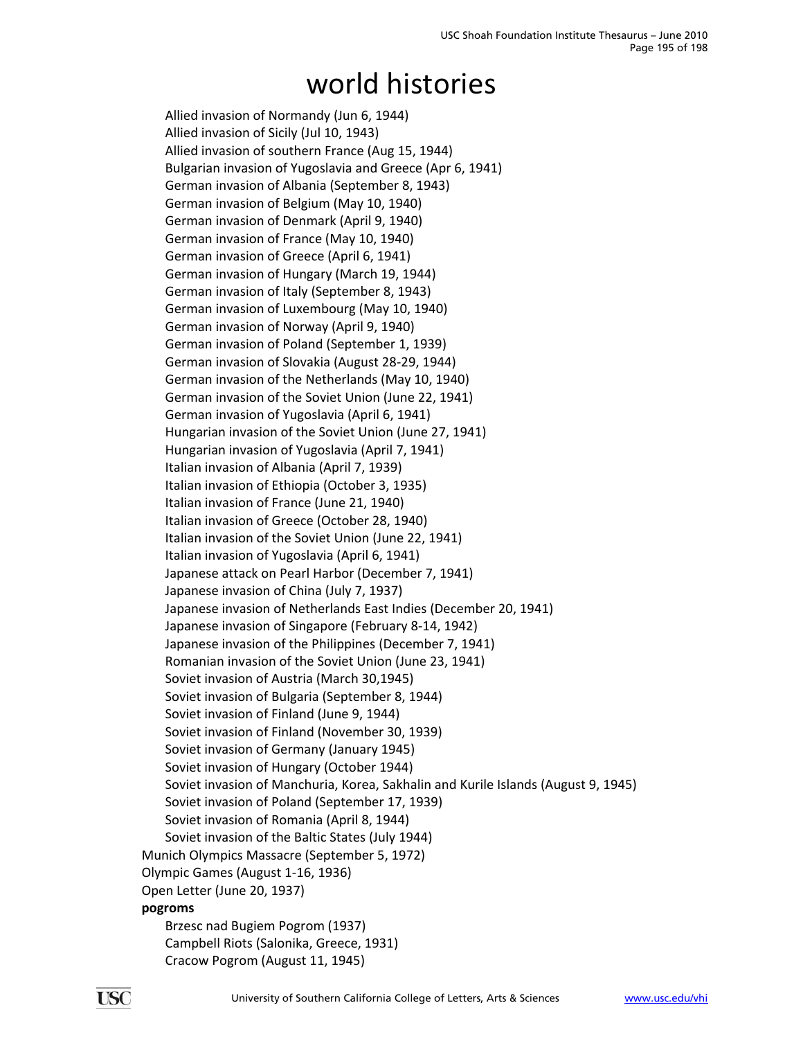# world histories

- Allied invasion of Normandy (Jun 6, 1944)
- Allied invasion of Sicily (Jul 10, 1943)
- Allied invasion of southern France (Aug 15, 1944)
- Bulgarian invasion of Yugoslavia and Greece (Apr 6, 1941)
- German invasion of Albania (September 8, 1943)
- German invasion of Belgium (May 10, 1940)
- German invasion of Denmark (April 9, 1940)
- German invasion of France (May 10, 1940)
- German invasion of Greece (April 6, 1941)
- German invasion of Hungary (March 19, 1944)
- German invasion of Italy (September 8, 1943)
- German invasion of Luxembourg (May 10, 1940)
- German invasion of Norway (April 9, 1940)
- German invasion of Poland (September 1, 1939)
- German invasion of Slovakia (August 28-29, 1944)
- German invasion of the Netherlands (May 10, 1940)
- German invasion of the Soviet Union (June 22, 1941)
- German invasion of Yugoslavia (April 6, 1941)
- Hungarian invasion of the Soviet Union (June 27, 1941)
- Hungarian invasion of Yugoslavia (April 7, 1941)
- Italian invasion of Albania (April 7, 1939)
- Italian invasion of Ethiopia (October 3, 1935)
- Italian invasion of France (June 21, 1940)
- Italian invasion of Greece (October 28, 1940)
- Italian invasion of the Soviet Union (June 22, 1941)
- Italian invasion of Yugoslavia (April 6, 1941)
- Japanese attack on Pearl Harbor (December 7, 1941)
- Japanese invasion of China (July 7, 1937)
- Japanese invasion of Netherlands East Indies (December 20, 1941)
- Japanese invasion of Singapore (February 8-14, 1942)
- Japanese invasion of the Philippines (December 7, 1941)
- Romanian invasion of the Soviet Union (June 23, 1941)
- Soviet invasion of Austria (March 30,1945)
- Soviet invasion of Bulgaria (September 8, 1944)
- Soviet invasion of Finland (June 9, 1944)
- Soviet invasion of Finland (November 30, 1939)
- Soviet invasion of Germany (January 1945)
- Soviet invasion of Hungary (October 1944)
- Soviet invasion of Manchuria, Korea, Sakhalin and Kurile Islands (August 9, 1945)
- Soviet invasion of Poland (September 17, 1939)
- Soviet invasion of Romania (April 8, 1944)
- Soviet invasion of the Baltic States (July 1944)

Munich Olympics Massacre (September 5, 1972)

Olympic Games (August 1-16, 1936)

Open Letter (June 20, 1937)

**pogroms**

- Brzesc nad Bugiem Pogrom (1937)
- Campbell Riots (Salonika, Greece, 1931)
- Cracow Pogrom (August 11, 1945)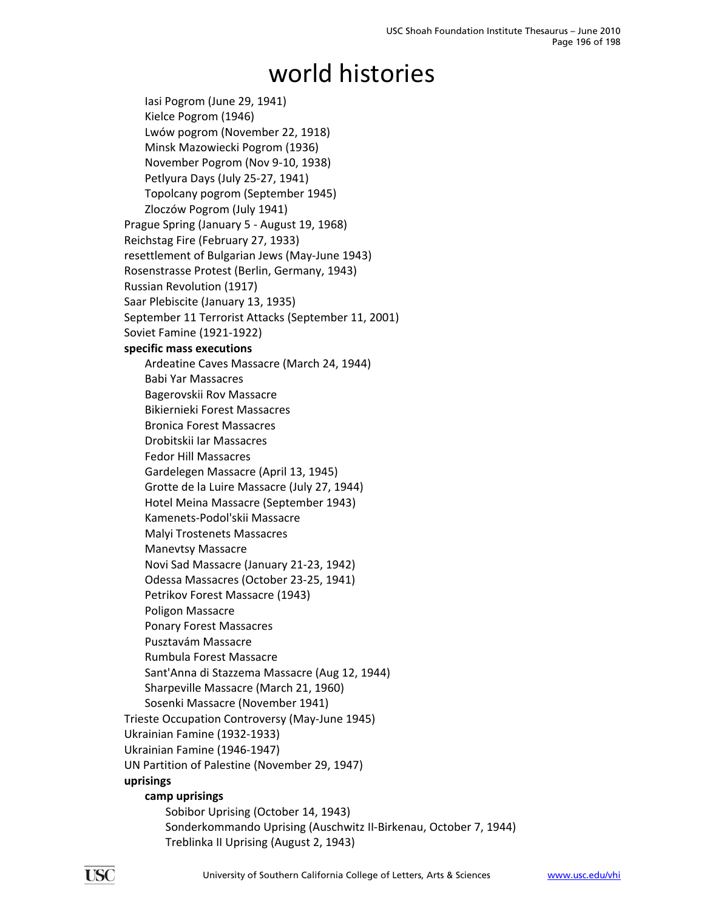# world histories

- Iasi Pogrom (June 29, 1941)
- Kielce Pogrom (1946)
- Lwów pogrom (November 22, 1918)
- Minsk Mazowiecki Pogrom (1936)
- November Pogrom (Nov 9-10, 1938)
- Petlyura Days (July 25-27, 1941)
- Topolcany pogrom (September 1945)
- Zloczów Pogrom (July 1941)

Prague Spring (January 5 - August 19, 1968)
Reichstag Fire (February 27, 1933)
resettlement of Bulgarian Jews (May-June 1943)
Rosenstrasse Protest (Berlin, Germany, 1943)
Russian Revolution (1917)
Saar Plebiscite (January 13, 1935)
September 11 Terrorist Attacks (September 11, 2001)
Soviet Famine (1921-1922)

**specific mass executions**

- Ardeatine Caves Massacre (March 24, 1944)
- Babi Yar Massacres
- Bagerovskii Rov Massacre
- Bikiernieki Forest Massacres
- Bronica Forest Massacres
- Drobitskii Iar Massacres
- Fedor Hill Massacres
- Gardelegen Massacre (April 13, 1945)
- Grotte de la Luire Massacre (July 27, 1944)
- Hotel Meina Massacre (September 1943)
- Kamenets-Podol'skii Massacre
- Malyi Trostenets Massacres
- Manevtsy Massacre
- Novi Sad Massacre (January 21-23, 1942)
- Odessa Massacres (October 23-25, 1941)
- Petrikov Forest Massacre (1943)
- Poligon Massacre
- Ponary Forest Massacres
- Pusztavám Massacre
- Rumbula Forest Massacre
- Sant'Anna di Stazzema Massacre (Aug 12, 1944)
- Sharpeville Massacre (March 21, 1960)
- Sosenki Massacre (November 1941)

Trieste Occupation Controversy (May-June 1945)
Ukrainian Famine (1932-1933)
Ukrainian Famine (1946-1947)
UN Partition of Palestine (November 29, 1947)

**uprisings**

- **camp uprisings**
  - Sobibor Uprising (October 14, 1943)
  - Sonderkommando Uprising (Auschwitz II-Birkenau, October 7, 1944)
  - Treblinka II Uprising (August 2, 1943)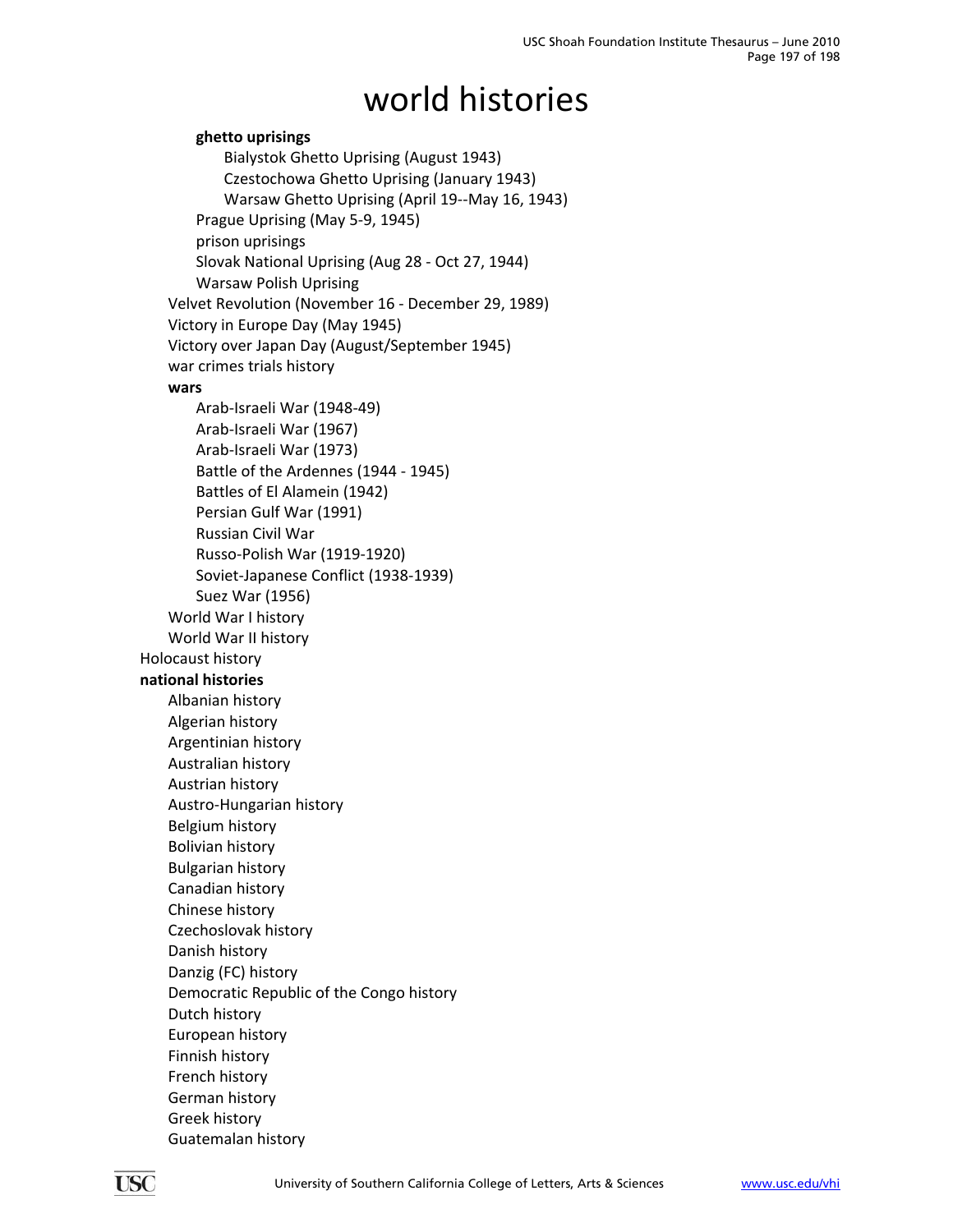# world histories

- **ghetto uprisings**
  - Bialystok Ghetto Uprising (August 1943)
  - Czestochowa Ghetto Uprising (January 1943)
  - Warsaw Ghetto Uprising (April 19--May 16, 1943)
- Prague Uprising (May 5-9, 1945)
- prison uprisings
- Slovak National Uprising (Aug 28 - Oct 27, 1944)
- Warsaw Polish Uprising

Velvet Revolution (November 16 - December 29, 1989)
Victory in Europe Day (May 1945)
Victory over Japan Day (August/September 1945)
war crimes trials history

**wars**

- Arab-Israeli War (1948-49)
- Arab-Israeli War (1967)
- Arab-Israeli War (1973)
- Battle of the Ardennes (1944 - 1945)
- Battles of El Alamein (1942)
- Persian Gulf War (1991)
- Russian Civil War
- Russo-Polish War (1919-1920)
- Soviet-Japanese Conflict (1938-1939)
- Suez War (1956)

World War I history
World War II history

Holocaust history

**national histories**

- Albanian history
- Algerian history
- Argentinian history
- Australian history
- Austrian history
- Austro-Hungarian history
- Belgium history
- Bolivian history
- Bulgarian history
- Canadian history
- Chinese history
- Czechoslovak history
- Danish history
- Danzig (FC) history
- Democratic Republic of the Congo history
- Dutch history
- European history
- Finnish history
- French history
- German history
- Greek history
- Guatemalan history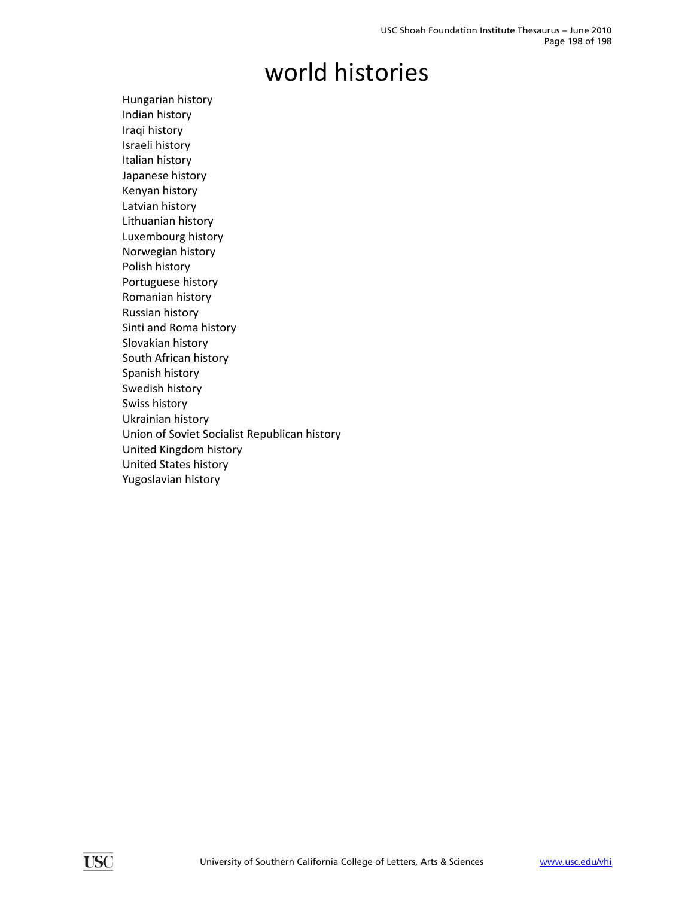# world histories

Hungarian history
Indian history
Iraqi history
Israeli history
Italian history
Japanese history
Kenyan history
Latvian history
Lithuanian history
Luxembourg history
Norwegian history
Polish history
Portuguese history
Romanian history
Russian history
Sinti and Roma history
Slovakian history
South African history
Spanish history
Swedish history
Swiss history
Ukrainian history
Union of Soviet Socialist Republican history
United Kingdom history
United States history
Yugoslavian history